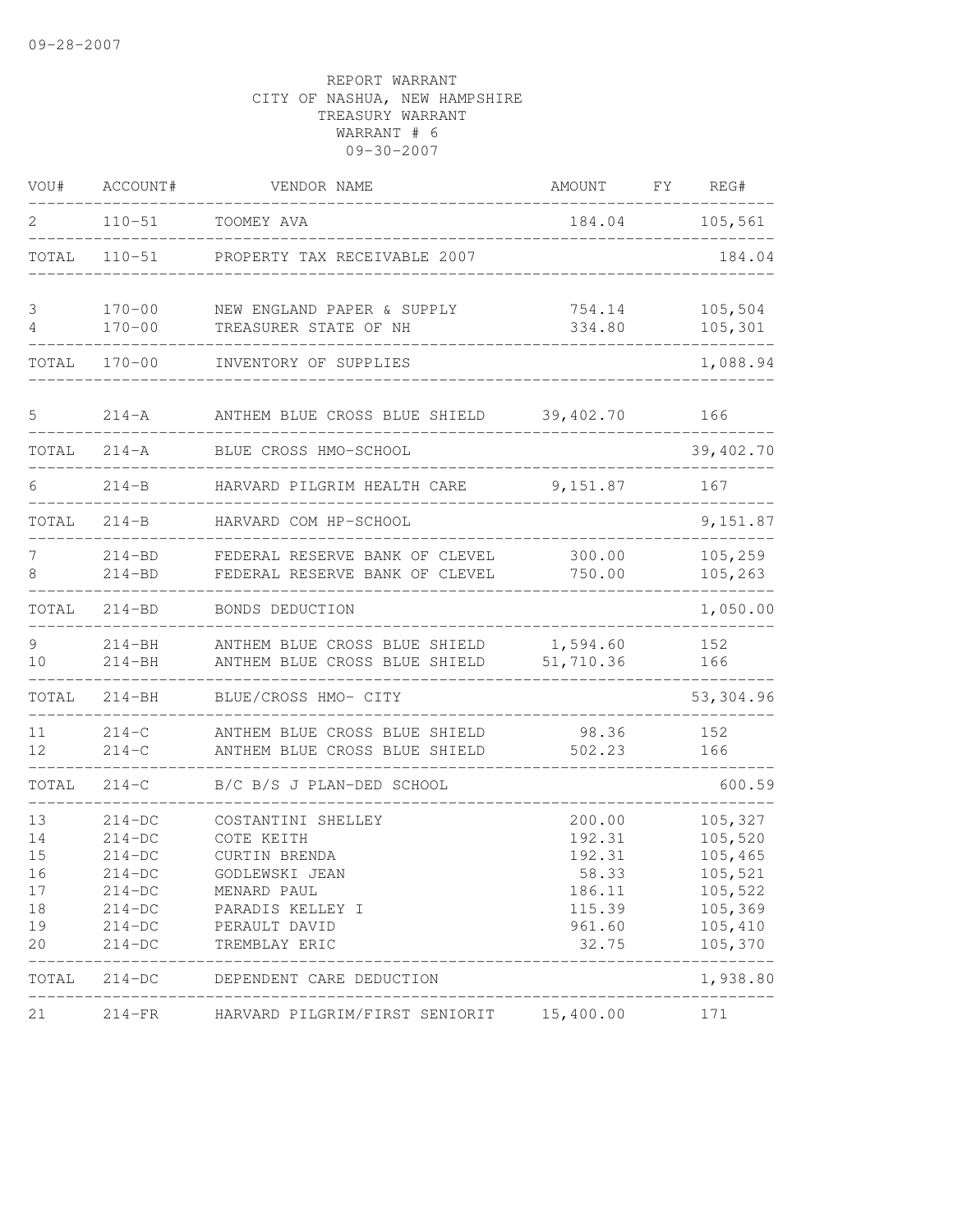09-28-2007

REPORT WARRANT
CITY OF NASHUA, NEW HAMPSHIRE
TREASURY WARRANT
WARRANT # 6
09-30-2007

| VOU# | ACCOUNT# | VENDOR NAME | AMOUNT | FY | REG# |
|---|---|---|---|---|---|
| 2 | 110-51 | TOOMEY AVA | 184.04 | | 105,561 |
| TOTAL | 110-51 | PROPERTY TAX RECEIVABLE 2007 | | | 184.04 |
| 3 | 170-00 | NEW ENGLAND PAPER & SUPPLY | 754.14 | | 105,504 |
| 4 | 170-00 | TREASURER STATE OF NH | 334.80 | | 105,301 |
| TOTAL | 170-00 | INVENTORY OF SUPPLIES | | | 1,088.94 |
| 5 | 214-A | ANTHEM BLUE CROSS BLUE SHIELD | 39,402.70 | | 166 |
| TOTAL | 214-A | BLUE CROSS HMO-SCHOOL | | | 39,402.70 |
| 6 | 214-B | HARVARD PILGRIM HEALTH CARE | 9,151.87 | | 167 |
| TOTAL | 214-B | HARVARD COM HP-SCHOOL | | | 9,151.87 |
| 7 | 214-BD | FEDERAL RESERVE BANK OF CLEVEL | 300.00 | | 105,259 |
| 8 | 214-BD | FEDERAL RESERVE BANK OF CLEVEL | 750.00 | | 105,263 |
| TOTAL | 214-BD | BONDS DEDUCTION | | | 1,050.00 |
| 9 | 214-BH | ANTHEM BLUE CROSS BLUE SHIELD | 1,594.60 | | 152 |
| 10 | 214-BH | ANTHEM BLUE CROSS BLUE SHIELD | 51,710.36 | | 166 |
| TOTAL | 214-BH | BLUE/CROSS HMO- CITY | | | 53,304.96 |
| 11 | 214-C | ANTHEM BLUE CROSS BLUE SHIELD | 98.36 | | 152 |
| 12 | 214-C | ANTHEM BLUE CROSS BLUE SHIELD | 502.23 | | 166 |
| TOTAL | 214-C | B/C B/S J PLAN-DED SCHOOL | | | 600.59 |
| 13 | 214-DC | COSTANTINI SHELLEY | 200.00 | | 105,327 |
| 14 | 214-DC | COTE KEITH | 192.31 | | 105,520 |
| 15 | 214-DC | CURTIN BRENDA | 192.31 | | 105,465 |
| 16 | 214-DC | GODLEWSKI JEAN | 58.33 | | 105,521 |
| 17 | 214-DC | MENARD PAUL | 186.11 | | 105,522 |
| 18 | 214-DC | PARADIS KELLEY I | 115.39 | | 105,369 |
| 19 | 214-DC | PERAULT DAVID | 961.60 | | 105,410 |
| 20 | 214-DC | TREMBLAY ERIC | 32.75 | | 105,370 |
| TOTAL | 214-DC | DEPENDENT CARE DEDUCTION | | | 1,938.80 |
| 21 | 214-FR | HARVARD PILGRIM/FIRST SENIORIT | 15,400.00 | | 171 |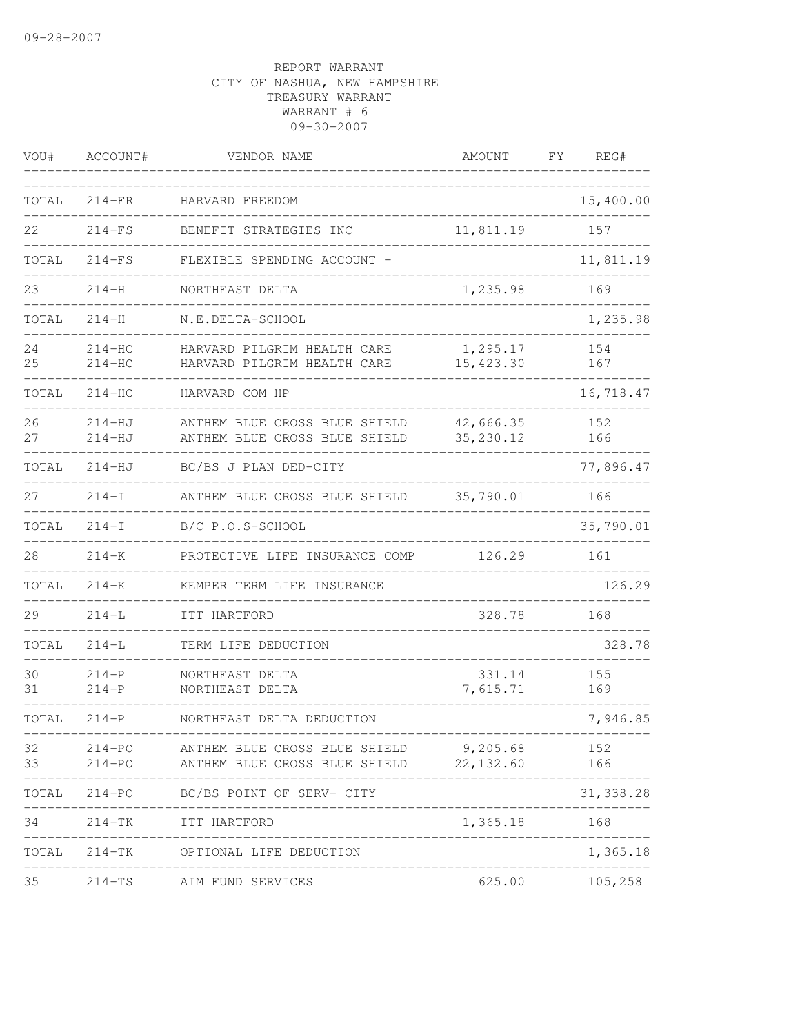09-28-2007

REPORT WARRANT
CITY OF NASHUA, NEW HAMPSHIRE
TREASURY WARRANT
WARRANT # 6
09-30-2007

| VOU# | ACCOUNT# | VENDOR NAME | AMOUNT | FY | REG# |
|---|---|---|---|---|---|
| TOTAL | 214-FR | HARVARD FREEDOM | | | 15,400.00 |
| 22 | 214-FS | BENEFIT STRATEGIES INC | 11,811.19 | | 157 |
| TOTAL | 214-FS | FLEXIBLE SPENDING ACCOUNT - | | | 11,811.19 |
| 23 | 214-H | NORTHEAST DELTA | 1,235.98 | | 169 |
| TOTAL | 214-H | N.E.DELTA-SCHOOL | | | 1,235.98 |
| 24 | 214-HC | HARVARD PILGRIM HEALTH CARE | 1,295.17 | | 154 |
| 25 | 214-HC | HARVARD PILGRIM HEALTH CARE | 15,423.30 | | 167 |
| TOTAL | 214-HC | HARVARD COM HP | | | 16,718.47 |
| 26 | 214-HJ | ANTHEM BLUE CROSS BLUE SHIELD | 42,666.35 | | 152 |
| 27 | 214-HJ | ANTHEM BLUE CROSS BLUE SHIELD | 35,230.12 | | 166 |
| TOTAL | 214-HJ | BC/BS J PLAN DED-CITY | | | 77,896.47 |
| 27 | 214-I | ANTHEM BLUE CROSS BLUE SHIELD | 35,790.01 | | 166 |
| TOTAL | 214-I | B/C P.O.S-SCHOOL | | | 35,790.01 |
| 28 | 214-K | PROTECTIVE LIFE INSURANCE COMP | 126.29 | | 161 |
| TOTAL | 214-K | KEMPER TERM LIFE INSURANCE | | | 126.29 |
| 29 | 214-L | ITT HARTFORD | 328.78 | | 168 |
| TOTAL | 214-L | TERM LIFE DEDUCTION | | | 328.78 |
| 30 | 214-P | NORTHEAST DELTA | 331.14 | | 155 |
| 31 | 214-P | NORTHEAST DELTA | 7,615.71 | | 169 |
| TOTAL | 214-P | NORTHEAST DELTA DEDUCTION | | | 7,946.85 |
| 32 | 214-PO | ANTHEM BLUE CROSS BLUE SHIELD | 9,205.68 | | 152 |
| 33 | 214-PO | ANTHEM BLUE CROSS BLUE SHIELD | 22,132.60 | | 166 |
| TOTAL | 214-PO | BC/BS POINT OF SERV- CITY | | | 31,338.28 |
| 34 | 214-TK | ITT HARTFORD | 1,365.18 | | 168 |
| TOTAL | 214-TK | OPTIONAL LIFE DEDUCTION | | | 1,365.18 |
| 35 | 214-TS | AIM FUND SERVICES | 625.00 | | 105,258 |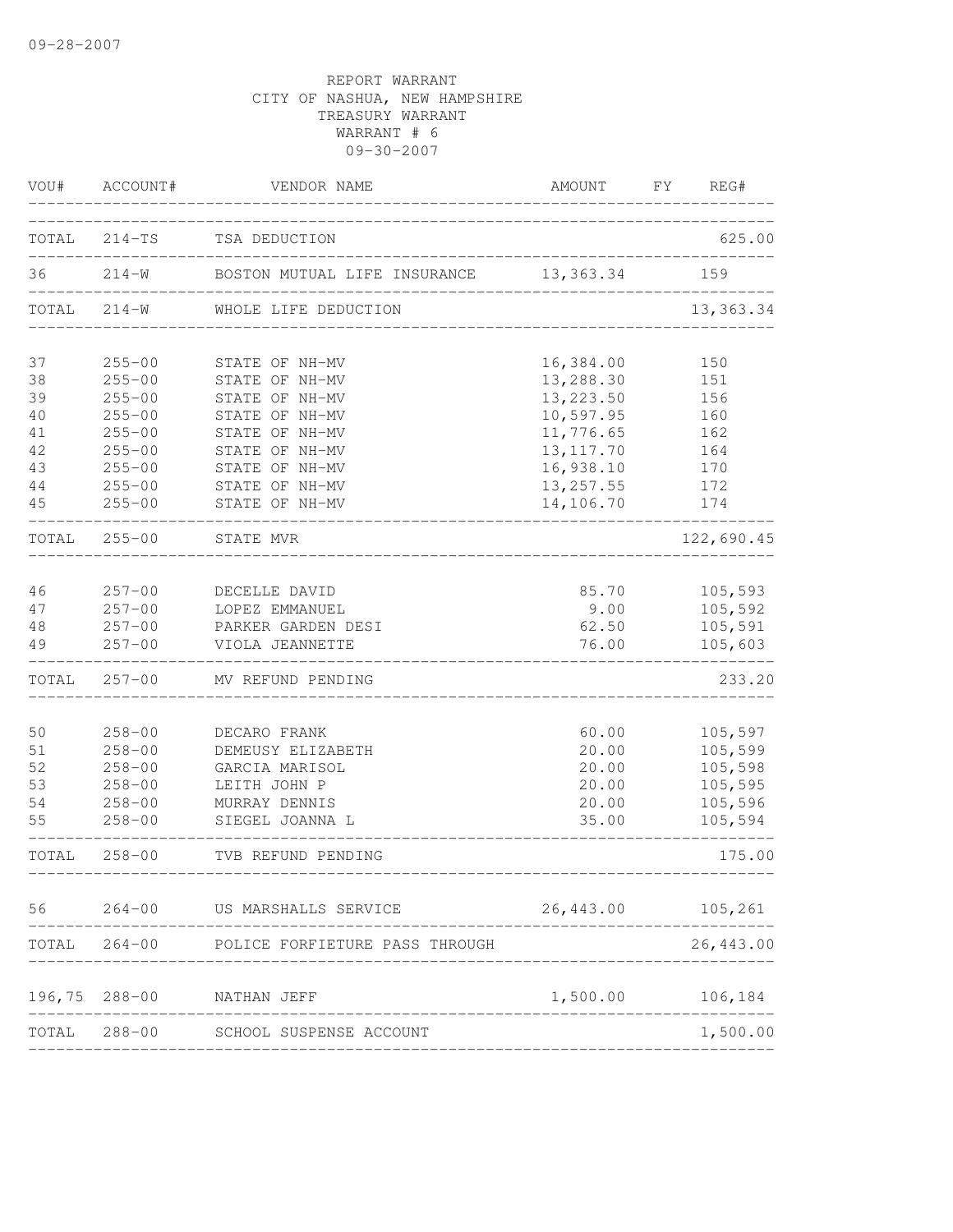09-28-2007

REPORT WARRANT
CITY OF NASHUA, NEW HAMPSHIRE
TREASURY WARRANT
WARRANT # 6
09-30-2007

| VOU# | ACCOUNT# | VENDOR NAME | AMOUNT | FY | REG# |
|---|---|---|---|---|---|
| TOTAL | 214-TS | TSA DEDUCTION | | | 625.00 |
| 36 | 214-W | BOSTON MUTUAL LIFE INSURANCE | 13,363.34 | | 159 |
| TOTAL | 214-W | WHOLE LIFE DEDUCTION | | | 13,363.34 |
| 37 | 255-00 | STATE OF NH-MV | 16,384.00 | | 150 |
| 38 | 255-00 | STATE OF NH-MV | 13,288.30 | | 151 |
| 39 | 255-00 | STATE OF NH-MV | 13,223.50 | | 156 |
| 40 | 255-00 | STATE OF NH-MV | 10,597.95 | | 160 |
| 41 | 255-00 | STATE OF NH-MV | 11,776.65 | | 162 |
| 42 | 255-00 | STATE OF NH-MV | 13,117.70 | | 164 |
| 43 | 255-00 | STATE OF NH-MV | 16,938.10 | | 170 |
| 44 | 255-00 | STATE OF NH-MV | 13,257.55 | | 172 |
| 45 | 255-00 | STATE OF NH-MV | 14,106.70 | | 174 |
| TOTAL | 255-00 | STATE MVR | | | 122,690.45 |
| 46 | 257-00 | DECELLE DAVID | 85.70 | | 105,593 |
| 47 | 257-00 | LOPEZ EMMANUEL | 9.00 | | 105,592 |
| 48 | 257-00 | PARKER GARDEN DESI | 62.50 | | 105,591 |
| 49 | 257-00 | VIOLA JEANNETTE | 76.00 | | 105,603 |
| TOTAL | 257-00 | MV REFUND PENDING | | | 233.20 |
| 50 | 258-00 | DECARO FRANK | 60.00 | | 105,597 |
| 51 | 258-00 | DEMEUSY ELIZABETH | 20.00 | | 105,599 |
| 52 | 258-00 | GARCIA MARISOL | 20.00 | | 105,598 |
| 53 | 258-00 | LEITH JOHN P | 20.00 | | 105,595 |
| 54 | 258-00 | MURRAY DENNIS | 20.00 | | 105,596 |
| 55 | 258-00 | SIEGEL JOANNA L | 35.00 | | 105,594 |
| TOTAL | 258-00 | TVB REFUND PENDING | | | 175.00 |
| 56 | 264-00 | US MARSHALLS SERVICE | 26,443.00 | | 105,261 |
| TOTAL | 264-00 | POLICE FORFIETURE PASS THROUGH | | | 26,443.00 |
| 196,75 | 288-00 | NATHAN JEFF | 1,500.00 | | 106,184 |
| TOTAL | 288-00 | SCHOOL SUSPENSE ACCOUNT | | | 1,500.00 |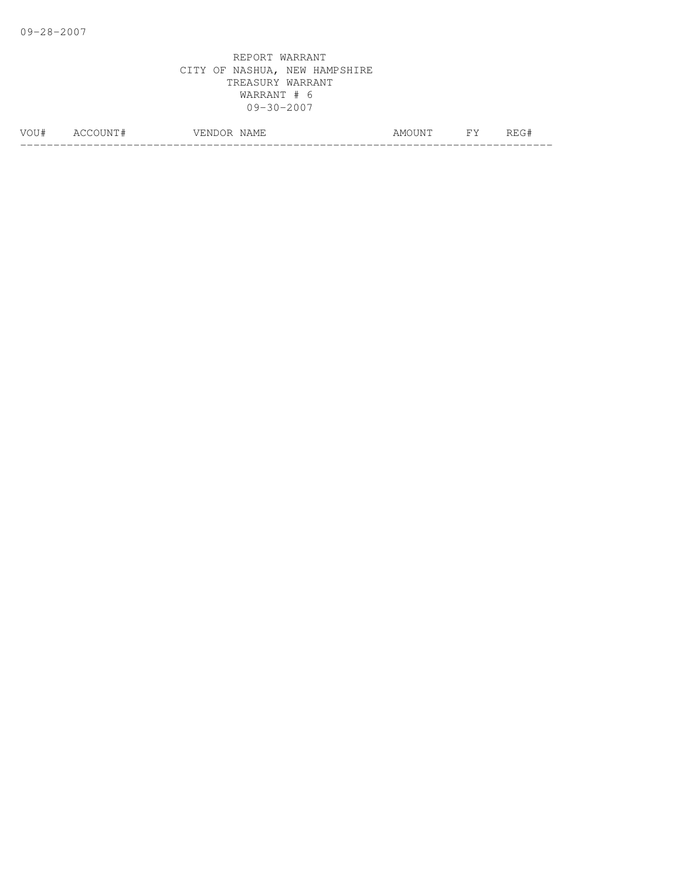09-28-2007

REPORT WARRANT
CITY OF NASHUA, NEW HAMPSHIRE
TREASURY WARRANT
WARRANT # 6
09-30-2007

| VOU# | ACCOUNT# | VENDOR NAME | AMOUNT | FY | REG# |
|---|---|---|---|---|---|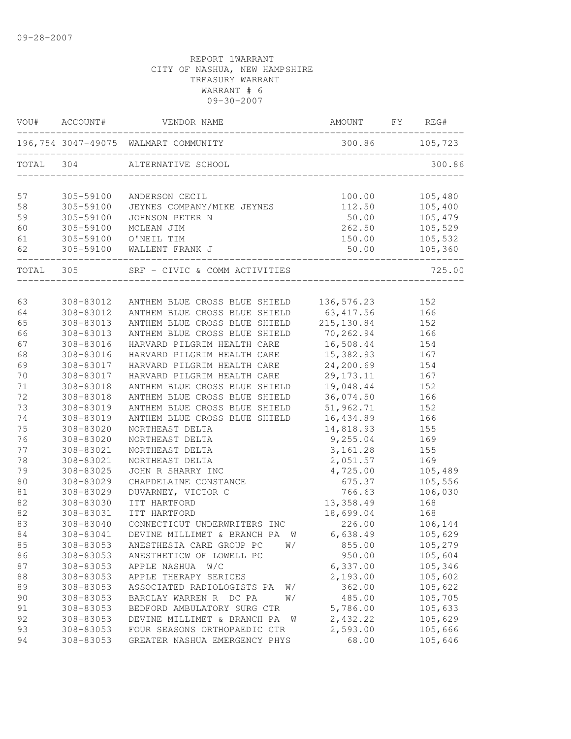09-28-2007

REPORT 1WARRANT
CITY OF NASHUA, NEW HAMPSHIRE
TREASURY WARRANT
WARRANT # 6
09-30-2007

| VOU# | ACCOUNT# | VENDOR NAME | AMOUNT | FY | REG# |
|---|---|---|---|---|---|
| 196,754 | 3047-49075 | WALMART COMMUNITY | 300.86 | | 105,723 |
| TOTAL | 304 | ALTERNATIVE SCHOOL | | | 300.86 |
| 57 | 305-59100 | ANDERSON CECIL | 100.00 | | 105,480 |
| 58 | 305-59100 | JEYNES COMPANY/MIKE JEYNES | 112.50 | | 105,400 |
| 59 | 305-59100 | JOHNSON PETER N | 50.00 | | 105,479 |
| 60 | 305-59100 | MCLEAN JIM | 262.50 | | 105,529 |
| 61 | 305-59100 | O'NEIL TIM | 150.00 | | 105,532 |
| 62 | 305-59100 | WALLENT FRANK J | 50.00 | | 105,360 |
| TOTAL | 305 | SRF - CIVIC & COMM ACTIVITIES | | | 725.00 |
| 63 | 308-83012 | ANTHEM BLUE CROSS BLUE SHIELD | 136,576.23 | | 152 |
| 64 | 308-83012 | ANTHEM BLUE CROSS BLUE SHIELD | 63,417.56 | | 166 |
| 65 | 308-83013 | ANTHEM BLUE CROSS BLUE SHIELD | 215,130.84 | | 152 |
| 66 | 308-83013 | ANTHEM BLUE CROSS BLUE SHIELD | 70,262.94 | | 166 |
| 67 | 308-83016 | HARVARD PILGRIM HEALTH CARE | 16,508.44 | | 154 |
| 68 | 308-83016 | HARVARD PILGRIM HEALTH CARE | 15,382.93 | | 167 |
| 69 | 308-83017 | HARVARD PILGRIM HEALTH CARE | 24,200.69 | | 154 |
| 70 | 308-83017 | HARVARD PILGRIM HEALTH CARE | 29,173.11 | | 167 |
| 71 | 308-83018 | ANTHEM BLUE CROSS BLUE SHIELD | 19,048.44 | | 152 |
| 72 | 308-83018 | ANTHEM BLUE CROSS BLUE SHIELD | 36,074.50 | | 166 |
| 73 | 308-83019 | ANTHEM BLUE CROSS BLUE SHIELD | 51,962.71 | | 152 |
| 74 | 308-83019 | ANTHEM BLUE CROSS BLUE SHIELD | 16,434.89 | | 166 |
| 75 | 308-83020 | NORTHEAST DELTA | 14,818.93 | | 155 |
| 76 | 308-83020 | NORTHEAST DELTA | 9,255.04 | | 169 |
| 77 | 308-83021 | NORTHEAST DELTA | 3,161.28 | | 155 |
| 78 | 308-83021 | NORTHEAST DELTA | 2,051.57 | | 169 |
| 79 | 308-83025 | JOHN R SHARRY INC | 4,725.00 | | 105,489 |
| 80 | 308-83029 | CHAPDELAINE CONSTANCE | 675.37 | | 105,556 |
| 81 | 308-83029 | DUVARNEY, VICTOR C | 766.63 | | 106,030 |
| 82 | 308-83030 | ITT HARTFORD | 13,358.49 | | 168 |
| 82 | 308-83031 | ITT HARTFORD | 18,699.04 | | 168 |
| 83 | 308-83040 | CONNECTICUT UNDERWRITERS INC | 226.00 | | 106,144 |
| 84 | 308-83041 | DEVINE MILLIMET & BRANCH PA W | 6,638.49 | | 105,629 |
| 85 | 308-83053 | ANESTHESIA CARE GROUP PC W/ | 855.00 | | 105,279 |
| 86 | 308-83053 | ANESTHETICW OF LOWELL PC | 950.00 | | 105,604 |
| 87 | 308-83053 | APPLE NASHUA W/C | 6,337.00 | | 105,346 |
| 88 | 308-83053 | APPLE THERAPY SERICES | 2,193.00 | | 105,602 |
| 89 | 308-83053 | ASSOCIATED RADIOLOGISTS PA W/ | 362.00 | | 105,622 |
| 90 | 308-83053 | BARCLAY WARREN R DC PA W/ | 485.00 | | 105,705 |
| 91 | 308-83053 | BEDFORD AMBULATORY SURG CTR | 5,786.00 | | 105,633 |
| 92 | 308-83053 | DEVINE MILLIMET & BRANCH PA W | 2,432.22 | | 105,629 |
| 93 | 308-83053 | FOUR SEASONS ORTHOPAEDIC CTR | 2,593.00 | | 105,666 |
| 94 | 308-83053 | GREATER NASHUA EMERGENCY PHYS | 68.00 | | 105,646 |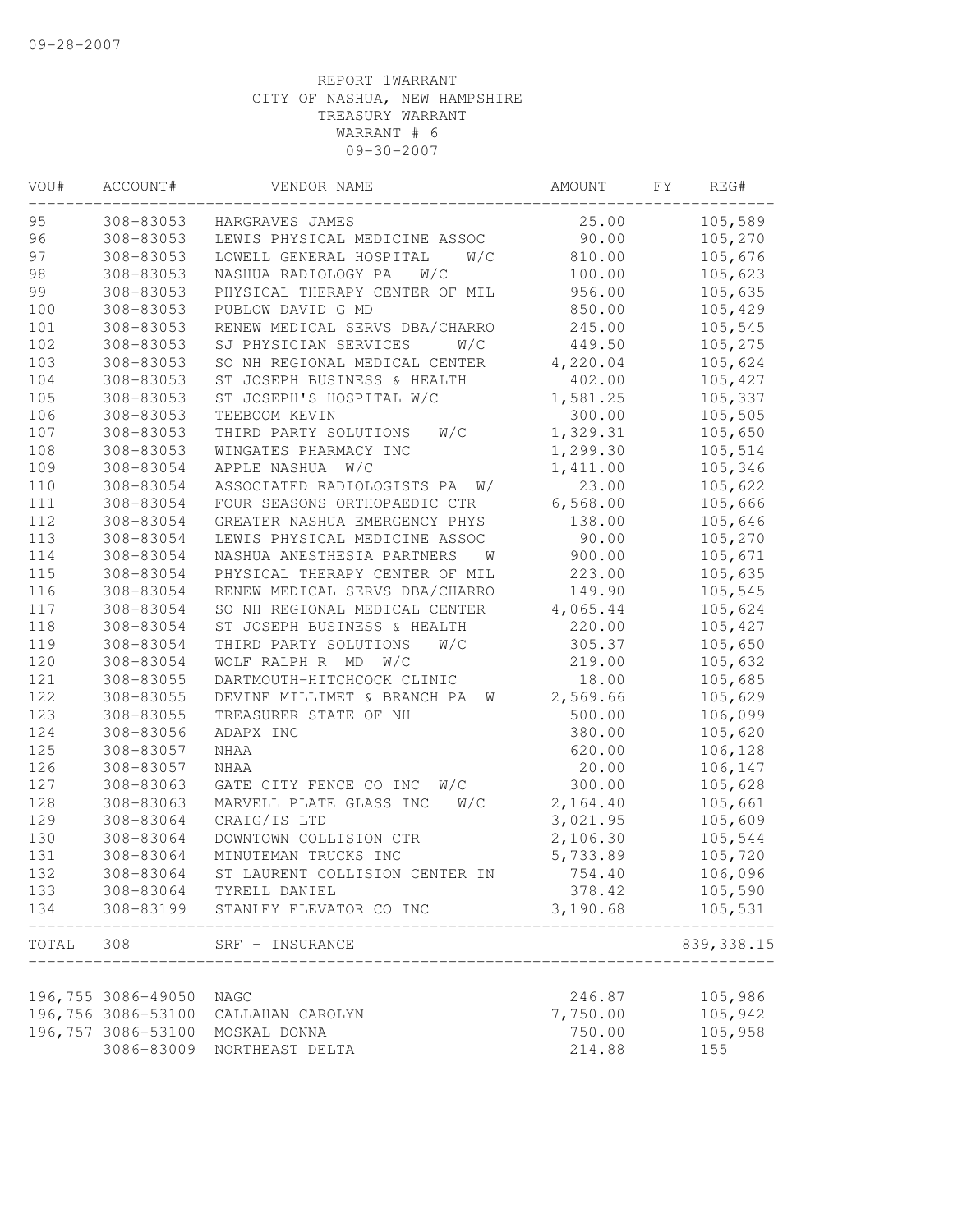09-28-2007

REPORT 1WARRANT
CITY OF NASHUA, NEW HAMPSHIRE
TREASURY WARRANT
WARRANT # 6
09-30-2007

| VOU# | ACCOUNT# | VENDOR NAME | AMOUNT | FY | REG# |
|---|---|---|---|---|---|
| 95 | 308-83053 | HARGRAVES JAMES | 25.00 | | 105,589 |
| 96 | 308-83053 | LEWIS PHYSICAL MEDICINE ASSOC | 90.00 | | 105,270 |
| 97 | 308-83053 | LOWELL GENERAL HOSPITAL W/C | 810.00 | | 105,676 |
| 98 | 308-83053 | NASHUA RADIOLOGY PA W/C | 100.00 | | 105,623 |
| 99 | 308-83053 | PHYSICAL THERAPY CENTER OF MIL | 956.00 | | 105,635 |
| 100 | 308-83053 | PUBLOW DAVID G MD | 850.00 | | 105,429 |
| 101 | 308-83053 | RENEW MEDICAL SERVS DBA/CHARRO | 245.00 | | 105,545 |
| 102 | 308-83053 | SJ PHYSICIAN SERVICES W/C | 449.50 | | 105,275 |
| 103 | 308-83053 | SO NH REGIONAL MEDICAL CENTER | 4,220.04 | | 105,624 |
| 104 | 308-83053 | ST JOSEPH BUSINESS & HEALTH | 402.00 | | 105,427 |
| 105 | 308-83053 | ST JOSEPH'S HOSPITAL W/C | 1,581.25 | | 105,337 |
| 106 | 308-83053 | TEEBOOM KEVIN | 300.00 | | 105,505 |
| 107 | 308-83053 | THIRD PARTY SOLUTIONS W/C | 1,329.31 | | 105,650 |
| 108 | 308-83053 | WINGATES PHARMACY INC | 1,299.30 | | 105,514 |
| 109 | 308-83054 | APPLE NASHUA W/C | 1,411.00 | | 105,346 |
| 110 | 308-83054 | ASSOCIATED RADIOLOGISTS PA W/ | 23.00 | | 105,622 |
| 111 | 308-83054 | FOUR SEASONS ORTHOPAEDIC CTR | 6,568.00 | | 105,666 |
| 112 | 308-83054 | GREATER NASHUA EMERGENCY PHYS | 138.00 | | 105,646 |
| 113 | 308-83054 | LEWIS PHYSICAL MEDICINE ASSOC | 90.00 | | 105,270 |
| 114 | 308-83054 | NASHUA ANESTHESIA PARTNERS W | 900.00 | | 105,671 |
| 115 | 308-83054 | PHYSICAL THERAPY CENTER OF MIL | 223.00 | | 105,635 |
| 116 | 308-83054 | RENEW MEDICAL SERVS DBA/CHARRO | 149.90 | | 105,545 |
| 117 | 308-83054 | SO NH REGIONAL MEDICAL CENTER | 4,065.44 | | 105,624 |
| 118 | 308-83054 | ST JOSEPH BUSINESS & HEALTH | 220.00 | | 105,427 |
| 119 | 308-83054 | THIRD PARTY SOLUTIONS W/C | 305.37 | | 105,650 |
| 120 | 308-83054 | WOLF RALPH R MD W/C | 219.00 | | 105,632 |
| 121 | 308-83055 | DARTMOUTH-HITCHCOCK CLINIC | 18.00 | | 105,685 |
| 122 | 308-83055 | DEVINE MILLIMET & BRANCH PA W | 2,569.66 | | 105,629 |
| 123 | 308-83055 | TREASURER STATE OF NH | 500.00 | | 106,099 |
| 124 | 308-83056 | ADAPX INC | 380.00 | | 105,620 |
| 125 | 308-83057 | NHAA | 620.00 | | 106,128 |
| 126 | 308-83057 | NHAA | 20.00 | | 106,147 |
| 127 | 308-83063 | GATE CITY FENCE CO INC W/C | 300.00 | | 105,628 |
| 128 | 308-83063 | MARVELL PLATE GLASS INC W/C | 2,164.40 | | 105,661 |
| 129 | 308-83064 | CRAIG/IS LTD | 3,021.95 | | 105,609 |
| 130 | 308-83064 | DOWNTOWN COLLISION CTR | 2,106.30 | | 105,544 |
| 131 | 308-83064 | MINUTEMAN TRUCKS INC | 5,733.89 | | 105,720 |
| 132 | 308-83064 | ST LAURENT COLLISION CENTER IN | 754.40 | | 106,096 |
| 133 | 308-83064 | TYRELL DANIEL | 378.42 | | 105,590 |
| 134 | 308-83199 | STANLEY ELEVATOR CO INC | 3,190.68 | | 105,531 |
| TOTAL | 308 | SRF - INSURANCE | | | 839,338.15 |

| VOU# | ACCOUNT# | VENDOR NAME | AMOUNT | FY | REG# |
|---|---|---|---|---|---|
| 196,755 | 3086-49050 | NAGC | 246.87 | | 105,986 |
| 196,756 | 3086-53100 | CALLAHAN CAROLYN | 7,750.00 | | 105,942 |
| 196,757 | 3086-53100 | MOSKAL DONNA | 750.00 | | 105,958 |
| | 3086-83009 | NORTHEAST DELTA | 214.88 | | 155 |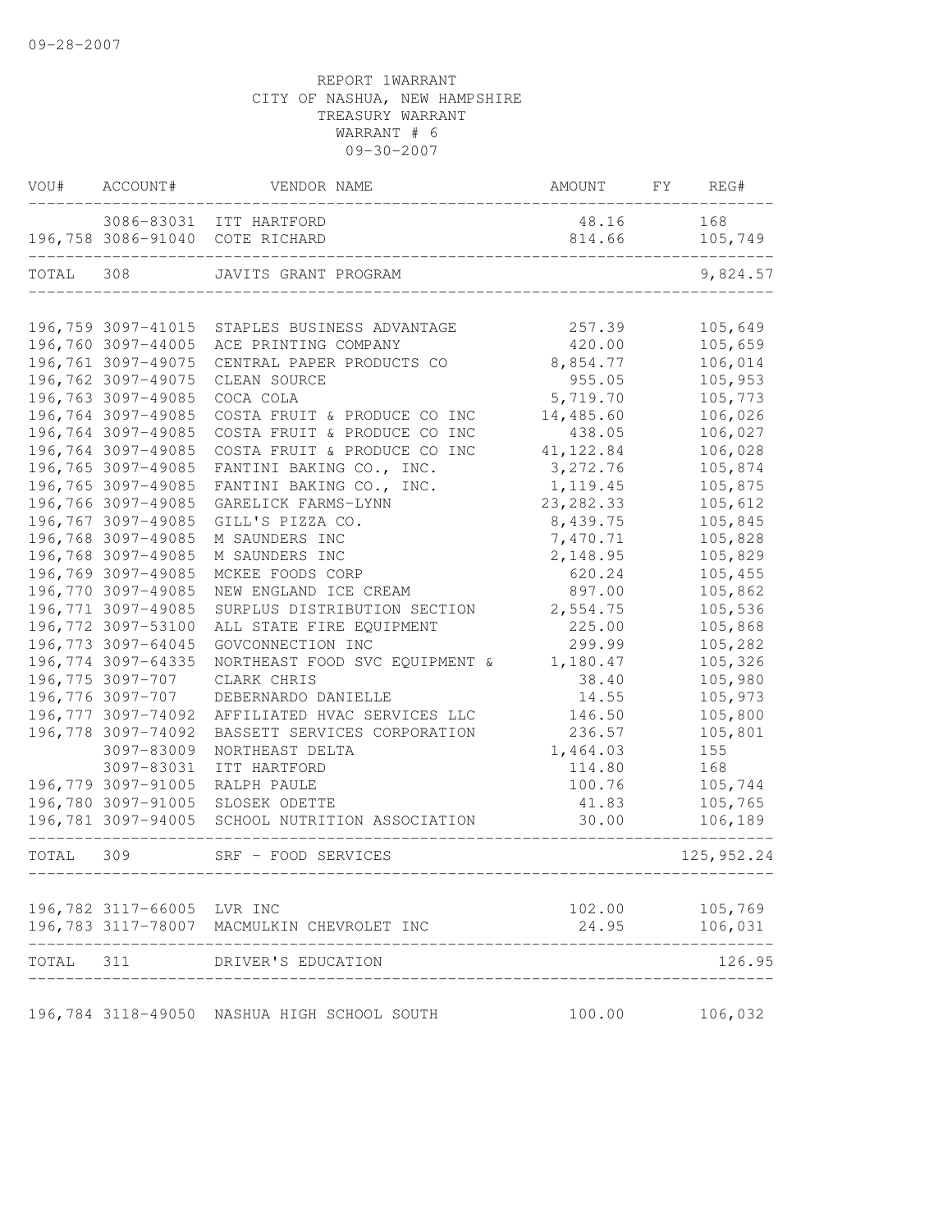09-28-2007

REPORT 1WARRANT
CITY OF NASHUA, NEW HAMPSHIRE
TREASURY WARRANT
WARRANT # 6
09-30-2007

| VOU# | ACCOUNT# | VENDOR NAME | AMOUNT | FY | REG# |
|---|---|---|---|---|---|
| | 3086-83031 | ITT HARTFORD | 48.16 | | 168 |
| 196,758 | 3086-91040 | COTE RICHARD | 814.66 | | 105,749 |
| TOTAL | 308 | JAVITS GRANT PROGRAM | | | 9,824.57 |
| 196,759 | 3097-41015 | STAPLES BUSINESS ADVANTAGE | 257.39 | | 105,649 |
| 196,760 | 3097-44005 | ACE PRINTING COMPANY | 420.00 | | 105,659 |
| 196,761 | 3097-49075 | CENTRAL PAPER PRODUCTS CO | 8,854.77 | | 106,014 |
| 196,762 | 3097-49075 | CLEAN SOURCE | 955.05 | | 105,953 |
| 196,763 | 3097-49085 | COCA COLA | 5,719.70 | | 105,773 |
| 196,764 | 3097-49085 | COSTA FRUIT & PRODUCE CO INC | 14,485.60 | | 106,026 |
| 196,764 | 3097-49085 | COSTA FRUIT & PRODUCE CO INC | 438.05 | | 106,027 |
| 196,764 | 3097-49085 | COSTA FRUIT & PRODUCE CO INC | 41,122.84 | | 106,028 |
| 196,765 | 3097-49085 | FANTINI BAKING CO., INC. | 3,272.76 | | 105,874 |
| 196,765 | 3097-49085 | FANTINI BAKING CO., INC. | 1,119.45 | | 105,875 |
| 196,766 | 3097-49085 | GARELICK FARMS-LYNN | 23,282.33 | | 105,612 |
| 196,767 | 3097-49085 | GILL'S PIZZA CO. | 8,439.75 | | 105,845 |
| 196,768 | 3097-49085 | M SAUNDERS INC | 7,470.71 | | 105,828 |
| 196,768 | 3097-49085 | M SAUNDERS INC | 2,148.95 | | 105,829 |
| 196,769 | 3097-49085 | MCKEE FOODS CORP | 620.24 | | 105,455 |
| 196,770 | 3097-49085 | NEW ENGLAND ICE CREAM | 897.00 | | 105,862 |
| 196,771 | 3097-49085 | SURPLUS DISTRIBUTION SECTION | 2,554.75 | | 105,536 |
| 196,772 | 3097-53100 | ALL STATE FIRE EQUIPMENT | 225.00 | | 105,868 |
| 196,773 | 3097-64045 | GOVCONNECTION INC | 299.99 | | 105,282 |
| 196,774 | 3097-64335 | NORTHEAST FOOD SVC EQUIPMENT & | 1,180.47 | | 105,326 |
| 196,775 | 3097-707 | CLARK CHRIS | 38.40 | | 105,980 |
| 196,776 | 3097-707 | DEBERNARDO DANIELLE | 14.55 | | 105,973 |
| 196,777 | 3097-74092 | AFFILIATED HVAC SERVICES LLC | 146.50 | | 105,800 |
| 196,778 | 3097-74092 | BASSETT SERVICES CORPORATION | 236.57 | | 105,801 |
| | 3097-83009 | NORTHEAST DELTA | 1,464.03 | | 155 |
| | 3097-83031 | ITT HARTFORD | 114.80 | | 168 |
| 196,779 | 3097-91005 | RALPH PAULE | 100.76 | | 105,744 |
| 196,780 | 3097-91005 | SLOSEK ODETTE | 41.83 | | 105,765 |
| 196,781 | 3097-94005 | SCHOOL NUTRITION ASSOCIATION | 30.00 | | 106,189 |
| TOTAL | 309 | SRF - FOOD SERVICES | | | 125,952.24 |
| 196,782 | 3117-66005 | LVR INC | 102.00 | | 105,769 |
| 196,783 | 3117-78007 | MACMULKIN CHEVROLET INC | 24.95 | | 106,031 |
| TOTAL | 311 | DRIVER'S EDUCATION | | | 126.95 |
| 196,784 | 3118-49050 | NASHUA HIGH SCHOOL SOUTH | 100.00 | | 106,032 |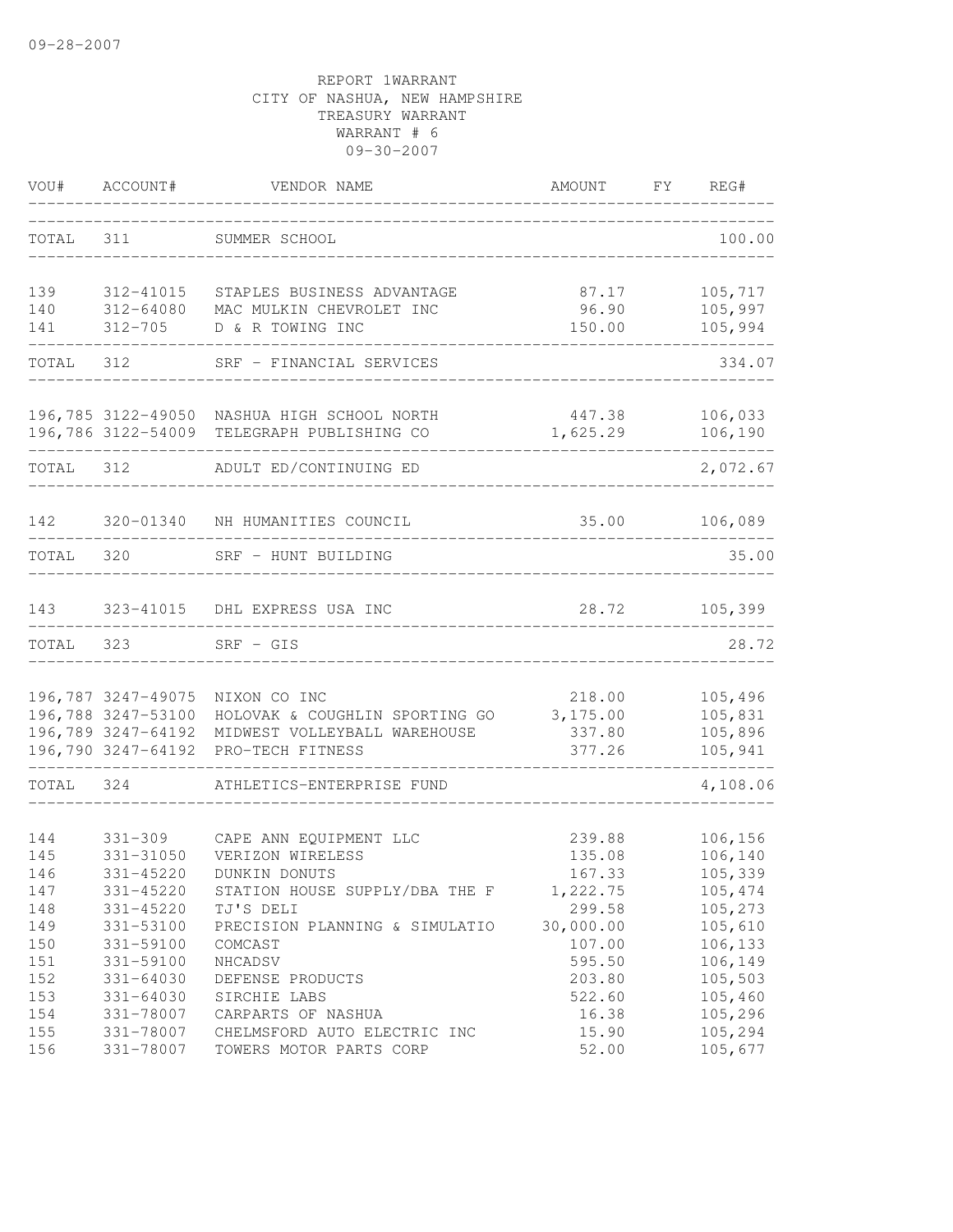09-28-2007

REPORT 1WARRANT
CITY OF NASHUA, NEW HAMPSHIRE
TREASURY WARRANT
WARRANT # 6
09-30-2007

| VOU# | ACCOUNT# | VENDOR NAME | AMOUNT | FY | REG# |
|---|---|---|---|---|---|
| TOTAL | 311 | SUMMER SCHOOL | | | 100.00 |
| 139 | 312-41015 | STAPLES BUSINESS ADVANTAGE | 87.17 | | 105,717 |
| 140 | 312-64080 | MAC MULKIN CHEVROLET INC | 96.90 | | 105,997 |
| 141 | 312-705 | D & R TOWING INC | 150.00 | | 105,994 |
| TOTAL | 312 | SRF - FINANCIAL SERVICES | | | 334.07 |
| 196,785 | 3122-49050 | NASHUA HIGH SCHOOL NORTH | 447.38 | | 106,033 |
| 196,786 | 3122-54009 | TELEGRAPH PUBLISHING CO | 1,625.29 | | 106,190 |
| TOTAL | 312 | ADULT ED/CONTINUING ED | | | 2,072.67 |
| 142 | 320-01340 | NH HUMANITIES COUNCIL | 35.00 | | 106,089 |
| TOTAL | 320 | SRF - HUNT BUILDING | | | 35.00 |
| 143 | 323-41015 | DHL EXPRESS USA INC | 28.72 | | 105,399 |
| TOTAL | 323 | SRF - GIS | | | 28.72 |
| 196,787 | 3247-49075 | NIXON CO INC | 218.00 | | 105,496 |
| 196,788 | 3247-53100 | HOLOVAK & COUGHLIN SPORTING GO | 3,175.00 | | 105,831 |
| 196,789 | 3247-64192 | MIDWEST VOLLEYBALL WAREHOUSE | 337.80 | | 105,896 |
| 196,790 | 3247-64192 | PRO-TECH FITNESS | 377.26 | | 105,941 |
| TOTAL | 324 | ATHLETICS-ENTERPRISE FUND | | | 4,108.06 |
| 144 | 331-309 | CAPE ANN EQUIPMENT LLC | 239.88 | | 106,156 |
| 145 | 331-31050 | VERIZON WIRELESS | 135.08 | | 106,140 |
| 146 | 331-45220 | DUNKIN DONUTS | 167.33 | | 105,339 |
| 147 | 331-45220 | STATION HOUSE SUPPLY/DBA THE F | 1,222.75 | | 105,474 |
| 148 | 331-45220 | TJ'S DELI | 299.58 | | 105,273 |
| 149 | 331-53100 | PRECISION PLANNING & SIMULATIO | 30,000.00 | | 105,610 |
| 150 | 331-59100 | COMCAST | 107.00 | | 106,133 |
| 151 | 331-59100 | NHCADSV | 595.50 | | 106,149 |
| 152 | 331-64030 | DEFENSE PRODUCTS | 203.80 | | 105,503 |
| 153 | 331-64030 | SIRCHIE LABS | 522.60 | | 105,460 |
| 154 | 331-78007 | CARPARTS OF NASHUA | 16.38 | | 105,296 |
| 155 | 331-78007 | CHELMSFORD AUTO ELECTRIC INC | 15.90 | | 105,294 |
| 156 | 331-78007 | TOWERS MOTOR PARTS CORP | 52.00 | | 105,677 |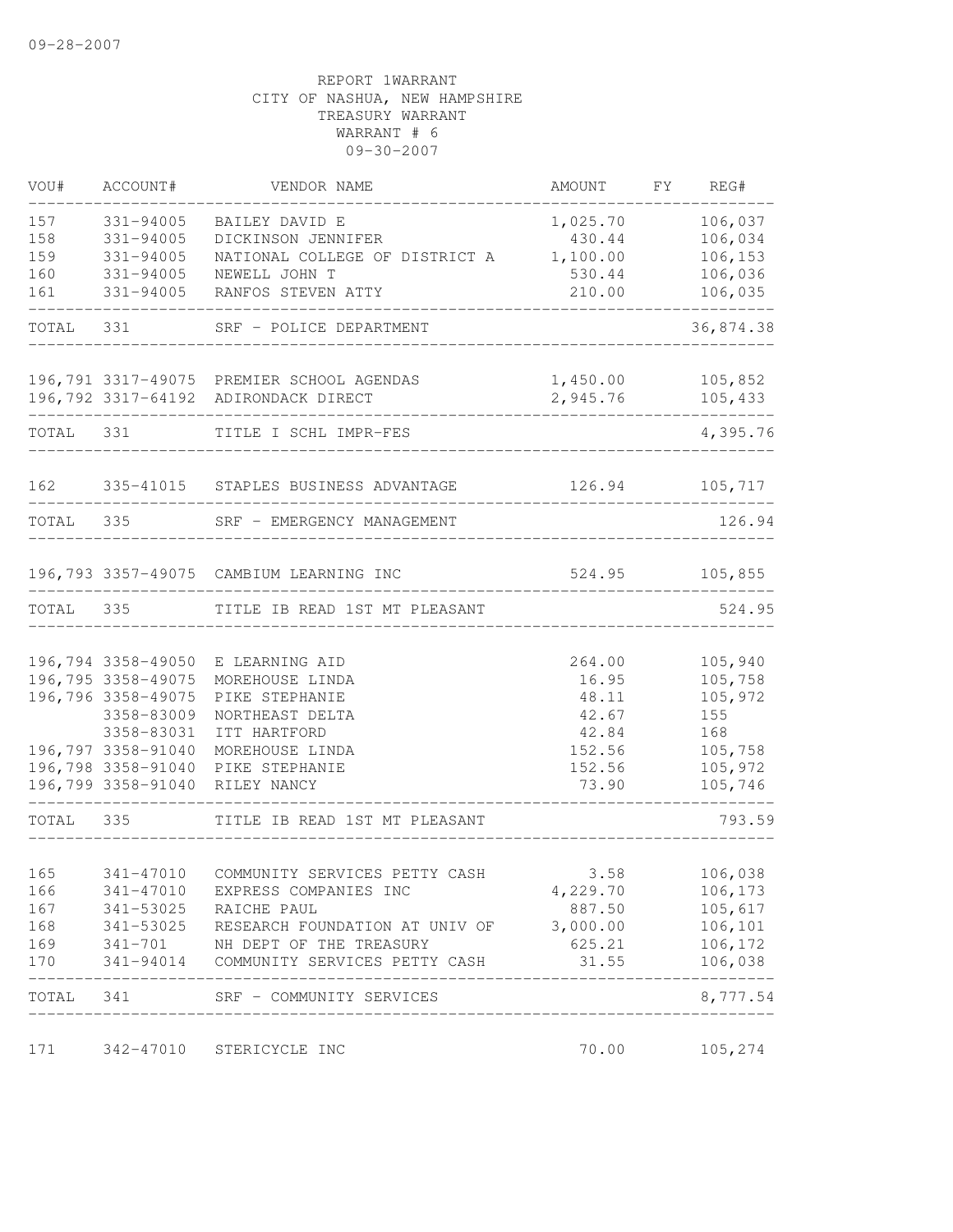09-28-2007

REPORT 1WARRANT
CITY OF NASHUA, NEW HAMPSHIRE
TREASURY WARRANT
WARRANT # 6
09-30-2007

| VOU# | ACCOUNT# | VENDOR NAME | AMOUNT | FY | REG# |
|---|---|---|---|---|---|
| 157 | 331-94005 | BAILEY DAVID E | 1,025.70 | | 106,037 |
| 158 | 331-94005 | DICKINSON JENNIFER | 430.44 | | 106,034 |
| 159 | 331-94005 | NATIONAL COLLEGE OF DISTRICT A | 1,100.00 | | 106,153 |
| 160 | 331-94005 | NEWELL JOHN T | 530.44 | | 106,036 |
| 161 | 331-94005 | RANFOS STEVEN ATTY | 210.00 | | 106,035 |
| TOTAL | 331 | SRF - POLICE DEPARTMENT | | | 36,874.38 |
| 196,791 | 3317-49075 | PREMIER SCHOOL AGENDAS | 1,450.00 | | 105,852 |
| 196,792 | 3317-64192 | ADIRONDACK DIRECT | 2,945.76 | | 105,433 |
| TOTAL | 331 | TITLE I SCHL IMPR-FES | | | 4,395.76 |
| 162 | 335-41015 | STAPLES BUSINESS ADVANTAGE | 126.94 | | 105,717 |
| TOTAL | 335 | SRF - EMERGENCY MANAGEMENT | | | 126.94 |
| 196,793 | 3357-49075 | CAMBIUM LEARNING INC | 524.95 | | 105,855 |
| TOTAL | 335 | TITLE IB READ 1ST MT PLEASANT | | | 524.95 |
| 196,794 | 3358-49050 | E LEARNING AID | 264.00 | | 105,940 |
| 196,795 | 3358-49075 | MOREHOUSE LINDA | 16.95 | | 105,758 |
| 196,796 | 3358-49075 | PIKE STEPHANIE | 48.11 | | 105,972 |
| | 3358-83009 | NORTHEAST DELTA | 42.67 | | 155 |
| | 3358-83031 | ITT HARTFORD | 42.84 | | 168 |
| 196,797 | 3358-91040 | MOREHOUSE LINDA | 152.56 | | 105,758 |
| 196,798 | 3358-91040 | PIKE STEPHANIE | 152.56 | | 105,972 |
| 196,799 | 3358-91040 | RILEY NANCY | 73.90 | | 105,746 |
| TOTAL | 335 | TITLE IB READ 1ST MT PLEASANT | | | 793.59 |
| 165 | 341-47010 | COMMUNITY SERVICES PETTY CASH | 3.58 | | 106,038 |
| 166 | 341-47010 | EXPRESS COMPANIES INC | 4,229.70 | | 106,173 |
| 167 | 341-53025 | RAICHE PAUL | 887.50 | | 105,617 |
| 168 | 341-53025 | RESEARCH FOUNDATION AT UNIV OF | 3,000.00 | | 106,101 |
| 169 | 341-701 | NH DEPT OF THE TREASURY | 625.21 | | 106,172 |
| 170 | 341-94014 | COMMUNITY SERVICES PETTY CASH | 31.55 | | 106,038 |
| TOTAL | 341 | SRF - COMMUNITY SERVICES | | | 8,777.54 |
| 171 | 342-47010 | STERICYCLE INC | 70.00 | | 105,274 |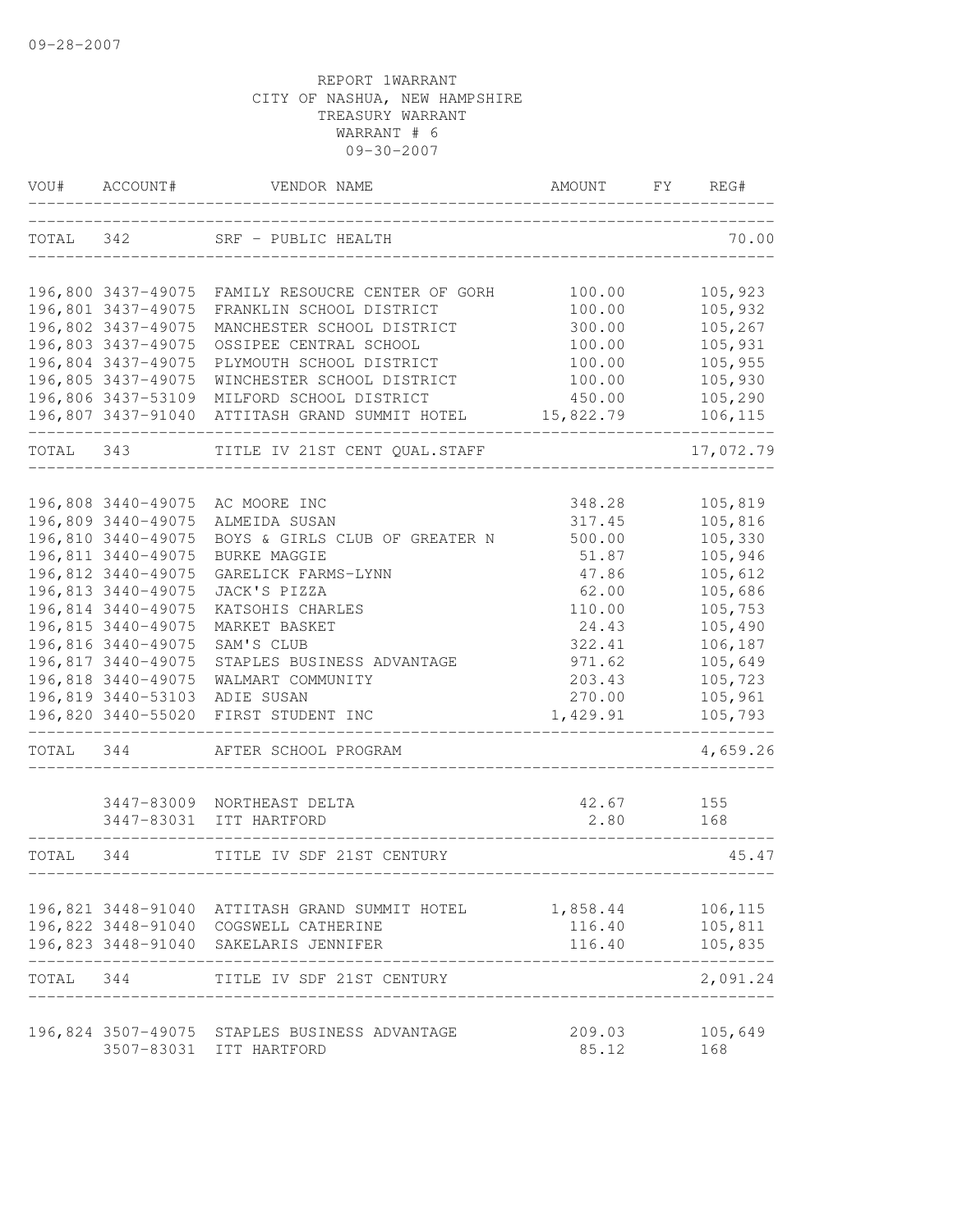09-28-2007

REPORT 1WARRANT
CITY OF NASHUA, NEW HAMPSHIRE
TREASURY WARRANT
WARRANT # 6
09-30-2007

| VOU# | ACCOUNT# | VENDOR NAME | AMOUNT | FY | REG# |
|---|---|---|---|---|---|
| TOTAL | 342 | SRF - PUBLIC HEALTH | | | 70.00 |
| 196,800 | 3437-49075 | FAMILY RESOUCRE CENTER OF GORH | 100.00 | | 105,923 |
| 196,801 | 3437-49075 | FRANKLIN SCHOOL DISTRICT | 100.00 | | 105,932 |
| 196,802 | 3437-49075 | MANCHESTER SCHOOL DISTRICT | 300.00 | | 105,267 |
| 196,803 | 3437-49075 | OSSIPEE CENTRAL SCHOOL | 100.00 | | 105,931 |
| 196,804 | 3437-49075 | PLYMOUTH SCHOOL DISTRICT | 100.00 | | 105,955 |
| 196,805 | 3437-49075 | WINCHESTER SCHOOL DISTRICT | 100.00 | | 105,930 |
| 196,806 | 3437-53109 | MILFORD SCHOOL DISTRICT | 450.00 | | 105,290 |
| 196,807 | 3437-91040 | ATTITASH GRAND SUMMIT HOTEL | 15,822.79 | | 106,115 |
| TOTAL | 343 | TITLE IV 21ST CENT QUAL.STAFF | | | 17,072.79 |
| 196,808 | 3440-49075 | AC MOORE INC | 348.28 | | 105,819 |
| 196,809 | 3440-49075 | ALMEIDA SUSAN | 317.45 | | 105,816 |
| 196,810 | 3440-49075 | BOYS & GIRLS CLUB OF GREATER N | 500.00 | | 105,330 |
| 196,811 | 3440-49075 | BURKE MAGGIE | 51.87 | | 105,946 |
| 196,812 | 3440-49075 | GARELICK FARMS-LYNN | 47.86 | | 105,612 |
| 196,813 | 3440-49075 | JACK'S PIZZA | 62.00 | | 105,686 |
| 196,814 | 3440-49075 | KATSOHIS CHARLES | 110.00 | | 105,753 |
| 196,815 | 3440-49075 | MARKET BASKET | 24.43 | | 105,490 |
| 196,816 | 3440-49075 | SAM'S CLUB | 322.41 | | 106,187 |
| 196,817 | 3440-49075 | STAPLES BUSINESS ADVANTAGE | 971.62 | | 105,649 |
| 196,818 | 3440-49075 | WALMART COMMUNITY | 203.43 | | 105,723 |
| 196,819 | 3440-53103 | ADIE SUSAN | 270.00 | | 105,961 |
| 196,820 | 3440-55020 | FIRST STUDENT INC | 1,429.91 | | 105,793 |
| TOTAL | 344 | AFTER SCHOOL PROGRAM | | | 4,659.26 |
| | 3447-83009 | NORTHEAST DELTA | 42.67 | | 155 |
| | 3447-83031 | ITT HARTFORD | 2.80 | | 168 |
| TOTAL | 344 | TITLE IV SDF 21ST CENTURY | | | 45.47 |
| 196,821 | 3448-91040 | ATTITASH GRAND SUMMIT HOTEL | 1,858.44 | | 106,115 |
| 196,822 | 3448-91040 | COGSWELL CATHERINE | 116.40 | | 105,811 |
| 196,823 | 3448-91040 | SAKELARIS JENNIFER | 116.40 | | 105,835 |
| TOTAL | 344 | TITLE IV SDF 21ST CENTURY | | | 2,091.24 |
| 196,824 | 3507-49075 | STAPLES BUSINESS ADVANTAGE | 209.03 | | 105,649 |
| | 3507-83031 | ITT HARTFORD | 85.12 | | 168 |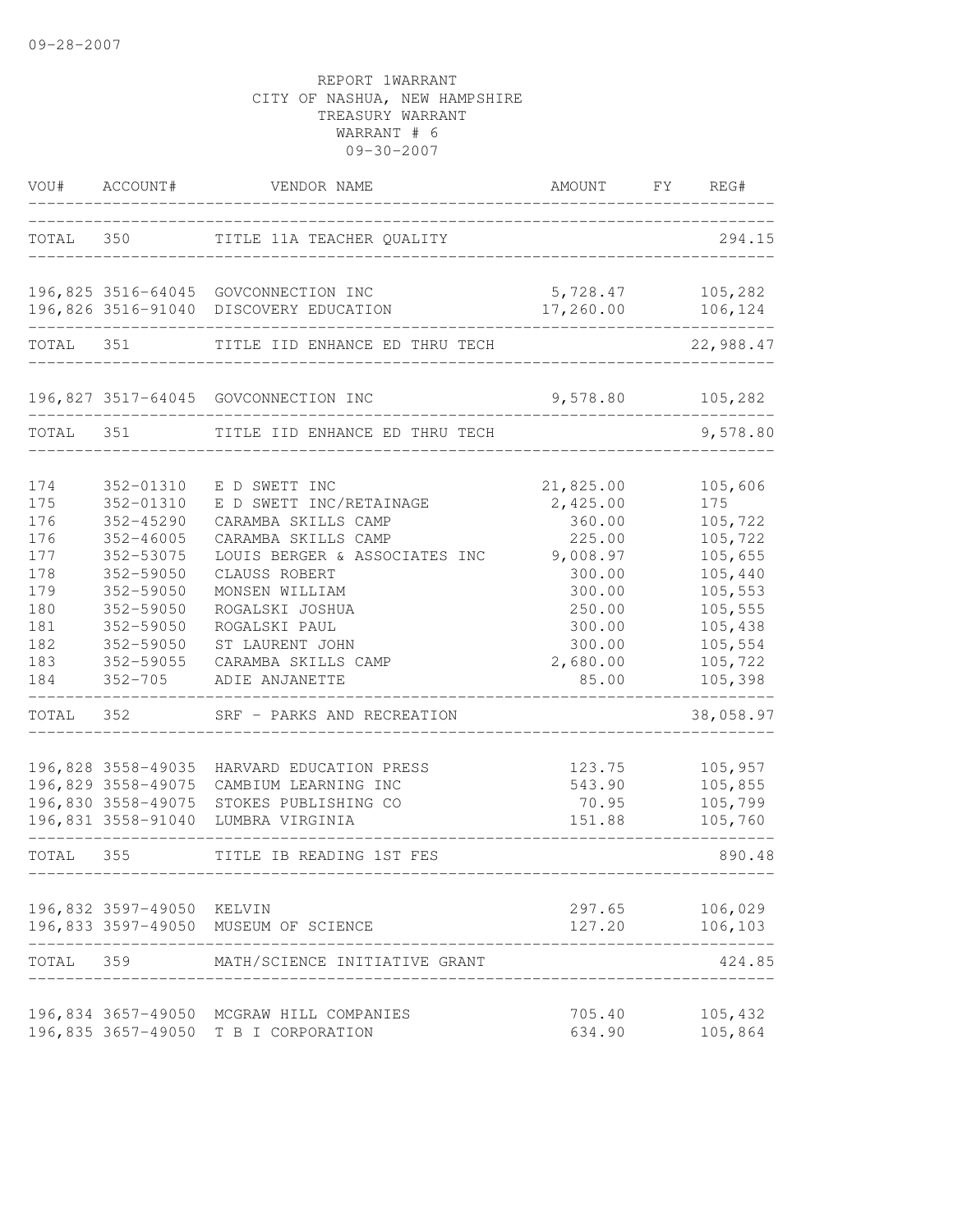09-28-2007

REPORT 1WARRANT
CITY OF NASHUA, NEW HAMPSHIRE
TREASURY WARRANT
WARRANT # 6
09-30-2007

| VOU# | ACCOUNT# | VENDOR NAME | AMOUNT | FY | REG# |
|---|---|---|---|---|---|
| TOTAL | 350 | TITLE 11A TEACHER QUALITY | | | 294.15 |
| 196,825 | 3516-64045 | GOVCONNECTION INC | 5,728.47 | | 105,282 |
| 196,826 | 3516-91040 | DISCOVERY EDUCATION | 17,260.00 | | 106,124 |
| TOTAL | 351 | TITLE IID ENHANCE ED THRU TECH | | | 22,988.47 |
| 196,827 | 3517-64045 | GOVCONNECTION INC | 9,578.80 | | 105,282 |
| TOTAL | 351 | TITLE IID ENHANCE ED THRU TECH | | | 9,578.80 |
| 174 | 352-01310 | E D SWETT INC | 21,825.00 | | 105,606 |
| 175 | 352-01310 | E D SWETT INC/RETAINAGE | 2,425.00 | | 175 |
| 176 | 352-45290 | CARAMBA SKILLS CAMP | 360.00 | | 105,722 |
| 176 | 352-46005 | CARAMBA SKILLS CAMP | 225.00 | | 105,722 |
| 177 | 352-53075 | LOUIS BERGER & ASSOCIATES INC | 9,008.97 | | 105,655 |
| 178 | 352-59050 | CLAUSS ROBERT | 300.00 | | 105,440 |
| 179 | 352-59050 | MONSEN WILLIAM | 300.00 | | 105,553 |
| 180 | 352-59050 | ROGALSKI JOSHUA | 250.00 | | 105,555 |
| 181 | 352-59050 | ROGALSKI PAUL | 300.00 | | 105,438 |
| 182 | 352-59050 | ST LAURENT JOHN | 300.00 | | 105,554 |
| 183 | 352-59055 | CARAMBA SKILLS CAMP | 2,680.00 | | 105,722 |
| 184 | 352-705 | ADIE ANJANETTE | 85.00 | | 105,398 |
| TOTAL | 352 | SRF - PARKS AND RECREATION | | | 38,058.97 |
| 196,828 | 3558-49035 | HARVARD EDUCATION PRESS | 123.75 | | 105,957 |
| 196,829 | 3558-49075 | CAMBIUM LEARNING INC | 543.90 | | 105,855 |
| 196,830 | 3558-49075 | STOKES PUBLISHING CO | 70.95 | | 105,799 |
| 196,831 | 3558-91040 | LUMBRA VIRGINIA | 151.88 | | 105,760 |
| TOTAL | 355 | TITLE IB READING 1ST FES | | | 890.48 |
| 196,832 | 3597-49050 | KELVIN | 297.65 | | 106,029 |
| 196,833 | 3597-49050 | MUSEUM OF SCIENCE | 127.20 | | 106,103 |
| TOTAL | 359 | MATH/SCIENCE INITIATIVE GRANT | | | 424.85 |
| 196,834 | 3657-49050 | MCGRAW HILL COMPANIES | 705.40 | | 105,432 |
| 196,835 | 3657-49050 | T B I CORPORATION | 634.90 | | 105,864 |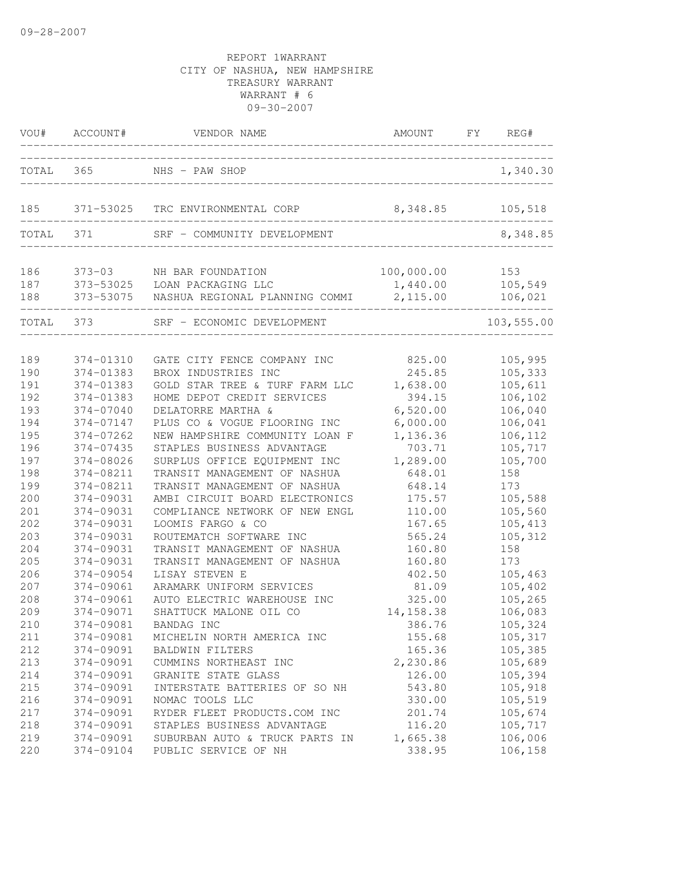09-28-2007

REPORT 1WARRANT
CITY OF NASHUA, NEW HAMPSHIRE
TREASURY WARRANT
WARRANT # 6
09-30-2007

| VOU# | ACCOUNT# | VENDOR NAME | AMOUNT | FY | REG# |
|---|---|---|---|---|---|
| TOTAL | 365 | NHS - PAW SHOP | | | 1,340.30 |
| 185 | 371-53025 | TRC ENVIRONMENTAL CORP | 8,348.85 | | 105,518 |
| TOTAL | 371 | SRF - COMMUNITY DEVELOPMENT | | | 8,348.85 |
| 186 | 373-03 | NH BAR FOUNDATION | 100,000.00 | | 153 |
| 187 | 373-53025 | LOAN PACKAGING LLC | 1,440.00 | | 105,549 |
| 188 | 373-53075 | NASHUA REGIONAL PLANNING COMMI | 2,115.00 | | 106,021 |
| TOTAL | 373 | SRF - ECONOMIC DEVELOPMENT | | | 103,555.00 |
| 189 | 374-01310 | GATE CITY FENCE COMPANY INC | 825.00 | | 105,995 |
| 190 | 374-01383 | BROX INDUSTRIES INC | 245.85 | | 105,333 |
| 191 | 374-01383 | GOLD STAR TREE & TURF FARM LLC | 1,638.00 | | 105,611 |
| 192 | 374-01383 | HOME DEPOT CREDIT SERVICES | 394.15 | | 106,102 |
| 193 | 374-07040 | DELATORRE MARTHA & | 6,520.00 | | 106,040 |
| 194 | 374-07147 | PLUS CO & VOGUE FLOORING INC | 6,000.00 | | 106,041 |
| 195 | 374-07262 | NEW HAMPSHIRE COMMUNITY LOAN F | 1,136.36 | | 106,112 |
| 196 | 374-07435 | STAPLES BUSINESS ADVANTAGE | 703.71 | | 105,717 |
| 197 | 374-08026 | SURPLUS OFFICE EQUIPMENT INC | 1,289.00 | | 105,700 |
| 198 | 374-08211 | TRANSIT MANAGEMENT OF NASHUA | 648.01 | | 158 |
| 199 | 374-08211 | TRANSIT MANAGEMENT OF NASHUA | 648.14 | | 173 |
| 200 | 374-09031 | AMBI CIRCUIT BOARD ELECTRONICS | 175.57 | | 105,588 |
| 201 | 374-09031 | COMPLIANCE NETWORK OF NEW ENGL | 110.00 | | 105,560 |
| 202 | 374-09031 | LOOMIS FARGO & CO | 167.65 | | 105,413 |
| 203 | 374-09031 | ROUTEMATCH SOFTWARE INC | 565.24 | | 105,312 |
| 204 | 374-09031 | TRANSIT MANAGEMENT OF NASHUA | 160.80 | | 158 |
| 205 | 374-09031 | TRANSIT MANAGEMENT OF NASHUA | 160.80 | | 173 |
| 206 | 374-09054 | LISAY STEVEN E | 402.50 | | 105,463 |
| 207 | 374-09061 | ARAMARK UNIFORM SERVICES | 81.09 | | 105,402 |
| 208 | 374-09061 | AUTO ELECTRIC WAREHOUSE INC | 325.00 | | 105,265 |
| 209 | 374-09071 | SHATTUCK MALONE OIL CO | 14,158.38 | | 106,083 |
| 210 | 374-09081 | BANDAG INC | 386.76 | | 105,324 |
| 211 | 374-09081 | MICHELIN NORTH AMERICA INC | 155.68 | | 105,317 |
| 212 | 374-09091 | BALDWIN FILTERS | 165.36 | | 105,385 |
| 213 | 374-09091 | CUMMINS NORTHEAST INC | 2,230.86 | | 105,689 |
| 214 | 374-09091 | GRANITE STATE GLASS | 126.00 | | 105,394 |
| 215 | 374-09091 | INTERSTATE BATTERIES OF SO NH | 543.80 | | 105,918 |
| 216 | 374-09091 | NOMAC TOOLS LLC | 330.00 | | 105,519 |
| 217 | 374-09091 | RYDER FLEET PRODUCTS.COM INC | 201.74 | | 105,674 |
| 218 | 374-09091 | STAPLES BUSINESS ADVANTAGE | 116.20 | | 105,717 |
| 219 | 374-09091 | SUBURBAN AUTO & TRUCK PARTS IN | 1,665.38 | | 106,006 |
| 220 | 374-09104 | PUBLIC SERVICE OF NH | 338.95 | | 106,158 |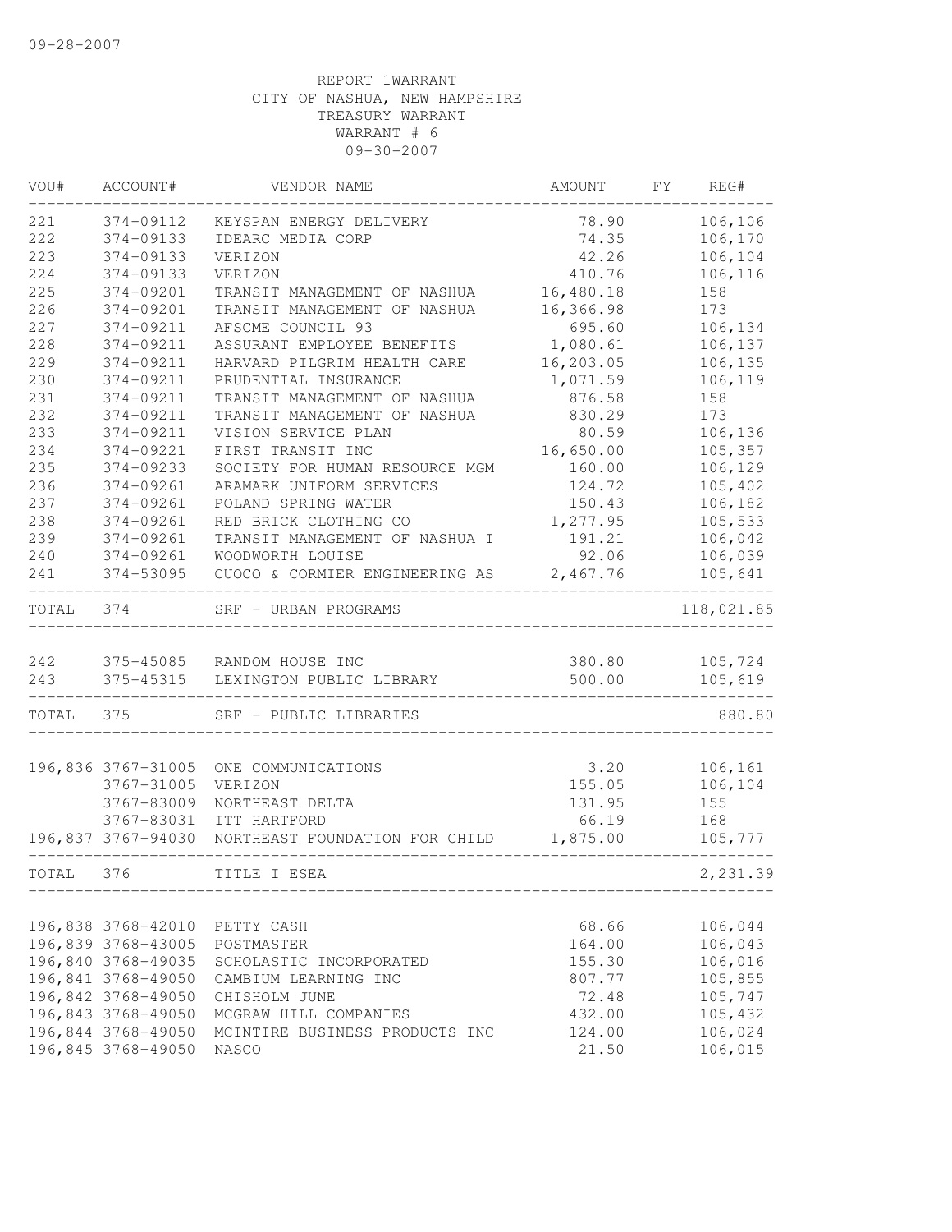09-28-2007

REPORT 1WARRANT
CITY OF NASHUA, NEW HAMPSHIRE
TREASURY WARRANT
WARRANT # 6
09-30-2007

| VOU# | ACCOUNT# | VENDOR NAME | AMOUNT | FY | REG# |
|---|---|---|---|---|---|
| 221 | 374-09112 | KEYSPAN ENERGY DELIVERY | 78.90 | | 106,106 |
| 222 | 374-09133 | IDEARC MEDIA CORP | 74.35 | | 106,170 |
| 223 | 374-09133 | VERIZON | 42.26 | | 106,104 |
| 224 | 374-09133 | VERIZON | 410.76 | | 106,116 |
| 225 | 374-09201 | TRANSIT MANAGEMENT OF NASHUA | 16,480.18 | | 158 |
| 226 | 374-09201 | TRANSIT MANAGEMENT OF NASHUA | 16,366.98 | | 173 |
| 227 | 374-09211 | AFSCME COUNCIL 93 | 695.60 | | 106,134 |
| 228 | 374-09211 | ASSURANT EMPLOYEE BENEFITS | 1,080.61 | | 106,137 |
| 229 | 374-09211 | HARVARD PILGRIM HEALTH CARE | 16,203.05 | | 106,135 |
| 230 | 374-09211 | PRUDENTIAL INSURANCE | 1,071.59 | | 106,119 |
| 231 | 374-09211 | TRANSIT MANAGEMENT OF NASHUA | 876.58 | | 158 |
| 232 | 374-09211 | TRANSIT MANAGEMENT OF NASHUA | 830.29 | | 173 |
| 233 | 374-09211 | VISION SERVICE PLAN | 80.59 | | 106,136 |
| 234 | 374-09221 | FIRST TRANSIT INC | 16,650.00 | | 105,357 |
| 235 | 374-09233 | SOCIETY FOR HUMAN RESOURCE MGM | 160.00 | | 106,129 |
| 236 | 374-09261 | ARAMARK UNIFORM SERVICES | 124.72 | | 105,402 |
| 237 | 374-09261 | POLAND SPRING WATER | 150.43 | | 106,182 |
| 238 | 374-09261 | RED BRICK CLOTHING CO | 1,277.95 | | 105,533 |
| 239 | 374-09261 | TRANSIT MANAGEMENT OF NASHUA I | 191.21 | | 106,042 |
| 240 | 374-09261 | WOODWORTH LOUISE | 92.06 | | 106,039 |
| 241 | 374-53095 | CUOCO & CORMIER ENGINEERING AS | 2,467.76 | | 105,641 |
| TOTAL | 374 | SRF - URBAN PROGRAMS | | | 118,021.85 |
| 242 | 375-45085 | RANDOM HOUSE INC | 380.80 | | 105,724 |
| 243 | 375-45315 | LEXINGTON PUBLIC LIBRARY | 500.00 | | 105,619 |
| TOTAL | 375 | SRF - PUBLIC LIBRARIES | | | 880.80 |
| 196,836 | 3767-31005 | ONE COMMUNICATIONS | 3.20 | | 106,161 |
| | 3767-31005 | VERIZON | 155.05 | | 106,104 |
| | 3767-83009 | NORTHEAST DELTA | 131.95 | | 155 |
| | 3767-83031 | ITT HARTFORD | 66.19 | | 168 |
| 196,837 | 3767-94030 | NORTHEAST FOUNDATION FOR CHILD | 1,875.00 | | 105,777 |
| TOTAL | 376 | TITLE I ESEA | | | 2,231.39 |
| 196,838 | 3768-42010 | PETTY CASH | 68.66 | | 106,044 |
| 196,839 | 3768-43005 | POSTMASTER | 164.00 | | 106,043 |
| 196,840 | 3768-49035 | SCHOLASTIC INCORPORATED | 155.30 | | 106,016 |
| 196,841 | 3768-49050 | CAMBIUM LEARNING INC | 807.77 | | 105,855 |
| 196,842 | 3768-49050 | CHISHOLM JUNE | 72.48 | | 105,747 |
| 196,843 | 3768-49050 | MCGRAW HILL COMPANIES | 432.00 | | 105,432 |
| 196,844 | 3768-49050 | MCINTIRE BUSINESS PRODUCTS INC | 124.00 | | 106,024 |
| 196,845 | 3768-49050 | NASCO | 21.50 | | 106,015 |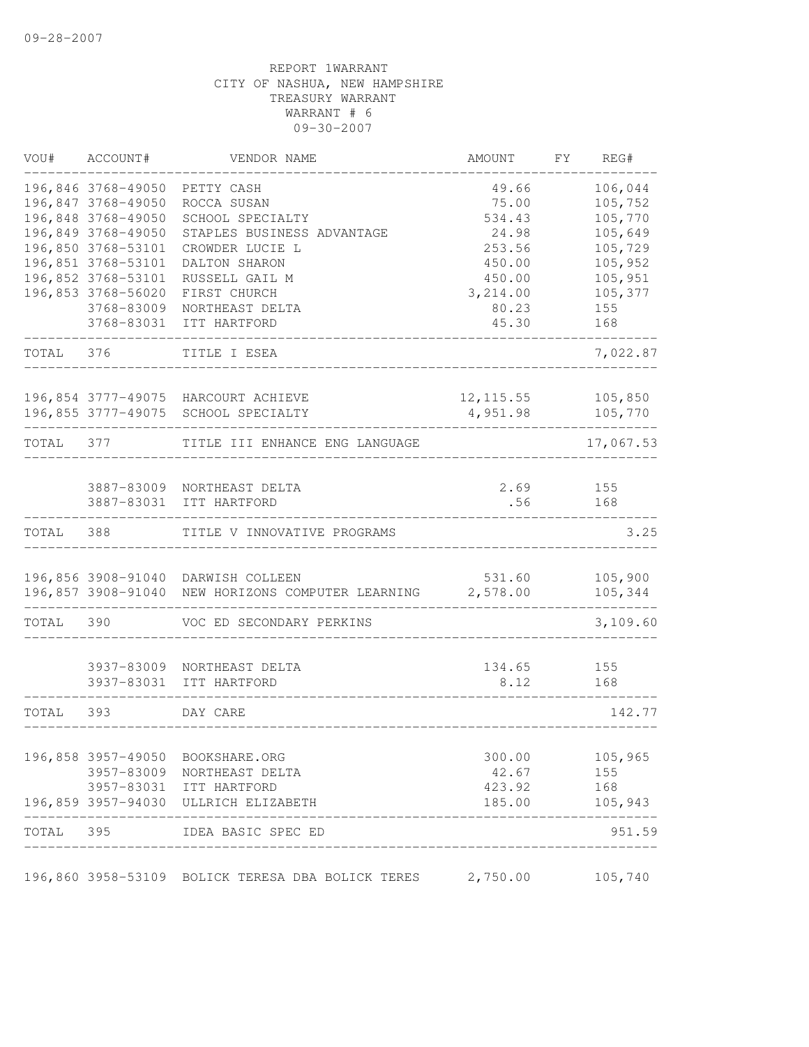09-28-2007

REPORT 1WARRANT
CITY OF NASHUA, NEW HAMPSHIRE
TREASURY WARRANT
WARRANT # 6
09-30-2007

| VOU# | ACCOUNT# | VENDOR NAME | AMOUNT | FY | REG# |
|---|---|---|---|---|---|
| 196,846 | 3768-49050 | PETTY CASH | 49.66 | | 106,044 |
| 196,847 | 3768-49050 | ROCCA SUSAN | 75.00 | | 105,752 |
| 196,848 | 3768-49050 | SCHOOL SPECIALTY | 534.43 | | 105,770 |
| 196,849 | 3768-49050 | STAPLES BUSINESS ADVANTAGE | 24.98 | | 105,649 |
| 196,850 | 3768-53101 | CROWDER LUCIE L | 253.56 | | 105,729 |
| 196,851 | 3768-53101 | DALTON SHARON | 450.00 | | 105,952 |
| 196,852 | 3768-53101 | RUSSELL GAIL M | 450.00 | | 105,951 |
| 196,853 | 3768-56020 | FIRST CHURCH | 3,214.00 | | 105,377 |
| | 3768-83009 | NORTHEAST DELTA | 80.23 | | 155 |
| | 3768-83031 | ITT HARTFORD | 45.30 | | 168 |
| TOTAL | 376 | TITLE I ESEA | | | 7,022.87 |
| 196,854 | 3777-49075 | HARCOURT ACHIEVE | 12,115.55 | | 105,850 |
| 196,855 | 3777-49075 | SCHOOL SPECIALTY | 4,951.98 | | 105,770 |
| TOTAL | 377 | TITLE III ENHANCE ENG LANGUAGE | | | 17,067.53 |
| | 3887-83009 | NORTHEAST DELTA | 2.69 | | 155 |
| | 3887-83031 | ITT HARTFORD | .56 | | 168 |
| TOTAL | 388 | TITLE V INNOVATIVE PROGRAMS | | | 3.25 |
| 196,856 | 3908-91040 | DARWISH COLLEEN | 531.60 | | 105,900 |
| 196,857 | 3908-91040 | NEW HORIZONS COMPUTER LEARNING | 2,578.00 | | 105,344 |
| TOTAL | 390 | VOC ED SECONDARY PERKINS | | | 3,109.60 |
| | 3937-83009 | NORTHEAST DELTA | 134.65 | | 155 |
| | 3937-83031 | ITT HARTFORD | 8.12 | | 168 |
| TOTAL | 393 | DAY CARE | | | 142.77 |
| 196,858 | 3957-49050 | BOOKSHARE.ORG | 300.00 | | 105,965 |
| | 3957-83009 | NORTHEAST DELTA | 42.67 | | 155 |
| | 3957-83031 | ITT HARTFORD | 423.92 | | 168 |
| 196,859 | 3957-94030 | ULLRICH ELIZABETH | 185.00 | | 105,943 |
| TOTAL | 395 | IDEA BASIC SPEC ED | | | 951.59 |
| 196,860 | 3958-53109 | BOLICK TERESA DBA BOLICK TERES | 2,750.00 | | 105,740 |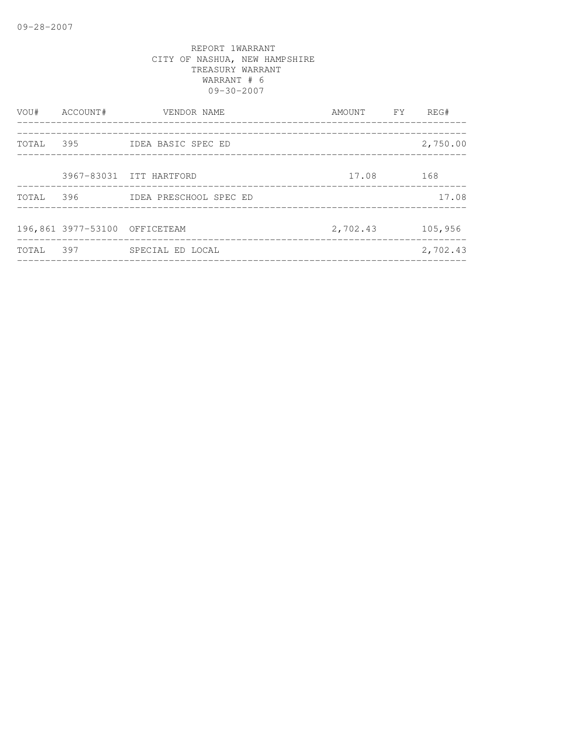09-28-2007

REPORT 1WARRANT
CITY OF NASHUA, NEW HAMPSHIRE
TREASURY WARRANT
WARRANT # 6
09-30-2007

| VOU# | ACCOUNT# | VENDOR NAME | AMOUNT | FY | REG# |
|---|---|---|---|---|---|
| TOTAL | 395 | IDEA BASIC SPEC ED | | | 2,750.00 |
| | 3967-83031 | ITT HARTFORD | 17.08 | | 168 |
| TOTAL | 396 | IDEA PRESCHOOL SPEC ED | | | 17.08 |
| 196,861 | 3977-53100 | OFFICETEAM | 2,702.43 | | 105,956 |
| TOTAL | 397 | SPECIAL ED LOCAL | | | 2,702.43 |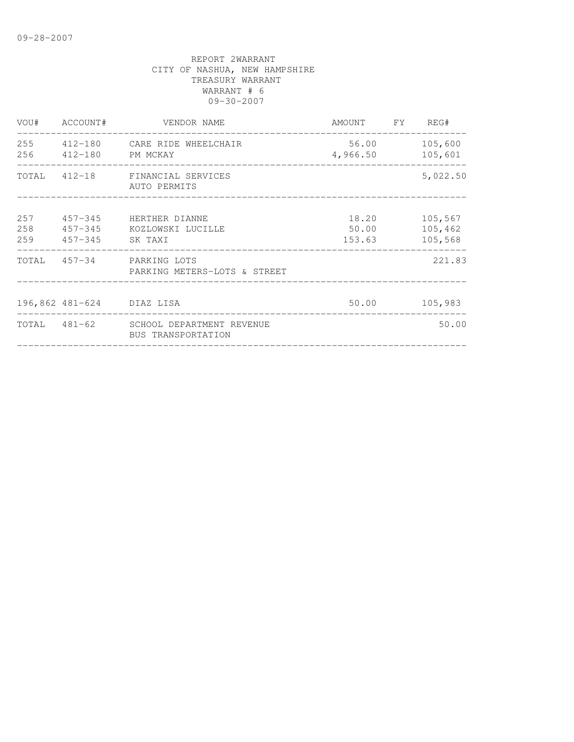REPORT 2WARRANT
CITY OF NASHUA, NEW HAMPSHIRE
TREASURY WARRANT
WARRANT # 6
09-30-2007

| VOU# | ACCOUNT# | VENDOR NAME | AMOUNT | FY | REG# |
|---|---|---|---|---|---|
| 255 | 412-180 | CARE RIDE WHEELCHAIR | 56.00 | | 105,600 |
| 256 | 412-180 | PM MCKAY | 4,966.50 | | 105,601 |
| TOTAL | 412-18 | FINANCIAL SERVICES AUTO PERMITS | | | 5,022.50 |
| 257 | 457-345 | HERTHER DIANNE | 18.20 | | 105,567 |
| 258 | 457-345 | KOZLOWSKI LUCILLE | 50.00 | | 105,462 |
| 259 | 457-345 | SK TAXI | 153.63 | | 105,568 |
| TOTAL | 457-34 | PARKING LOTS PARKING METERS-LOTS & STREET | | | 221.83 |
| 196,862 | 481-624 | DIAZ LISA | 50.00 | | 105,983 |
| TOTAL | 481-62 | SCHOOL DEPARTMENT REVENUE BUS TRANSPORTATION | | | 50.00 |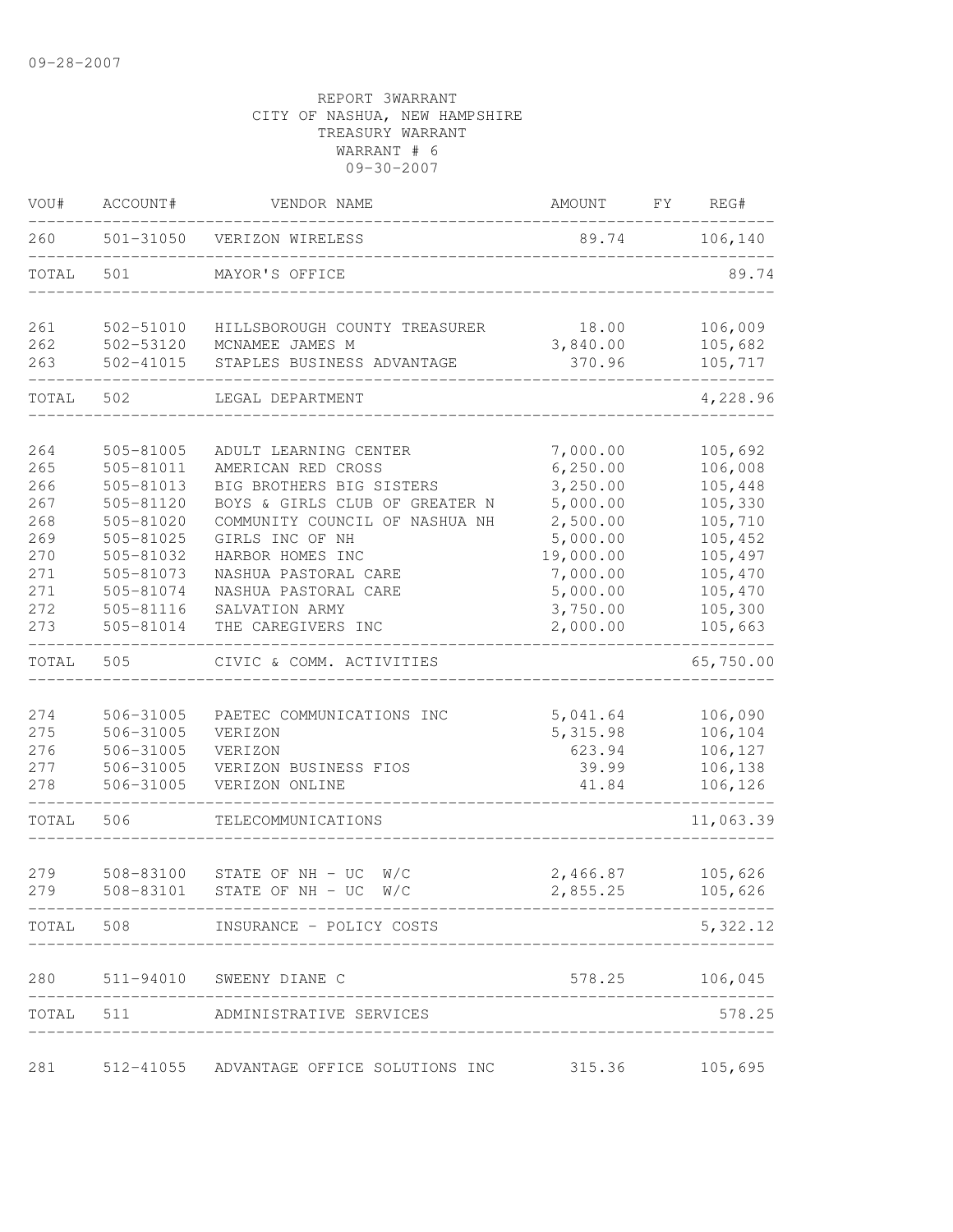09-28-2007

REPORT 3WARRANT
CITY OF NASHUA, NEW HAMPSHIRE
TREASURY WARRANT
WARRANT # 6
09-30-2007

| VOU# | ACCOUNT# | VENDOR NAME | AMOUNT | FY | REG# |
|---|---|---|---|---|---|
| 260 | 501-31050 | VERIZON WIRELESS | 89.74 | | 106,140 |
| TOTAL | 501 | MAYOR'S OFFICE | | | 89.74 |
| 261 | 502-51010 | HILLSBOROUGH COUNTY TREASURER | 18.00 | | 106,009 |
| 262 | 502-53120 | MCNAMEE JAMES M | 3,840.00 | | 105,682 |
| 263 | 502-41015 | STAPLES BUSINESS ADVANTAGE | 370.96 | | 105,717 |
| TOTAL | 502 | LEGAL DEPARTMENT | | | 4,228.96 |
| 264 | 505-81005 | ADULT LEARNING CENTER | 7,000.00 | | 105,692 |
| 265 | 505-81011 | AMERICAN RED CROSS | 6,250.00 | | 106,008 |
| 266 | 505-81013 | BIG BROTHERS BIG SISTERS | 3,250.00 | | 105,448 |
| 267 | 505-81120 | BOYS & GIRLS CLUB OF GREATER N | 5,000.00 | | 105,330 |
| 268 | 505-81020 | COMMUNITY COUNCIL OF NASHUA NH | 2,500.00 | | 105,710 |
| 269 | 505-81025 | GIRLS INC OF NH | 5,000.00 | | 105,452 |
| 270 | 505-81032 | HARBOR HOMES INC | 19,000.00 | | 105,497 |
| 271 | 505-81073 | NASHUA PASTORAL CARE | 7,000.00 | | 105,470 |
| 271 | 505-81074 | NASHUA PASTORAL CARE | 5,000.00 | | 105,470 |
| 272 | 505-81116 | SALVATION ARMY | 3,750.00 | | 105,300 |
| 273 | 505-81014 | THE CAREGIVERS INC | 2,000.00 | | 105,663 |
| TOTAL | 505 | CIVIC & COMM. ACTIVITIES | | | 65,750.00 |
| 274 | 506-31005 | PAETEC COMMUNICATIONS INC | 5,041.64 | | 106,090 |
| 275 | 506-31005 | VERIZON | 5,315.98 | | 106,104 |
| 276 | 506-31005 | VERIZON | 623.94 | | 106,127 |
| 277 | 506-31005 | VERIZON BUSINESS FIOS | 39.99 | | 106,138 |
| 278 | 506-31005 | VERIZON ONLINE | 41.84 | | 106,126 |
| TOTAL | 506 | TELECOMMUNICATIONS | | | 11,063.39 |
| 279 | 508-83100 | STATE OF NH - UC W/C | 2,466.87 | | 105,626 |
| 279 | 508-83101 | STATE OF NH - UC W/C | 2,855.25 | | 105,626 |
| TOTAL | 508 | INSURANCE - POLICY COSTS | | | 5,322.12 |
| 280 | 511-94010 | SWEENY DIANE C | 578.25 | | 106,045 |
| TOTAL | 511 | ADMINISTRATIVE SERVICES | | | 578.25 |
| 281 | 512-41055 | ADVANTAGE OFFICE SOLUTIONS INC | 315.36 | | 105,695 |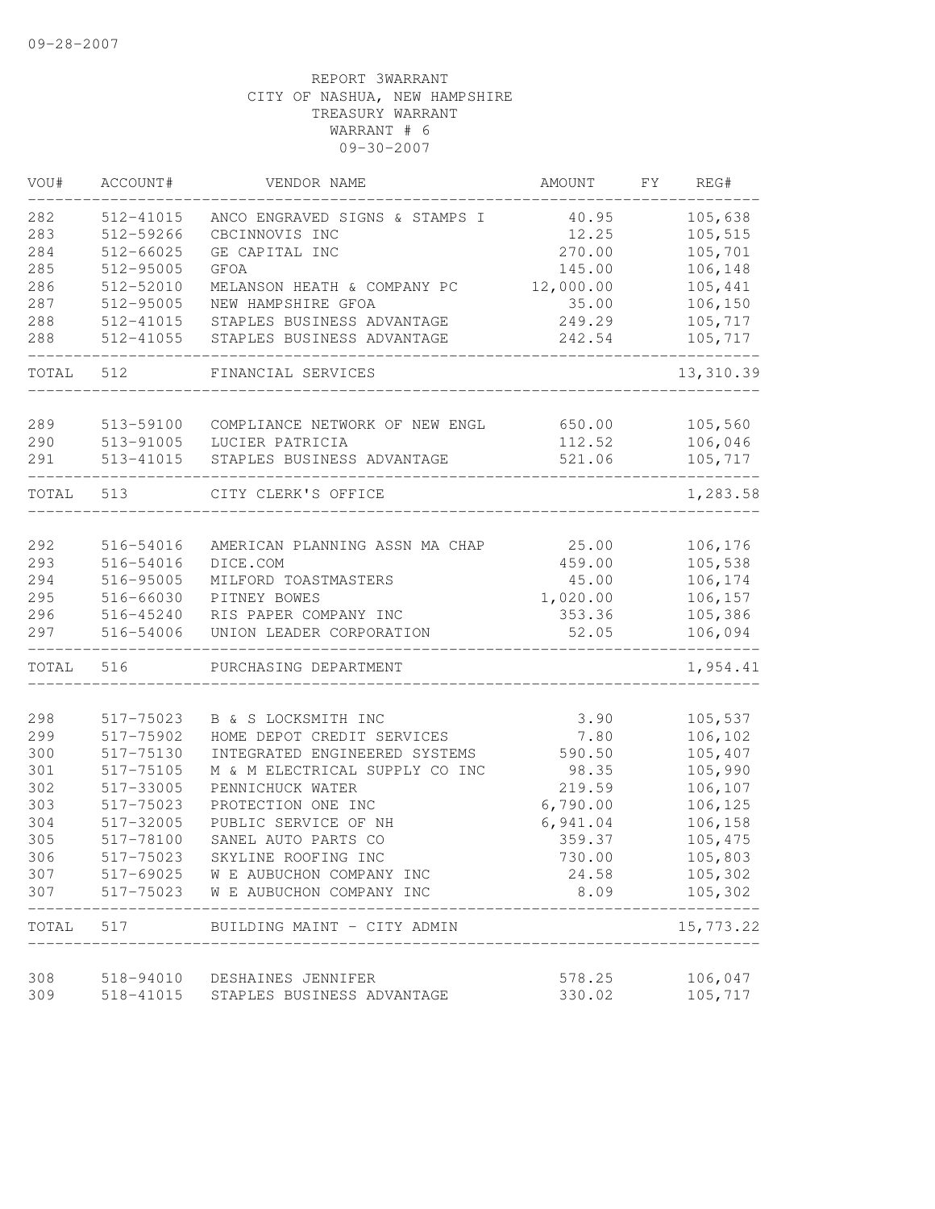09-28-2007

REPORT 3WARRANT
CITY OF NASHUA, NEW HAMPSHIRE
TREASURY WARRANT
WARRANT # 6
09-30-2007

| VOU# | ACCOUNT# | VENDOR NAME | AMOUNT | FY | REG# |
|---|---|---|---|---|---|
| 282 | 512-41015 | ANCO ENGRAVED SIGNS & STAMPS I | 40.95 | | 105,638 |
| 283 | 512-59266 | CBCINNOVIS INC | 12.25 | | 105,515 |
| 284 | 512-66025 | GE CAPITAL INC | 270.00 | | 105,701 |
| 285 | 512-95005 | GFOA | 145.00 | | 106,148 |
| 286 | 512-52010 | MELANSON HEATH & COMPANY PC | 12,000.00 | | 105,441 |
| 287 | 512-95005 | NEW HAMPSHIRE GFOA | 35.00 | | 106,150 |
| 288 | 512-41015 | STAPLES BUSINESS ADVANTAGE | 249.29 | | 105,717 |
| 288 | 512-41055 | STAPLES BUSINESS ADVANTAGE | 242.54 | | 105,717 |
| TOTAL | 512 | FINANCIAL SERVICES | | | 13,310.39 |
| 289 | 513-59100 | COMPLIANCE NETWORK OF NEW ENGL | 650.00 | | 105,560 |
| 290 | 513-91005 | LUCIER PATRICIA | 112.52 | | 106,046 |
| 291 | 513-41015 | STAPLES BUSINESS ADVANTAGE | 521.06 | | 105,717 |
| TOTAL | 513 | CITY CLERK'S OFFICE | | | 1,283.58 |
| 292 | 516-54016 | AMERICAN PLANNING ASSN MA CHAP | 25.00 | | 106,176 |
| 293 | 516-54016 | DICE.COM | 459.00 | | 105,538 |
| 294 | 516-95005 | MILFORD TOASTMASTERS | 45.00 | | 106,174 |
| 295 | 516-66030 | PITNEY BOWES | 1,020.00 | | 106,157 |
| 296 | 516-45240 | RIS PAPER COMPANY INC | 353.36 | | 105,386 |
| 297 | 516-54006 | UNION LEADER CORPORATION | 52.05 | | 106,094 |
| TOTAL | 516 | PURCHASING DEPARTMENT | | | 1,954.41 |
| 298 | 517-75023 | B & S LOCKSMITH INC | 3.90 | | 105,537 |
| 299 | 517-75902 | HOME DEPOT CREDIT SERVICES | 7.80 | | 106,102 |
| 300 | 517-75130 | INTEGRATED ENGINEERED SYSTEMS | 590.50 | | 105,407 |
| 301 | 517-75105 | M & M ELECTRICAL SUPPLY CO INC | 98.35 | | 105,990 |
| 302 | 517-33005 | PENNICHUCK WATER | 219.59 | | 106,107 |
| 303 | 517-75023 | PROTECTION ONE INC | 6,790.00 | | 106,125 |
| 304 | 517-32005 | PUBLIC SERVICE OF NH | 6,941.04 | | 106,158 |
| 305 | 517-78100 | SANEL AUTO PARTS CO | 359.37 | | 105,475 |
| 306 | 517-75023 | SKYLINE ROOFING INC | 730.00 | | 105,803 |
| 307 | 517-69025 | W E AUBUCHON COMPANY INC | 24.58 | | 105,302 |
| 307 | 517-75023 | W E AUBUCHON COMPANY INC | 8.09 | | 105,302 |
| TOTAL | 517 | BUILDING MAINT - CITY ADMIN | | | 15,773.22 |
| 308 | 518-94010 | DESHAINES JENNIFER | 578.25 | | 106,047 |
| 309 | 518-41015 | STAPLES BUSINESS ADVANTAGE | 330.02 | | 105,717 |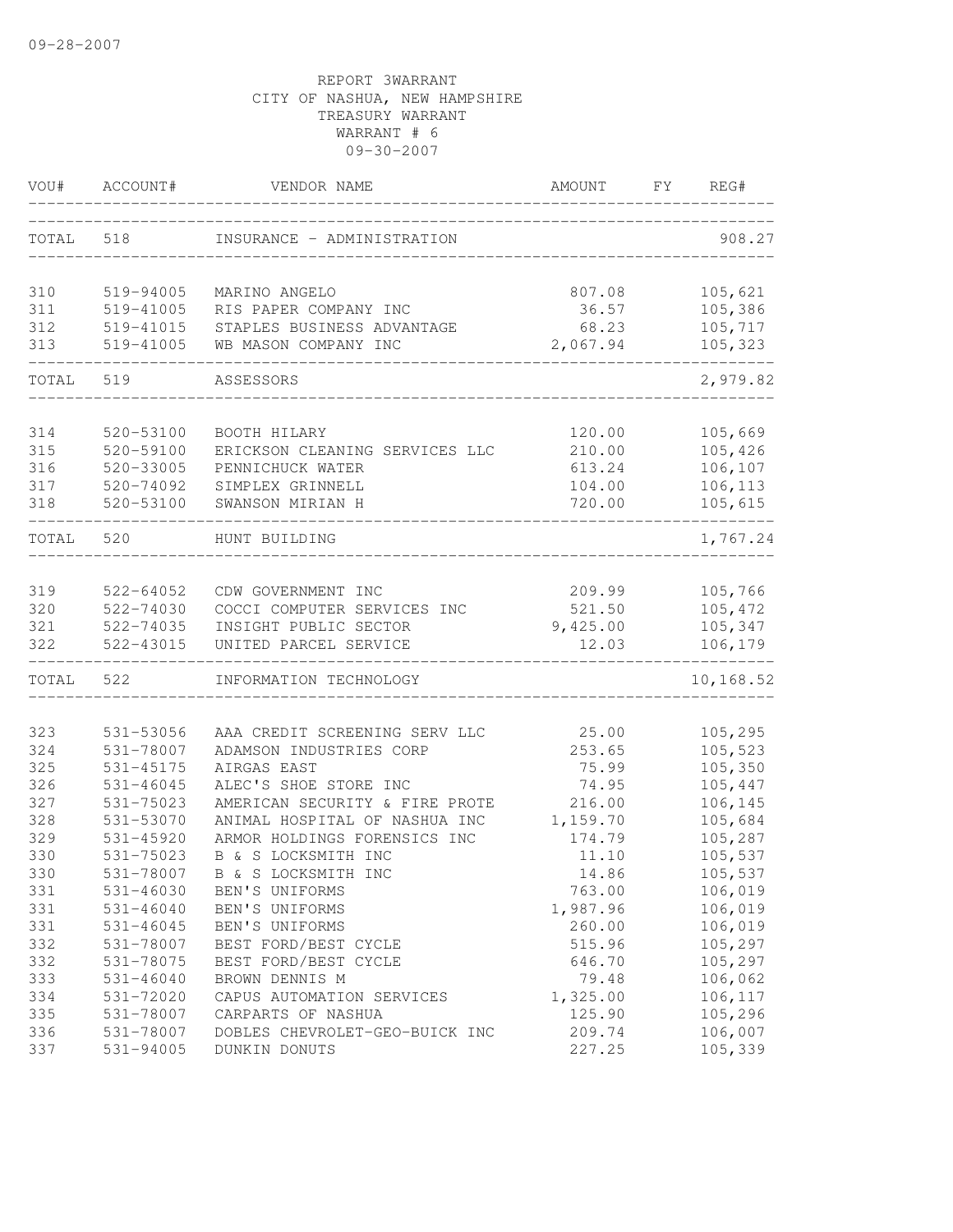09-28-2007

REPORT 3WARRANT
CITY OF NASHUA, NEW HAMPSHIRE
TREASURY WARRANT
WARRANT # 6
09-30-2007

| VOU# | ACCOUNT# | VENDOR NAME | AMOUNT | FY | REG# |
|---|---|---|---|---|---|
| TOTAL | 518 | INSURANCE - ADMINISTRATION | | | 908.27 |
| 310 | 519-94005 | MARINO ANGELO | 807.08 | | 105,621 |
| 311 | 519-41005 | RIS PAPER COMPANY INC | 36.57 | | 105,386 |
| 312 | 519-41015 | STAPLES BUSINESS ADVANTAGE | 68.23 | | 105,717 |
| 313 | 519-41005 | WB MASON COMPANY INC | 2,067.94 | | 105,323 |
| TOTAL | 519 | ASSESSORS | | | 2,979.82 |
| 314 | 520-53100 | BOOTH HILARY | 120.00 | | 105,669 |
| 315 | 520-59100 | ERICKSON CLEANING SERVICES LLC | 210.00 | | 105,426 |
| 316 | 520-33005 | PENNICHUCK WATER | 613.24 | | 106,107 |
| 317 | 520-74092 | SIMPLEX GRINNELL | 104.00 | | 106,113 |
| 318 | 520-53100 | SWANSON MIRIAN H | 720.00 | | 105,615 |
| TOTAL | 520 | HUNT BUILDING | | | 1,767.24 |
| 319 | 522-64052 | CDW GOVERNMENT INC | 209.99 | | 105,766 |
| 320 | 522-74030 | COCCI COMPUTER SERVICES INC | 521.50 | | 105,472 |
| 321 | 522-74035 | INSIGHT PUBLIC SECTOR | 9,425.00 | | 105,347 |
| 322 | 522-43015 | UNITED PARCEL SERVICE | 12.03 | | 106,179 |
| TOTAL | 522 | INFORMATION TECHNOLOGY | | | 10,168.52 |
| 323 | 531-53056 | AAA CREDIT SCREENING SERV LLC | 25.00 | | 105,295 |
| 324 | 531-78007 | ADAMSON INDUSTRIES CORP | 253.65 | | 105,523 |
| 325 | 531-45175 | AIRGAS EAST | 75.99 | | 105,350 |
| 326 | 531-46045 | ALEC'S SHOE STORE INC | 74.95 | | 105,447 |
| 327 | 531-75023 | AMERICAN SECURITY & FIRE PROTE | 216.00 | | 106,145 |
| 328 | 531-53070 | ANIMAL HOSPITAL OF NASHUA INC | 1,159.70 | | 105,684 |
| 329 | 531-45920 | ARMOR HOLDINGS FORENSICS INC | 174.79 | | 105,287 |
| 330 | 531-75023 | B & S LOCKSMITH INC | 11.10 | | 105,537 |
| 330 | 531-78007 | B & S LOCKSMITH INC | 14.86 | | 105,537 |
| 331 | 531-46030 | BEN'S UNIFORMS | 763.00 | | 106,019 |
| 331 | 531-46040 | BEN'S UNIFORMS | 1,987.96 | | 106,019 |
| 331 | 531-46045 | BEN'S UNIFORMS | 260.00 | | 106,019 |
| 332 | 531-78007 | BEST FORD/BEST CYCLE | 515.96 | | 105,297 |
| 332 | 531-78075 | BEST FORD/BEST CYCLE | 646.70 | | 105,297 |
| 333 | 531-46040 | BROWN DENNIS M | 79.48 | | 106,062 |
| 334 | 531-72020 | CAPUS AUTOMATION SERVICES | 1,325.00 | | 106,117 |
| 335 | 531-78007 | CARPARTS OF NASHUA | 125.90 | | 105,296 |
| 336 | 531-78007 | DOBLES CHEVROLET-GEO-BUICK INC | 209.74 | | 106,007 |
| 337 | 531-94005 | DUNKIN DONUTS | 227.25 | | 105,339 |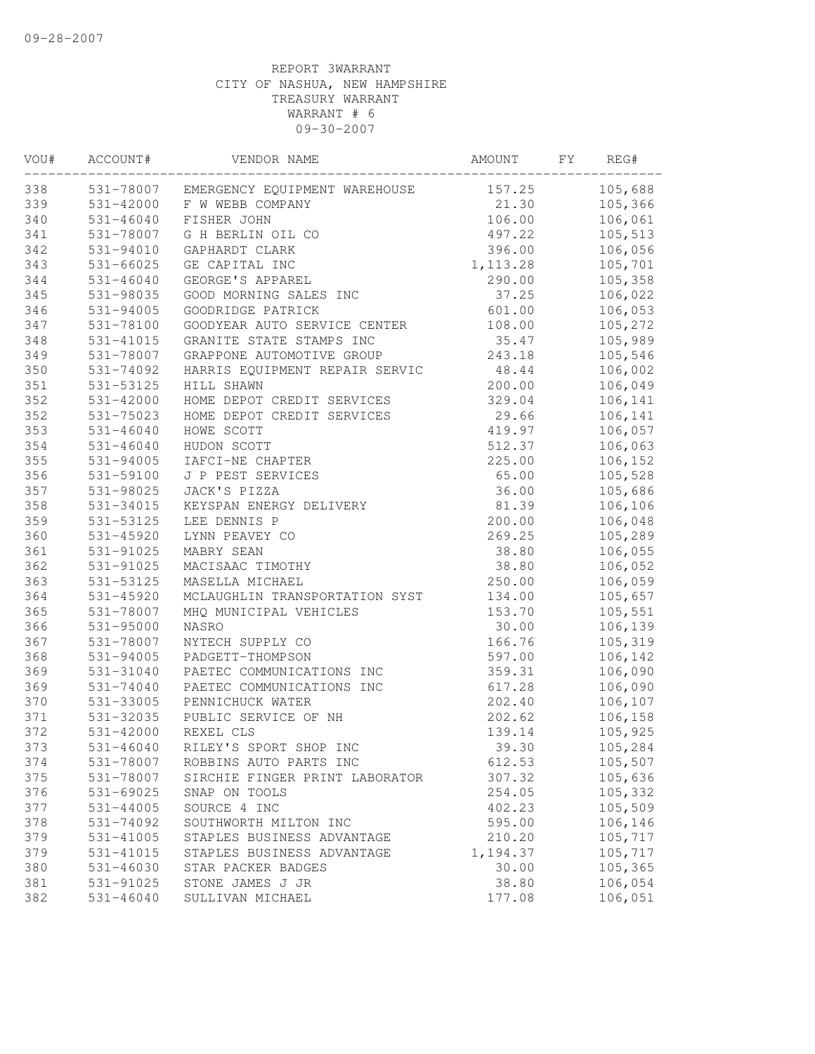09-28-2007

REPORT 3WARRANT
CITY OF NASHUA, NEW HAMPSHIRE
TREASURY WARRANT
WARRANT # 6
09-30-2007

| VOU# | ACCOUNT# | VENDOR NAME | AMOUNT | FY | REG# |
|---|---|---|---|---|---|
| 338 | 531-78007 | EMERGENCY EQUIPMENT WAREHOUSE | 157.25 | | 105,688 |
| 339 | 531-42000 | F W WEBB COMPANY | 21.30 | | 105,366 |
| 340 | 531-46040 | FISHER JOHN | 106.00 | | 106,061 |
| 341 | 531-78007 | G H BERLIN OIL CO | 497.22 | | 105,513 |
| 342 | 531-94010 | GAPHARDT CLARK | 396.00 | | 106,056 |
| 343 | 531-66025 | GE CAPITAL INC | 1,113.28 | | 105,701 |
| 344 | 531-46040 | GEORGE'S APPAREL | 290.00 | | 105,358 |
| 345 | 531-98035 | GOOD MORNING SALES INC | 37.25 | | 106,022 |
| 346 | 531-94005 | GOODRIDGE PATRICK | 601.00 | | 106,053 |
| 347 | 531-78100 | GOODYEAR AUTO SERVICE CENTER | 108.00 | | 105,272 |
| 348 | 531-41015 | GRANITE STATE STAMPS INC | 35.47 | | 105,989 |
| 349 | 531-78007 | GRAPPONE AUTOMOTIVE GROUP | 243.18 | | 105,546 |
| 350 | 531-74092 | HARRIS EQUIPMENT REPAIR SERVIC | 48.44 | | 106,002 |
| 351 | 531-53125 | HILL SHAWN | 200.00 | | 106,049 |
| 352 | 531-42000 | HOME DEPOT CREDIT SERVICES | 329.04 | | 106,141 |
| 352 | 531-75023 | HOME DEPOT CREDIT SERVICES | 29.66 | | 106,141 |
| 353 | 531-46040 | HOWE SCOTT | 419.97 | | 106,057 |
| 354 | 531-46040 | HUDON SCOTT | 512.37 | | 106,063 |
| 355 | 531-94005 | IAFCI-NE CHAPTER | 225.00 | | 106,152 |
| 356 | 531-59100 | J P PEST SERVICES | 65.00 | | 105,528 |
| 357 | 531-98025 | JACK'S PIZZA | 36.00 | | 105,686 |
| 358 | 531-34015 | KEYSPAN ENERGY DELIVERY | 81.39 | | 106,106 |
| 359 | 531-53125 | LEE DENNIS P | 200.00 | | 106,048 |
| 360 | 531-45920 | LYNN PEAVEY CO | 269.25 | | 105,289 |
| 361 | 531-91025 | MABRY SEAN | 38.80 | | 106,055 |
| 362 | 531-91025 | MACISAAC TIMOTHY | 38.80 | | 106,052 |
| 363 | 531-53125 | MASELLA MICHAEL | 250.00 | | 106,059 |
| 364 | 531-45920 | MCLAUGHLIN TRANSPORTATION SYST | 134.00 | | 105,657 |
| 365 | 531-78007 | MHQ MUNICIPAL VEHICLES | 153.70 | | 105,551 |
| 366 | 531-95000 | NASRO | 30.00 | | 106,139 |
| 367 | 531-78007 | NYTECH SUPPLY CO | 166.76 | | 105,319 |
| 368 | 531-94005 | PADGETT-THOMPSON | 597.00 | | 106,142 |
| 369 | 531-31040 | PAETEC COMMUNICATIONS INC | 359.31 | | 106,090 |
| 369 | 531-74040 | PAETEC COMMUNICATIONS INC | 617.28 | | 106,090 |
| 370 | 531-33005 | PENNICHUCK WATER | 202.40 | | 106,107 |
| 371 | 531-32035 | PUBLIC SERVICE OF NH | 202.62 | | 106,158 |
| 372 | 531-42000 | REXEL CLS | 139.14 | | 105,925 |
| 373 | 531-46040 | RILEY'S SPORT SHOP INC | 39.30 | | 105,284 |
| 374 | 531-78007 | ROBBINS AUTO PARTS INC | 612.53 | | 105,507 |
| 375 | 531-78007 | SIRCHIE FINGER PRINT LABORATOR | 307.32 | | 105,636 |
| 376 | 531-69025 | SNAP ON TOOLS | 254.05 | | 105,332 |
| 377 | 531-44005 | SOURCE 4 INC | 402.23 | | 105,509 |
| 378 | 531-74092 | SOUTHWORTH MILTON INC | 595.00 | | 106,146 |
| 379 | 531-41005 | STAPLES BUSINESS ADVANTAGE | 210.20 | | 105,717 |
| 379 | 531-41015 | STAPLES BUSINESS ADVANTAGE | 1,194.37 | | 105,717 |
| 380 | 531-46030 | STAR PACKER BADGES | 30.00 | | 105,365 |
| 381 | 531-91025 | STONE JAMES J JR | 38.80 | | 106,054 |
| 382 | 531-46040 | SULLIVAN MICHAEL | 177.08 | | 106,051 |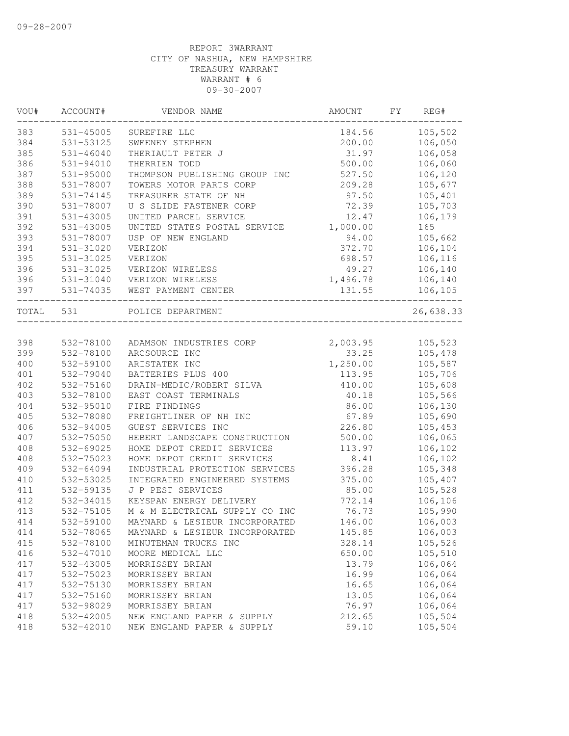09-28-2007

REPORT 3WARRANT
CITY OF NASHUA, NEW HAMPSHIRE
TREASURY WARRANT
WARRANT # 6
09-30-2007

| VOU# | ACCOUNT# | VENDOR NAME | AMOUNT | FY | REG# |
|---|---|---|---|---|---|
| 383 | 531-45005 | SUREFIRE LLC | 184.56 | | 105,502 |
| 384 | 531-53125 | SWEENEY STEPHEN | 200.00 | | 106,050 |
| 385 | 531-46040 | THERIAULT PETER J | 31.97 | | 106,058 |
| 386 | 531-94010 | THERRIEN TODD | 500.00 | | 106,060 |
| 387 | 531-95000 | THOMPSON PUBLISHING GROUP INC | 527.50 | | 106,120 |
| 388 | 531-78007 | TOWERS MOTOR PARTS CORP | 209.28 | | 105,677 |
| 389 | 531-74145 | TREASURER STATE OF NH | 97.50 | | 105,401 |
| 390 | 531-78007 | U S SLIDE FASTENER CORP | 72.39 | | 105,703 |
| 391 | 531-43005 | UNITED PARCEL SERVICE | 12.47 | | 106,179 |
| 392 | 531-43005 | UNITED STATES POSTAL SERVICE | 1,000.00 | | 165 |
| 393 | 531-78007 | USP OF NEW ENGLAND | 94.00 | | 105,662 |
| 394 | 531-31020 | VERIZON | 372.70 | | 106,104 |
| 395 | 531-31025 | VERIZON | 698.57 | | 106,116 |
| 396 | 531-31025 | VERIZON WIRELESS | 49.27 | | 106,140 |
| 396 | 531-31040 | VERIZON WIRELESS | 1,496.78 | | 106,140 |
| 397 | 531-74035 | WEST PAYMENT CENTER | 131.55 | | 106,105 |
| TOTAL | 531 | POLICE DEPARTMENT | | | 26,638.33 |

| VOU# | ACCOUNT# | VENDOR NAME | AMOUNT | FY | REG# |
|---|---|---|---|---|---|
| 398 | 532-78100 | ADAMSON INDUSTRIES CORP | 2,003.95 | | 105,523 |
| 399 | 532-78100 | ARCSOURCE INC | 33.25 | | 105,478 |
| 400 | 532-59100 | ARISTATEK INC | 1,250.00 | | 105,587 |
| 401 | 532-79040 | BATTERIES PLUS 400 | 113.95 | | 105,706 |
| 402 | 532-75160 | DRAIN-MEDIC/ROBERT SILVA | 410.00 | | 105,608 |
| 403 | 532-78100 | EAST COAST TERMINALS | 40.18 | | 105,566 |
| 404 | 532-95010 | FIRE FINDINGS | 86.00 | | 106,130 |
| 405 | 532-78080 | FREIGHTLINER OF NH INC | 67.89 | | 105,690 |
| 406 | 532-94005 | GUEST SERVICES INC | 226.80 | | 105,453 |
| 407 | 532-75050 | HEBERT LANDSCAPE CONSTRUCTION | 500.00 | | 106,065 |
| 408 | 532-69025 | HOME DEPOT CREDIT SERVICES | 113.97 | | 106,102 |
| 408 | 532-75023 | HOME DEPOT CREDIT SERVICES | 8.41 | | 106,102 |
| 409 | 532-64094 | INDUSTRIAL PROTECTION SERVICES | 396.28 | | 105,348 |
| 410 | 532-53025 | INTEGRATED ENGINEERED SYSTEMS | 375.00 | | 105,407 |
| 411 | 532-59135 | J P PEST SERVICES | 85.00 | | 105,528 |
| 412 | 532-34015 | KEYSPAN ENERGY DELIVERY | 772.14 | | 106,106 |
| 413 | 532-75105 | M & M ELECTRICAL SUPPLY CO INC | 76.73 | | 105,990 |
| 414 | 532-59100 | MAYNARD & LESIEUR INCORPORATED | 146.00 | | 106,003 |
| 414 | 532-78065 | MAYNARD & LESIEUR INCORPORATED | 145.85 | | 106,003 |
| 415 | 532-78100 | MINUTEMAN TRUCKS INC | 328.14 | | 105,526 |
| 416 | 532-47010 | MOORE MEDICAL LLC | 650.00 | | 105,510 |
| 417 | 532-43005 | MORRISSEY BRIAN | 13.79 | | 106,064 |
| 417 | 532-75023 | MORRISSEY BRIAN | 16.99 | | 106,064 |
| 417 | 532-75130 | MORRISSEY BRIAN | 16.65 | | 106,064 |
| 417 | 532-75160 | MORRISSEY BRIAN | 13.05 | | 106,064 |
| 417 | 532-98029 | MORRISSEY BRIAN | 76.97 | | 106,064 |
| 418 | 532-42005 | NEW ENGLAND PAPER & SUPPLY | 212.65 | | 105,504 |
| 418 | 532-42010 | NEW ENGLAND PAPER & SUPPLY | 59.10 | | 105,504 |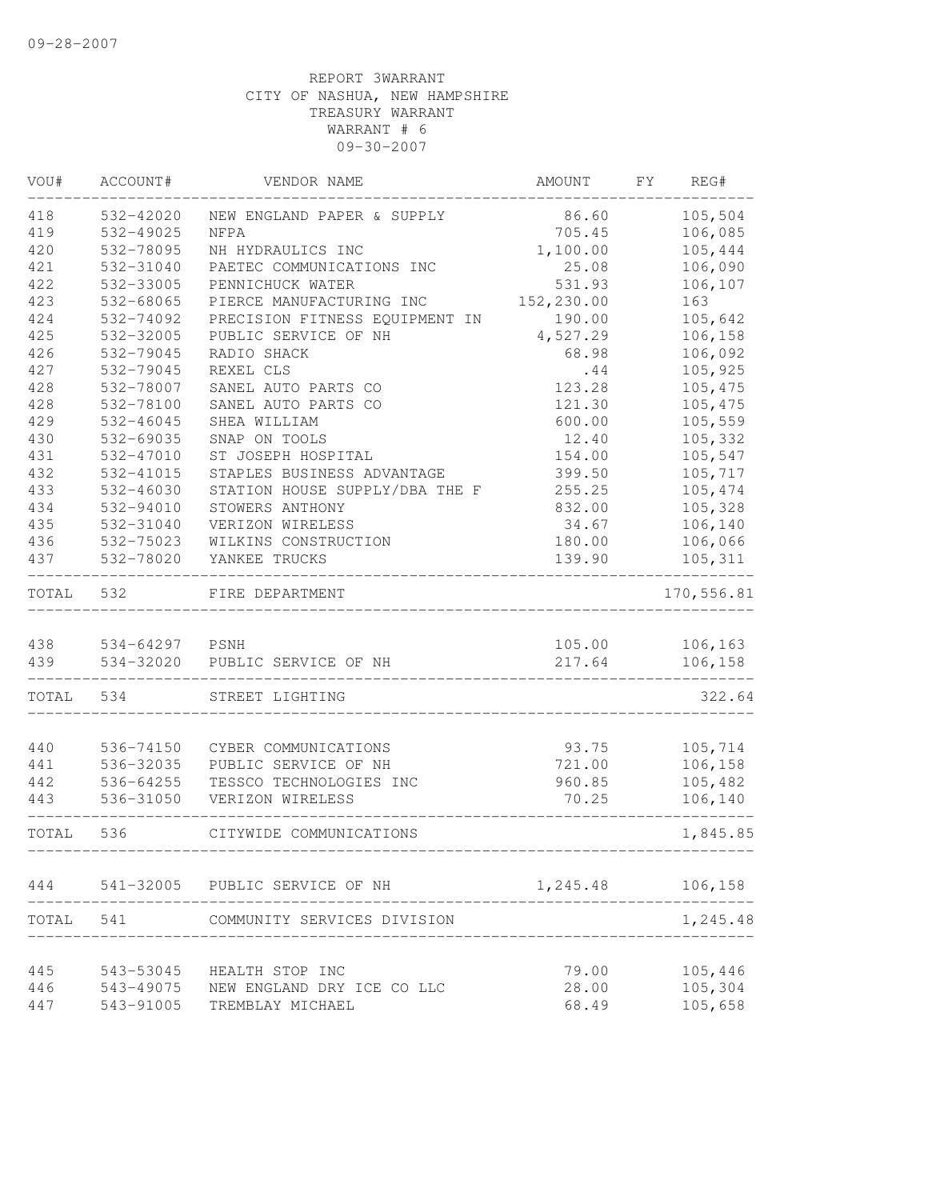09-28-2007

REPORT 3WARRANT
CITY OF NASHUA, NEW HAMPSHIRE
TREASURY WARRANT
WARRANT # 6
09-30-2007

| VOU# | ACCOUNT# | VENDOR NAME | AMOUNT | FY | REG# |
|---|---|---|---|---|---|
| 418 | 532-42020 | NEW ENGLAND PAPER & SUPPLY | 86.60 | | 105,504 |
| 419 | 532-49025 | NFPA | 705.45 | | 106,085 |
| 420 | 532-78095 | NH HYDRAULICS INC | 1,100.00 | | 105,444 |
| 421 | 532-31040 | PAETEC COMMUNICATIONS INC | 25.08 | | 106,090 |
| 422 | 532-33005 | PENNICHUCK WATER | 531.93 | | 106,107 |
| 423 | 532-68065 | PIERCE MANUFACTURING INC | 152,230.00 | | 163 |
| 424 | 532-74092 | PRECISION FITNESS EQUIPMENT IN | 190.00 | | 105,642 |
| 425 | 532-32005 | PUBLIC SERVICE OF NH | 4,527.29 | | 106,158 |
| 426 | 532-79045 | RADIO SHACK | 68.98 | | 106,092 |
| 427 | 532-79045 | REXEL CLS | .44 | | 105,925 |
| 428 | 532-78007 | SANEL AUTO PARTS CO | 123.28 | | 105,475 |
| 428 | 532-78100 | SANEL AUTO PARTS CO | 121.30 | | 105,475 |
| 429 | 532-46045 | SHEA WILLIAM | 600.00 | | 105,559 |
| 430 | 532-69035 | SNAP ON TOOLS | 12.40 | | 105,332 |
| 431 | 532-47010 | ST JOSEPH HOSPITAL | 154.00 | | 105,547 |
| 432 | 532-41015 | STAPLES BUSINESS ADVANTAGE | 399.50 | | 105,717 |
| 433 | 532-46030 | STATION HOUSE SUPPLY/DBA THE F | 255.25 | | 105,474 |
| 434 | 532-94010 | STOWERS ANTHONY | 832.00 | | 105,328 |
| 435 | 532-31040 | VERIZON WIRELESS | 34.67 | | 106,140 |
| 436 | 532-75023 | WILKINS CONSTRUCTION | 180.00 | | 106,066 |
| 437 | 532-78020 | YANKEE TRUCKS | 139.90 | | 105,311 |
| TOTAL | 532 | FIRE DEPARTMENT | | | 170,556.81 |
| 438 | 534-64297 | PSNH | 105.00 | | 106,163 |
| 439 | 534-32020 | PUBLIC SERVICE OF NH | 217.64 | | 106,158 |
| TOTAL | 534 | STREET LIGHTING | | | 322.64 |
| 440 | 536-74150 | CYBER COMMUNICATIONS | 93.75 | | 105,714 |
| 441 | 536-32035 | PUBLIC SERVICE OF NH | 721.00 | | 106,158 |
| 442 | 536-64255 | TESSCO TECHNOLOGIES INC | 960.85 | | 105,482 |
| 443 | 536-31050 | VERIZON WIRELESS | 70.25 | | 106,140 |
| TOTAL | 536 | CITYWIDE COMMUNICATIONS | | | 1,845.85 |
| 444 | 541-32005 | PUBLIC SERVICE OF NH | 1,245.48 | | 106,158 |
| TOTAL | 541 | COMMUNITY SERVICES DIVISION | | | 1,245.48 |
| 445 | 543-53045 | HEALTH STOP INC | 79.00 | | 105,446 |
| 446 | 543-49075 | NEW ENGLAND DRY ICE CO LLC | 28.00 | | 105,304 |
| 447 | 543-91005 | TREMBLAY MICHAEL | 68.49 | | 105,658 |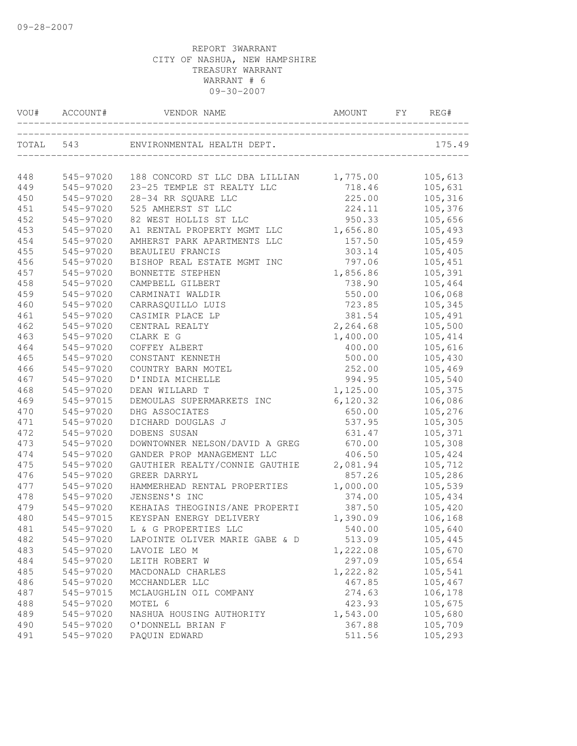09-28-2007

REPORT 3WARRANT
CITY OF NASHUA, NEW HAMPSHIRE
TREASURY WARRANT
WARRANT # 6
09-30-2007

| VOU# | ACCOUNT# | VENDOR NAME | AMOUNT | FY | REG# |
|---|---|---|---|---|---|
| TOTAL | 543 | ENVIRONMENTAL HEALTH DEPT. | | | 175.49 |
| 448 | 545-97020 | 188 CONCORD ST LLC DBA LILLIAN | 1,775.00 | | 105,613 |
| 449 | 545-97020 | 23-25 TEMPLE ST REALTY LLC | 718.46 | | 105,631 |
| 450 | 545-97020 | 28-34 RR SQUARE LLC | 225.00 | | 105,316 |
| 451 | 545-97020 | 525 AMHERST ST LLC | 224.11 | | 105,376 |
| 452 | 545-97020 | 82 WEST HOLLIS ST LLC | 950.33 | | 105,656 |
| 453 | 545-97020 | A1 RENTAL PROPERTY MGMT LLC | 1,656.80 | | 105,493 |
| 454 | 545-97020 | AMHERST PARK APARTMENTS LLC | 157.50 | | 105,459 |
| 455 | 545-97020 | BEAULIEU FRANCIS | 303.14 | | 105,405 |
| 456 | 545-97020 | BISHOP REAL ESTATE MGMT INC | 797.06 | | 105,451 |
| 457 | 545-97020 | BONNETTE STEPHEN | 1,856.86 | | 105,391 |
| 458 | 545-97020 | CAMPBELL GILBERT | 738.90 | | 105,464 |
| 459 | 545-97020 | CARMINATI WALDIR | 550.00 | | 106,068 |
| 460 | 545-97020 | CARRASQUILLO LUIS | 723.85 | | 105,345 |
| 461 | 545-97020 | CASIMIR PLACE LP | 381.54 | | 105,491 |
| 462 | 545-97020 | CENTRAL REALTY | 2,264.68 | | 105,500 |
| 463 | 545-97020 | CLARK E G | 1,400.00 | | 105,414 |
| 464 | 545-97020 | COFFEY ALBERT | 400.00 | | 105,616 |
| 465 | 545-97020 | CONSTANT KENNETH | 500.00 | | 105,430 |
| 466 | 545-97020 | COUNTRY BARN MOTEL | 252.00 | | 105,469 |
| 467 | 545-97020 | D'INDIA MICHELLE | 994.95 | | 105,540 |
| 468 | 545-97020 | DEAN WILLARD T | 1,125.00 | | 105,375 |
| 469 | 545-97015 | DEMOULAS SUPERMARKETS INC | 6,120.32 | | 106,086 |
| 470 | 545-97020 | DHG ASSOCIATES | 650.00 | | 105,276 |
| 471 | 545-97020 | DICHARD DOUGLAS J | 537.95 | | 105,305 |
| 472 | 545-97020 | DOBENS SUSAN | 631.47 | | 105,371 |
| 473 | 545-97020 | DOWNTOWNER NELSON/DAVID A GREG | 670.00 | | 105,308 |
| 474 | 545-97020 | GANDER PROP MANAGEMENT LLC | 406.50 | | 105,424 |
| 475 | 545-97020 | GAUTHIER REALTY/CONNIE GAUTHIE | 2,081.94 | | 105,712 |
| 476 | 545-97020 | GREER DARRYL | 857.26 | | 105,286 |
| 477 | 545-97020 | HAMMERHEAD RENTAL PROPERTIES | 1,000.00 | | 105,539 |
| 478 | 545-97020 | JENSENS'S INC | 374.00 | | 105,434 |
| 479 | 545-97020 | KEHAIAS THEOGINIS/ANE PROPERTI | 387.50 | | 105,420 |
| 480 | 545-97015 | KEYSPAN ENERGY DELIVERY | 1,390.09 | | 106,168 |
| 481 | 545-97020 | L & G PROPERTIES LLC | 540.00 | | 105,640 |
| 482 | 545-97020 | LAPOINTE OLIVER MARIE GABE & D | 513.09 | | 105,445 |
| 483 | 545-97020 | LAVOIE LEO M | 1,222.08 | | 105,670 |
| 484 | 545-97020 | LEITH ROBERT W | 297.09 | | 105,654 |
| 485 | 545-97020 | MACDONALD CHARLES | 1,222.82 | | 105,541 |
| 486 | 545-97020 | MCCHANDLER LLC | 467.85 | | 105,467 |
| 487 | 545-97015 | MCLAUGHLIN OIL COMPANY | 274.63 | | 106,178 |
| 488 | 545-97020 | MOTEL 6 | 423.93 | | 105,675 |
| 489 | 545-97020 | NASHUA HOUSING AUTHORITY | 1,543.00 | | 105,680 |
| 490 | 545-97020 | O'DONNELL BRIAN F | 367.88 | | 105,709 |
| 491 | 545-97020 | PAQUIN EDWARD | 511.56 | | 105,293 |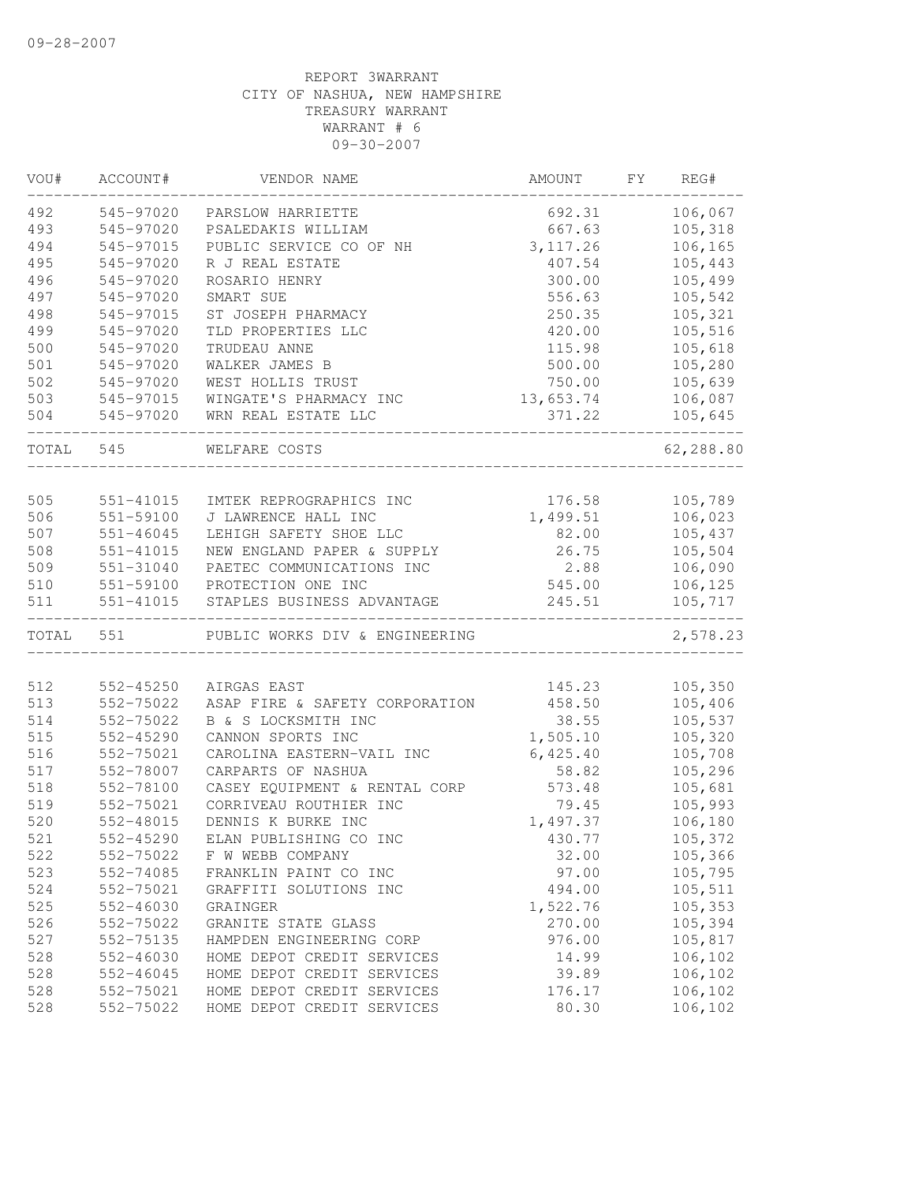09-28-2007

REPORT 3WARRANT
CITY OF NASHUA, NEW HAMPSHIRE
TREASURY WARRANT
WARRANT # 6
09-30-2007

| VOU# | ACCOUNT# | VENDOR NAME | AMOUNT | FY | REG# |
|---|---|---|---|---|---|
| 492 | 545-97020 | PARSLOW HARRIETTE | 692.31 | | 106,067 |
| 493 | 545-97020 | PSALEDAKIS WILLIAM | 667.63 | | 105,318 |
| 494 | 545-97015 | PUBLIC SERVICE CO OF NH | 3,117.26 | | 106,165 |
| 495 | 545-97020 | R J REAL ESTATE | 407.54 | | 105,443 |
| 496 | 545-97020 | ROSARIO HENRY | 300.00 | | 105,499 |
| 497 | 545-97020 | SMART SUE | 556.63 | | 105,542 |
| 498 | 545-97015 | ST JOSEPH PHARMACY | 250.35 | | 105,321 |
| 499 | 545-97020 | TLD PROPERTIES LLC | 420.00 | | 105,516 |
| 500 | 545-97020 | TRUDEAU ANNE | 115.98 | | 105,618 |
| 501 | 545-97020 | WALKER JAMES B | 500.00 | | 105,280 |
| 502 | 545-97020 | WEST HOLLIS TRUST | 750.00 | | 105,639 |
| 503 | 545-97015 | WINGATE'S PHARMACY INC | 13,653.74 | | 106,087 |
| 504 | 545-97020 | WRN REAL ESTATE LLC | 371.22 | | 105,645 |
| TOTAL | 545 | WELFARE COSTS | | | 62,288.80 |
| 505 | 551-41015 | IMTEK REPROGRAPHICS INC | 176.58 | | 105,789 |
| 506 | 551-59100 | J LAWRENCE HALL INC | 1,499.51 | | 106,023 |
| 507 | 551-46045 | LEHIGH SAFETY SHOE LLC | 82.00 | | 105,437 |
| 508 | 551-41015 | NEW ENGLAND PAPER & SUPPLY | 26.75 | | 105,504 |
| 509 | 551-31040 | PAETEC COMMUNICATIONS INC | 2.88 | | 106,090 |
| 510 | 551-59100 | PROTECTION ONE INC | 545.00 | | 106,125 |
| 511 | 551-41015 | STAPLES BUSINESS ADVANTAGE | 245.51 | | 105,717 |
| TOTAL | 551 | PUBLIC WORKS DIV & ENGINEERING | | | 2,578.23 |
| 512 | 552-45250 | AIRGAS EAST | 145.23 | | 105,350 |
| 513 | 552-75022 | ASAP FIRE & SAFETY CORPORATION | 458.50 | | 105,406 |
| 514 | 552-75022 | B & S LOCKSMITH INC | 38.55 | | 105,537 |
| 515 | 552-45290 | CANNON SPORTS INC | 1,505.10 | | 105,320 |
| 516 | 552-75021 | CAROLINA EASTERN-VAIL INC | 6,425.40 | | 105,708 |
| 517 | 552-78007 | CARPARTS OF NASHUA | 58.82 | | 105,296 |
| 518 | 552-78100 | CASEY EQUIPMENT & RENTAL CORP | 573.48 | | 105,681 |
| 519 | 552-75021 | CORRIVEAU ROUTHIER INC | 79.45 | | 105,993 |
| 520 | 552-48015 | DENNIS K BURKE INC | 1,497.37 | | 106,180 |
| 521 | 552-45290 | ELAN PUBLISHING CO INC | 430.77 | | 105,372 |
| 522 | 552-75022 | F W WEBB COMPANY | 32.00 | | 105,366 |
| 523 | 552-74085 | FRANKLIN PAINT CO INC | 97.00 | | 105,795 |
| 524 | 552-75021 | GRAFFITI SOLUTIONS INC | 494.00 | | 105,511 |
| 525 | 552-46030 | GRAINGER | 1,522.76 | | 105,353 |
| 526 | 552-75022 | GRANITE STATE GLASS | 270.00 | | 105,394 |
| 527 | 552-75135 | HAMPDEN ENGINEERING CORP | 976.00 | | 105,817 |
| 528 | 552-46030 | HOME DEPOT CREDIT SERVICES | 14.99 | | 106,102 |
| 528 | 552-46045 | HOME DEPOT CREDIT SERVICES | 39.89 | | 106,102 |
| 528 | 552-75021 | HOME DEPOT CREDIT SERVICES | 176.17 | | 106,102 |
| 528 | 552-75022 | HOME DEPOT CREDIT SERVICES | 80.30 | | 106,102 |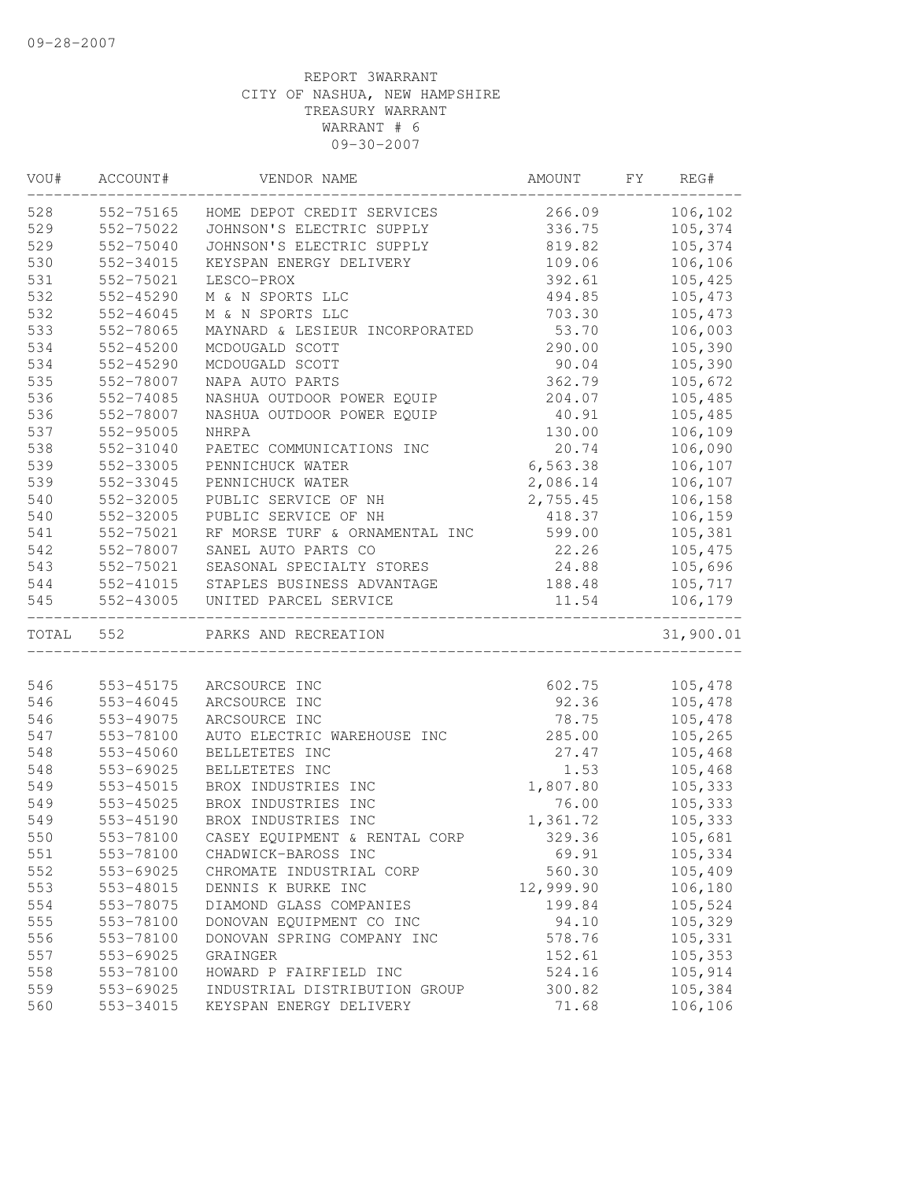09-28-2007

REPORT 3WARRANT
CITY OF NASHUA, NEW HAMPSHIRE
TREASURY WARRANT
WARRANT # 6
09-30-2007

| VOU# | ACCOUNT# | VENDOR NAME | AMOUNT | FY | REG# |
|---|---|---|---|---|---|
| 528 | 552-75165 | HOME DEPOT CREDIT SERVICES | 266.09 | | 106,102 |
| 529 | 552-75022 | JOHNSON'S ELECTRIC SUPPLY | 336.75 | | 105,374 |
| 529 | 552-75040 | JOHNSON'S ELECTRIC SUPPLY | 819.82 | | 105,374 |
| 530 | 552-34015 | KEYSPAN ENERGY DELIVERY | 109.06 | | 106,106 |
| 531 | 552-75021 | LESCO-PROX | 392.61 | | 105,425 |
| 532 | 552-45290 | M & N SPORTS LLC | 494.85 | | 105,473 |
| 532 | 552-46045 | M & N SPORTS LLC | 703.30 | | 105,473 |
| 533 | 552-78065 | MAYNARD & LESIEUR INCORPORATED | 53.70 | | 106,003 |
| 534 | 552-45200 | MCDOUGALD SCOTT | 290.00 | | 105,390 |
| 534 | 552-45290 | MCDOUGALD SCOTT | 90.04 | | 105,390 |
| 535 | 552-78007 | NAPA AUTO PARTS | 362.79 | | 105,672 |
| 536 | 552-74085 | NASHUA OUTDOOR POWER EQUIP | 204.07 | | 105,485 |
| 536 | 552-78007 | NASHUA OUTDOOR POWER EQUIP | 40.91 | | 105,485 |
| 537 | 552-95005 | NHRPA | 130.00 | | 106,109 |
| 538 | 552-31040 | PAETEC COMMUNICATIONS INC | 20.74 | | 106,090 |
| 539 | 552-33005 | PENNICHUCK WATER | 6,563.38 | | 106,107 |
| 539 | 552-33045 | PENNICHUCK WATER | 2,086.14 | | 106,107 |
| 540 | 552-32005 | PUBLIC SERVICE OF NH | 2,755.45 | | 106,158 |
| 540 | 552-32005 | PUBLIC SERVICE OF NH | 418.37 | | 106,159 |
| 541 | 552-75021 | RF MORSE TURF & ORNAMENTAL INC | 599.00 | | 105,381 |
| 542 | 552-78007 | SANEL AUTO PARTS CO | 22.26 | | 105,475 |
| 543 | 552-75021 | SEASONAL SPECIALTY STORES | 24.88 | | 105,696 |
| 544 | 552-41015 | STAPLES BUSINESS ADVANTAGE | 188.48 | | 105,717 |
| 545 | 552-43005 | UNITED PARCEL SERVICE | 11.54 | | 106,179 |
| TOTAL | 552 | PARKS AND RECREATION | | | 31,900.01 |
| 546 | 553-45175 | ARCSOURCE INC | 602.75 | | 105,478 |
| 546 | 553-46045 | ARCSOURCE INC | 92.36 | | 105,478 |
| 546 | 553-49075 | ARCSOURCE INC | 78.75 | | 105,478 |
| 547 | 553-78100 | AUTO ELECTRIC WAREHOUSE INC | 285.00 | | 105,265 |
| 548 | 553-45060 | BELLETETES INC | 27.47 | | 105,468 |
| 548 | 553-69025 | BELLETETES INC | 1.53 | | 105,468 |
| 549 | 553-45015 | BROX INDUSTRIES INC | 1,807.80 | | 105,333 |
| 549 | 553-45025 | BROX INDUSTRIES INC | 76.00 | | 105,333 |
| 549 | 553-45190 | BROX INDUSTRIES INC | 1,361.72 | | 105,333 |
| 550 | 553-78100 | CASEY EQUIPMENT & RENTAL CORP | 329.36 | | 105,681 |
| 551 | 553-78100 | CHADWICK-BAROSS INC | 69.91 | | 105,334 |
| 552 | 553-69025 | CHROMATE INDUSTRIAL CORP | 560.30 | | 105,409 |
| 553 | 553-48015 | DENNIS K BURKE INC | 12,999.90 | | 106,180 |
| 554 | 553-78075 | DIAMOND GLASS COMPANIES | 199.84 | | 105,524 |
| 555 | 553-78100 | DONOVAN EQUIPMENT CO INC | 94.10 | | 105,329 |
| 556 | 553-78100 | DONOVAN SPRING COMPANY INC | 578.76 | | 105,331 |
| 557 | 553-69025 | GRAINGER | 152.61 | | 105,353 |
| 558 | 553-78100 | HOWARD P FAIRFIELD INC | 524.16 | | 105,914 |
| 559 | 553-69025 | INDUSTRIAL DISTRIBUTION GROUP | 300.82 | | 105,384 |
| 560 | 553-34015 | KEYSPAN ENERGY DELIVERY | 71.68 | | 106,106 |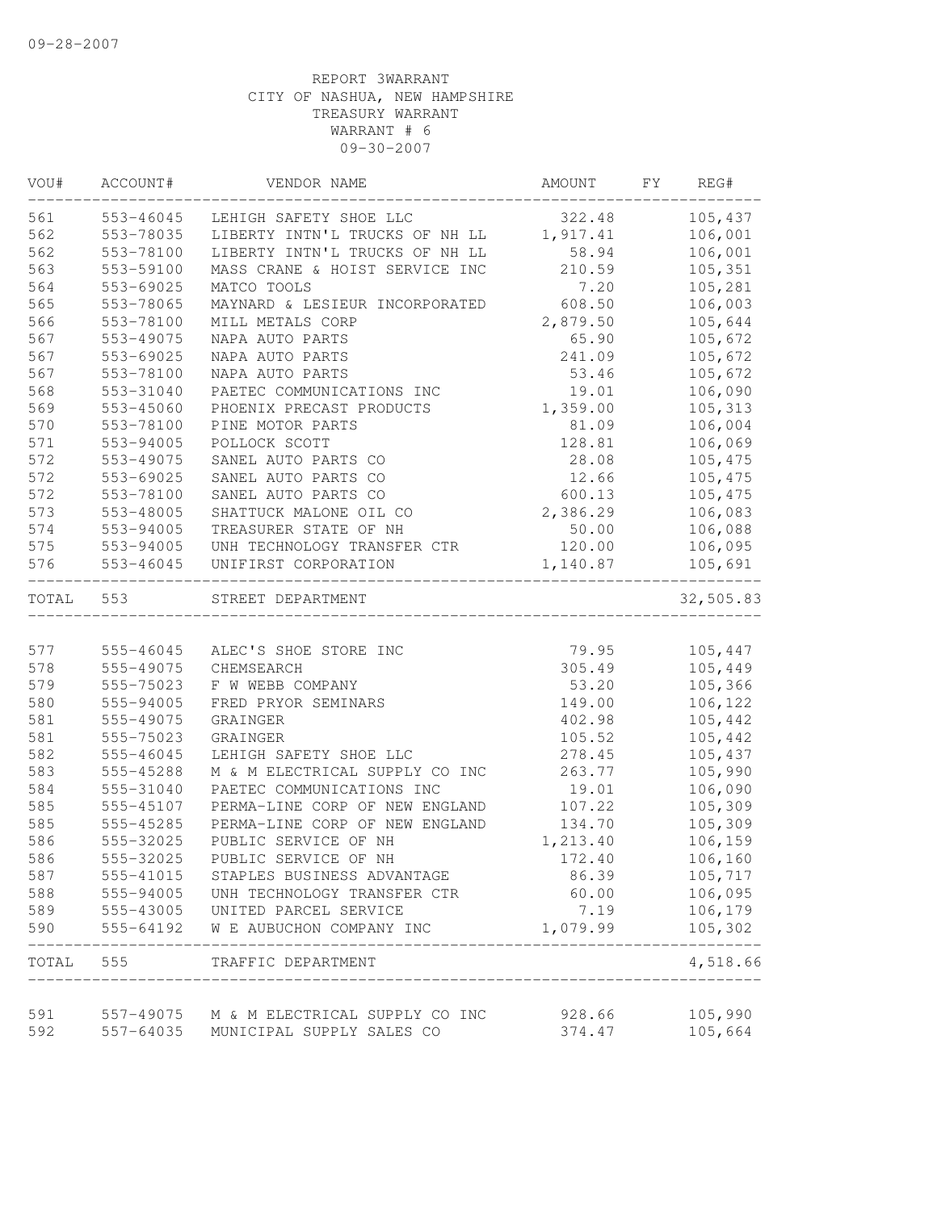09-28-2007

REPORT 3WARRANT
CITY OF NASHUA, NEW HAMPSHIRE
TREASURY WARRANT
WARRANT # 6
09-30-2007

| VOU# | ACCOUNT# | VENDOR NAME | AMOUNT | FY | REG# |
|---|---|---|---|---|---|
| 561 | 553-46045 | LEHIGH SAFETY SHOE LLC | 322.48 | | 105,437 |
| 562 | 553-78035 | LIBERTY INTN'L TRUCKS OF NH LL | 1,917.41 | | 106,001 |
| 562 | 553-78100 | LIBERTY INTN'L TRUCKS OF NH LL | 58.94 | | 106,001 |
| 563 | 553-59100 | MASS CRANE & HOIST SERVICE INC | 210.59 | | 105,351 |
| 564 | 553-69025 | MATCO TOOLS | 7.20 | | 105,281 |
| 565 | 553-78065 | MAYNARD & LESIEUR INCORPORATED | 608.50 | | 106,003 |
| 566 | 553-78100 | MILL METALS CORP | 2,879.50 | | 105,644 |
| 567 | 553-49075 | NAPA AUTO PARTS | 65.90 | | 105,672 |
| 567 | 553-69025 | NAPA AUTO PARTS | 241.09 | | 105,672 |
| 567 | 553-78100 | NAPA AUTO PARTS | 53.46 | | 105,672 |
| 568 | 553-31040 | PAETEC COMMUNICATIONS INC | 19.01 | | 106,090 |
| 569 | 553-45060 | PHOENIX PRECAST PRODUCTS | 1,359.00 | | 105,313 |
| 570 | 553-78100 | PINE MOTOR PARTS | 81.09 | | 106,004 |
| 571 | 553-94005 | POLLOCK SCOTT | 128.81 | | 106,069 |
| 572 | 553-49075 | SANEL AUTO PARTS CO | 28.08 | | 105,475 |
| 572 | 553-69025 | SANEL AUTO PARTS CO | 12.66 | | 105,475 |
| 572 | 553-78100 | SANEL AUTO PARTS CO | 600.13 | | 105,475 |
| 573 | 553-48005 | SHATTUCK MALONE OIL CO | 2,386.29 | | 106,083 |
| 574 | 553-94005 | TREASURER STATE OF NH | 50.00 | | 106,088 |
| 575 | 553-94005 | UNH TECHNOLOGY TRANSFER CTR | 120.00 | | 106,095 |
| 576 | 553-46045 | UNIFIRST CORPORATION | 1,140.87 | | 105,691 |
| TOTAL | 553 | STREET DEPARTMENT | | | 32,505.83 |
| 577 | 555-46045 | ALEC'S SHOE STORE INC | 79.95 | | 105,447 |
| 578 | 555-49075 | CHEMSEARCH | 305.49 | | 105,449 |
| 579 | 555-75023 | F W WEBB COMPANY | 53.20 | | 105,366 |
| 580 | 555-94005 | FRED PRYOR SEMINARS | 149.00 | | 106,122 |
| 581 | 555-49075 | GRAINGER | 402.98 | | 105,442 |
| 581 | 555-75023 | GRAINGER | 105.52 | | 105,442 |
| 582 | 555-46045 | LEHIGH SAFETY SHOE LLC | 278.45 | | 105,437 |
| 583 | 555-45288 | M & M ELECTRICAL SUPPLY CO INC | 263.77 | | 105,990 |
| 584 | 555-31040 | PAETEC COMMUNICATIONS INC | 19.01 | | 106,090 |
| 585 | 555-45107 | PERMA-LINE CORP OF NEW ENGLAND | 107.22 | | 105,309 |
| 585 | 555-45285 | PERMA-LINE CORP OF NEW ENGLAND | 134.70 | | 105,309 |
| 586 | 555-32025 | PUBLIC SERVICE OF NH | 1,213.40 | | 106,159 |
| 586 | 555-32025 | PUBLIC SERVICE OF NH | 172.40 | | 106,160 |
| 587 | 555-41015 | STAPLES BUSINESS ADVANTAGE | 86.39 | | 105,717 |
| 588 | 555-94005 | UNH TECHNOLOGY TRANSFER CTR | 60.00 | | 106,095 |
| 589 | 555-43005 | UNITED PARCEL SERVICE | 7.19 | | 106,179 |
| 590 | 555-64192 | W E AUBUCHON COMPANY INC | 1,079.99 | | 105,302 |
| TOTAL | 555 | TRAFFIC DEPARTMENT | | | 4,518.66 |
| 591 | 557-49075 | M & M ELECTRICAL SUPPLY CO INC | 928.66 | | 105,990 |
| 592 | 557-64035 | MUNICIPAL SUPPLY SALES CO | 374.47 | | 105,664 |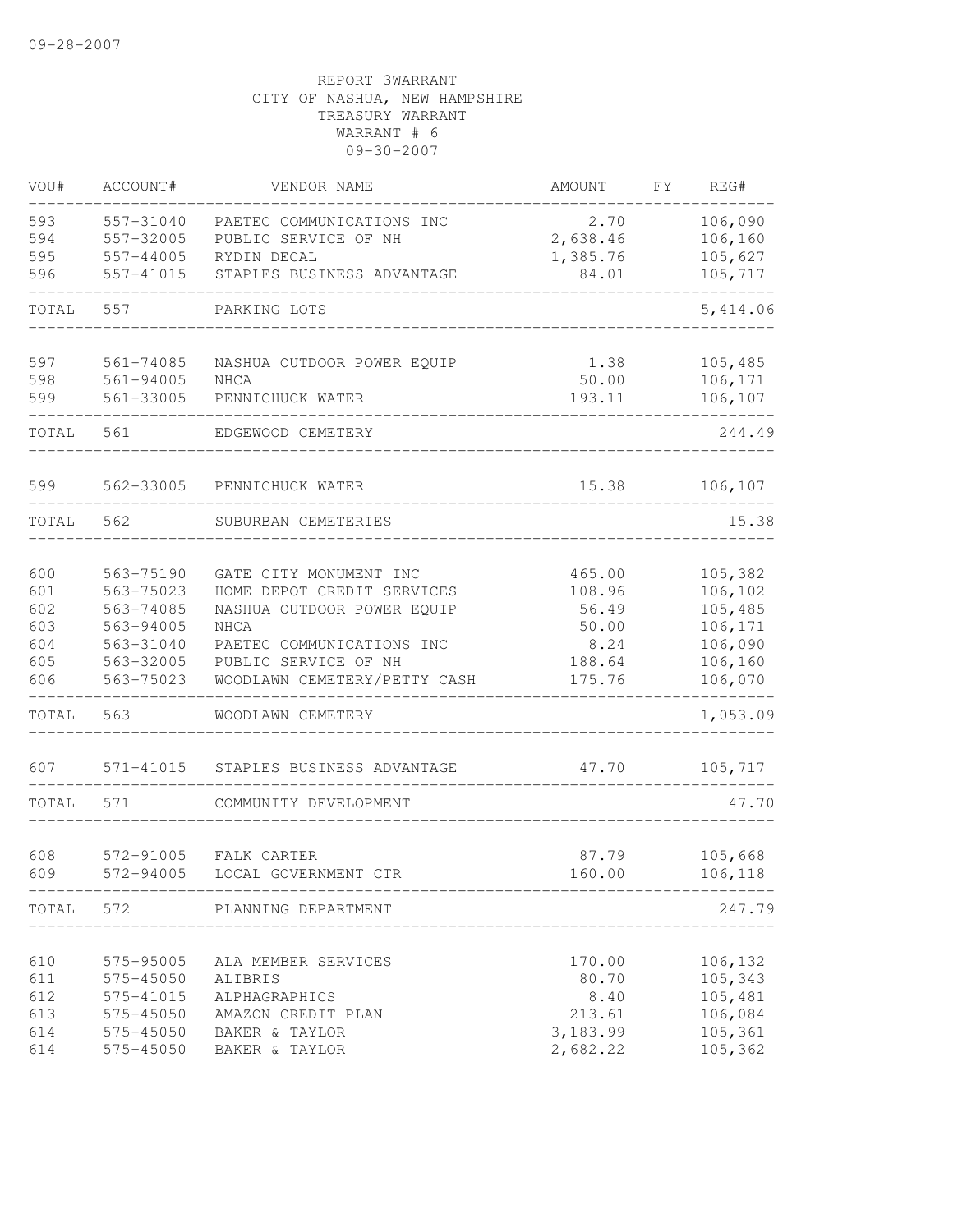09-28-2007

REPORT 3WARRANT
CITY OF NASHUA, NEW HAMPSHIRE
TREASURY WARRANT
WARRANT # 6
09-30-2007

| VOU# | ACCOUNT# | VENDOR NAME | AMOUNT | FY | REG# |
|---|---|---|---|---|---|
| 593 | 557-31040 | PAETEC COMMUNICATIONS INC | 2.70 | | 106,090 |
| 594 | 557-32005 | PUBLIC SERVICE OF NH | 2,638.46 | | 106,160 |
| 595 | 557-44005 | RYDIN DECAL | 1,385.76 | | 105,627 |
| 596 | 557-41015 | STAPLES BUSINESS ADVANTAGE | 84.01 | | 105,717 |
| TOTAL | 557 | PARKING LOTS | | | 5,414.06 |
| 597 | 561-74085 | NASHUA OUTDOOR POWER EQUIP | 1.38 | | 105,485 |
| 598 | 561-94005 | NHCA | 50.00 | | 106,171 |
| 599 | 561-33005 | PENNICHUCK WATER | 193.11 | | 106,107 |
| TOTAL | 561 | EDGEWOOD CEMETERY | | | 244.49 |
| 599 | 562-33005 | PENNICHUCK WATER | 15.38 | | 106,107 |
| TOTAL | 562 | SUBURBAN CEMETERIES | | | 15.38 |
| 600 | 563-75190 | GATE CITY MONUMENT INC | 465.00 | | 105,382 |
| 601 | 563-75023 | HOME DEPOT CREDIT SERVICES | 108.96 | | 106,102 |
| 602 | 563-74085 | NASHUA OUTDOOR POWER EQUIP | 56.49 | | 105,485 |
| 603 | 563-94005 | NHCA | 50.00 | | 106,171 |
| 604 | 563-31040 | PAETEC COMMUNICATIONS INC | 8.24 | | 106,090 |
| 605 | 563-32005 | PUBLIC SERVICE OF NH | 188.64 | | 106,160 |
| 606 | 563-75023 | WOODLAWN CEMETERY/PETTY CASH | 175.76 | | 106,070 |
| TOTAL | 563 | WOODLAWN CEMETERY | | | 1,053.09 |
| 607 | 571-41015 | STAPLES BUSINESS ADVANTAGE | 47.70 | | 105,717 |
| TOTAL | 571 | COMMUNITY DEVELOPMENT | | | 47.70 |
| 608 | 572-91005 | FALK CARTER | 87.79 | | 105,668 |
| 609 | 572-94005 | LOCAL GOVERNMENT CTR | 160.00 | | 106,118 |
| TOTAL | 572 | PLANNING DEPARTMENT | | | 247.79 |
| 610 | 575-95005 | ALA MEMBER SERVICES | 170.00 | | 106,132 |
| 611 | 575-45050 | ALIBRIS | 80.70 | | 105,343 |
| 612 | 575-41015 | ALPHAGRAPHICS | 8.40 | | 105,481 |
| 613 | 575-45050 | AMAZON CREDIT PLAN | 213.61 | | 106,084 |
| 614 | 575-45050 | BAKER & TAYLOR | 3,183.99 | | 105,361 |
| 614 | 575-45050 | BAKER & TAYLOR | 2,682.22 | | 105,362 |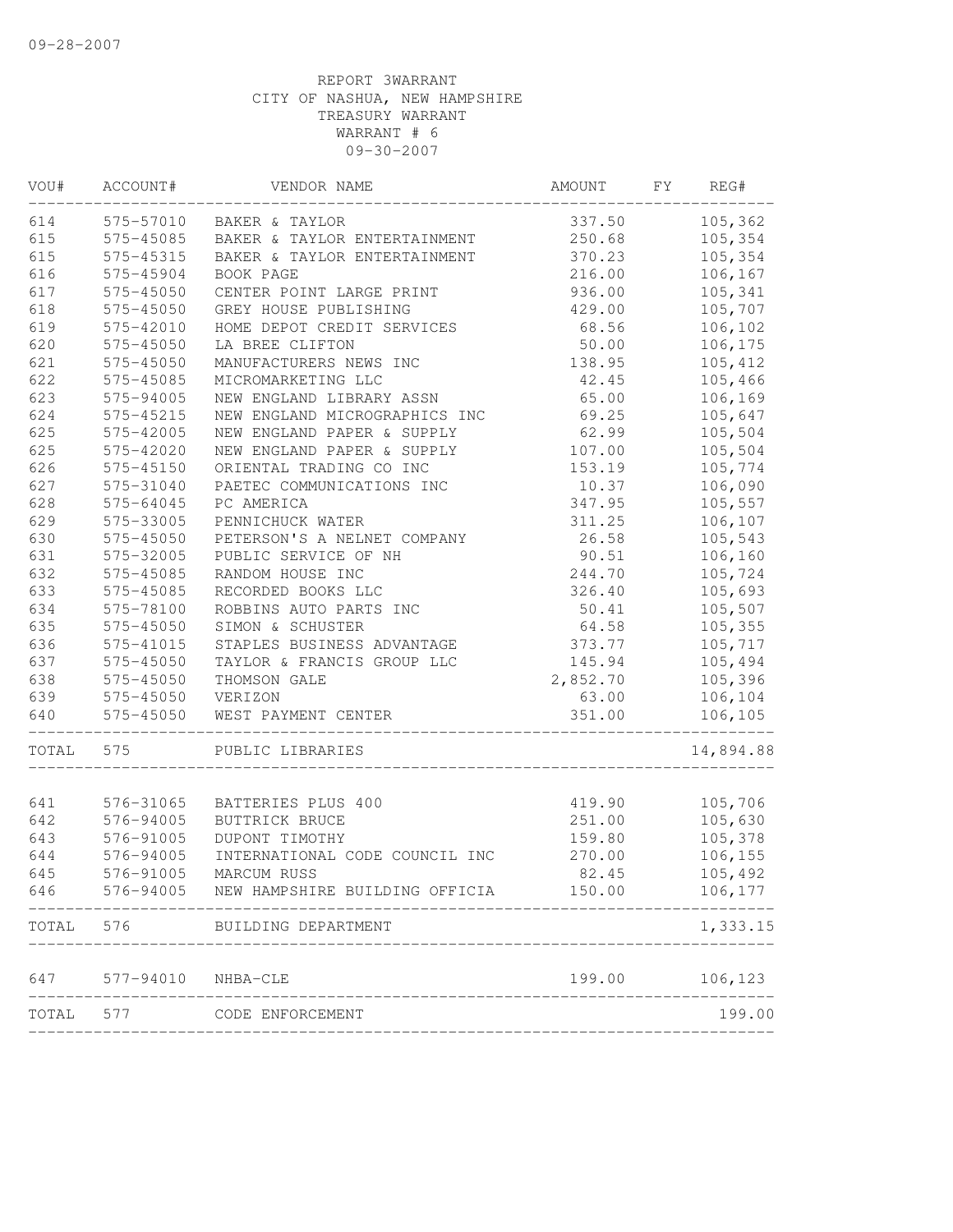09-28-2007

REPORT 3WARRANT
CITY OF NASHUA, NEW HAMPSHIRE
TREASURY WARRANT
WARRANT # 6
09-30-2007

| VOU# | ACCOUNT# | VENDOR NAME | AMOUNT | FY | REG# |
|---|---|---|---|---|---|
| 614 | 575-57010 | BAKER & TAYLOR | 337.50 | | 105,362 |
| 615 | 575-45085 | BAKER & TAYLOR ENTERTAINMENT | 250.68 | | 105,354 |
| 615 | 575-45315 | BAKER & TAYLOR ENTERTAINMENT | 370.23 | | 105,354 |
| 616 | 575-45904 | BOOK PAGE | 216.00 | | 106,167 |
| 617 | 575-45050 | CENTER POINT LARGE PRINT | 936.00 | | 105,341 |
| 618 | 575-45050 | GREY HOUSE PUBLISHING | 429.00 | | 105,707 |
| 619 | 575-42010 | HOME DEPOT CREDIT SERVICES | 68.56 | | 106,102 |
| 620 | 575-45050 | LA BREE CLIFTON | 50.00 | | 106,175 |
| 621 | 575-45050 | MANUFACTURERS NEWS INC | 138.95 | | 105,412 |
| 622 | 575-45085 | MICROMARKETING LLC | 42.45 | | 105,466 |
| 623 | 575-94005 | NEW ENGLAND LIBRARY ASSN | 65.00 | | 106,169 |
| 624 | 575-45215 | NEW ENGLAND MICROGRAPHICS INC | 69.25 | | 105,647 |
| 625 | 575-42005 | NEW ENGLAND PAPER & SUPPLY | 62.99 | | 105,504 |
| 625 | 575-42020 | NEW ENGLAND PAPER & SUPPLY | 107.00 | | 105,504 |
| 626 | 575-45150 | ORIENTAL TRADING CO INC | 153.19 | | 105,774 |
| 627 | 575-31040 | PAETEC COMMUNICATIONS INC | 10.37 | | 106,090 |
| 628 | 575-64045 | PC AMERICA | 347.95 | | 105,557 |
| 629 | 575-33005 | PENNICHUCK WATER | 311.25 | | 106,107 |
| 630 | 575-45050 | PETERSON'S A NELNET COMPANY | 26.58 | | 105,543 |
| 631 | 575-32005 | PUBLIC SERVICE OF NH | 90.51 | | 106,160 |
| 632 | 575-45085 | RANDOM HOUSE INC | 244.70 | | 105,724 |
| 633 | 575-45085 | RECORDED BOOKS LLC | 326.40 | | 105,693 |
| 634 | 575-78100 | ROBBINS AUTO PARTS INC | 50.41 | | 105,507 |
| 635 | 575-45050 | SIMON & SCHUSTER | 64.58 | | 105,355 |
| 636 | 575-41015 | STAPLES BUSINESS ADVANTAGE | 373.77 | | 105,717 |
| 637 | 575-45050 | TAYLOR & FRANCIS GROUP LLC | 145.94 | | 105,494 |
| 638 | 575-45050 | THOMSON GALE | 2,852.70 | | 105,396 |
| 639 | 575-45050 | VERIZON | 63.00 | | 106,104 |
| 640 | 575-45050 | WEST PAYMENT CENTER | 351.00 | | 106,105 |
| TOTAL | 575 | PUBLIC LIBRARIES | | | 14,894.88 |
| 641 | 576-31065 | BATTERIES PLUS 400 | 419.90 | | 105,706 |
| 642 | 576-94005 | BUTTRICK BRUCE | 251.00 | | 105,630 |
| 643 | 576-91005 | DUPONT TIMOTHY | 159.80 | | 105,378 |
| 644 | 576-94005 | INTERNATIONAL CODE COUNCIL INC | 270.00 | | 106,155 |
| 645 | 576-91005 | MARCUM RUSS | 82.45 | | 105,492 |
| 646 | 576-94005 | NEW HAMPSHIRE BUILDING OFFICIA | 150.00 | | 106,177 |
| TOTAL | 576 | BUILDING DEPARTMENT | | | 1,333.15 |
| 647 | 577-94010 | NHBA-CLE | 199.00 | | 106,123 |
| TOTAL | 577 | CODE ENFORCEMENT | | | 199.00 |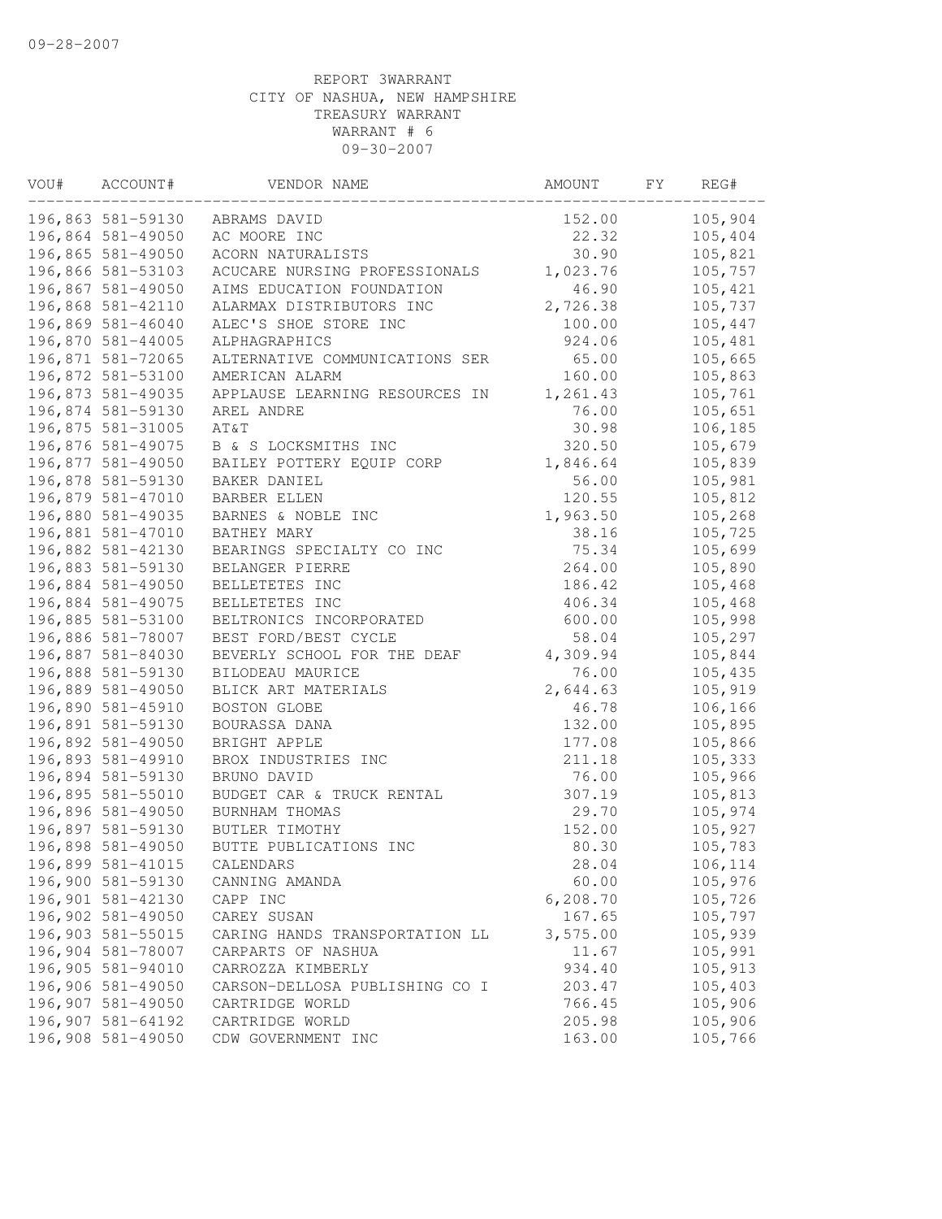09-28-2007

REPORT 3WARRANT
CITY OF NASHUA, NEW HAMPSHIRE
TREASURY WARRANT
WARRANT # 6
09-30-2007

| VOU# | ACCOUNT# | VENDOR NAME | AMOUNT | FY | REG# |
|---|---|---|---|---|---|
| 196,863 | 581-59130 | ABRAMS DAVID | 152.00 | | 105,904 |
| 196,864 | 581-49050 | AC MOORE INC | 22.32 | | 105,404 |
| 196,865 | 581-49050 | ACORN NATURALISTS | 30.90 | | 105,821 |
| 196,866 | 581-53103 | ACUCARE NURSING PROFESSIONALS | 1,023.76 | | 105,757 |
| 196,867 | 581-49050 | AIMS EDUCATION FOUNDATION | 46.90 | | 105,421 |
| 196,868 | 581-42110 | ALARMAX DISTRIBUTORS INC | 2,726.38 | | 105,737 |
| 196,869 | 581-46040 | ALEC'S SHOE STORE INC | 100.00 | | 105,447 |
| 196,870 | 581-44005 | ALPHAGRAPHICS | 924.06 | | 105,481 |
| 196,871 | 581-72065 | ALTERNATIVE COMMUNICATIONS SER | 65.00 | | 105,665 |
| 196,872 | 581-53100 | AMERICAN ALARM | 160.00 | | 105,863 |
| 196,873 | 581-49035 | APPLAUSE LEARNING RESOURCES IN | 1,261.43 | | 105,761 |
| 196,874 | 581-59130 | AREL ANDRE | 76.00 | | 105,651 |
| 196,875 | 581-31005 | AT&T | 30.98 | | 106,185 |
| 196,876 | 581-49075 | B & S LOCKSMITHS INC | 320.50 | | 105,679 |
| 196,877 | 581-49050 | BAILEY POTTERY EQUIP CORP | 1,846.64 | | 105,839 |
| 196,878 | 581-59130 | BAKER DANIEL | 56.00 | | 105,981 |
| 196,879 | 581-47010 | BARBER ELLEN | 120.55 | | 105,812 |
| 196,880 | 581-49035 | BARNES & NOBLE INC | 1,963.50 | | 105,268 |
| 196,881 | 581-47010 | BATHEY MARY | 38.16 | | 105,725 |
| 196,882 | 581-42130 | BEARINGS SPECIALTY CO INC | 75.34 | | 105,699 |
| 196,883 | 581-59130 | BELANGER PIERRE | 264.00 | | 105,890 |
| 196,884 | 581-49050 | BELLETETES INC | 186.42 | | 105,468 |
| 196,884 | 581-49075 | BELLETETES INC | 406.34 | | 105,468 |
| 196,885 | 581-53100 | BELTRONICS INCORPORATED | 600.00 | | 105,998 |
| 196,886 | 581-78007 | BEST FORD/BEST CYCLE | 58.04 | | 105,297 |
| 196,887 | 581-84030 | BEVERLY SCHOOL FOR THE DEAF | 4,309.94 | | 105,844 |
| 196,888 | 581-59130 | BILODEAU MAURICE | 76.00 | | 105,435 |
| 196,889 | 581-49050 | BLICK ART MATERIALS | 2,644.63 | | 105,919 |
| 196,890 | 581-45910 | BOSTON GLOBE | 46.78 | | 106,166 |
| 196,891 | 581-59130 | BOURASSA DANA | 132.00 | | 105,895 |
| 196,892 | 581-49050 | BRIGHT APPLE | 177.08 | | 105,866 |
| 196,893 | 581-49910 | BROX INDUSTRIES INC | 211.18 | | 105,333 |
| 196,894 | 581-59130 | BRUNO DAVID | 76.00 | | 105,966 |
| 196,895 | 581-55010 | BUDGET CAR & TRUCK RENTAL | 307.19 | | 105,813 |
| 196,896 | 581-49050 | BURNHAM THOMAS | 29.70 | | 105,974 |
| 196,897 | 581-59130 | BUTLER TIMOTHY | 152.00 | | 105,927 |
| 196,898 | 581-49050 | BUTTE PUBLICATIONS INC | 80.30 | | 105,783 |
| 196,899 | 581-41015 | CALENDARS | 28.04 | | 106,114 |
| 196,900 | 581-59130 | CANNING AMANDA | 60.00 | | 105,976 |
| 196,901 | 581-42130 | CAPP INC | 6,208.70 | | 105,726 |
| 196,902 | 581-49050 | CAREY SUSAN | 167.65 | | 105,797 |
| 196,903 | 581-55015 | CARING HANDS TRANSPORTATION LL | 3,575.00 | | 105,939 |
| 196,904 | 581-78007 | CARPARTS OF NASHUA | 11.67 | | 105,991 |
| 196,905 | 581-94010 | CARROZZA KIMBERLY | 934.40 | | 105,913 |
| 196,906 | 581-49050 | CARSON-DELLOSA PUBLISHING CO I | 203.47 | | 105,403 |
| 196,907 | 581-49050 | CARTRIDGE WORLD | 766.45 | | 105,906 |
| 196,907 | 581-64192 | CARTRIDGE WORLD | 205.98 | | 105,906 |
| 196,908 | 581-49050 | CDW GOVERNMENT INC | 163.00 | | 105,766 |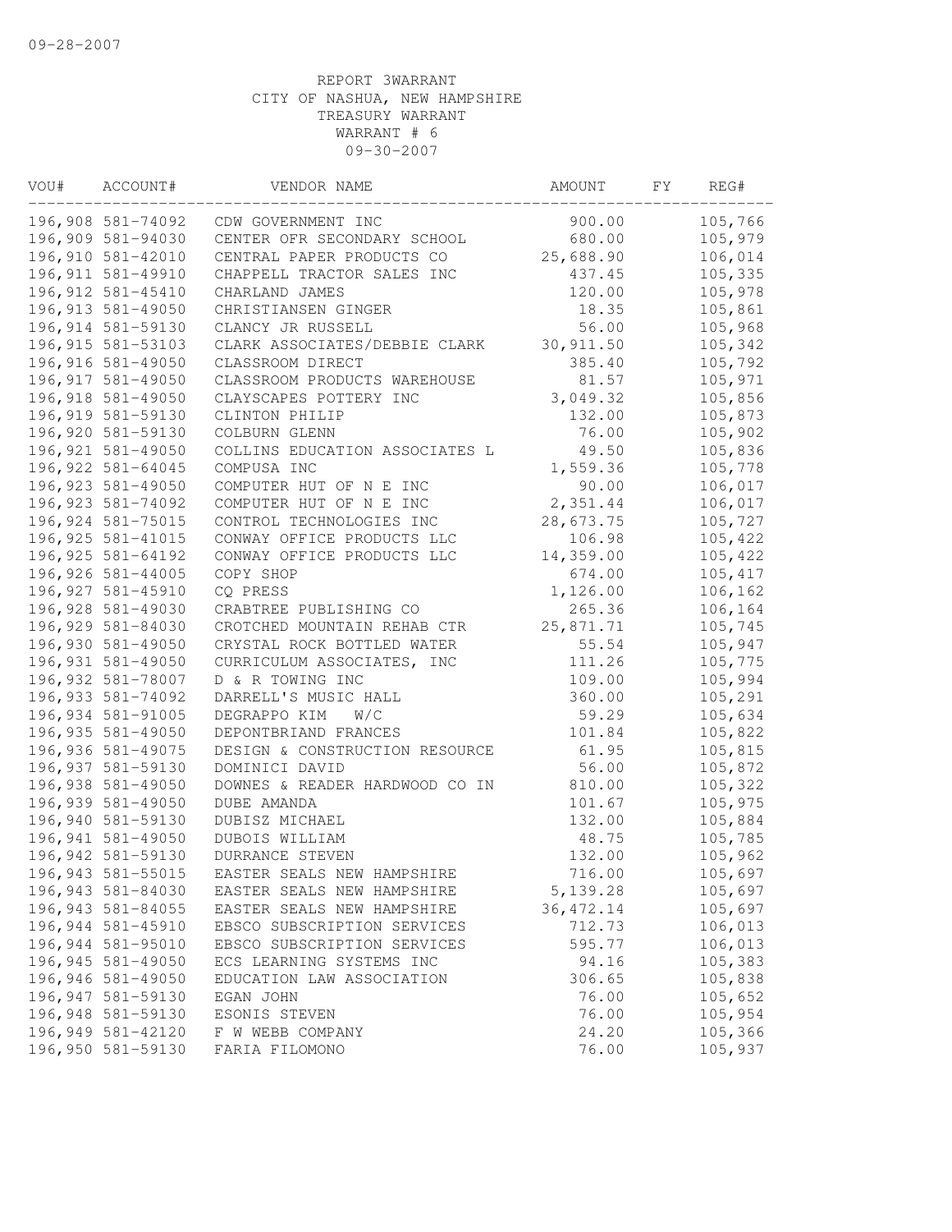09-28-2007

REPORT 3WARRANT
CITY OF NASHUA, NEW HAMPSHIRE
TREASURY WARRANT
WARRANT # 6
09-30-2007

| VOU# | ACCOUNT# | VENDOR NAME | AMOUNT | FY | REG# |
|---|---|---|---|---|---|
| 196,908 | 581-74092 | CDW GOVERNMENT INC | 900.00 | | 105,766 |
| 196,909 | 581-94030 | CENTER OFR SECONDARY SCHOOL | 680.00 | | 105,979 |
| 196,910 | 581-42010 | CENTRAL PAPER PRODUCTS CO | 25,688.90 | | 106,014 |
| 196,911 | 581-49910 | CHAPPELL TRACTOR SALES INC | 437.45 | | 105,335 |
| 196,912 | 581-45410 | CHARLAND JAMES | 120.00 | | 105,978 |
| 196,913 | 581-49050 | CHRISTIANSEN GINGER | 18.35 | | 105,861 |
| 196,914 | 581-59130 | CLANCY JR RUSSELL | 56.00 | | 105,968 |
| 196,915 | 581-53103 | CLARK ASSOCIATES/DEBBIE CLARK | 30,911.50 | | 105,342 |
| 196,916 | 581-49050 | CLASSROOM DIRECT | 385.40 | | 105,792 |
| 196,917 | 581-49050 | CLASSROOM PRODUCTS WAREHOUSE | 81.57 | | 105,971 |
| 196,918 | 581-49050 | CLAYSCAPES POTTERY INC | 3,049.32 | | 105,856 |
| 196,919 | 581-59130 | CLINTON PHILIP | 132.00 | | 105,873 |
| 196,920 | 581-59130 | COLBURN GLENN | 76.00 | | 105,902 |
| 196,921 | 581-49050 | COLLINS EDUCATION ASSOCIATES L | 49.50 | | 105,836 |
| 196,922 | 581-64045 | COMPUSA INC | 1,559.36 | | 105,778 |
| 196,923 | 581-49050 | COMPUTER HUT OF N E INC | 90.00 | | 106,017 |
| 196,923 | 581-74092 | COMPUTER HUT OF N E INC | 2,351.44 | | 106,017 |
| 196,924 | 581-75015 | CONTROL TECHNOLOGIES INC | 28,673.75 | | 105,727 |
| 196,925 | 581-41015 | CONWAY OFFICE PRODUCTS LLC | 106.98 | | 105,422 |
| 196,925 | 581-64192 | CONWAY OFFICE PRODUCTS LLC | 14,359.00 | | 105,422 |
| 196,926 | 581-44005 | COPY SHOP | 674.00 | | 105,417 |
| 196,927 | 581-45910 | CQ PRESS | 1,126.00 | | 106,162 |
| 196,928 | 581-49030 | CRABTREE PUBLISHING CO | 265.36 | | 106,164 |
| 196,929 | 581-84030 | CROTCHED MOUNTAIN REHAB CTR | 25,871.71 | | 105,745 |
| 196,930 | 581-49050 | CRYSTAL ROCK BOTTLED WATER | 55.54 | | 105,947 |
| 196,931 | 581-49050 | CURRICULUM ASSOCIATES, INC | 111.26 | | 105,775 |
| 196,932 | 581-78007 | D & R TOWING INC | 109.00 | | 105,994 |
| 196,933 | 581-74092 | DARRELL'S MUSIC HALL | 360.00 | | 105,291 |
| 196,934 | 581-91005 | DEGRAPPO KIM W/C | 59.29 | | 105,634 |
| 196,935 | 581-49050 | DEPONTBRIAND FRANCES | 101.84 | | 105,822 |
| 196,936 | 581-49075 | DESIGN & CONSTRUCTION RESOURCE | 61.95 | | 105,815 |
| 196,937 | 581-59130 | DOMINICI DAVID | 56.00 | | 105,872 |
| 196,938 | 581-49050 | DOWNES & READER HARDWOOD CO IN | 810.00 | | 105,322 |
| 196,939 | 581-49050 | DUBE AMANDA | 101.67 | | 105,975 |
| 196,940 | 581-59130 | DUBISZ MICHAEL | 132.00 | | 105,884 |
| 196,941 | 581-49050 | DUBOIS WILLIAM | 48.75 | | 105,785 |
| 196,942 | 581-59130 | DURRANCE STEVEN | 132.00 | | 105,962 |
| 196,943 | 581-55015 | EASTER SEALS NEW HAMPSHIRE | 716.00 | | 105,697 |
| 196,943 | 581-84030 | EASTER SEALS NEW HAMPSHIRE | 5,139.28 | | 105,697 |
| 196,943 | 581-84055 | EASTER SEALS NEW HAMPSHIRE | 36,472.14 | | 105,697 |
| 196,944 | 581-45910 | EBSCO SUBSCRIPTION SERVICES | 712.73 | | 106,013 |
| 196,944 | 581-95010 | EBSCO SUBSCRIPTION SERVICES | 595.77 | | 106,013 |
| 196,945 | 581-49050 | ECS LEARNING SYSTEMS INC | 94.16 | | 105,383 |
| 196,946 | 581-49050 | EDUCATION LAW ASSOCIATION | 306.65 | | 105,838 |
| 196,947 | 581-59130 | EGAN JOHN | 76.00 | | 105,652 |
| 196,948 | 581-59130 | ESONIS STEVEN | 76.00 | | 105,954 |
| 196,949 | 581-42120 | F W WEBB COMPANY | 24.20 | | 105,366 |
| 196,950 | 581-59130 | FARIA FILOMONO | 76.00 | | 105,937 |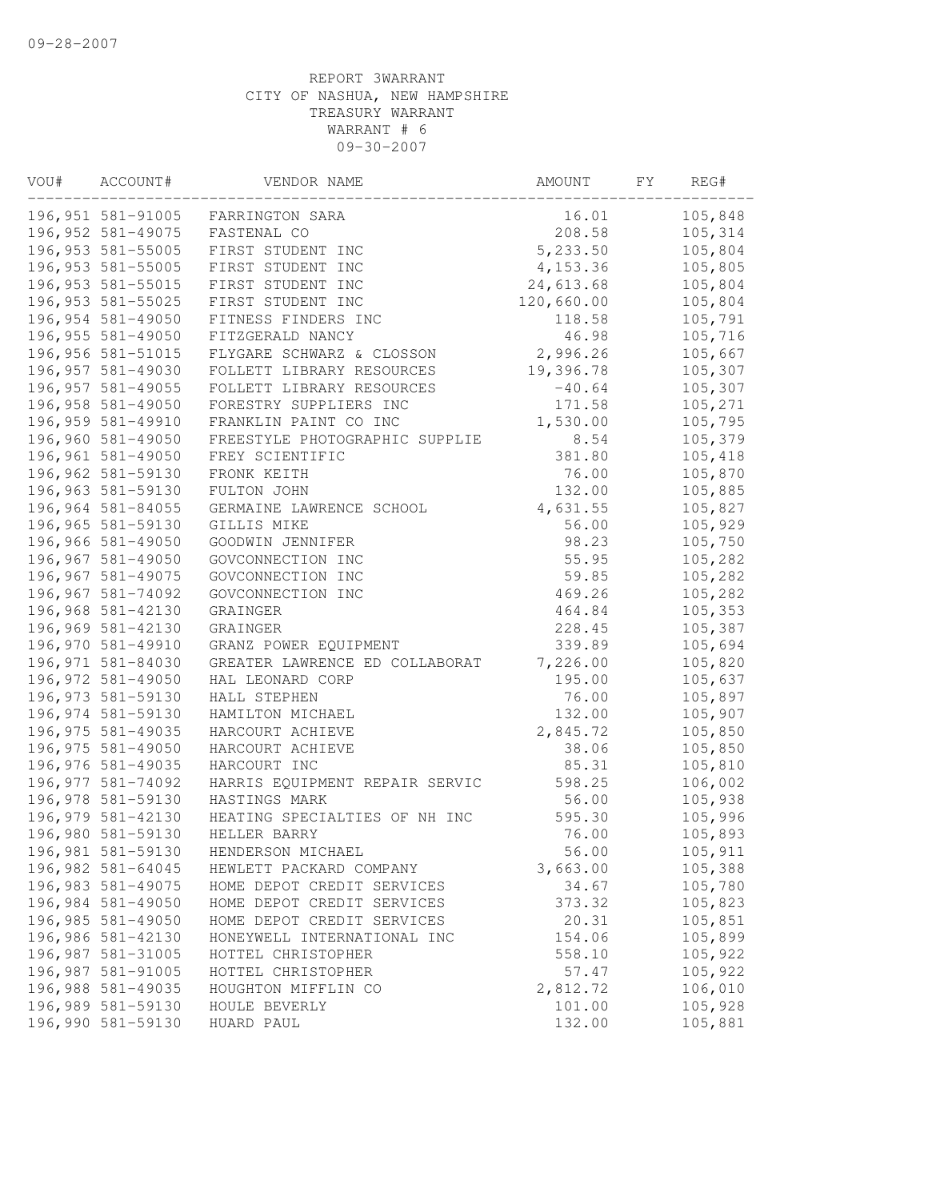09-28-2007

REPORT 3WARRANT
CITY OF NASHUA, NEW HAMPSHIRE
TREASURY WARRANT
WARRANT # 6
09-30-2007

| VOU# | ACCOUNT# | VENDOR NAME | AMOUNT | FY | REG# |
|---|---|---|---|---|---|
| 196,951 | 581-91005 | FARRINGTON SARA | 16.01 | | 105,848 |
| 196,952 | 581-49075 | FASTENAL CO | 208.58 | | 105,314 |
| 196,953 | 581-55005 | FIRST STUDENT INC | 5,233.50 | | 105,804 |
| 196,953 | 581-55005 | FIRST STUDENT INC | 4,153.36 | | 105,805 |
| 196,953 | 581-55015 | FIRST STUDENT INC | 24,613.68 | | 105,804 |
| 196,953 | 581-55025 | FIRST STUDENT INC | 120,660.00 | | 105,804 |
| 196,954 | 581-49050 | FITNESS FINDERS INC | 118.58 | | 105,791 |
| 196,955 | 581-49050 | FITZGERALD NANCY | 46.98 | | 105,716 |
| 196,956 | 581-51015 | FLYGARE SCHWARZ & CLOSSON | 2,996.26 | | 105,667 |
| 196,957 | 581-49030 | FOLLETT LIBRARY RESOURCES | 19,396.78 | | 105,307 |
| 196,957 | 581-49055 | FOLLETT LIBRARY RESOURCES | -40.64 | | 105,307 |
| 196,958 | 581-49050 | FORESTRY SUPPLIERS INC | 171.58 | | 105,271 |
| 196,959 | 581-49910 | FRANKLIN PAINT CO INC | 1,530.00 | | 105,795 |
| 196,960 | 581-49050 | FREESTYLE PHOTOGRAPHIC SUPPLIE | 8.54 | | 105,379 |
| 196,961 | 581-49050 | FREY SCIENTIFIC | 381.80 | | 105,418 |
| 196,962 | 581-59130 | FRONK KEITH | 76.00 | | 105,870 |
| 196,963 | 581-59130 | FULTON JOHN | 132.00 | | 105,885 |
| 196,964 | 581-84055 | GERMAINE LAWRENCE SCHOOL | 4,631.55 | | 105,827 |
| 196,965 | 581-59130 | GILLIS MIKE | 56.00 | | 105,929 |
| 196,966 | 581-49050 | GOODWIN JENNIFER | 98.23 | | 105,750 |
| 196,967 | 581-49050 | GOVCONNECTION INC | 55.95 | | 105,282 |
| 196,967 | 581-49075 | GOVCONNECTION INC | 59.85 | | 105,282 |
| 196,967 | 581-74092 | GOVCONNECTION INC | 469.26 | | 105,282 |
| 196,968 | 581-42130 | GRAINGER | 464.84 | | 105,353 |
| 196,969 | 581-42130 | GRAINGER | 228.45 | | 105,387 |
| 196,970 | 581-49910 | GRANZ POWER EQUIPMENT | 339.89 | | 105,694 |
| 196,971 | 581-84030 | GREATER LAWRENCE ED COLLABORAT | 7,226.00 | | 105,820 |
| 196,972 | 581-49050 | HAL LEONARD CORP | 195.00 | | 105,637 |
| 196,973 | 581-59130 | HALL STEPHEN | 76.00 | | 105,897 |
| 196,974 | 581-59130 | HAMILTON MICHAEL | 132.00 | | 105,907 |
| 196,975 | 581-49035 | HARCOURT ACHIEVE | 2,845.72 | | 105,850 |
| 196,975 | 581-49050 | HARCOURT ACHIEVE | 38.06 | | 105,850 |
| 196,976 | 581-49035 | HARCOURT INC | 85.31 | | 105,810 |
| 196,977 | 581-74092 | HARRIS EQUIPMENT REPAIR SERVIC | 598.25 | | 106,002 |
| 196,978 | 581-59130 | HASTINGS MARK | 56.00 | | 105,938 |
| 196,979 | 581-42130 | HEATING SPECIALTIES OF NH INC | 595.30 | | 105,996 |
| 196,980 | 581-59130 | HELLER BARRY | 76.00 | | 105,893 |
| 196,981 | 581-59130 | HENDERSON MICHAEL | 56.00 | | 105,911 |
| 196,982 | 581-64045 | HEWLETT PACKARD COMPANY | 3,663.00 | | 105,388 |
| 196,983 | 581-49075 | HOME DEPOT CREDIT SERVICES | 34.67 | | 105,780 |
| 196,984 | 581-49050 | HOME DEPOT CREDIT SERVICES | 373.32 | | 105,823 |
| 196,985 | 581-49050 | HOME DEPOT CREDIT SERVICES | 20.31 | | 105,851 |
| 196,986 | 581-42130 | HONEYWELL INTERNATIONAL INC | 154.06 | | 105,899 |
| 196,987 | 581-31005 | HOTTEL CHRISTOPHER | 558.10 | | 105,922 |
| 196,987 | 581-91005 | HOTTEL CHRISTOPHER | 57.47 | | 105,922 |
| 196,988 | 581-49035 | HOUGHTON MIFFLIN CO | 2,812.72 | | 106,010 |
| 196,989 | 581-59130 | HOULE BEVERLY | 101.00 | | 105,928 |
| 196,990 | 581-59130 | HUARD PAUL | 132.00 | | 105,881 |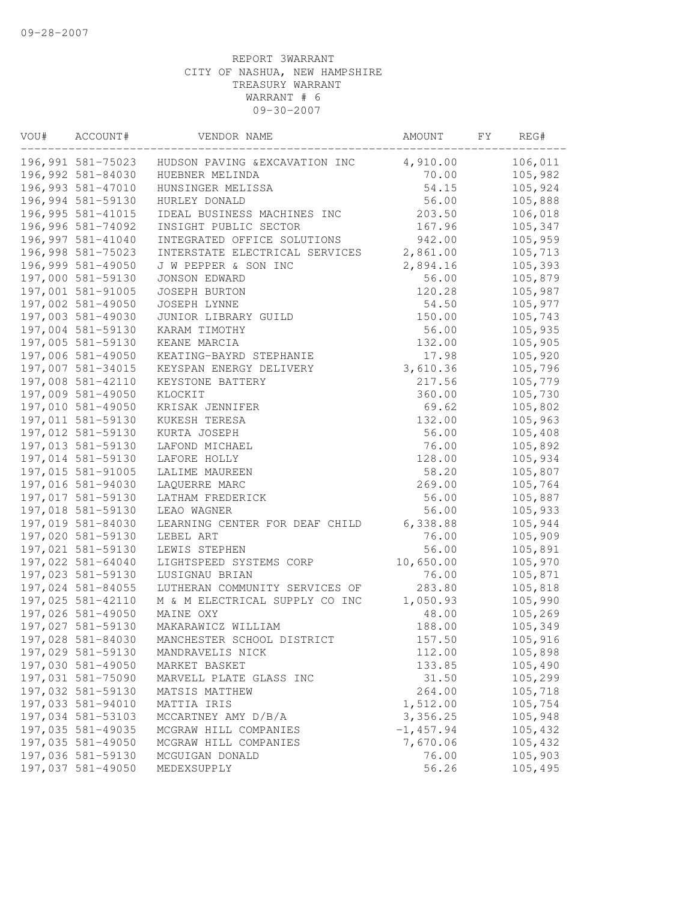09-28-2007

REPORT 3WARRANT
CITY OF NASHUA, NEW HAMPSHIRE
TREASURY WARRANT
WARRANT # 6
09-30-2007

| VOU# | ACCOUNT# | VENDOR NAME | AMOUNT | FY | REG# |
|---|---|---|---|---|---|
| 196,991 | 581-75023 | HUDSON PAVING &EXCAVATION INC | 4,910.00 | | 106,011 |
| 196,992 | 581-84030 | HUEBNER MELINDA | 70.00 | | 105,982 |
| 196,993 | 581-47010 | HUNSINGER MELISSA | 54.15 | | 105,924 |
| 196,994 | 581-59130 | HURLEY DONALD | 56.00 | | 105,888 |
| 196,995 | 581-41015 | IDEAL BUSINESS MACHINES INC | 203.50 | | 106,018 |
| 196,996 | 581-74092 | INSIGHT PUBLIC SECTOR | 167.96 | | 105,347 |
| 196,997 | 581-41040 | INTEGRATED OFFICE SOLUTIONS | 942.00 | | 105,959 |
| 196,998 | 581-75023 | INTERSTATE ELECTRICAL SERVICES | 2,861.00 | | 105,713 |
| 196,999 | 581-49050 | J W PEPPER & SON INC | 2,894.16 | | 105,393 |
| 197,000 | 581-59130 | JONSON EDWARD | 56.00 | | 105,879 |
| 197,001 | 581-91005 | JOSEPH BURTON | 120.28 | | 105,987 |
| 197,002 | 581-49050 | JOSEPH LYNNE | 54.50 | | 105,977 |
| 197,003 | 581-49030 | JUNIOR LIBRARY GUILD | 150.00 | | 105,743 |
| 197,004 | 581-59130 | KARAM TIMOTHY | 56.00 | | 105,935 |
| 197,005 | 581-59130 | KEANE MARCIA | 132.00 | | 105,905 |
| 197,006 | 581-49050 | KEATING-BAYRD STEPHANIE | 17.98 | | 105,920 |
| 197,007 | 581-34015 | KEYSPAN ENERGY DELIVERY | 3,610.36 | | 105,796 |
| 197,008 | 581-42110 | KEYSTONE BATTERY | 217.56 | | 105,779 |
| 197,009 | 581-49050 | KLOCKIT | 360.00 | | 105,730 |
| 197,010 | 581-49050 | KRISAK JENNIFER | 69.62 | | 105,802 |
| 197,011 | 581-59130 | KUKESH TERESA | 132.00 | | 105,963 |
| 197,012 | 581-59130 | KURTA JOSEPH | 56.00 | | 105,408 |
| 197,013 | 581-59130 | LAFOND MICHAEL | 76.00 | | 105,892 |
| 197,014 | 581-59130 | LAFORE HOLLY | 128.00 | | 105,934 |
| 197,015 | 581-91005 | LALIME MAUREEN | 58.20 | | 105,807 |
| 197,016 | 581-94030 | LAQUERRE MARC | 269.00 | | 105,764 |
| 197,017 | 581-59130 | LATHAM FREDERICK | 56.00 | | 105,887 |
| 197,018 | 581-59130 | LEAO WAGNER | 56.00 | | 105,933 |
| 197,019 | 581-84030 | LEARNING CENTER FOR DEAF CHILD | 6,338.88 | | 105,944 |
| 197,020 | 581-59130 | LEBEL ART | 76.00 | | 105,909 |
| 197,021 | 581-59130 | LEWIS STEPHEN | 56.00 | | 105,891 |
| 197,022 | 581-64040 | LIGHTSPEED SYSTEMS CORP | 10,650.00 | | 105,970 |
| 197,023 | 581-59130 | LUSIGNAU BRIAN | 76.00 | | 105,871 |
| 197,024 | 581-84055 | LUTHERAN COMMUNITY SERVICES OF | 283.80 | | 105,818 |
| 197,025 | 581-42110 | M & M ELECTRICAL SUPPLY CO INC | 1,050.93 | | 105,990 |
| 197,026 | 581-49050 | MAINE OXY | 48.00 | | 105,269 |
| 197,027 | 581-59130 | MAKARAWICZ WILLIAM | 188.00 | | 105,349 |
| 197,028 | 581-84030 | MANCHESTER SCHOOL DISTRICT | 157.50 | | 105,916 |
| 197,029 | 581-59130 | MANDRAVELIS NICK | 112.00 | | 105,898 |
| 197,030 | 581-49050 | MARKET BASKET | 133.85 | | 105,490 |
| 197,031 | 581-75090 | MARVELL PLATE GLASS INC | 31.50 | | 105,299 |
| 197,032 | 581-59130 | MATSIS MATTHEW | 264.00 | | 105,718 |
| 197,033 | 581-94010 | MATTIA IRIS | 1,512.00 | | 105,754 |
| 197,034 | 581-53103 | MCCARTNEY AMY D/B/A | 3,356.25 | | 105,948 |
| 197,035 | 581-49035 | MCGRAW HILL COMPANIES | -1,457.94 | | 105,432 |
| 197,035 | 581-49050 | MCGRAW HILL COMPANIES | 7,670.06 | | 105,432 |
| 197,036 | 581-59130 | MCGUIGAN DONALD | 76.00 | | 105,903 |
| 197,037 | 581-49050 | MEDEXSUPPLY | 56.26 | | 105,495 |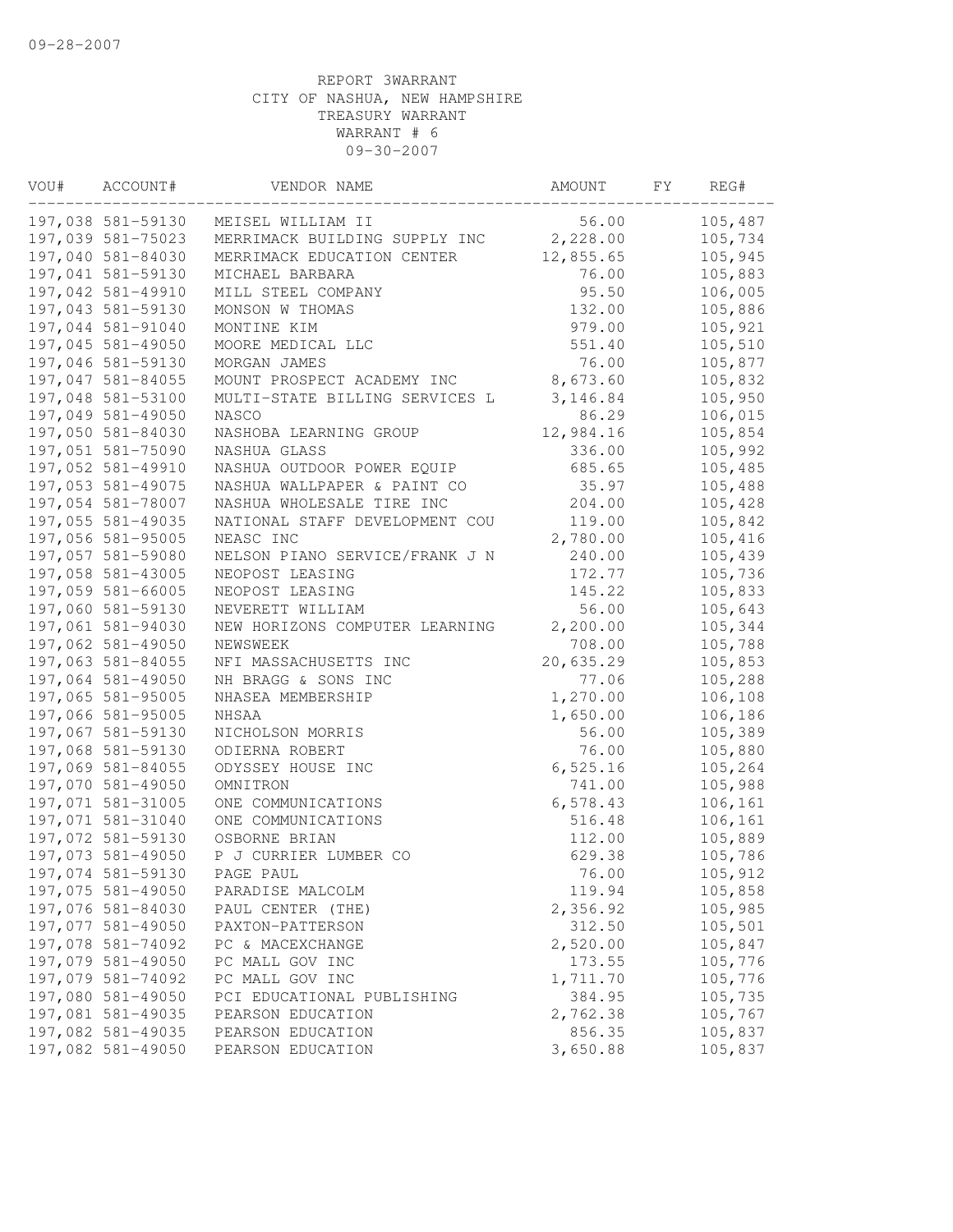09-28-2007

REPORT 3WARRANT
CITY OF NASHUA, NEW HAMPSHIRE
TREASURY WARRANT
WARRANT # 6
09-30-2007

| VOU# | ACCOUNT# | VENDOR NAME | AMOUNT | FY | REG# |
|---|---|---|---|---|---|
| 197,038 | 581-59130 | MEISEL WILLIAM II | 56.00 | | 105,487 |
| 197,039 | 581-75023 | MERRIMACK BUILDING SUPPLY INC | 2,228.00 | | 105,734 |
| 197,040 | 581-84030 | MERRIMACK EDUCATION CENTER | 12,855.65 | | 105,945 |
| 197,041 | 581-59130 | MICHAEL BARBARA | 76.00 | | 105,883 |
| 197,042 | 581-49910 | MILL STEEL COMPANY | 95.50 | | 106,005 |
| 197,043 | 581-59130 | MONSON W THOMAS | 132.00 | | 105,886 |
| 197,044 | 581-91040 | MONTINE KIM | 979.00 | | 105,921 |
| 197,045 | 581-49050 | MOORE MEDICAL LLC | 551.40 | | 105,510 |
| 197,046 | 581-59130 | MORGAN JAMES | 76.00 | | 105,877 |
| 197,047 | 581-84055 | MOUNT PROSPECT ACADEMY INC | 8,673.60 | | 105,832 |
| 197,048 | 581-53100 | MULTI-STATE BILLING SERVICES L | 3,146.84 | | 105,950 |
| 197,049 | 581-49050 | NASCO | 86.29 | | 106,015 |
| 197,050 | 581-84030 | NASHOBA LEARNING GROUP | 12,984.16 | | 105,854 |
| 197,051 | 581-75090 | NASHUA GLASS | 336.00 | | 105,992 |
| 197,052 | 581-49910 | NASHUA OUTDOOR POWER EQUIP | 685.65 | | 105,485 |
| 197,053 | 581-49075 | NASHUA WALLPAPER & PAINT CO | 35.97 | | 105,488 |
| 197,054 | 581-78007 | NASHUA WHOLESALE TIRE INC | 204.00 | | 105,428 |
| 197,055 | 581-49035 | NATIONAL STAFF DEVELOPMENT COU | 119.00 | | 105,842 |
| 197,056 | 581-95005 | NEASC INC | 2,780.00 | | 105,416 |
| 197,057 | 581-59080 | NELSON PIANO SERVICE/FRANK J N | 240.00 | | 105,439 |
| 197,058 | 581-43005 | NEOPOST LEASING | 172.77 | | 105,736 |
| 197,059 | 581-66005 | NEOPOST LEASING | 145.22 | | 105,833 |
| 197,060 | 581-59130 | NEVERETT WILLIAM | 56.00 | | 105,643 |
| 197,061 | 581-94030 | NEW HORIZONS COMPUTER LEARNING | 2,200.00 | | 105,344 |
| 197,062 | 581-49050 | NEWSWEEK | 708.00 | | 105,788 |
| 197,063 | 581-84055 | NFI MASSACHUSETTS INC | 20,635.29 | | 105,853 |
| 197,064 | 581-49050 | NH BRAGG & SONS INC | 77.06 | | 105,288 |
| 197,065 | 581-95005 | NHASEA MEMBERSHIP | 1,270.00 | | 106,108 |
| 197,066 | 581-95005 | NHSAA | 1,650.00 | | 106,186 |
| 197,067 | 581-59130 | NICHOLSON MORRIS | 56.00 | | 105,389 |
| 197,068 | 581-59130 | ODIERNA ROBERT | 76.00 | | 105,880 |
| 197,069 | 581-84055 | ODYSSEY HOUSE INC | 6,525.16 | | 105,264 |
| 197,070 | 581-49050 | OMNITRON | 741.00 | | 105,988 |
| 197,071 | 581-31005 | ONE COMMUNICATIONS | 6,578.43 | | 106,161 |
| 197,071 | 581-31040 | ONE COMMUNICATIONS | 516.48 | | 106,161 |
| 197,072 | 581-59130 | OSBORNE BRIAN | 112.00 | | 105,889 |
| 197,073 | 581-49050 | P J CURRIER LUMBER CO | 629.38 | | 105,786 |
| 197,074 | 581-59130 | PAGE PAUL | 76.00 | | 105,912 |
| 197,075 | 581-49050 | PARADISE MALCOLM | 119.94 | | 105,858 |
| 197,076 | 581-84030 | PAUL CENTER (THE) | 2,356.92 | | 105,985 |
| 197,077 | 581-49050 | PAXTON-PATTERSON | 312.50 | | 105,501 |
| 197,078 | 581-74092 | PC & MACEXCHANGE | 2,520.00 | | 105,847 |
| 197,079 | 581-49050 | PC MALL GOV INC | 173.55 | | 105,776 |
| 197,079 | 581-74092 | PC MALL GOV INC | 1,711.70 | | 105,776 |
| 197,080 | 581-49050 | PCI EDUCATIONAL PUBLISHING | 384.95 | | 105,735 |
| 197,081 | 581-49035 | PEARSON EDUCATION | 2,762.38 | | 105,767 |
| 197,082 | 581-49035 | PEARSON EDUCATION | 856.35 | | 105,837 |
| 197,082 | 581-49050 | PEARSON EDUCATION | 3,650.88 | | 105,837 |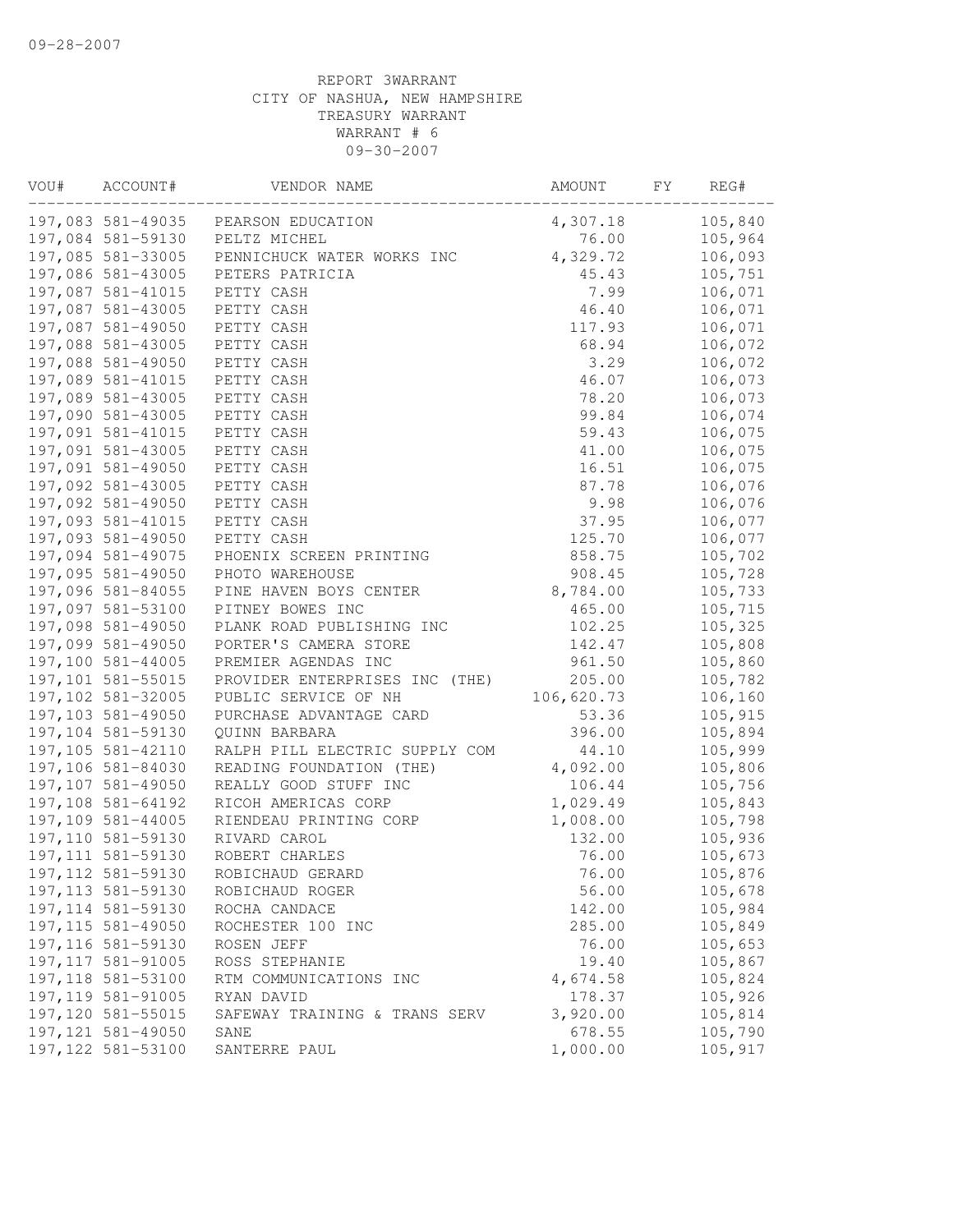09-28-2007

REPORT 3WARRANT
CITY OF NASHUA, NEW HAMPSHIRE
TREASURY WARRANT
WARRANT # 6
09-30-2007

| VOU# | ACCOUNT# | VENDOR NAME | AMOUNT | FY | REG# |
|---|---|---|---|---|---|
| 197,083 | 581-49035 | PEARSON EDUCATION | 4,307.18 | | 105,840 |
| 197,084 | 581-59130 | PELTZ MICHEL | 76.00 | | 105,964 |
| 197,085 | 581-33005 | PENNICHUCK WATER WORKS INC | 4,329.72 | | 106,093 |
| 197,086 | 581-43005 | PETERS PATRICIA | 45.43 | | 105,751 |
| 197,087 | 581-41015 | PETTY CASH | 7.99 | | 106,071 |
| 197,087 | 581-43005 | PETTY CASH | 46.40 | | 106,071 |
| 197,087 | 581-49050 | PETTY CASH | 117.93 | | 106,071 |
| 197,088 | 581-43005 | PETTY CASH | 68.94 | | 106,072 |
| 197,088 | 581-49050 | PETTY CASH | 3.29 | | 106,072 |
| 197,089 | 581-41015 | PETTY CASH | 46.07 | | 106,073 |
| 197,089 | 581-43005 | PETTY CASH | 78.20 | | 106,073 |
| 197,090 | 581-43005 | PETTY CASH | 99.84 | | 106,074 |
| 197,091 | 581-41015 | PETTY CASH | 59.43 | | 106,075 |
| 197,091 | 581-43005 | PETTY CASH | 41.00 | | 106,075 |
| 197,091 | 581-49050 | PETTY CASH | 16.51 | | 106,075 |
| 197,092 | 581-43005 | PETTY CASH | 87.78 | | 106,076 |
| 197,092 | 581-49050 | PETTY CASH | 9.98 | | 106,076 |
| 197,093 | 581-41015 | PETTY CASH | 37.95 | | 106,077 |
| 197,093 | 581-49050 | PETTY CASH | 125.70 | | 106,077 |
| 197,094 | 581-49075 | PHOENIX SCREEN PRINTING | 858.75 | | 105,702 |
| 197,095 | 581-49050 | PHOTO WAREHOUSE | 908.45 | | 105,728 |
| 197,096 | 581-84055 | PINE HAVEN BOYS CENTER | 8,784.00 | | 105,733 |
| 197,097 | 581-53100 | PITNEY BOWES INC | 465.00 | | 105,715 |
| 197,098 | 581-49050 | PLANK ROAD PUBLISHING INC | 102.25 | | 105,325 |
| 197,099 | 581-49050 | PORTER'S CAMERA STORE | 142.47 | | 105,808 |
| 197,100 | 581-44005 | PREMIER AGENDAS INC | 961.50 | | 105,860 |
| 197,101 | 581-55015 | PROVIDER ENTERPRISES INC (THE) | 205.00 | | 105,782 |
| 197,102 | 581-32005 | PUBLIC SERVICE OF NH | 106,620.73 | | 106,160 |
| 197,103 | 581-49050 | PURCHASE ADVANTAGE CARD | 53.36 | | 105,915 |
| 197,104 | 581-59130 | QUINN BARBARA | 396.00 | | 105,894 |
| 197,105 | 581-42110 | RALPH PILL ELECTRIC SUPPLY COM | 44.10 | | 105,999 |
| 197,106 | 581-84030 | READING FOUNDATION (THE) | 4,092.00 | | 105,806 |
| 197,107 | 581-49050 | REALLY GOOD STUFF INC | 106.44 | | 105,756 |
| 197,108 | 581-64192 | RICOH AMERICAS CORP | 1,029.49 | | 105,843 |
| 197,109 | 581-44005 | RIENDEAU PRINTING CORP | 1,008.00 | | 105,798 |
| 197,110 | 581-59130 | RIVARD CAROL | 132.00 | | 105,936 |
| 197,111 | 581-59130 | ROBERT CHARLES | 76.00 | | 105,673 |
| 197,112 | 581-59130 | ROBICHAUD GERARD | 76.00 | | 105,876 |
| 197,113 | 581-59130 | ROBICHAUD ROGER | 56.00 | | 105,678 |
| 197,114 | 581-59130 | ROCHA CANDACE | 142.00 | | 105,984 |
| 197,115 | 581-49050 | ROCHESTER 100 INC | 285.00 | | 105,849 |
| 197,116 | 581-59130 | ROSEN JEFF | 76.00 | | 105,653 |
| 197,117 | 581-91005 | ROSS STEPHANIE | 19.40 | | 105,867 |
| 197,118 | 581-53100 | RTM COMMUNICATIONS INC | 4,674.58 | | 105,824 |
| 197,119 | 581-91005 | RYAN DAVID | 178.37 | | 105,926 |
| 197,120 | 581-55015 | SAFEWAY TRAINING & TRANS SERV | 3,920.00 | | 105,814 |
| 197,121 | 581-49050 | SANE | 678.55 | | 105,790 |
| 197,122 | 581-53100 | SANTERRE PAUL | 1,000.00 | | 105,917 |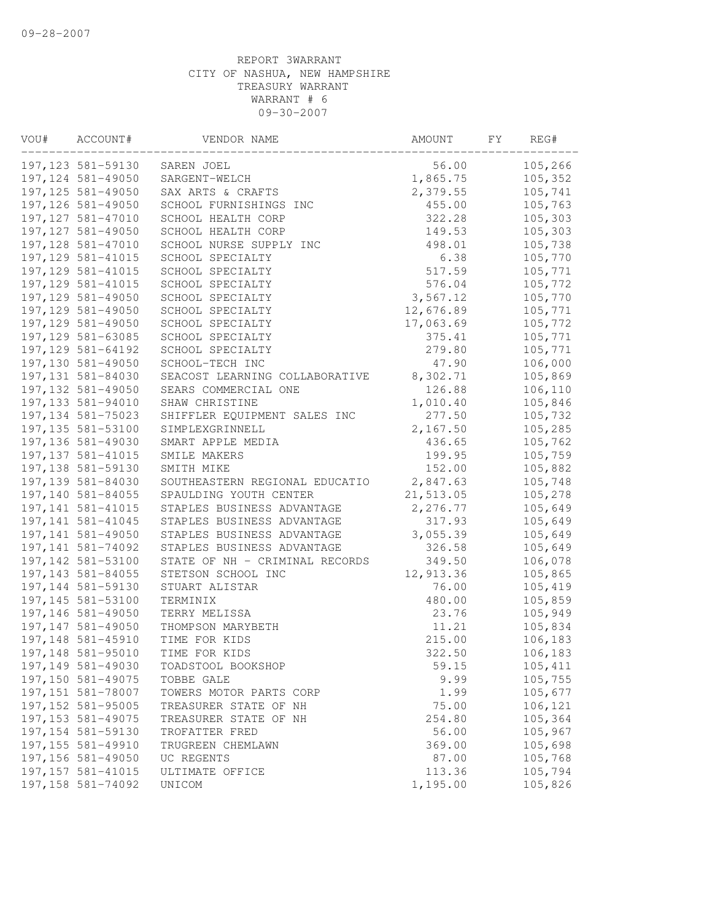REPORT 3WARRANT
CITY OF NASHUA, NEW HAMPSHIRE
TREASURY WARRANT
WARRANT # 6
09-30-2007

| VOU# | ACCOUNT# | VENDOR NAME | AMOUNT | FY | REG# |
|---|---|---|---|---|---|
| 197,123 | 581-59130 | SAREN JOEL | 56.00 | | 105,266 |
| 197,124 | 581-49050 | SARGENT-WELCH | 1,865.75 | | 105,352 |
| 197,125 | 581-49050 | SAX ARTS & CRAFTS | 2,379.55 | | 105,741 |
| 197,126 | 581-49050 | SCHOOL FURNISHINGS INC | 455.00 | | 105,763 |
| 197,127 | 581-47010 | SCHOOL HEALTH CORP | 322.28 | | 105,303 |
| 197,127 | 581-49050 | SCHOOL HEALTH CORP | 149.53 | | 105,303 |
| 197,128 | 581-47010 | SCHOOL NURSE SUPPLY INC | 498.01 | | 105,738 |
| 197,129 | 581-41015 | SCHOOL SPECIALTY | 6.38 | | 105,770 |
| 197,129 | 581-41015 | SCHOOL SPECIALTY | 517.59 | | 105,771 |
| 197,129 | 581-41015 | SCHOOL SPECIALTY | 576.04 | | 105,772 |
| 197,129 | 581-49050 | SCHOOL SPECIALTY | 3,567.12 | | 105,770 |
| 197,129 | 581-49050 | SCHOOL SPECIALTY | 12,676.89 | | 105,771 |
| 197,129 | 581-49050 | SCHOOL SPECIALTY | 17,063.69 | | 105,772 |
| 197,129 | 581-63085 | SCHOOL SPECIALTY | 375.41 | | 105,771 |
| 197,129 | 581-64192 | SCHOOL SPECIALTY | 279.80 | | 105,771 |
| 197,130 | 581-49050 | SCHOOL-TECH INC | 47.90 | | 106,000 |
| 197,131 | 581-84030 | SEACOST LEARNING COLLABORATIVE | 8,302.71 | | 105,869 |
| 197,132 | 581-49050 | SEARS COMMERCIAL ONE | 126.88 | | 106,110 |
| 197,133 | 581-94010 | SHAW CHRISTINE | 1,010.40 | | 105,846 |
| 197,134 | 581-75023 | SHIFFLER EQUIPMENT SALES INC | 277.50 | | 105,732 |
| 197,135 | 581-53100 | SIMPLEXGRINNELL | 2,167.50 | | 105,285 |
| 197,136 | 581-49030 | SMART APPLE MEDIA | 436.65 | | 105,762 |
| 197,137 | 581-41015 | SMILE MAKERS | 199.95 | | 105,759 |
| 197,138 | 581-59130 | SMITH MIKE | 152.00 | | 105,882 |
| 197,139 | 581-84030 | SOUTHEASTERN REGIONAL EDUCATIO | 2,847.63 | | 105,748 |
| 197,140 | 581-84055 | SPAULDING YOUTH CENTER | 21,513.05 | | 105,278 |
| 197,141 | 581-41015 | STAPLES BUSINESS ADVANTAGE | 2,276.77 | | 105,649 |
| 197,141 | 581-41045 | STAPLES BUSINESS ADVANTAGE | 317.93 | | 105,649 |
| 197,141 | 581-49050 | STAPLES BUSINESS ADVANTAGE | 3,055.39 | | 105,649 |
| 197,141 | 581-74092 | STAPLES BUSINESS ADVANTAGE | 326.58 | | 105,649 |
| 197,142 | 581-53100 | STATE OF NH - CRIMINAL RECORDS | 349.50 | | 106,078 |
| 197,143 | 581-84055 | STETSON SCHOOL INC | 12,913.36 | | 105,865 |
| 197,144 | 581-59130 | STUART ALISTAR | 76.00 | | 105,419 |
| 197,145 | 581-53100 | TERMINIX | 480.00 | | 105,859 |
| 197,146 | 581-49050 | TERRY MELISSA | 23.76 | | 105,949 |
| 197,147 | 581-49050 | THOMPSON MARYBETH | 11.21 | | 105,834 |
| 197,148 | 581-45910 | TIME FOR KIDS | 215.00 | | 106,183 |
| 197,148 | 581-95010 | TIME FOR KIDS | 322.50 | | 106,183 |
| 197,149 | 581-49030 | TOADSTOOL BOOKSHOP | 59.15 | | 105,411 |
| 197,150 | 581-49075 | TOBBE GALE | 9.99 | | 105,755 |
| 197,151 | 581-78007 | TOWERS MOTOR PARTS CORP | 1.99 | | 105,677 |
| 197,152 | 581-95005 | TREASURER STATE OF NH | 75.00 | | 106,121 |
| 197,153 | 581-49075 | TREASURER STATE OF NH | 254.80 | | 105,364 |
| 197,154 | 581-59130 | TROFATTER FRED | 56.00 | | 105,967 |
| 197,155 | 581-49910 | TRUGREEN CHEMLAWN | 369.00 | | 105,698 |
| 197,156 | 581-49050 | UC REGENTS | 87.00 | | 105,768 |
| 197,157 | 581-41015 | ULTIMATE OFFICE | 113.36 | | 105,794 |
| 197,158 | 581-74092 | UNICOM | 1,195.00 | | 105,826 |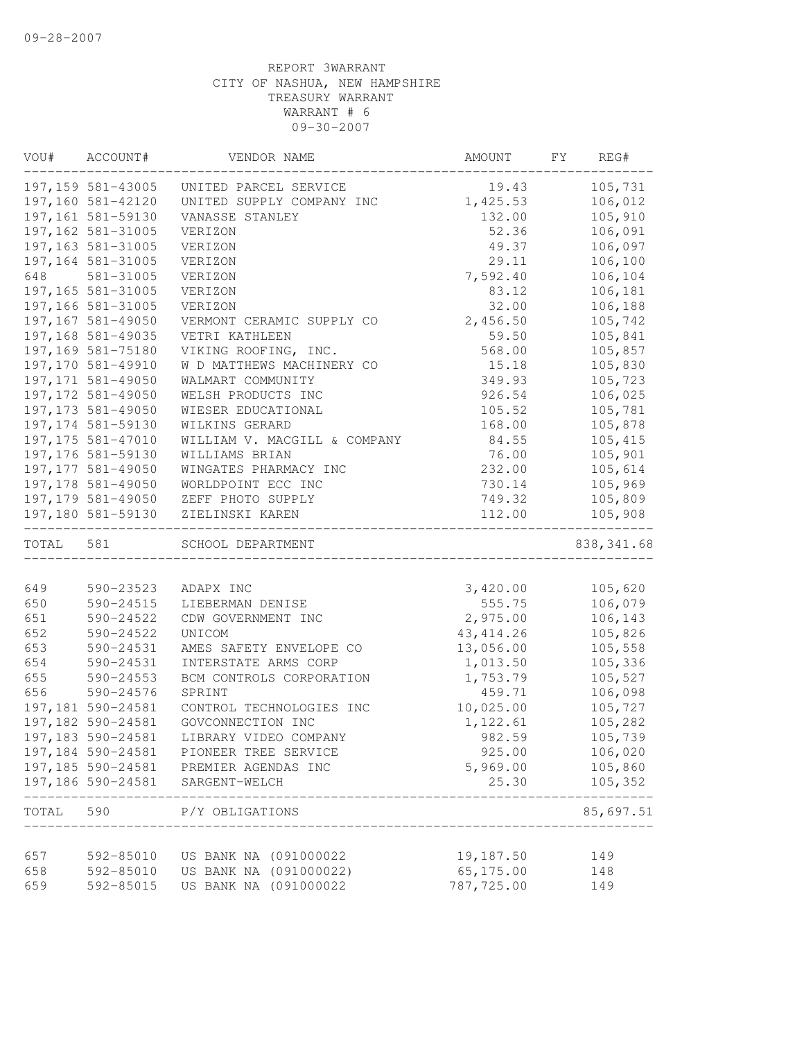09-28-2007

REPORT 3WARRANT
CITY OF NASHUA, NEW HAMPSHIRE
TREASURY WARRANT
WARRANT # 6
09-30-2007

| VOU# | ACCOUNT# | VENDOR NAME | AMOUNT | FY | REG# |
|---|---|---|---|---|---|
| 197,159 | 581-43005 | UNITED PARCEL SERVICE | 19.43 | | 105,731 |
| 197,160 | 581-42120 | UNITED SUPPLY COMPANY INC | 1,425.53 | | 106,012 |
| 197,161 | 581-59130 | VANASSE STANLEY | 132.00 | | 105,910 |
| 197,162 | 581-31005 | VERIZON | 52.36 | | 106,091 |
| 197,163 | 581-31005 | VERIZON | 49.37 | | 106,097 |
| 197,164 | 581-31005 | VERIZON | 29.11 | | 106,100 |
| 648 | 581-31005 | VERIZON | 7,592.40 | | 106,104 |
| 197,165 | 581-31005 | VERIZON | 83.12 | | 106,181 |
| 197,166 | 581-31005 | VERIZON | 32.00 | | 106,188 |
| 197,167 | 581-49050 | VERMONT CERAMIC SUPPLY CO | 2,456.50 | | 105,742 |
| 197,168 | 581-49035 | VETRI KATHLEEN | 59.50 | | 105,841 |
| 197,169 | 581-75180 | VIKING ROOFING, INC. | 568.00 | | 105,857 |
| 197,170 | 581-49910 | W D MATTHEWS MACHINERY CO | 15.18 | | 105,830 |
| 197,171 | 581-49050 | WALMART COMMUNITY | 349.93 | | 105,723 |
| 197,172 | 581-49050 | WELSH PRODUCTS INC | 926.54 | | 106,025 |
| 197,173 | 581-49050 | WIESER EDUCATIONAL | 105.52 | | 105,781 |
| 197,174 | 581-59130 | WILKINS GERARD | 168.00 | | 105,878 |
| 197,175 | 581-47010 | WILLIAM V. MACGILL & COMPANY | 84.55 | | 105,415 |
| 197,176 | 581-59130 | WILLIAMS BRIAN | 76.00 | | 105,901 |
| 197,177 | 581-49050 | WINGATES PHARMACY INC | 232.00 | | 105,614 |
| 197,178 | 581-49050 | WORLDPOINT ECC INC | 730.14 | | 105,969 |
| 197,179 | 581-49050 | ZEFF PHOTO SUPPLY | 749.32 | | 105,809 |
| 197,180 | 581-59130 | ZIELINSKI KAREN | 112.00 | | 105,908 |
| TOTAL | 581 | SCHOOL DEPARTMENT | | | 838,341.68 |
| 649 | 590-23523 | ADAPX INC | 3,420.00 | | 105,620 |
| 650 | 590-24515 | LIEBERMAN DENISE | 555.75 | | 106,079 |
| 651 | 590-24522 | CDW GOVERNMENT INC | 2,975.00 | | 106,143 |
| 652 | 590-24522 | UNICOM | 43,414.26 | | 105,826 |
| 653 | 590-24531 | AMES SAFETY ENVELOPE CO | 13,056.00 | | 105,558 |
| 654 | 590-24531 | INTERSTATE ARMS CORP | 1,013.50 | | 105,336 |
| 655 | 590-24553 | BCM CONTROLS CORPORATION | 1,753.79 | | 105,527 |
| 656 | 590-24576 | SPRINT | 459.71 | | 106,098 |
| 197,181 | 590-24581 | CONTROL TECHNOLOGIES INC | 10,025.00 | | 105,727 |
| 197,182 | 590-24581 | GOVCONNECTION INC | 1,122.61 | | 105,282 |
| 197,183 | 590-24581 | LIBRARY VIDEO COMPANY | 982.59 | | 105,739 |
| 197,184 | 590-24581 | PIONEER TREE SERVICE | 925.00 | | 106,020 |
| 197,185 | 590-24581 | PREMIER AGENDAS INC | 5,969.00 | | 105,860 |
| 197,186 | 590-24581 | SARGENT-WELCH | 25.30 | | 105,352 |
| TOTAL | 590 | P/Y OBLIGATIONS | | | 85,697.51 |
| 657 | 592-85010 | US BANK NA (091000022 | 19,187.50 | | 149 |
| 658 | 592-85010 | US BANK NA (091000022) | 65,175.00 | | 148 |
| 659 | 592-85015 | US BANK NA (091000022 | 787,725.00 | | 149 |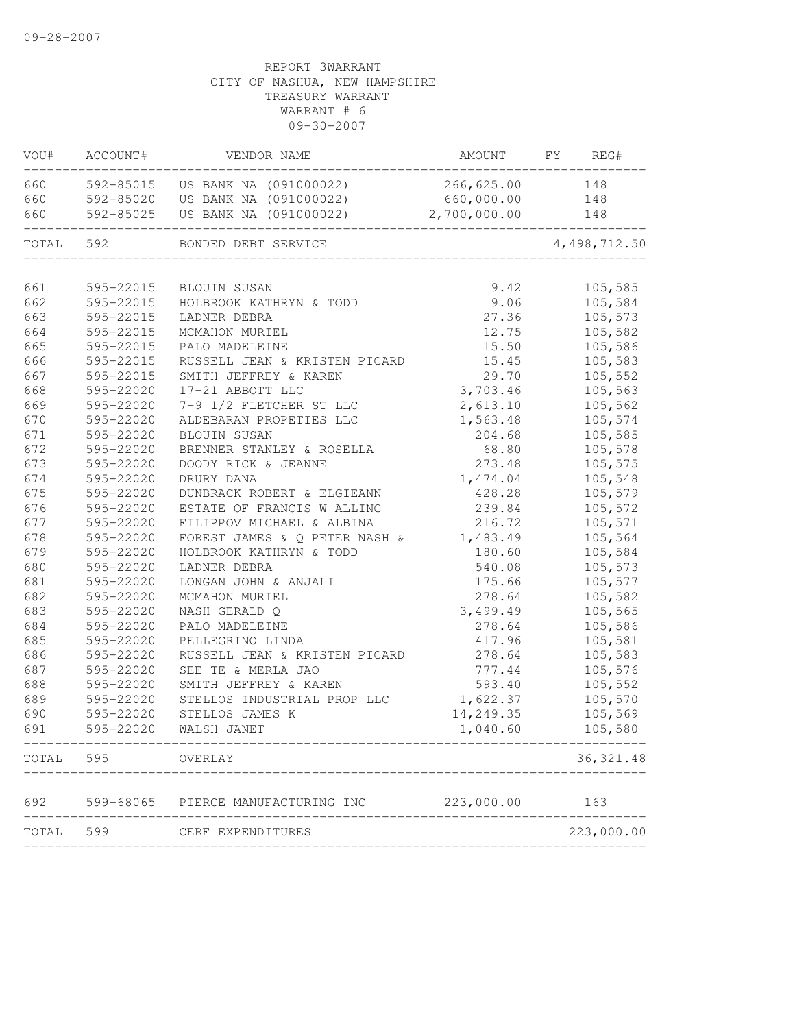09-28-2007

REPORT 3WARRANT
CITY OF NASHUA, NEW HAMPSHIRE
TREASURY WARRANT
WARRANT # 6
09-30-2007

| VOU# | ACCOUNT# | VENDOR NAME | AMOUNT | FY | REG# |
|---|---|---|---|---|---|
| 660 | 592-85015 | US BANK NA (091000022) | 266,625.00 | | 148 |
| 660 | 592-85020 | US BANK NA (091000022) | 660,000.00 | | 148 |
| 660 | 592-85025 | US BANK NA (091000022) | 2,700,000.00 | | 148 |
| TOTAL | 592 | BONDED DEBT SERVICE | | | 4,498,712.50 |
| 661 | 595-22015 | BLOUIN SUSAN | 9.42 | | 105,585 |
| 662 | 595-22015 | HOLBROOK KATHRYN & TODD | 9.06 | | 105,584 |
| 663 | 595-22015 | LADNER DEBRA | 27.36 | | 105,573 |
| 664 | 595-22015 | MCMAHON MURIEL | 12.75 | | 105,582 |
| 665 | 595-22015 | PALO MADELEINE | 15.50 | | 105,586 |
| 666 | 595-22015 | RUSSELL JEAN & KRISTEN PICARD | 15.45 | | 105,583 |
| 667 | 595-22015 | SMITH JEFFREY & KAREN | 29.70 | | 105,552 |
| 668 | 595-22020 | 17-21 ABBOTT LLC | 3,703.46 | | 105,563 |
| 669 | 595-22020 | 7-9 1/2 FLETCHER ST LLC | 2,613.10 | | 105,562 |
| 670 | 595-22020 | ALDEBARAN PROPETIES LLC | 1,563.48 | | 105,574 |
| 671 | 595-22020 | BLOUIN SUSAN | 204.68 | | 105,585 |
| 672 | 595-22020 | BRENNER STANLEY & ROSELLA | 68.80 | | 105,578 |
| 673 | 595-22020 | DOODY RICK & JEANNE | 273.48 | | 105,575 |
| 674 | 595-22020 | DRURY DANA | 1,474.04 | | 105,548 |
| 675 | 595-22020 | DUNBRACK ROBERT & ELGIEANN | 428.28 | | 105,579 |
| 676 | 595-22020 | ESTATE OF FRANCIS W ALLING | 239.84 | | 105,572 |
| 677 | 595-22020 | FILIPPOV MICHAEL & ALBINA | 216.72 | | 105,571 |
| 678 | 595-22020 | FOREST JAMES & Q PETER NASH & | 1,483.49 | | 105,564 |
| 679 | 595-22020 | HOLBROOK KATHRYN & TODD | 180.60 | | 105,584 |
| 680 | 595-22020 | LADNER DEBRA | 540.08 | | 105,573 |
| 681 | 595-22020 | LONGAN JOHN & ANJALI | 175.66 | | 105,577 |
| 682 | 595-22020 | MCMAHON MURIEL | 278.64 | | 105,582 |
| 683 | 595-22020 | NASH GERALD Q | 3,499.49 | | 105,565 |
| 684 | 595-22020 | PALO MADELEINE | 278.64 | | 105,586 |
| 685 | 595-22020 | PELLEGRINO LINDA | 417.96 | | 105,581 |
| 686 | 595-22020 | RUSSELL JEAN & KRISTEN PICARD | 278.64 | | 105,583 |
| 687 | 595-22020 | SEE TE & MERLA JAO | 777.44 | | 105,576 |
| 688 | 595-22020 | SMITH JEFFREY & KAREN | 593.40 | | 105,552 |
| 689 | 595-22020 | STELLOS INDUSTRIAL PROP LLC | 1,622.37 | | 105,570 |
| 690 | 595-22020 | STELLOS JAMES K | 14,249.35 | | 105,569 |
| 691 | 595-22020 | WALSH JANET | 1,040.60 | | 105,580 |
| TOTAL | 595 | OVERLAY | | | 36,321.48 |
| 692 | 599-68065 | PIERCE MANUFACTURING INC | 223,000.00 | | 163 |
| TOTAL | 599 | CERF EXPENDITURES | | | 223,000.00 |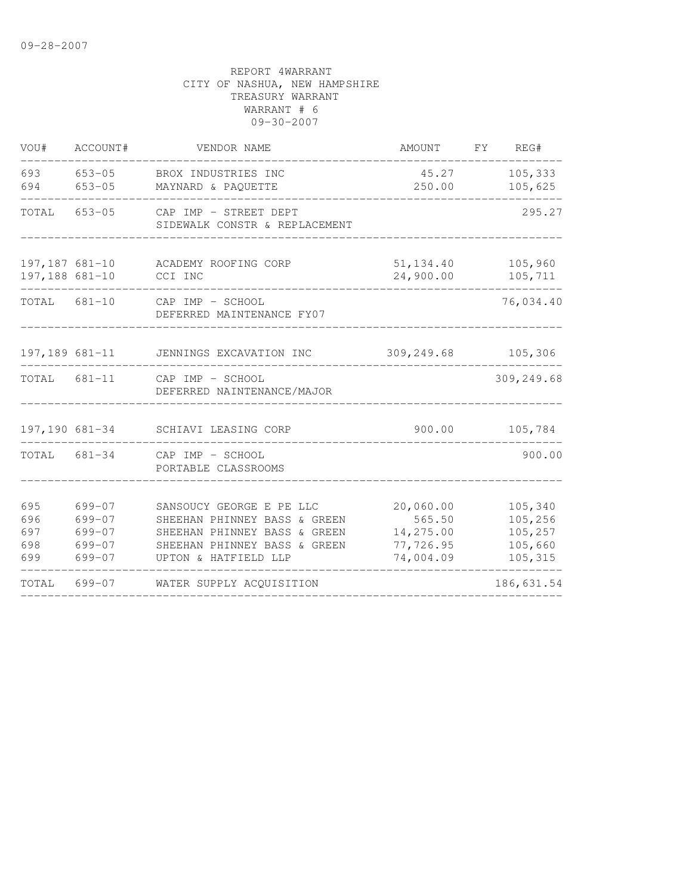09-28-2007

REPORT 4WARRANT
CITY OF NASHUA, NEW HAMPSHIRE
TREASURY WARRANT
WARRANT # 6
09-30-2007

| VOU# | ACCOUNT# | VENDOR NAME | AMOUNT | FY | REG# |
|---|---|---|---|---|---|
| 693 | 653-05 | BROX INDUSTRIES INC | 45.27 | | 105,333 |
| 694 | 653-05 | MAYNARD & PAQUETTE | 250.00 | | 105,625 |
| TOTAL | 653-05 | CAP IMP - STREET DEPT<br>SIDEWALK CONSTR & REPLACEMENT | | | 295.27 |
| 197,187 | 681-10 | ACADEMY ROOFING CORP | 51,134.40 | | 105,960 |
| 197,188 | 681-10 | CCI INC | 24,900.00 | | 105,711 |
| TOTAL | 681-10 | CAP IMP - SCHOOL<br>DEFERRED MAINTENANCE FY07 | | | 76,034.40 |
| 197,189 | 681-11 | JENNINGS EXCAVATION INC | 309,249.68 | | 105,306 |
| TOTAL | 681-11 | CAP IMP - SCHOOL<br>DEFERRED NAINTENANCE/MAJOR | | | 309,249.68 |
| 197,190 | 681-34 | SCHIAVI LEASING CORP | 900.00 | | 105,784 |
| TOTAL | 681-34 | CAP IMP - SCHOOL<br>PORTABLE CLASSROOMS | | | 900.00 |
| 695 | 699-07 | SANSOUCY GEORGE E PE LLC | 20,060.00 | | 105,340 |
| 696 | 699-07 | SHEEHAN PHINNEY BASS & GREEN | 565.50 | | 105,256 |
| 697 | 699-07 | SHEEHAN PHINNEY BASS & GREEN | 14,275.00 | | 105,257 |
| 698 | 699-07 | SHEEHAN PHINNEY BASS & GREEN | 77,726.95 | | 105,660 |
| 699 | 699-07 | UPTON & HATFIELD LLP | 74,004.09 | | 105,315 |
| TOTAL | 699-07 | WATER SUPPLY ACQUISITION | | | 186,631.54 |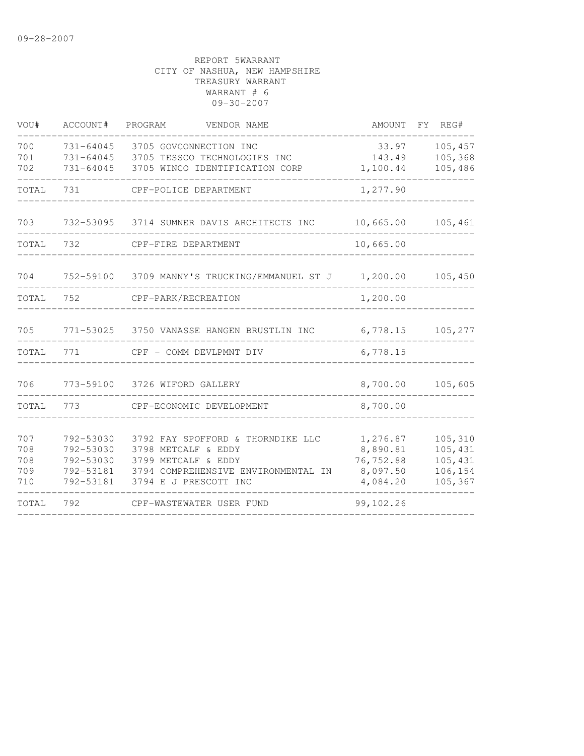09-28-2007

REPORT 5WARRANT
CITY OF NASHUA, NEW HAMPSHIRE
TREASURY WARRANT
WARRANT # 6
09-30-2007

| VOU# | ACCOUNT# | PROGRAM | VENDOR NAME | AMOUNT | FY | REG# |
|---|---|---|---|---|---|---|
| 700 | 731-64045 | 3705 | GOVCONNECTION INC | 33.97 | | 105,457 |
| 701 | 731-64045 | 3705 | TESSCO TECHNOLOGIES INC | 143.49 | | 105,368 |
| 702 | 731-64045 | 3705 | WINCO IDENTIFICATION CORP | 1,100.44 | | 105,486 |
| TOTAL | 731 | | CPF-POLICE DEPARTMENT | 1,277.90 | | |
| 703 | 732-53095 | 3714 | SUMNER DAVIS ARCHITECTS INC | 10,665.00 | | 105,461 |
| TOTAL | 732 | | CPF-FIRE DEPARTMENT | 10,665.00 | | |
| 704 | 752-59100 | 3709 | MANNY'S TRUCKING/EMMANUEL ST J | 1,200.00 | | 105,450 |
| TOTAL | 752 | | CPF-PARK/RECREATION | 1,200.00 | | |
| 705 | 771-53025 | 3750 | VANASSE HANGEN BRUSTLIN INC | 6,778.15 | | 105,277 |
| TOTAL | 771 | | CPF - COMM DEVLPMNT DIV | 6,778.15 | | |
| 706 | 773-59100 | 3726 | WIFORD GALLERY | 8,700.00 | | 105,605 |
| TOTAL | 773 | | CPF-ECONOMIC DEVELOPMENT | 8,700.00 | | |
| 707 | 792-53030 | 3792 | FAY SPOFFORD & THORNDIKE LLC | 1,276.87 | | 105,310 |
| 708 | 792-53030 | 3798 | METCALF & EDDY | 8,890.81 | | 105,431 |
| 708 | 792-53030 | 3799 | METCALF & EDDY | 76,752.88 | | 105,431 |
| 709 | 792-53181 | 3794 | COMPREHENSIVE ENVIRONMENTAL IN | 8,097.50 | | 106,154 |
| 710 | 792-53181 | 3794 | E J PRESCOTT INC | 4,084.20 | | 105,367 |
| TOTAL | 792 | | CPF-WASTEWATER USER FUND | 99,102.26 | | |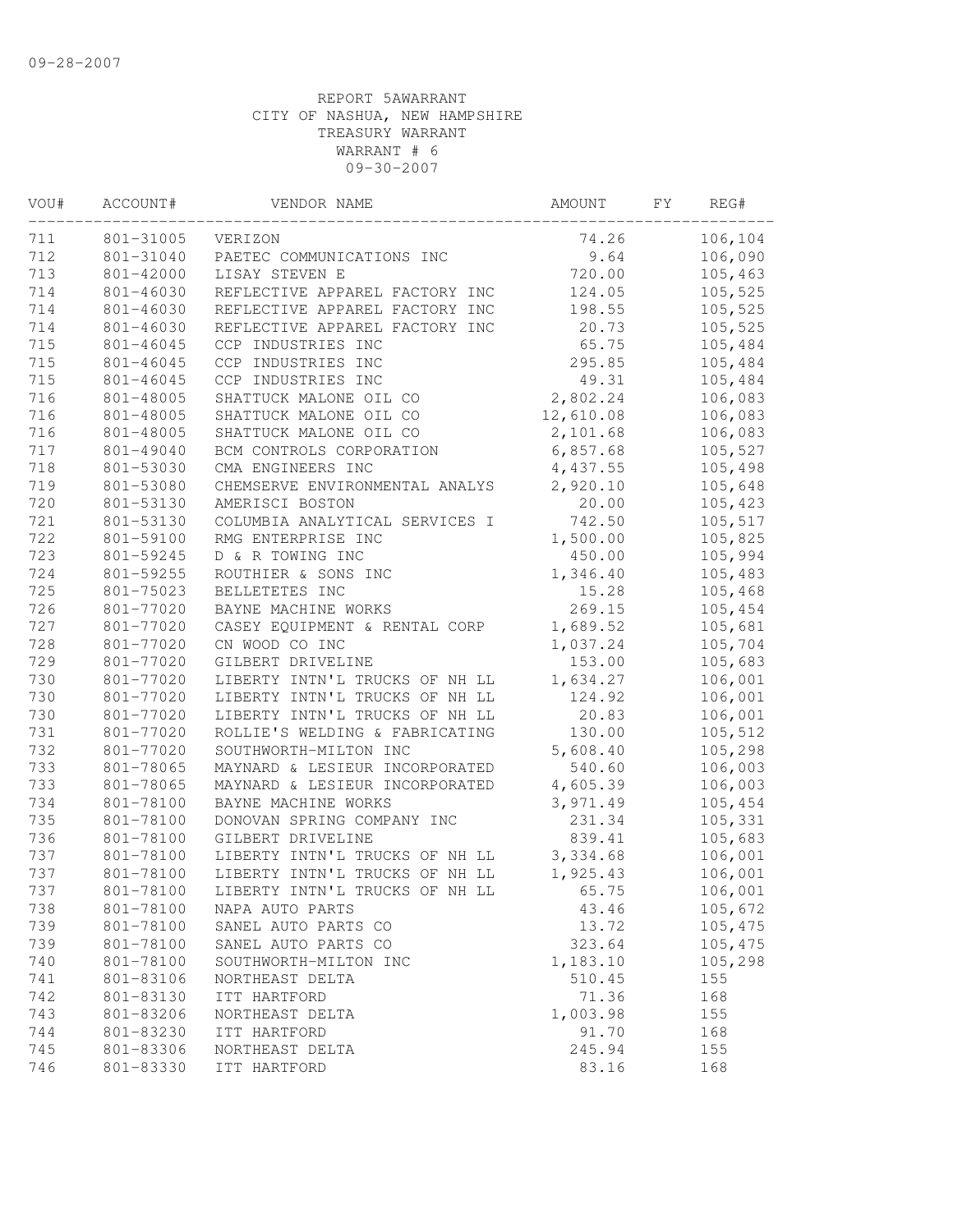09-28-2007

REPORT 5AWARRANT
CITY OF NASHUA, NEW HAMPSHIRE
TREASURY WARRANT
WARRANT # 6
09-30-2007

| VOU# | ACCOUNT# | VENDOR NAME | AMOUNT | FY | REG# |
|---|---|---|---|---|---|
| 711 | 801-31005 | VERIZON | 74.26 | | 106,104 |
| 712 | 801-31040 | PAETEC COMMUNICATIONS INC | 9.64 | | 106,090 |
| 713 | 801-42000 | LISAY STEVEN E | 720.00 | | 105,463 |
| 714 | 801-46030 | REFLECTIVE APPAREL FACTORY INC | 124.05 | | 105,525 |
| 714 | 801-46030 | REFLECTIVE APPAREL FACTORY INC | 198.55 | | 105,525 |
| 714 | 801-46030 | REFLECTIVE APPAREL FACTORY INC | 20.73 | | 105,525 |
| 715 | 801-46045 | CCP INDUSTRIES INC | 65.75 | | 105,484 |
| 715 | 801-46045 | CCP INDUSTRIES INC | 295.85 | | 105,484 |
| 715 | 801-46045 | CCP INDUSTRIES INC | 49.31 | | 105,484 |
| 716 | 801-48005 | SHATTUCK MALONE OIL CO | 2,802.24 | | 106,083 |
| 716 | 801-48005 | SHATTUCK MALONE OIL CO | 12,610.08 | | 106,083 |
| 716 | 801-48005 | SHATTUCK MALONE OIL CO | 2,101.68 | | 106,083 |
| 717 | 801-49040 | BCM CONTROLS CORPORATION | 6,857.68 | | 105,527 |
| 718 | 801-53030 | CMA ENGINEERS INC | 4,437.55 | | 105,498 |
| 719 | 801-53080 | CHEMSERVE ENVIRONMENTAL ANALYS | 2,920.10 | | 105,648 |
| 720 | 801-53130 | AMERISCI BOSTON | 20.00 | | 105,423 |
| 721 | 801-53130 | COLUMBIA ANALYTICAL SERVICES I | 742.50 | | 105,517 |
| 722 | 801-59100 | RMG ENTERPRISE INC | 1,500.00 | | 105,825 |
| 723 | 801-59245 | D & R TOWING INC | 450.00 | | 105,994 |
| 724 | 801-59255 | ROUTHIER & SONS INC | 1,346.40 | | 105,483 |
| 725 | 801-75023 | BELLETETES INC | 15.28 | | 105,468 |
| 726 | 801-77020 | BAYNE MACHINE WORKS | 269.15 | | 105,454 |
| 727 | 801-77020 | CASEY EQUIPMENT & RENTAL CORP | 1,689.52 | | 105,681 |
| 728 | 801-77020 | CN WOOD CO INC | 1,037.24 | | 105,704 |
| 729 | 801-77020 | GILBERT DRIVELINE | 153.00 | | 105,683 |
| 730 | 801-77020 | LIBERTY INTN'L TRUCKS OF NH LL | 1,634.27 | | 106,001 |
| 730 | 801-77020 | LIBERTY INTN'L TRUCKS OF NH LL | 124.92 | | 106,001 |
| 730 | 801-77020 | LIBERTY INTN'L TRUCKS OF NH LL | 20.83 | | 106,001 |
| 731 | 801-77020 | ROLLIE'S WELDING & FABRICATING | 130.00 | | 105,512 |
| 732 | 801-77020 | SOUTHWORTH-MILTON INC | 5,608.40 | | 105,298 |
| 733 | 801-78065 | MAYNARD & LESIEUR INCORPORATED | 540.60 | | 106,003 |
| 733 | 801-78065 | MAYNARD & LESIEUR INCORPORATED | 4,605.39 | | 106,003 |
| 734 | 801-78100 | BAYNE MACHINE WORKS | 3,971.49 | | 105,454 |
| 735 | 801-78100 | DONOVAN SPRING COMPANY INC | 231.34 | | 105,331 |
| 736 | 801-78100 | GILBERT DRIVELINE | 839.41 | | 105,683 |
| 737 | 801-78100 | LIBERTY INTN'L TRUCKS OF NH LL | 3,334.68 | | 106,001 |
| 737 | 801-78100 | LIBERTY INTN'L TRUCKS OF NH LL | 1,925.43 | | 106,001 |
| 737 | 801-78100 | LIBERTY INTN'L TRUCKS OF NH LL | 65.75 | | 106,001 |
| 738 | 801-78100 | NAPA AUTO PARTS | 43.46 | | 105,672 |
| 739 | 801-78100 | SANEL AUTO PARTS CO | 13.72 | | 105,475 |
| 739 | 801-78100 | SANEL AUTO PARTS CO | 323.64 | | 105,475 |
| 740 | 801-78100 | SOUTHWORTH-MILTON INC | 1,183.10 | | 105,298 |
| 741 | 801-83106 | NORTHEAST DELTA | 510.45 | | 155 |
| 742 | 801-83130 | ITT HARTFORD | 71.36 | | 168 |
| 743 | 801-83206 | NORTHEAST DELTA | 1,003.98 | | 155 |
| 744 | 801-83230 | ITT HARTFORD | 91.70 | | 168 |
| 745 | 801-83306 | NORTHEAST DELTA | 245.94 | | 155 |
| 746 | 801-83330 | ITT HARTFORD | 83.16 | | 168 |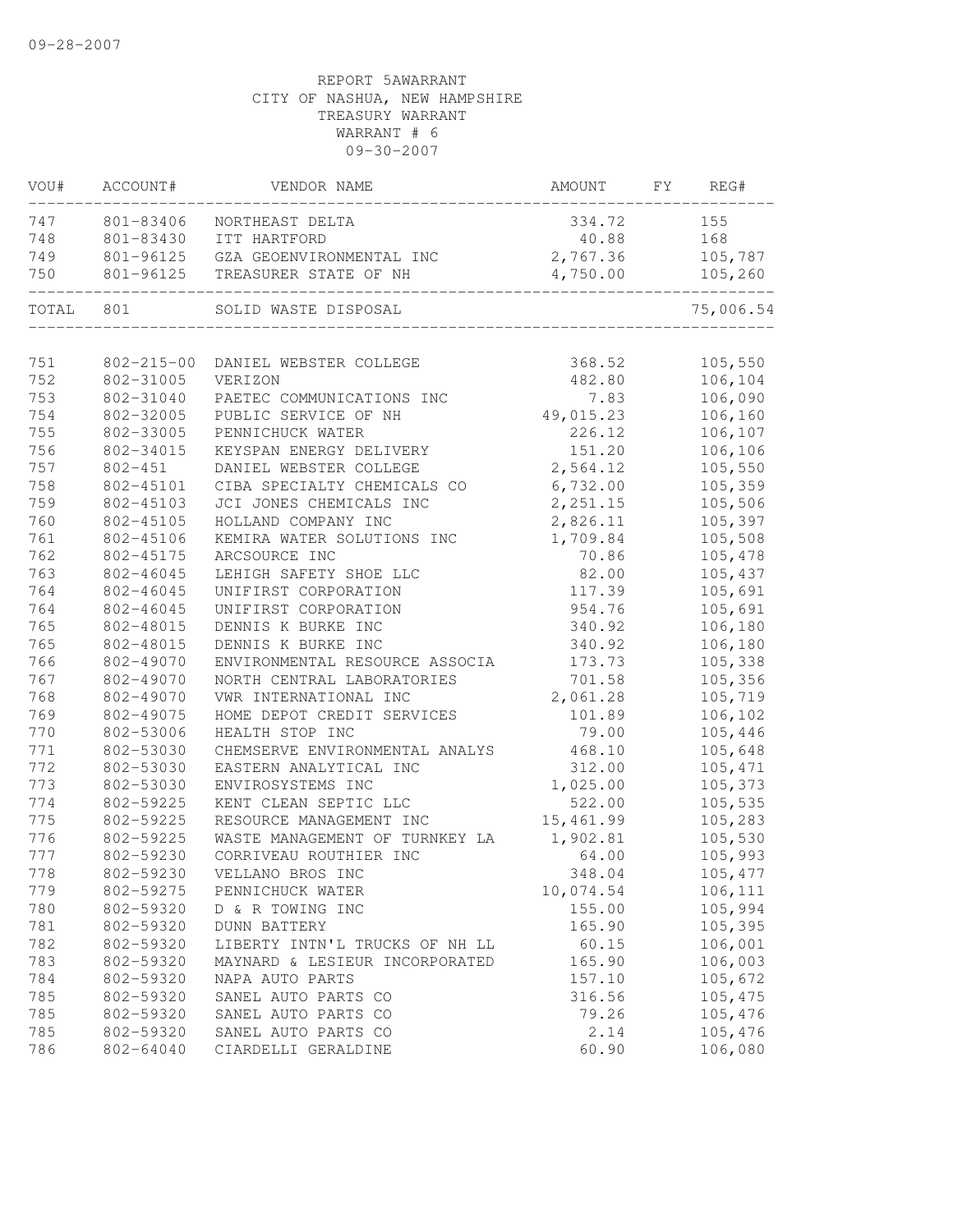09-28-2007

REPORT 5AWARRANT
CITY OF NASHUA, NEW HAMPSHIRE
TREASURY WARRANT
WARRANT # 6
09-30-2007

| VOU# | ACCOUNT# | VENDOR NAME | AMOUNT | FY | REG# |
|---|---|---|---|---|---|
| 747 | 801-83406 | NORTHEAST DELTA | 334.72 | | 155 |
| 748 | 801-83430 | ITT HARTFORD | 40.88 | | 168 |
| 749 | 801-96125 | GZA GEOENVIRONMENTAL INC | 2,767.36 | | 105,787 |
| 750 | 801-96125 | TREASURER STATE OF NH | 4,750.00 | | 105,260 |
| TOTAL | 801 | SOLID WASTE DISPOSAL | | | 75,006.54 |
| 751 | 802-215-00 | DANIEL WEBSTER COLLEGE | 368.52 | | 105,550 |
| 752 | 802-31005 | VERIZON | 482.80 | | 106,104 |
| 753 | 802-31040 | PAETEC COMMUNICATIONS INC | 7.83 | | 106,090 |
| 754 | 802-32005 | PUBLIC SERVICE OF NH | 49,015.23 | | 106,160 |
| 755 | 802-33005 | PENNICHUCK WATER | 226.12 | | 106,107 |
| 756 | 802-34015 | KEYSPAN ENERGY DELIVERY | 151.20 | | 106,106 |
| 757 | 802-451 | DANIEL WEBSTER COLLEGE | 2,564.12 | | 105,550 |
| 758 | 802-45101 | CIBA SPECIALTY CHEMICALS CO | 6,732.00 | | 105,359 |
| 759 | 802-45103 | JCI JONES CHEMICALS INC | 2,251.15 | | 105,506 |
| 760 | 802-45105 | HOLLAND COMPANY INC | 2,826.11 | | 105,397 |
| 761 | 802-45106 | KEMIRA WATER SOLUTIONS INC | 1,709.84 | | 105,508 |
| 762 | 802-45175 | ARCSOURCE INC | 70.86 | | 105,478 |
| 763 | 802-46045 | LEHIGH SAFETY SHOE LLC | 82.00 | | 105,437 |
| 764 | 802-46045 | UNIFIRST CORPORATION | 117.39 | | 105,691 |
| 764 | 802-46045 | UNIFIRST CORPORATION | 954.76 | | 105,691 |
| 765 | 802-48015 | DENNIS K BURKE INC | 340.92 | | 106,180 |
| 765 | 802-48015 | DENNIS K BURKE INC | 340.92 | | 106,180 |
| 766 | 802-49070 | ENVIRONMENTAL RESOURCE ASSOCIA | 173.73 | | 105,338 |
| 767 | 802-49070 | NORTH CENTRAL LABORATORIES | 701.58 | | 105,356 |
| 768 | 802-49070 | VWR INTERNATIONAL INC | 2,061.28 | | 105,719 |
| 769 | 802-49075 | HOME DEPOT CREDIT SERVICES | 101.89 | | 106,102 |
| 770 | 802-53006 | HEALTH STOP INC | 79.00 | | 105,446 |
| 771 | 802-53030 | CHEMSERVE ENVIRONMENTAL ANALYS | 468.10 | | 105,648 |
| 772 | 802-53030 | EASTERN ANALYTICAL INC | 312.00 | | 105,471 |
| 773 | 802-53030 | ENVIROSYSTEMS INC | 1,025.00 | | 105,373 |
| 774 | 802-59225 | KENT CLEAN SEPTIC LLC | 522.00 | | 105,535 |
| 775 | 802-59225 | RESOURCE MANAGEMENT INC | 15,461.99 | | 105,283 |
| 776 | 802-59225 | WASTE MANAGEMENT OF TURNKEY LA | 1,902.81 | | 105,530 |
| 777 | 802-59230 | CORRIVEAU ROUTHIER INC | 64.00 | | 105,993 |
| 778 | 802-59230 | VELLANO BROS INC | 348.04 | | 105,477 |
| 779 | 802-59275 | PENNICHUCK WATER | 10,074.54 | | 106,111 |
| 780 | 802-59320 | D & R TOWING INC | 155.00 | | 105,994 |
| 781 | 802-59320 | DUNN BATTERY | 165.90 | | 105,395 |
| 782 | 802-59320 | LIBERTY INTN'L TRUCKS OF NH LL | 60.15 | | 106,001 |
| 783 | 802-59320 | MAYNARD & LESIEUR INCORPORATED | 165.90 | | 106,003 |
| 784 | 802-59320 | NAPA AUTO PARTS | 157.10 | | 105,672 |
| 785 | 802-59320 | SANEL AUTO PARTS CO | 316.56 | | 105,475 |
| 785 | 802-59320 | SANEL AUTO PARTS CO | 79.26 | | 105,476 |
| 785 | 802-59320 | SANEL AUTO PARTS CO | 2.14 | | 105,476 |
| 786 | 802-64040 | CIARDELLI GERALDINE | 60.90 | | 106,080 |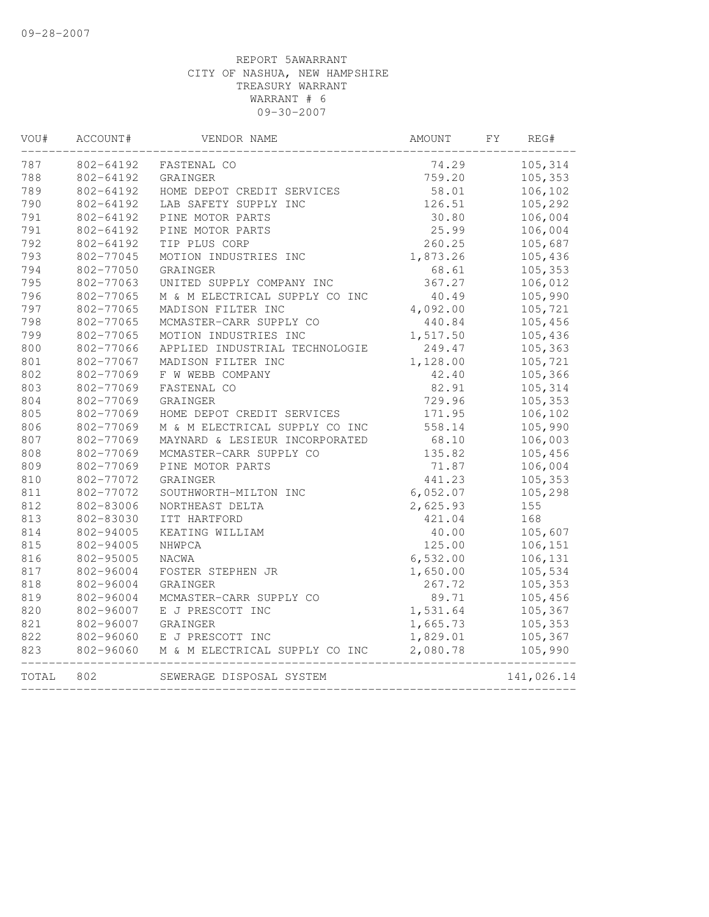09-28-2007

REPORT 5AWARRANT
CITY OF NASHUA, NEW HAMPSHIRE
TREASURY WARRANT
WARRANT # 6
09-30-2007

| VOU# | ACCOUNT# | VENDOR NAME | AMOUNT | FY | REG# |
|---|---|---|---|---|---|
| 787 | 802-64192 | FASTENAL CO | 74.29 | | 105,314 |
| 788 | 802-64192 | GRAINGER | 759.20 | | 105,353 |
| 789 | 802-64192 | HOME DEPOT CREDIT SERVICES | 58.01 | | 106,102 |
| 790 | 802-64192 | LAB SAFETY SUPPLY INC | 126.51 | | 105,292 |
| 791 | 802-64192 | PINE MOTOR PARTS | 30.80 | | 106,004 |
| 791 | 802-64192 | PINE MOTOR PARTS | 25.99 | | 106,004 |
| 792 | 802-64192 | TIP PLUS CORP | 260.25 | | 105,687 |
| 793 | 802-77045 | MOTION INDUSTRIES INC | 1,873.26 | | 105,436 |
| 794 | 802-77050 | GRAINGER | 68.61 | | 105,353 |
| 795 | 802-77063 | UNITED SUPPLY COMPANY INC | 367.27 | | 106,012 |
| 796 | 802-77065 | M & M ELECTRICAL SUPPLY CO INC | 40.49 | | 105,990 |
| 797 | 802-77065 | MADISON FILTER INC | 4,092.00 | | 105,721 |
| 798 | 802-77065 | MCMASTER-CARR SUPPLY CO | 440.84 | | 105,456 |
| 799 | 802-77065 | MOTION INDUSTRIES INC | 1,517.50 | | 105,436 |
| 800 | 802-77066 | APPLIED INDUSTRIAL TECHNOLOGIE | 249.47 | | 105,363 |
| 801 | 802-77067 | MADISON FILTER INC | 1,128.00 | | 105,721 |
| 802 | 802-77069 | F W WEBB COMPANY | 42.40 | | 105,366 |
| 803 | 802-77069 | FASTENAL CO | 82.91 | | 105,314 |
| 804 | 802-77069 | GRAINGER | 729.96 | | 105,353 |
| 805 | 802-77069 | HOME DEPOT CREDIT SERVICES | 171.95 | | 106,102 |
| 806 | 802-77069 | M & M ELECTRICAL SUPPLY CO INC | 558.14 | | 105,990 |
| 807 | 802-77069 | MAYNARD & LESIEUR INCORPORATED | 68.10 | | 106,003 |
| 808 | 802-77069 | MCMASTER-CARR SUPPLY CO | 135.82 | | 105,456 |
| 809 | 802-77069 | PINE MOTOR PARTS | 71.87 | | 106,004 |
| 810 | 802-77072 | GRAINGER | 441.23 | | 105,353 |
| 811 | 802-77072 | SOUTHWORTH-MILTON INC | 6,052.07 | | 105,298 |
| 812 | 802-83006 | NORTHEAST DELTA | 2,625.93 | | 155 |
| 813 | 802-83030 | ITT HARTFORD | 421.04 | | 168 |
| 814 | 802-94005 | KEATING WILLIAM | 40.00 | | 105,607 |
| 815 | 802-94005 | NHWPCA | 125.00 | | 106,151 |
| 816 | 802-95005 | NACWA | 6,532.00 | | 106,131 |
| 817 | 802-96004 | FOSTER STEPHEN JR | 1,650.00 | | 105,534 |
| 818 | 802-96004 | GRAINGER | 267.72 | | 105,353 |
| 819 | 802-96004 | MCMASTER-CARR SUPPLY CO | 89.71 | | 105,456 |
| 820 | 802-96007 | E J PRESCOTT INC | 1,531.64 | | 105,367 |
| 821 | 802-96007 | GRAINGER | 1,665.73 | | 105,353 |
| 822 | 802-96060 | E J PRESCOTT INC | 1,829.01 | | 105,367 |
| 823 | 802-96060 | M & M ELECTRICAL SUPPLY CO INC | 2,080.78 | | 105,990 |
| TOTAL | 802 | SEWERAGE DISPOSAL SYSTEM | | | 141,026.14 |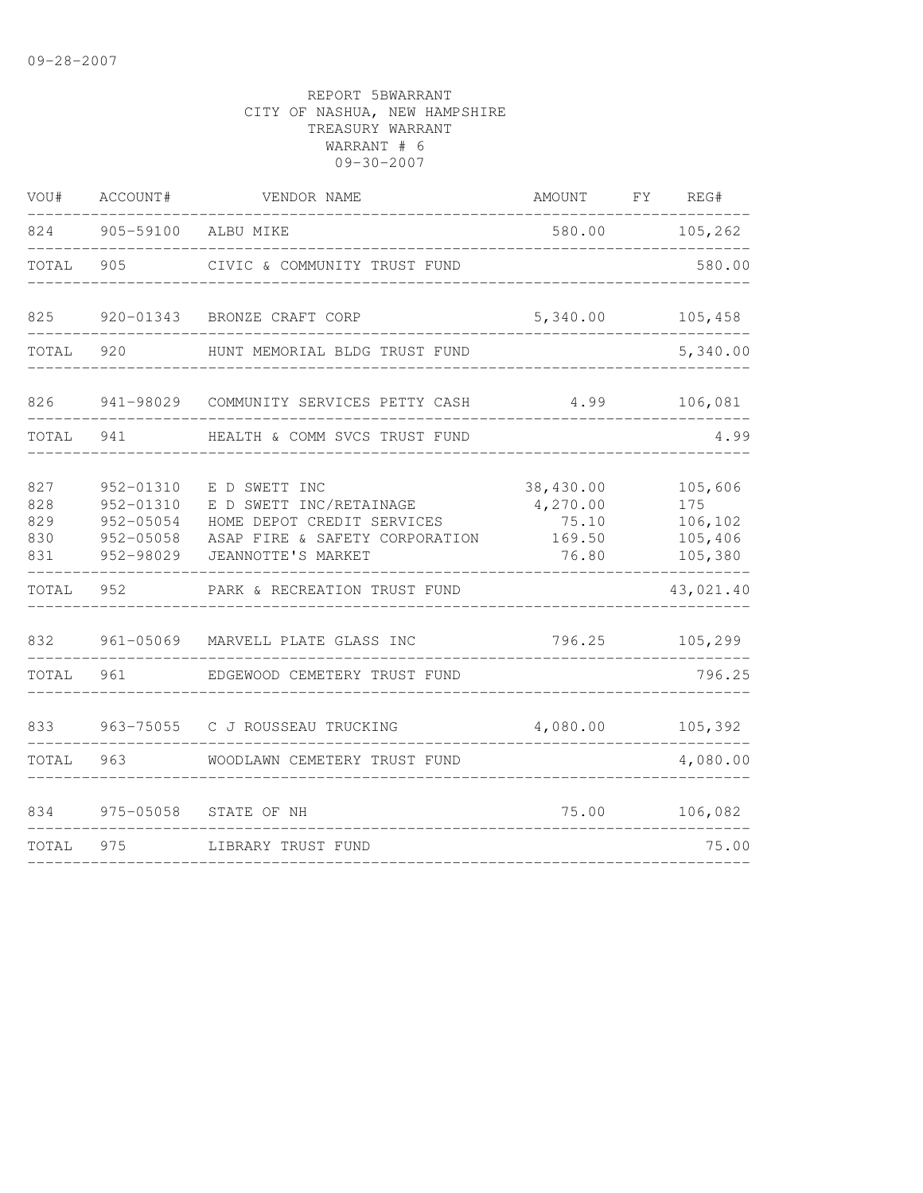09-28-2007

REPORT 5BWARRANT
CITY OF NASHUA, NEW HAMPSHIRE
TREASURY WARRANT
WARRANT # 6
09-30-2007

| VOU# | ACCOUNT# | VENDOR NAME | AMOUNT | FY | REG# |
|---|---|---|---|---|---|
| 824 | 905-59100 | ALBU MIKE | 580.00 | | 105,262 |
| TOTAL | 905 | CIVIC & COMMUNITY TRUST FUND | | | 580.00 |
| 825 | 920-01343 | BRONZE CRAFT CORP | 5,340.00 | | 105,458 |
| TOTAL | 920 | HUNT MEMORIAL BLDG TRUST FUND | | | 5,340.00 |
| 826 | 941-98029 | COMMUNITY SERVICES PETTY CASH | 4.99 | | 106,081 |
| TOTAL | 941 | HEALTH & COMM SVCS TRUST FUND | | | 4.99 |
| 827 | 952-01310 | E D SWETT INC | 38,430.00 | | 105,606 |
| 828 | 952-01310 | E D SWETT INC/RETAINAGE | 4,270.00 | | 175 |
| 829 | 952-05054 | HOME DEPOT CREDIT SERVICES | 75.10 | | 106,102 |
| 830 | 952-05058 | ASAP FIRE & SAFETY CORPORATION | 169.50 | | 105,406 |
| 831 | 952-98029 | JEANNOTTE'S MARKET | 76.80 | | 105,380 |
| TOTAL | 952 | PARK & RECREATION TRUST FUND | | | 43,021.40 |
| 832 | 961-05069 | MARVELL PLATE GLASS INC | 796.25 | | 105,299 |
| TOTAL | 961 | EDGEWOOD CEMETERY TRUST FUND | | | 796.25 |
| 833 | 963-75055 | C J ROUSSEAU TRUCKING | 4,080.00 | | 105,392 |
| TOTAL | 963 | WOODLAWN CEMETERY TRUST FUND | | | 4,080.00 |
| 834 | 975-05058 | STATE OF NH | 75.00 | | 106,082 |
| TOTAL | 975 | LIBRARY TRUST FUND | | | 75.00 |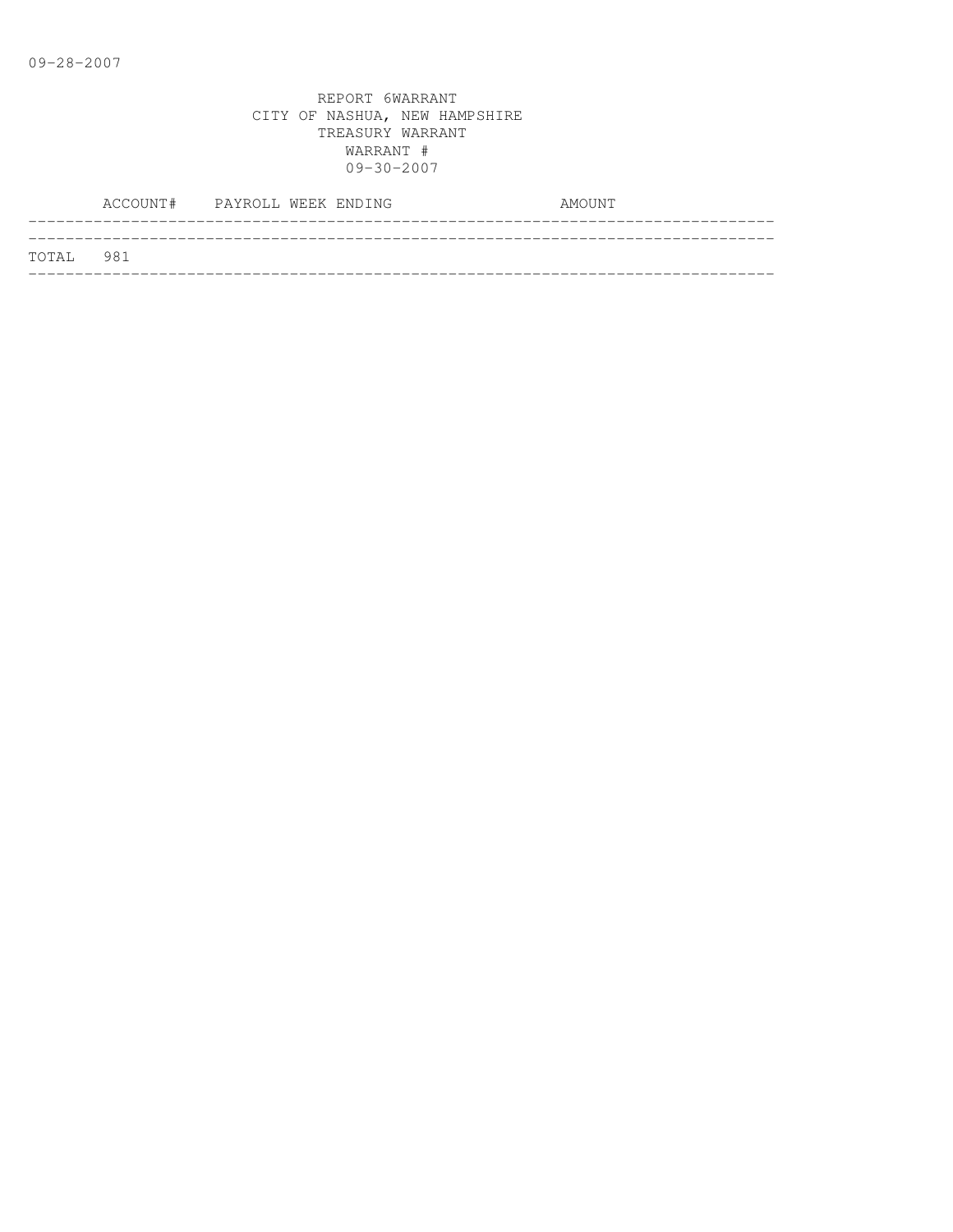09-28-2007

REPORT 6WARRANT
CITY OF NASHUA, NEW HAMPSHIRE
TREASURY WARRANT
WARRANT #
09-30-2007

| ACCOUNT# | PAYROLL WEEK ENDING | AMOUNT |
|---|---|---|
| TOTAL 981 | | |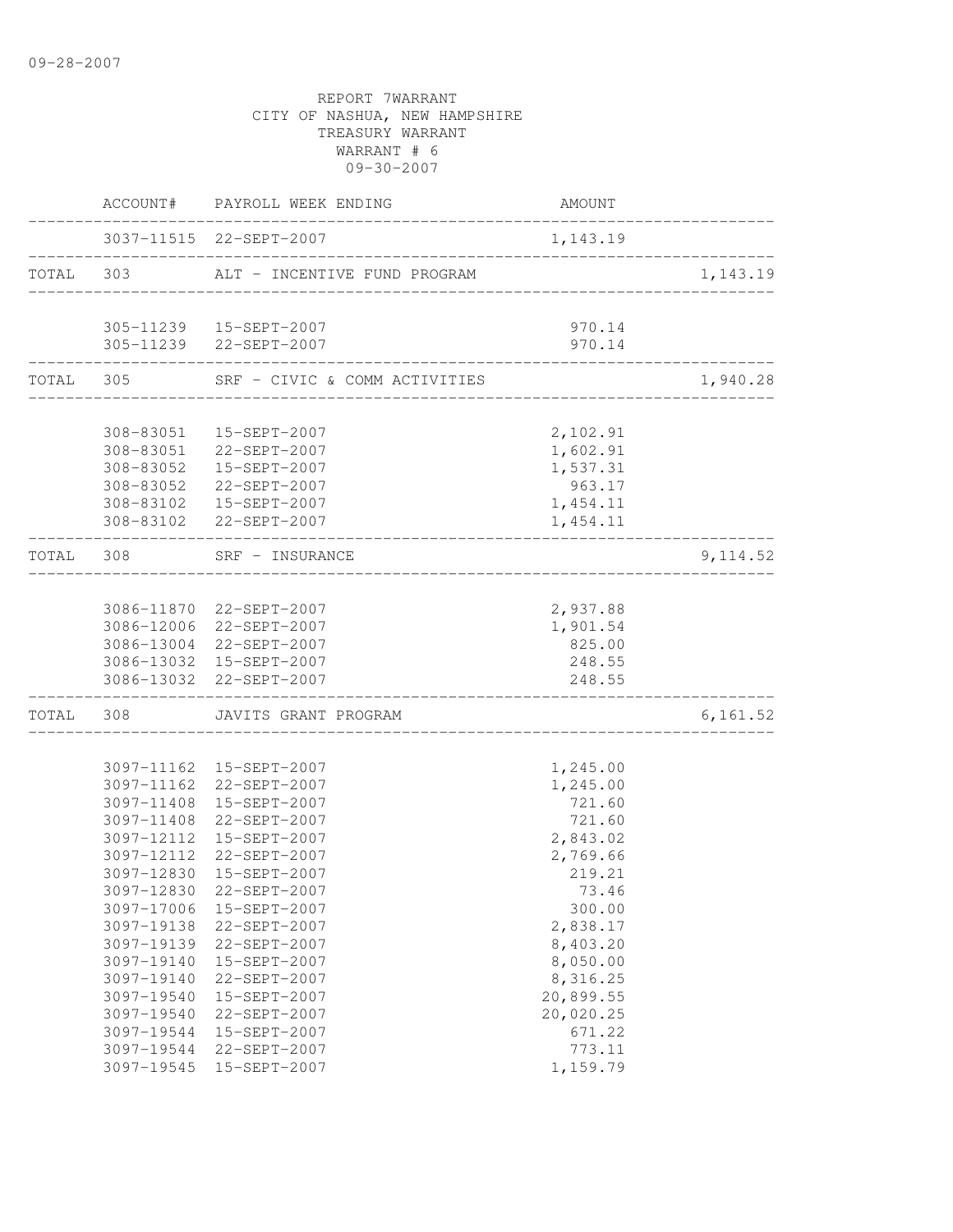09-28-2007

REPORT 7WARRANT
CITY OF NASHUA, NEW HAMPSHIRE
TREASURY WARRANT
WARRANT # 6
09-30-2007

| | ACCOUNT# | PAYROLL WEEK ENDING | AMOUNT | |
|---|---|---|---|---|
| | 3037-11515 | 22-SEPT-2007 | 1,143.19 | |
| TOTAL | 303 | ALT - INCENTIVE FUND PROGRAM | | 1,143.19 |
| | 305-11239 | 15-SEPT-2007 | 970.14 | |
| | 305-11239 | 22-SEPT-2007 | 970.14 | |
| TOTAL | 305 | SRF - CIVIC & COMM ACTIVITIES | | 1,940.28 |
| | 308-83051 | 15-SEPT-2007 | 2,102.91 | |
| | 308-83051 | 22-SEPT-2007 | 1,602.91 | |
| | 308-83052 | 15-SEPT-2007 | 1,537.31 | |
| | 308-83052 | 22-SEPT-2007 | 963.17 | |
| | 308-83102 | 15-SEPT-2007 | 1,454.11 | |
| | 308-83102 | 22-SEPT-2007 | 1,454.11 | |
| TOTAL | 308 | SRF - INSURANCE | | 9,114.52 |
| | 3086-11870 | 22-SEPT-2007 | 2,937.88 | |
| | 3086-12006 | 22-SEPT-2007 | 1,901.54 | |
| | 3086-13004 | 22-SEPT-2007 | 825.00 | |
| | 3086-13032 | 15-SEPT-2007 | 248.55 | |
| | 3086-13032 | 22-SEPT-2007 | 248.55 | |
| TOTAL | 308 | JAVITS GRANT PROGRAM | | 6,161.52 |
| | 3097-11162 | 15-SEPT-2007 | 1,245.00 | |
| | 3097-11162 | 22-SEPT-2007 | 1,245.00 | |
| | 3097-11408 | 15-SEPT-2007 | 721.60 | |
| | 3097-11408 | 22-SEPT-2007 | 721.60 | |
| | 3097-12112 | 15-SEPT-2007 | 2,843.02 | |
| | 3097-12112 | 22-SEPT-2007 | 2,769.66 | |
| | 3097-12830 | 15-SEPT-2007 | 219.21 | |
| | 3097-12830 | 22-SEPT-2007 | 73.46 | |
| | 3097-17006 | 15-SEPT-2007 | 300.00 | |
| | 3097-19138 | 22-SEPT-2007 | 2,838.17 | |
| | 3097-19139 | 22-SEPT-2007 | 8,403.20 | |
| | 3097-19140 | 15-SEPT-2007 | 8,050.00 | |
| | 3097-19140 | 22-SEPT-2007 | 8,316.25 | |
| | 3097-19540 | 15-SEPT-2007 | 20,899.55 | |
| | 3097-19540 | 22-SEPT-2007 | 20,020.25 | |
| | 3097-19544 | 15-SEPT-2007 | 671.22 | |
| | 3097-19544 | 22-SEPT-2007 | 773.11 | |
| | 3097-19545 | 15-SEPT-2007 | 1,159.79 | |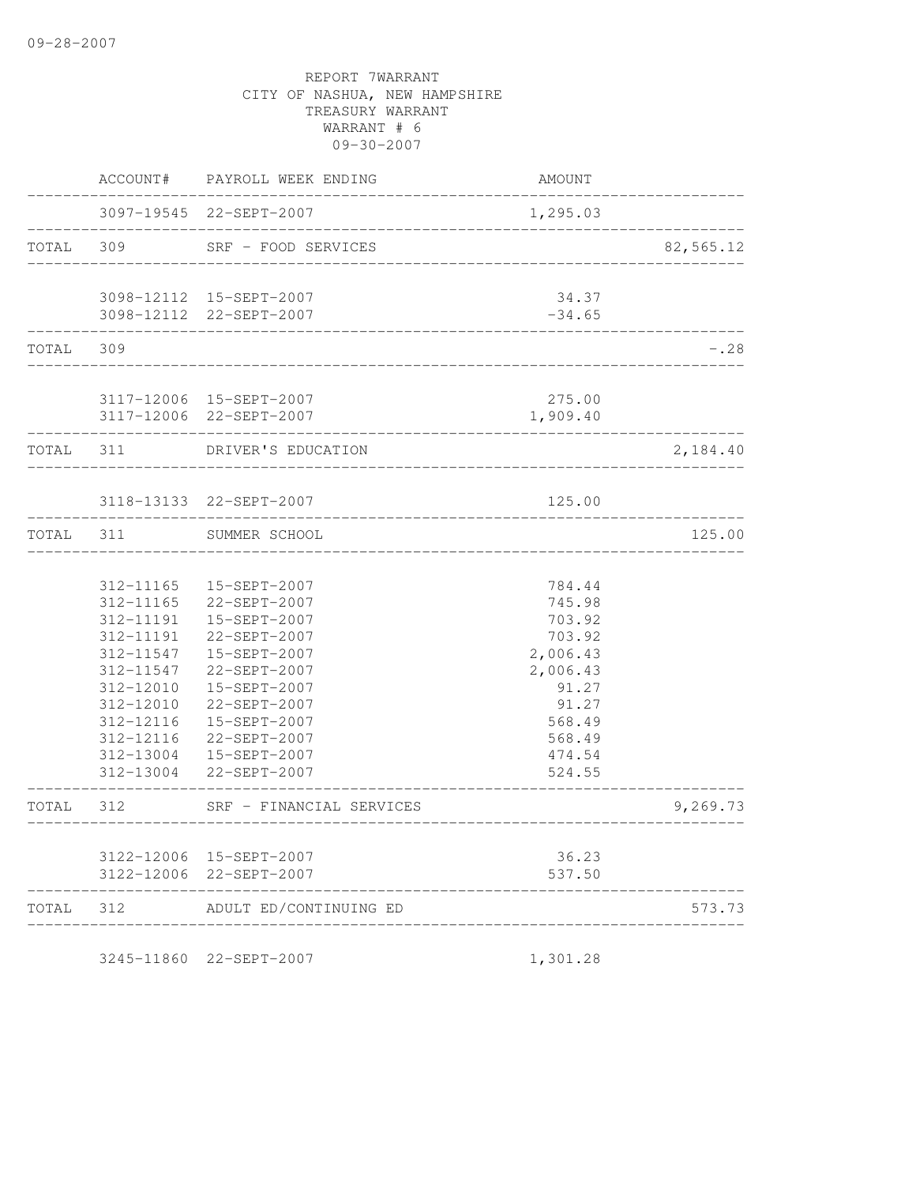09-28-2007

REPORT 7WARRANT
CITY OF NASHUA, NEW HAMPSHIRE
TREASURY WARRANT
WARRANT # 6
09-30-2007

| | ACCOUNT# | PAYROLL WEEK ENDING | AMOUNT | |
|---|---|---|---|---|
| | 3097-19545 | 22-SEPT-2007 | 1,295.03 | |
| TOTAL | 309 | SRF - FOOD SERVICES | | 82,565.12 |
| | 3098-12112 | 15-SEPT-2007 | 34.37 | |
| | 3098-12112 | 22-SEPT-2007 | -34.65 | |
| TOTAL | 309 | | | -.28 |
| | 3117-12006 | 15-SEPT-2007 | 275.00 | |
| | 3117-12006 | 22-SEPT-2007 | 1,909.40 | |
| TOTAL | 311 | DRIVER'S EDUCATION | | 2,184.40 |
| | 3118-13133 | 22-SEPT-2007 | 125.00 | |
| TOTAL | 311 | SUMMER SCHOOL | | 125.00 |
| | 312-11165 | 15-SEPT-2007 | 784.44 | |
| | 312-11165 | 22-SEPT-2007 | 745.98 | |
| | 312-11191 | 15-SEPT-2007 | 703.92 | |
| | 312-11191 | 22-SEPT-2007 | 703.92 | |
| | 312-11547 | 15-SEPT-2007 | 2,006.43 | |
| | 312-11547 | 22-SEPT-2007 | 2,006.43 | |
| | 312-12010 | 15-SEPT-2007 | 91.27 | |
| | 312-12010 | 22-SEPT-2007 | 91.27 | |
| | 312-12116 | 15-SEPT-2007 | 568.49 | |
| | 312-12116 | 22-SEPT-2007 | 568.49 | |
| | 312-13004 | 15-SEPT-2007 | 474.54 | |
| | 312-13004 | 22-SEPT-2007 | 524.55 | |
| TOTAL | 312 | SRF - FINANCIAL SERVICES | | 9,269.73 |
| | 3122-12006 | 15-SEPT-2007 | 36.23 | |
| | 3122-12006 | 22-SEPT-2007 | 537.50 | |
| TOTAL | 312 | ADULT ED/CONTINUING ED | | 573.73 |
| | 3245-11860 | 22-SEPT-2007 | 1,301.28 | |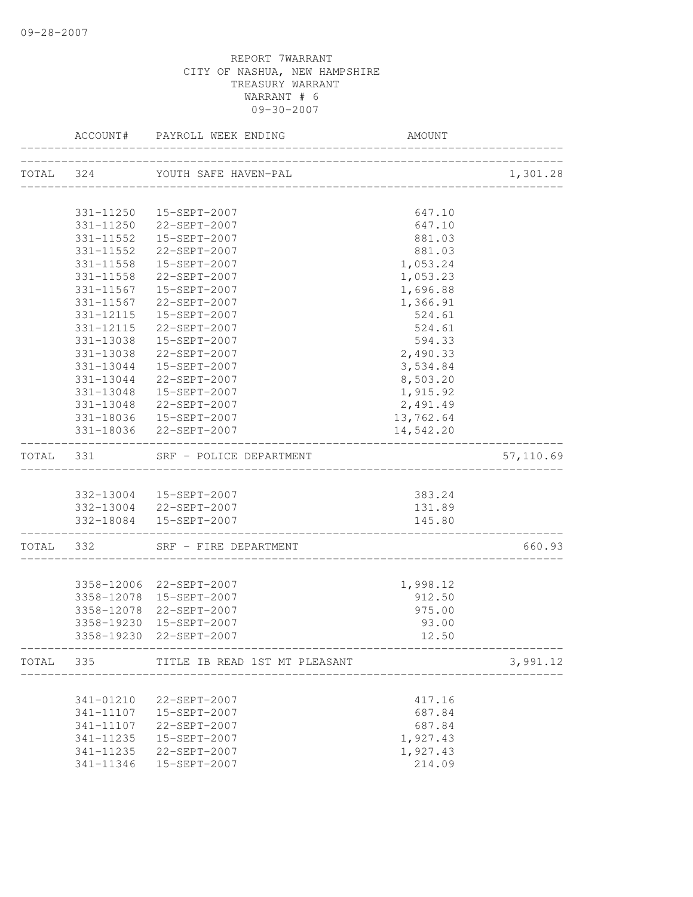09-28-2007

REPORT 7WARRANT
CITY OF NASHUA, NEW HAMPSHIRE
TREASURY WARRANT
WARRANT # 6
09-30-2007

| | ACCOUNT# | PAYROLL WEEK ENDING | AMOUNT | |
|---|---|---|---|---|
| TOTAL | 324 | YOUTH SAFE HAVEN-PAL | | 1,301.28 |
| | 331-11250 | 15-SEPT-2007 | 647.10 | |
| | 331-11250 | 22-SEPT-2007 | 647.10 | |
| | 331-11552 | 15-SEPT-2007 | 881.03 | |
| | 331-11552 | 22-SEPT-2007 | 881.03 | |
| | 331-11558 | 15-SEPT-2007 | 1,053.24 | |
| | 331-11558 | 22-SEPT-2007 | 1,053.23 | |
| | 331-11567 | 15-SEPT-2007 | 1,696.88 | |
| | 331-11567 | 22-SEPT-2007 | 1,366.91 | |
| | 331-12115 | 15-SEPT-2007 | 524.61 | |
| | 331-12115 | 22-SEPT-2007 | 524.61 | |
| | 331-13038 | 15-SEPT-2007 | 594.33 | |
| | 331-13038 | 22-SEPT-2007 | 2,490.33 | |
| | 331-13044 | 15-SEPT-2007 | 3,534.84 | |
| | 331-13044 | 22-SEPT-2007 | 8,503.20 | |
| | 331-13048 | 15-SEPT-2007 | 1,915.92 | |
| | 331-13048 | 22-SEPT-2007 | 2,491.49 | |
| | 331-18036 | 15-SEPT-2007 | 13,762.64 | |
| | 331-18036 | 22-SEPT-2007 | 14,542.20 | |
| TOTAL | 331 | SRF - POLICE DEPARTMENT | | 57,110.69 |
| | 332-13004 | 15-SEPT-2007 | 383.24 | |
| | 332-13004 | 22-SEPT-2007 | 131.89 | |
| | 332-18084 | 15-SEPT-2007 | 145.80 | |
| TOTAL | 332 | SRF - FIRE DEPARTMENT | | 660.93 |
| | 3358-12006 | 22-SEPT-2007 | 1,998.12 | |
| | 3358-12078 | 15-SEPT-2007 | 912.50 | |
| | 3358-12078 | 22-SEPT-2007 | 975.00 | |
| | 3358-19230 | 15-SEPT-2007 | 93.00 | |
| | 3358-19230 | 22-SEPT-2007 | 12.50 | |
| TOTAL | 335 | TITLE IB READ 1ST MT PLEASANT | | 3,991.12 |
| | 341-01210 | 22-SEPT-2007 | 417.16 | |
| | 341-11107 | 15-SEPT-2007 | 687.84 | |
| | 341-11107 | 22-SEPT-2007 | 687.84 | |
| | 341-11235 | 15-SEPT-2007 | 1,927.43 | |
| | 341-11235 | 22-SEPT-2007 | 1,927.43 | |
| | 341-11346 | 15-SEPT-2007 | 214.09 | |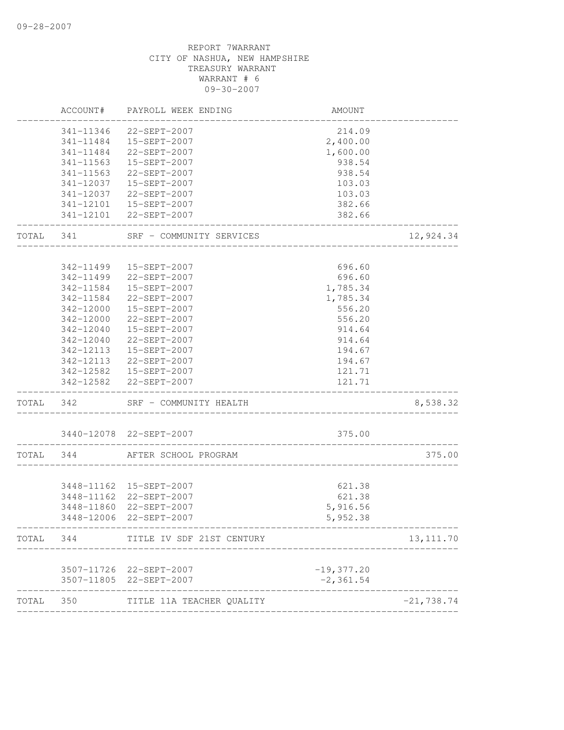09-28-2007

REPORT 7WARRANT
CITY OF NASHUA, NEW HAMPSHIRE
TREASURY WARRANT
WARRANT # 6
09-30-2007

| | ACCOUNT# | PAYROLL WEEK ENDING | AMOUNT | |
|---|---|---|---|---|
| | 341-11346 | 22-SEPT-2007 | 214.09 | |
| | 341-11484 | 15-SEPT-2007 | 2,400.00 | |
| | 341-11484 | 22-SEPT-2007 | 1,600.00 | |
| | 341-11563 | 15-SEPT-2007 | 938.54 | |
| | 341-11563 | 22-SEPT-2007 | 938.54 | |
| | 341-12037 | 15-SEPT-2007 | 103.03 | |
| | 341-12037 | 22-SEPT-2007 | 103.03 | |
| | 341-12101 | 15-SEPT-2007 | 382.66 | |
| | 341-12101 | 22-SEPT-2007 | 382.66 | |
| TOTAL | 341 | SRF - COMMUNITY SERVICES | | 12,924.34 |
| | 342-11499 | 15-SEPT-2007 | 696.60 | |
| | 342-11499 | 22-SEPT-2007 | 696.60 | |
| | 342-11584 | 15-SEPT-2007 | 1,785.34 | |
| | 342-11584 | 22-SEPT-2007 | 1,785.34 | |
| | 342-12000 | 15-SEPT-2007 | 556.20 | |
| | 342-12000 | 22-SEPT-2007 | 556.20 | |
| | 342-12040 | 15-SEPT-2007 | 914.64 | |
| | 342-12040 | 22-SEPT-2007 | 914.64 | |
| | 342-12113 | 15-SEPT-2007 | 194.67 | |
| | 342-12113 | 22-SEPT-2007 | 194.67 | |
| | 342-12582 | 15-SEPT-2007 | 121.71 | |
| | 342-12582 | 22-SEPT-2007 | 121.71 | |
| TOTAL | 342 | SRF - COMMUNITY HEALTH | | 8,538.32 |
| | 3440-12078 | 22-SEPT-2007 | 375.00 | |
| TOTAL | 344 | AFTER SCHOOL PROGRAM | | 375.00 |
| | 3448-11162 | 15-SEPT-2007 | 621.38 | |
| | 3448-11162 | 22-SEPT-2007 | 621.38 | |
| | 3448-11860 | 22-SEPT-2007 | 5,916.56 | |
| | 3448-12006 | 22-SEPT-2007 | 5,952.38 | |
| TOTAL | 344 | TITLE IV SDF 21ST CENTURY | | 13,111.70 |
| | 3507-11726 | 22-SEPT-2007 | -19,377.20 | |
| | 3507-11805 | 22-SEPT-2007 | -2,361.54 | |
| TOTAL | 350 | TITLE 11A TEACHER QUALITY | | -21,738.74 |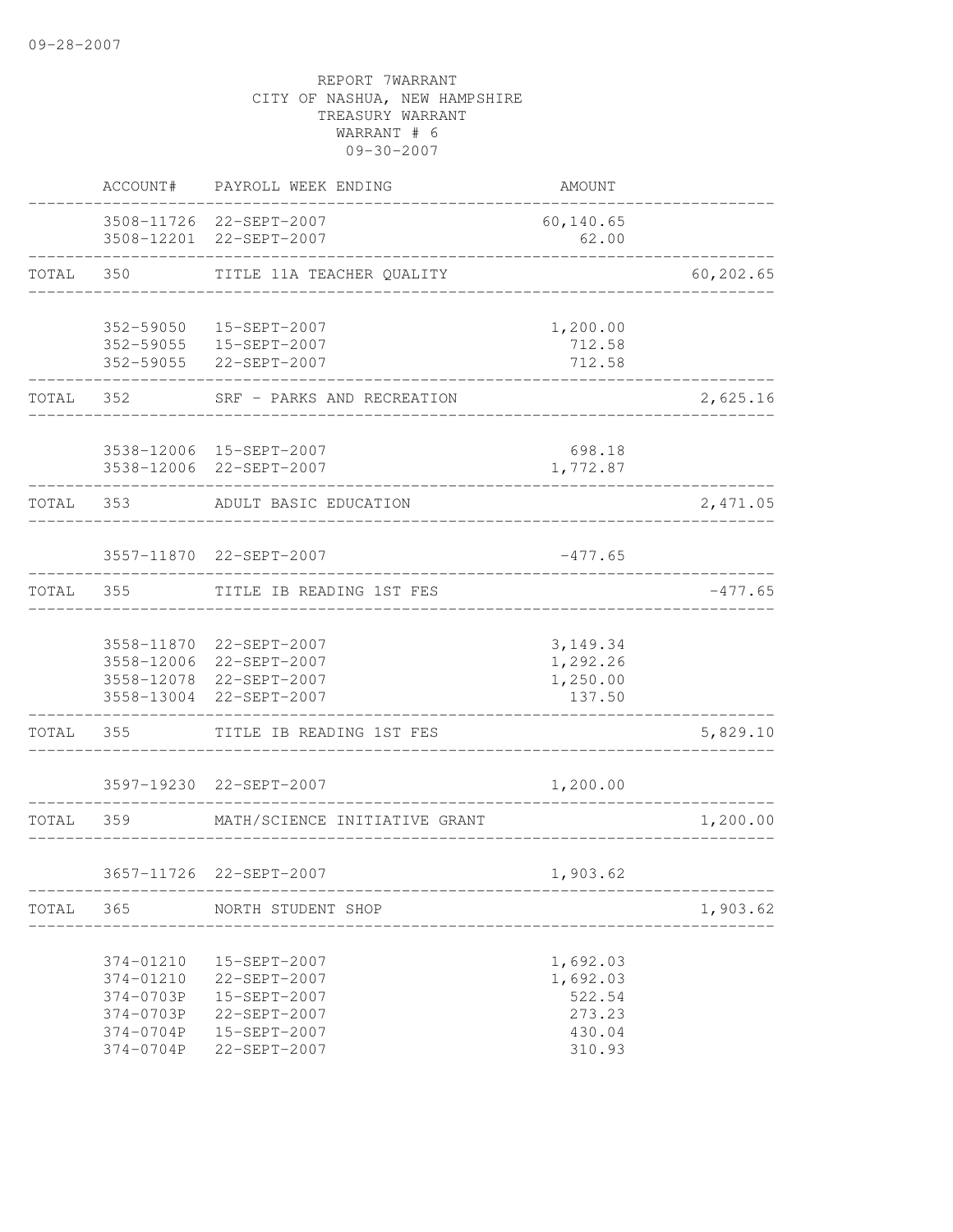09-28-2007

REPORT 7WARRANT
CITY OF NASHUA, NEW HAMPSHIRE
TREASURY WARRANT
WARRANT # 6
09-30-2007

| | ACCOUNT# | PAYROLL WEEK ENDING | AMOUNT | |
|---|---|---|---|---|
| | 3508-11726 | 22-SEPT-2007 | 60,140.65 | |
| | 3508-12201 | 22-SEPT-2007 | 62.00 | |
| TOTAL | 350 | TITLE 11A TEACHER QUALITY | | 60,202.65 |
| | 352-59050 | 15-SEPT-2007 | 1,200.00 | |
| | 352-59055 | 15-SEPT-2007 | 712.58 | |
| | 352-59055 | 22-SEPT-2007 | 712.58 | |
| TOTAL | 352 | SRF - PARKS AND RECREATION | | 2,625.16 |
| | 3538-12006 | 15-SEPT-2007 | 698.18 | |
| | 3538-12006 | 22-SEPT-2007 | 1,772.87 | |
| TOTAL | 353 | ADULT BASIC EDUCATION | | 2,471.05 |
| | 3557-11870 | 22-SEPT-2007 | -477.65 | |
| TOTAL | 355 | TITLE IB READING 1ST FES | | -477.65 |
| | 3558-11870 | 22-SEPT-2007 | 3,149.34 | |
| | 3558-12006 | 22-SEPT-2007 | 1,292.26 | |
| | 3558-12078 | 22-SEPT-2007 | 1,250.00 | |
| | 3558-13004 | 22-SEPT-2007 | 137.50 | |
| TOTAL | 355 | TITLE IB READING 1ST FES | | 5,829.10 |
| | 3597-19230 | 22-SEPT-2007 | 1,200.00 | |
| TOTAL | 359 | MATH/SCIENCE INITIATIVE GRANT | | 1,200.00 |
| | 3657-11726 | 22-SEPT-2007 | 1,903.62 | |
| TOTAL | 365 | NORTH STUDENT SHOP | | 1,903.62 |
| | 374-01210 | 15-SEPT-2007 | 1,692.03 | |
| | 374-01210 | 22-SEPT-2007 | 1,692.03 | |
| | 374-0703P | 15-SEPT-2007 | 522.54 | |
| | 374-0703P | 22-SEPT-2007 | 273.23 | |
| | 374-0704P | 15-SEPT-2007 | 430.04 | |
| | 374-0704P | 22-SEPT-2007 | 310.93 | |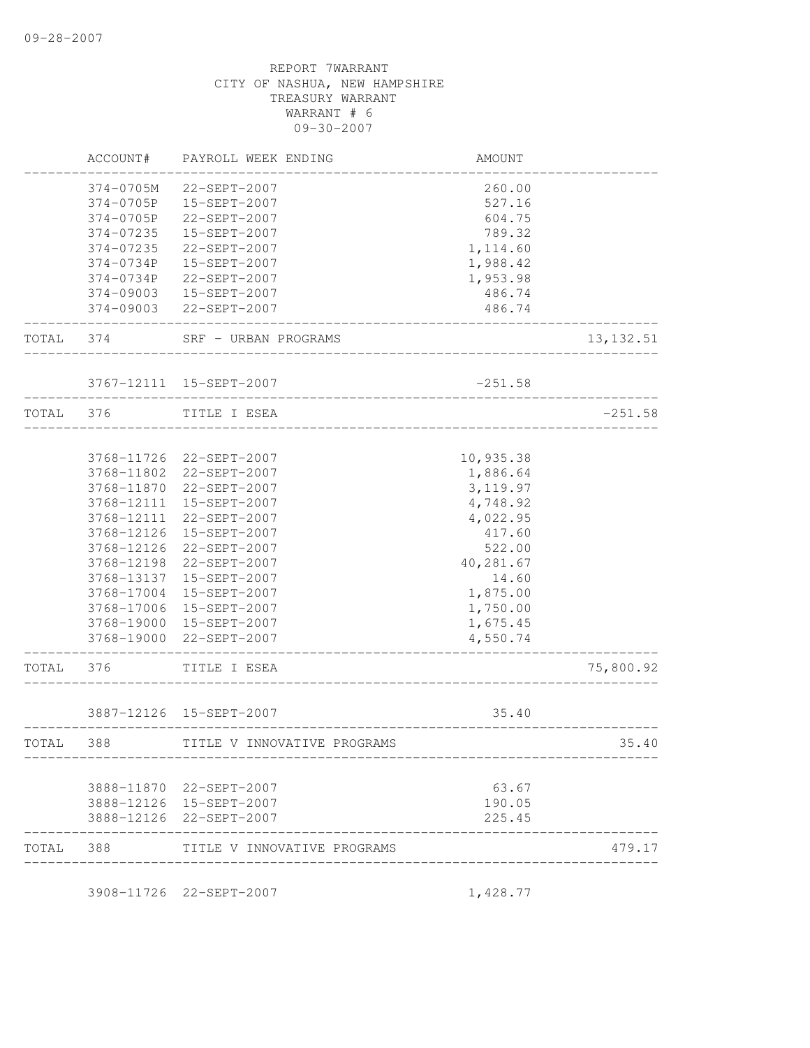REPORT 7WARRANT
CITY OF NASHUA, NEW HAMPSHIRE
TREASURY WARRANT
WARRANT # 6
09-30-2007

| | ACCOUNT# | PAYROLL WEEK ENDING | AMOUNT | |
|---|---|---|---|---|
| | 374-0705M | 22-SEPT-2007 | 260.00 | |
| | 374-0705P | 15-SEPT-2007 | 527.16 | |
| | 374-0705P | 22-SEPT-2007 | 604.75 | |
| | 374-07235 | 15-SEPT-2007 | 789.32 | |
| | 374-07235 | 22-SEPT-2007 | 1,114.60 | |
| | 374-0734P | 15-SEPT-2007 | 1,988.42 | |
| | 374-0734P | 22-SEPT-2007 | 1,953.98 | |
| | 374-09003 | 15-SEPT-2007 | 486.74 | |
| | 374-09003 | 22-SEPT-2007 | 486.74 | |
| TOTAL | 374 | SRF - URBAN PROGRAMS | | 13,132.51 |
| | 3767-12111 | 15-SEPT-2007 | -251.58 | |
| TOTAL | 376 | TITLE I ESEA | | -251.58 |
| | 3768-11726 | 22-SEPT-2007 | 10,935.38 | |
| | 3768-11802 | 22-SEPT-2007 | 1,886.64 | |
| | 3768-11870 | 22-SEPT-2007 | 3,119.97 | |
| | 3768-12111 | 15-SEPT-2007 | 4,748.92 | |
| | 3768-12111 | 22-SEPT-2007 | 4,022.95 | |
| | 3768-12126 | 15-SEPT-2007 | 417.60 | |
| | 3768-12126 | 22-SEPT-2007 | 522.00 | |
| | 3768-12198 | 22-SEPT-2007 | 40,281.67 | |
| | 3768-13137 | 15-SEPT-2007 | 14.60 | |
| | 3768-17004 | 15-SEPT-2007 | 1,875.00 | |
| | 3768-17006 | 15-SEPT-2007 | 1,750.00 | |
| | 3768-19000 | 15-SEPT-2007 | 1,675.45 | |
| | 3768-19000 | 22-SEPT-2007 | 4,550.74 | |
| TOTAL | 376 | TITLE I ESEA | | 75,800.92 |
| | 3887-12126 | 15-SEPT-2007 | 35.40 | |
| TOTAL | 388 | TITLE V INNOVATIVE PROGRAMS | | 35.40 |
| | 3888-11870 | 22-SEPT-2007 | 63.67 | |
| | 3888-12126 | 15-SEPT-2007 | 190.05 | |
| | 3888-12126 | 22-SEPT-2007 | 225.45 | |
| TOTAL | 388 | TITLE V INNOVATIVE PROGRAMS | | 479.17 |
| | 3908-11726 | 22-SEPT-2007 | 1,428.77 | |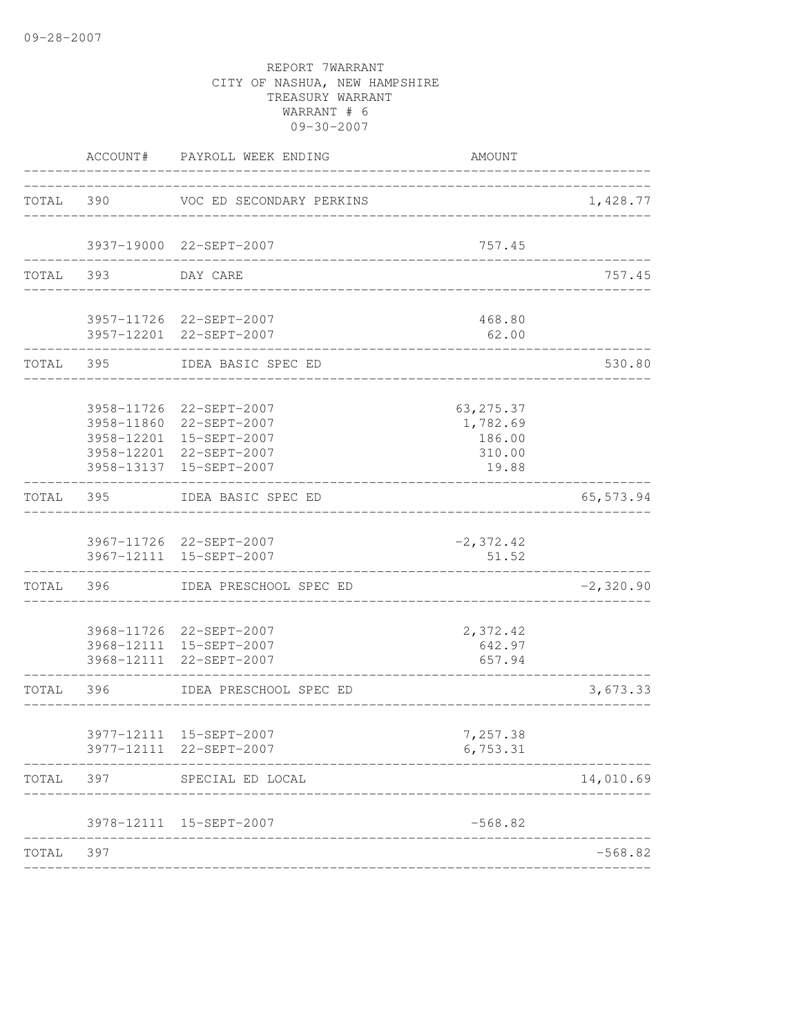09-28-2007

REPORT 7WARRANT
CITY OF NASHUA, NEW HAMPSHIRE
TREASURY WARRANT
WARRANT # 6
09-30-2007

| | ACCOUNT# | PAYROLL WEEK ENDING | AMOUNT | |
|---|---|---|---|---|
| TOTAL | 390 | VOC ED SECONDARY PERKINS | | 1,428.77 |
| | 3937-19000 | 22-SEPT-2007 | 757.45 | |
| TOTAL | 393 | DAY CARE | | 757.45 |
| | 3957-11726 | 22-SEPT-2007 | 468.80 | |
| | 3957-12201 | 22-SEPT-2007 | 62.00 | |
| TOTAL | 395 | IDEA BASIC SPEC ED | | 530.80 |
| | 3958-11726 | 22-SEPT-2007 | 63,275.37 | |
| | 3958-11860 | 22-SEPT-2007 | 1,782.69 | |
| | 3958-12201 | 15-SEPT-2007 | 186.00 | |
| | 3958-12201 | 22-SEPT-2007 | 310.00 | |
| | 3958-13137 | 15-SEPT-2007 | 19.88 | |
| TOTAL | 395 | IDEA BASIC SPEC ED | | 65,573.94 |
| | 3967-11726 | 22-SEPT-2007 | -2,372.42 | |
| | 3967-12111 | 15-SEPT-2007 | 51.52 | |
| TOTAL | 396 | IDEA PRESCHOOL SPEC ED | | -2,320.90 |
| | 3968-11726 | 22-SEPT-2007 | 2,372.42 | |
| | 3968-12111 | 15-SEPT-2007 | 642.97 | |
| | 3968-12111 | 22-SEPT-2007 | 657.94 | |
| TOTAL | 396 | IDEA PRESCHOOL SPEC ED | | 3,673.33 |
| | 3977-12111 | 15-SEPT-2007 | 7,257.38 | |
| | 3977-12111 | 22-SEPT-2007 | 6,753.31 | |
| TOTAL | 397 | SPECIAL ED LOCAL | | 14,010.69 |
| | 3978-12111 | 15-SEPT-2007 | -568.82 | |
| TOTAL | 397 | | | -568.82 |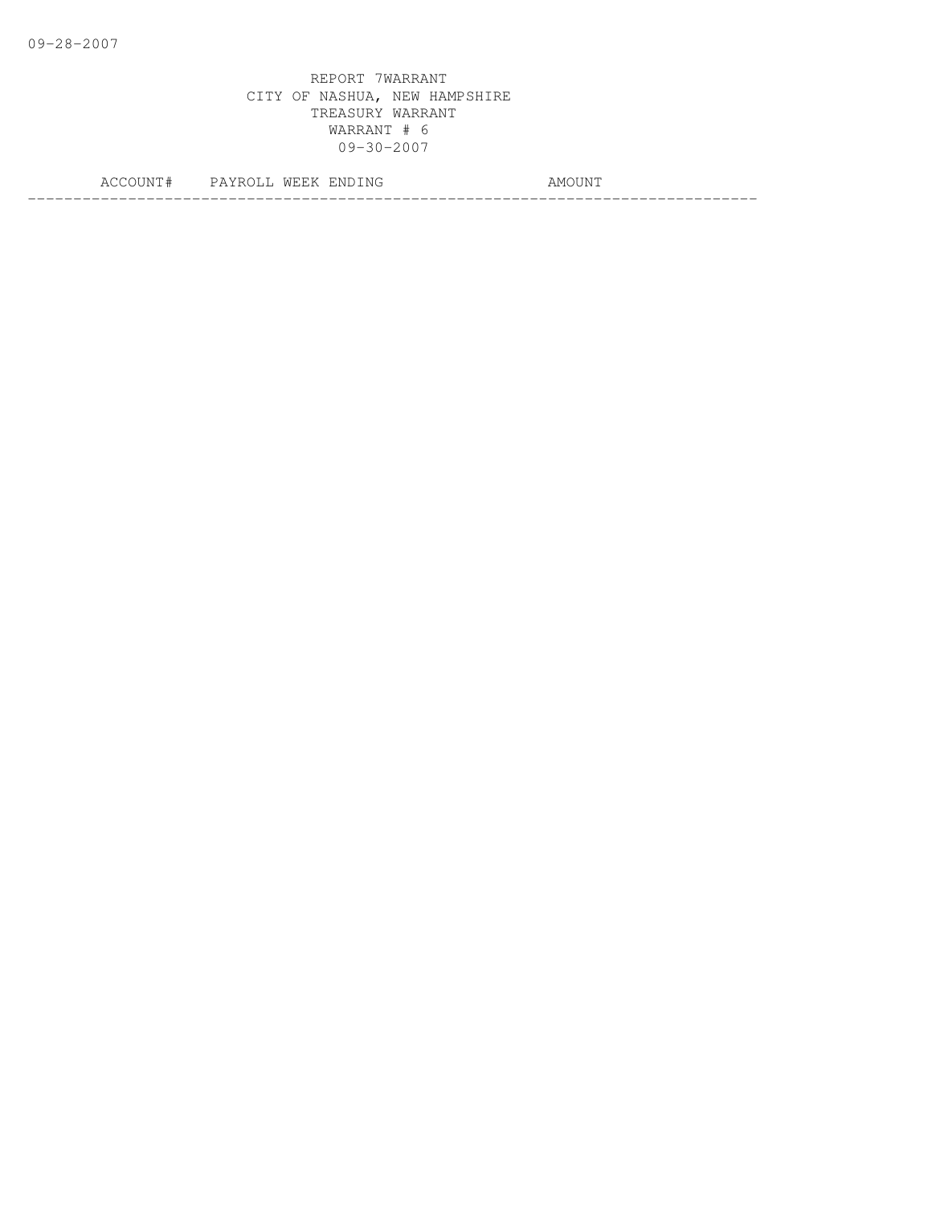REPORT 7WARRANT
CITY OF NASHUA, NEW HAMPSHIRE
TREASURY WARRANT
WARRANT # 6
09-30-2007

| ACCOUNT# | PAYROLL WEEK ENDING | AMOUNT |
|---|---|---|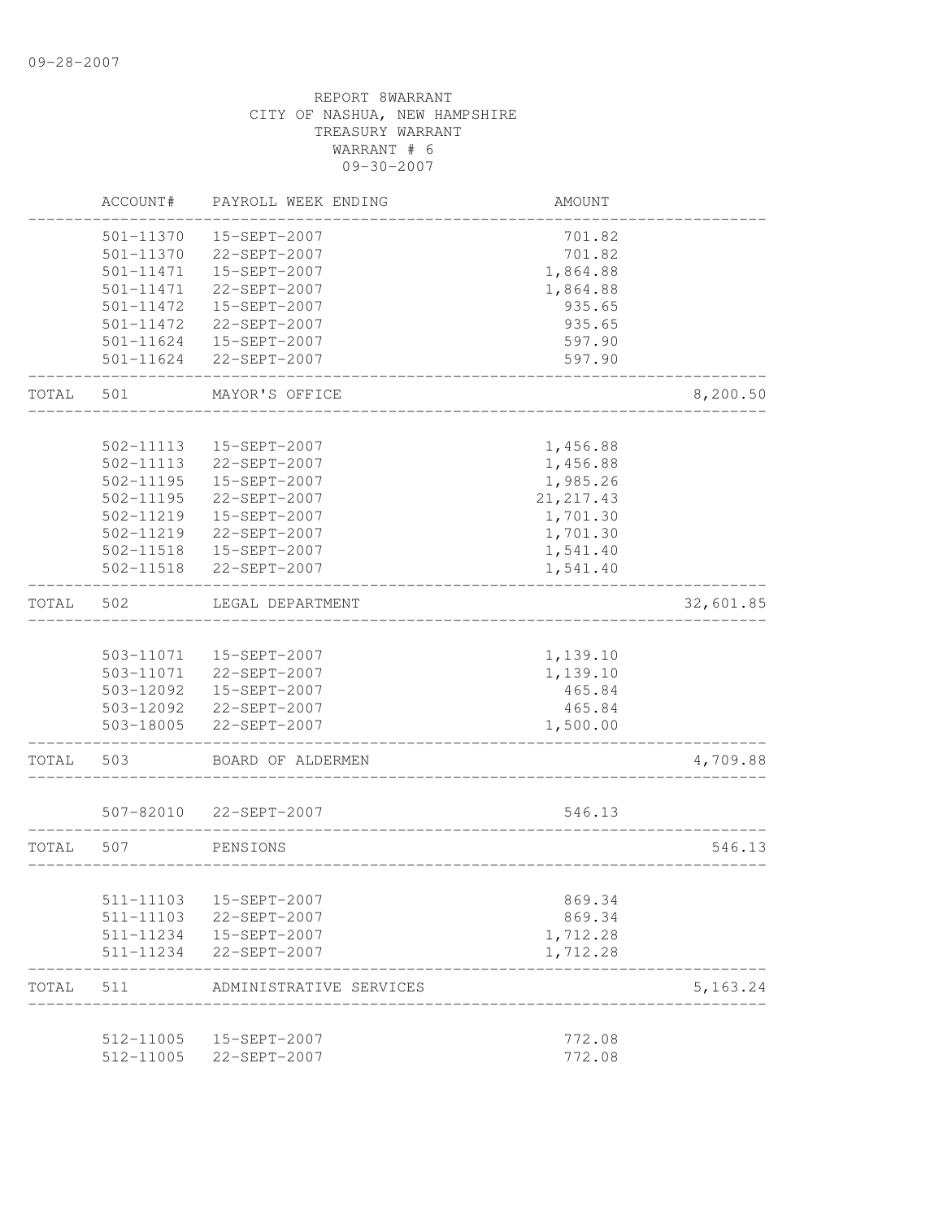09-28-2007

REPORT 8WARRANT
CITY OF NASHUA, NEW HAMPSHIRE
TREASURY WARRANT
WARRANT # 6
09-30-2007

| | ACCOUNT# | PAYROLL WEEK ENDING | AMOUNT | |
|---|---|---|---|---|
| | 501-11370 | 15-SEPT-2007 | 701.82 | |
| | 501-11370 | 22-SEPT-2007 | 701.82 | |
| | 501-11471 | 15-SEPT-2007 | 1,864.88 | |
| | 501-11471 | 22-SEPT-2007 | 1,864.88 | |
| | 501-11472 | 15-SEPT-2007 | 935.65 | |
| | 501-11472 | 22-SEPT-2007 | 935.65 | |
| | 501-11624 | 15-SEPT-2007 | 597.90 | |
| | 501-11624 | 22-SEPT-2007 | 597.90 | |
| TOTAL | 501 | MAYOR'S OFFICE | | 8,200.50 |
| | 502-11113 | 15-SEPT-2007 | 1,456.88 | |
| | 502-11113 | 22-SEPT-2007 | 1,456.88 | |
| | 502-11195 | 15-SEPT-2007 | 1,985.26 | |
| | 502-11195 | 22-SEPT-2007 | 21,217.43 | |
| | 502-11219 | 15-SEPT-2007 | 1,701.30 | |
| | 502-11219 | 22-SEPT-2007 | 1,701.30 | |
| | 502-11518 | 15-SEPT-2007 | 1,541.40 | |
| | 502-11518 | 22-SEPT-2007 | 1,541.40 | |
| TOTAL | 502 | LEGAL DEPARTMENT | | 32,601.85 |
| | 503-11071 | 15-SEPT-2007 | 1,139.10 | |
| | 503-11071 | 22-SEPT-2007 | 1,139.10 | |
| | 503-12092 | 15-SEPT-2007 | 465.84 | |
| | 503-12092 | 22-SEPT-2007 | 465.84 | |
| | 503-18005 | 22-SEPT-2007 | 1,500.00 | |
| TOTAL | 503 | BOARD OF ALDERMEN | | 4,709.88 |
| | 507-82010 | 22-SEPT-2007 | 546.13 | |
| TOTAL | 507 | PENSIONS | | 546.13 |
| | 511-11103 | 15-SEPT-2007 | 869.34 | |
| | 511-11103 | 22-SEPT-2007 | 869.34 | |
| | 511-11234 | 15-SEPT-2007 | 1,712.28 | |
| | 511-11234 | 22-SEPT-2007 | 1,712.28 | |
| TOTAL | 511 | ADMINISTRATIVE SERVICES | | 5,163.24 |
| | 512-11005 | 15-SEPT-2007 | 772.08 | |
| | 512-11005 | 22-SEPT-2007 | 772.08 | |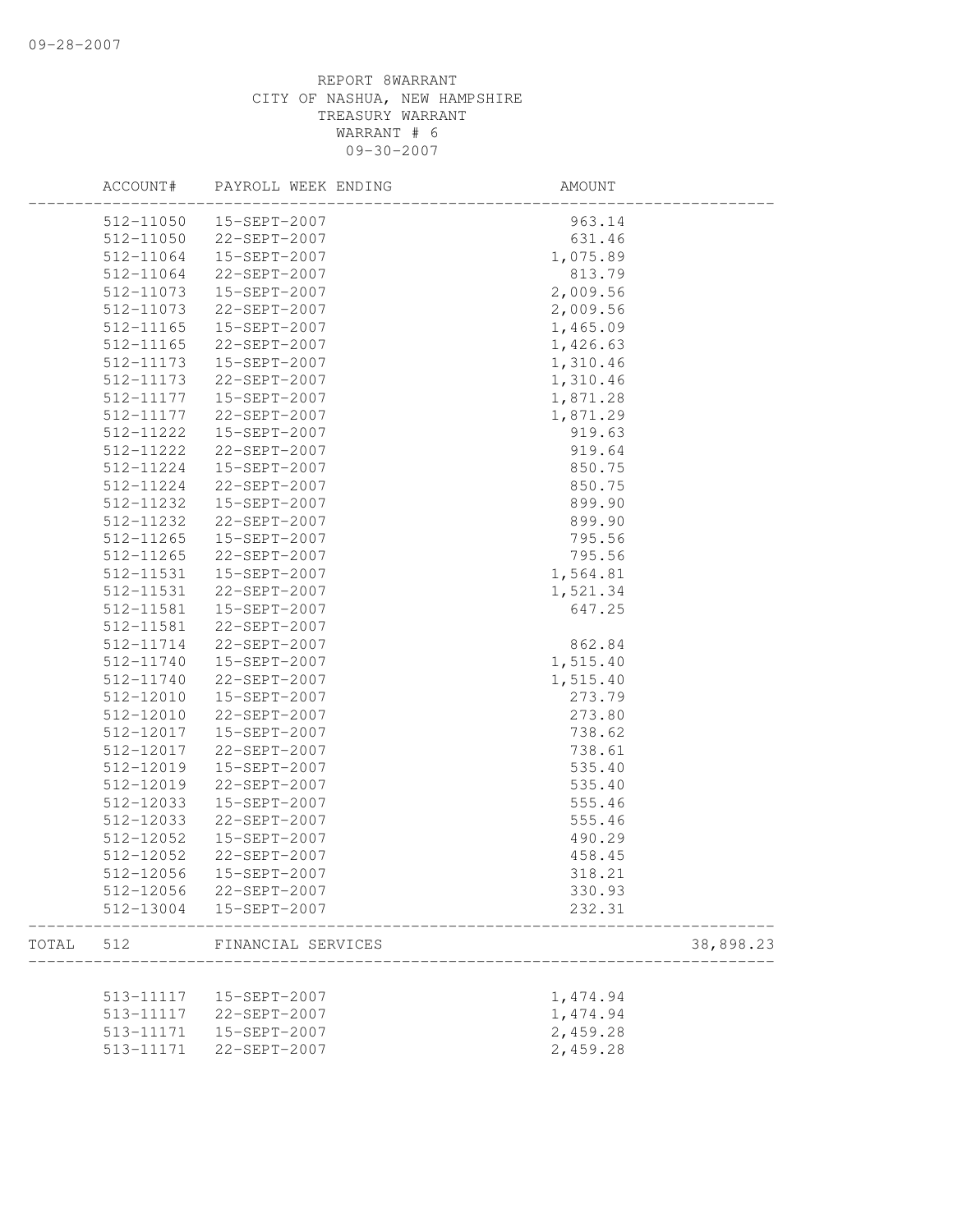REPORT 8WARRANT
CITY OF NASHUA, NEW HAMPSHIRE
TREASURY WARRANT
WARRANT # 6
09-30-2007

| | ACCOUNT# | PAYROLL WEEK ENDING | AMOUNT | |
|---|---|---|---|---|
| | 512-11050 | 15-SEPT-2007 | 963.14 | |
| | 512-11050 | 22-SEPT-2007 | 631.46 | |
| | 512-11064 | 15-SEPT-2007 | 1,075.89 | |
| | 512-11064 | 22-SEPT-2007 | 813.79 | |
| | 512-11073 | 15-SEPT-2007 | 2,009.56 | |
| | 512-11073 | 22-SEPT-2007 | 2,009.56 | |
| | 512-11165 | 15-SEPT-2007 | 1,465.09 | |
| | 512-11165 | 22-SEPT-2007 | 1,426.63 | |
| | 512-11173 | 15-SEPT-2007 | 1,310.46 | |
| | 512-11173 | 22-SEPT-2007 | 1,310.46 | |
| | 512-11177 | 15-SEPT-2007 | 1,871.28 | |
| | 512-11177 | 22-SEPT-2007 | 1,871.29 | |
| | 512-11222 | 15-SEPT-2007 | 919.63 | |
| | 512-11222 | 22-SEPT-2007 | 919.64 | |
| | 512-11224 | 15-SEPT-2007 | 850.75 | |
| | 512-11224 | 22-SEPT-2007 | 850.75 | |
| | 512-11232 | 15-SEPT-2007 | 899.90 | |
| | 512-11232 | 22-SEPT-2007 | 899.90 | |
| | 512-11265 | 15-SEPT-2007 | 795.56 | |
| | 512-11265 | 22-SEPT-2007 | 795.56 | |
| | 512-11531 | 15-SEPT-2007 | 1,564.81 | |
| | 512-11531 | 22-SEPT-2007 | 1,521.34 | |
| | 512-11581 | 15-SEPT-2007 | 647.25 | |
| | 512-11581 | 22-SEPT-2007 | | |
| | 512-11714 | 22-SEPT-2007 | 862.84 | |
| | 512-11740 | 15-SEPT-2007 | 1,515.40 | |
| | 512-11740 | 22-SEPT-2007 | 1,515.40 | |
| | 512-12010 | 15-SEPT-2007 | 273.79 | |
| | 512-12010 | 22-SEPT-2007 | 273.80 | |
| | 512-12017 | 15-SEPT-2007 | 738.62 | |
| | 512-12017 | 22-SEPT-2007 | 738.61 | |
| | 512-12019 | 15-SEPT-2007 | 535.40 | |
| | 512-12019 | 22-SEPT-2007 | 535.40 | |
| | 512-12033 | 15-SEPT-2007 | 555.46 | |
| | 512-12033 | 22-SEPT-2007 | 555.46 | |
| | 512-12052 | 15-SEPT-2007 | 490.29 | |
| | 512-12052 | 22-SEPT-2007 | 458.45 | |
| | 512-12056 | 15-SEPT-2007 | 318.21 | |
| | 512-12056 | 22-SEPT-2007 | 330.93 | |
| | 512-13004 | 15-SEPT-2007 | 232.31 | |
| TOTAL | 512 | FINANCIAL SERVICES | | 38,898.23 |
| | 513-11117 | 15-SEPT-2007 | 1,474.94 | |
| | 513-11117 | 22-SEPT-2007 | 1,474.94 | |
| | 513-11171 | 15-SEPT-2007 | 2,459.28 | |
| | 513-11171 | 22-SEPT-2007 | 2,459.28 | |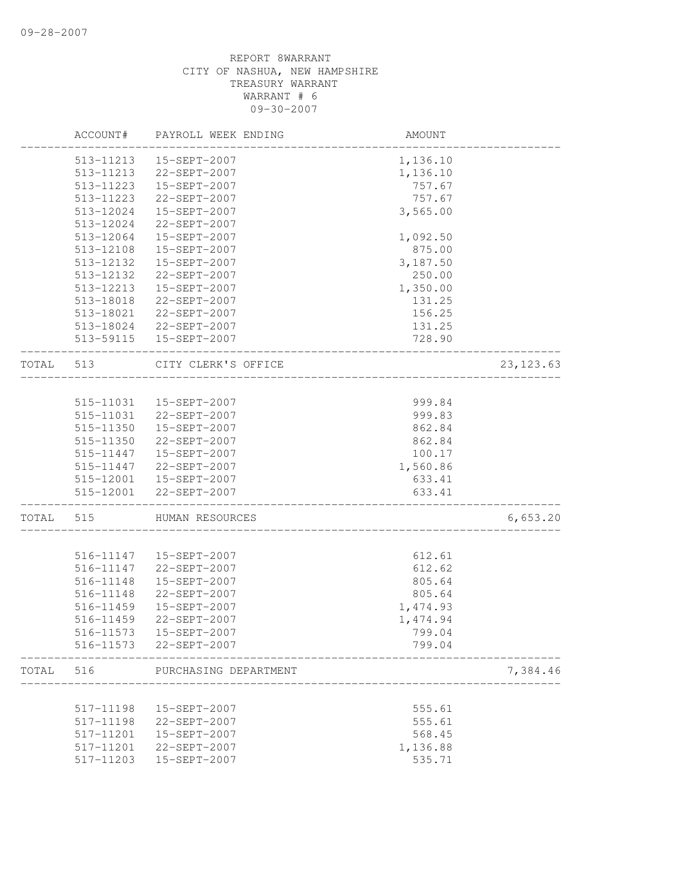09-28-2007

REPORT 8WARRANT
CITY OF NASHUA, NEW HAMPSHIRE
TREASURY WARRANT
WARRANT # 6
09-30-2007

| | ACCOUNT# | PAYROLL WEEK ENDING | AMOUNT | |
|---|---|---|---|---|
| | 513-11213 | 15-SEPT-2007 | 1,136.10 | |
| | 513-11213 | 22-SEPT-2007 | 1,136.10 | |
| | 513-11223 | 15-SEPT-2007 | 757.67 | |
| | 513-11223 | 22-SEPT-2007 | 757.67 | |
| | 513-12024 | 15-SEPT-2007 | 3,565.00 | |
| | 513-12024 | 22-SEPT-2007 | | |
| | 513-12064 | 15-SEPT-2007 | 1,092.50 | |
| | 513-12108 | 15-SEPT-2007 | 875.00 | |
| | 513-12132 | 15-SEPT-2007 | 3,187.50 | |
| | 513-12132 | 22-SEPT-2007 | 250.00 | |
| | 513-12213 | 15-SEPT-2007 | 1,350.00 | |
| | 513-18018 | 22-SEPT-2007 | 131.25 | |
| | 513-18021 | 22-SEPT-2007 | 156.25 | |
| | 513-18024 | 22-SEPT-2007 | 131.25 | |
| | 513-59115 | 15-SEPT-2007 | 728.90 | |
| TOTAL | 513 | CITY CLERK'S OFFICE | | 23,123.63 |
| | 515-11031 | 15-SEPT-2007 | 999.84 | |
| | 515-11031 | 22-SEPT-2007 | 999.83 | |
| | 515-11350 | 15-SEPT-2007 | 862.84 | |
| | 515-11350 | 22-SEPT-2007 | 862.84 | |
| | 515-11447 | 15-SEPT-2007 | 100.17 | |
| | 515-11447 | 22-SEPT-2007 | 1,560.86 | |
| | 515-12001 | 15-SEPT-2007 | 633.41 | |
| | 515-12001 | 22-SEPT-2007 | 633.41 | |
| TOTAL | 515 | HUMAN RESOURCES | | 6,653.20 |
| | 516-11147 | 15-SEPT-2007 | 612.61 | |
| | 516-11147 | 22-SEPT-2007 | 612.62 | |
| | 516-11148 | 15-SEPT-2007 | 805.64 | |
| | 516-11148 | 22-SEPT-2007 | 805.64 | |
| | 516-11459 | 15-SEPT-2007 | 1,474.93 | |
| | 516-11459 | 22-SEPT-2007 | 1,474.94 | |
| | 516-11573 | 15-SEPT-2007 | 799.04 | |
| | 516-11573 | 22-SEPT-2007 | 799.04 | |
| TOTAL | 516 | PURCHASING DEPARTMENT | | 7,384.46 |
| | 517-11198 | 15-SEPT-2007 | 555.61 | |
| | 517-11198 | 22-SEPT-2007 | 555.61 | |
| | 517-11201 | 15-SEPT-2007 | 568.45 | |
| | 517-11201 | 22-SEPT-2007 | 1,136.88 | |
| | 517-11203 | 15-SEPT-2007 | 535.71 | |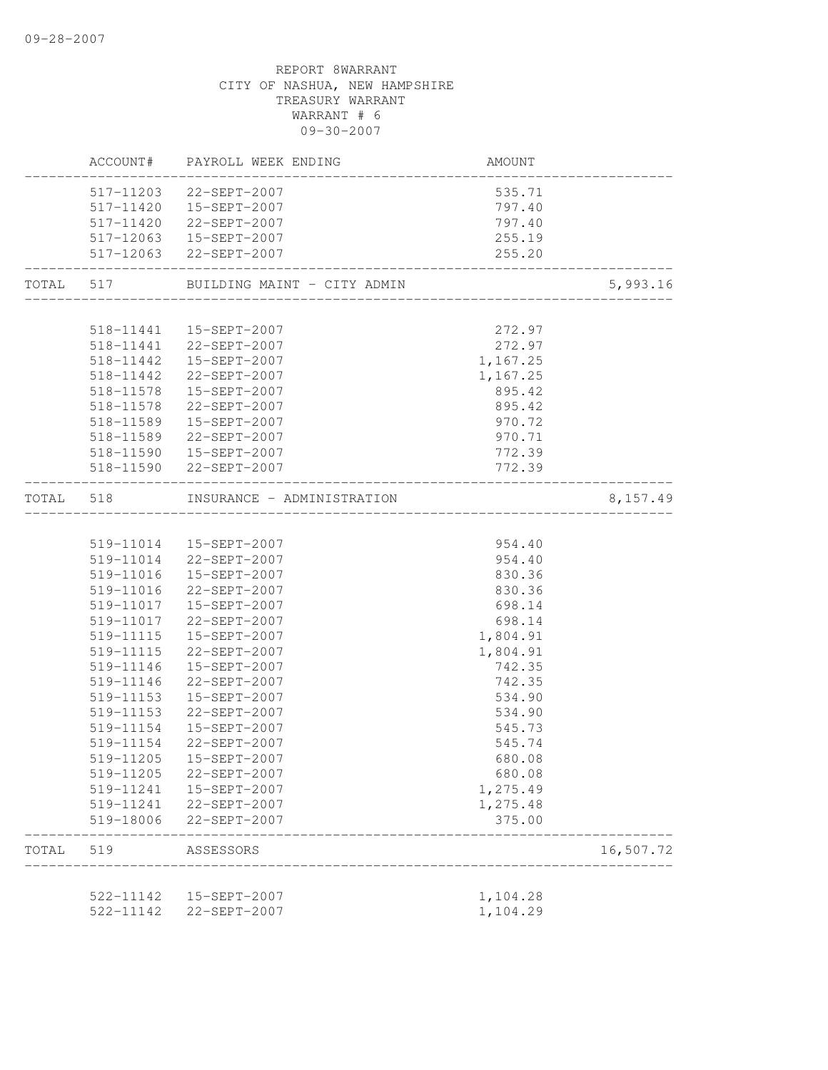REPORT 8WARRANT
CITY OF NASHUA, NEW HAMPSHIRE
TREASURY WARRANT
WARRANT # 6
09-30-2007

| | ACCOUNT# | PAYROLL WEEK ENDING | AMOUNT | |
|---|---|---|---|---|
| | 517-11203 | 22-SEPT-2007 | 535.71 | |
| | 517-11420 | 15-SEPT-2007 | 797.40 | |
| | 517-11420 | 22-SEPT-2007 | 797.40 | |
| | 517-12063 | 15-SEPT-2007 | 255.19 | |
| | 517-12063 | 22-SEPT-2007 | 255.20 | |
| TOTAL | 517 | BUILDING MAINT - CITY ADMIN | | 5,993.16 |
| | 518-11441 | 15-SEPT-2007 | 272.97 | |
| | 518-11441 | 22-SEPT-2007 | 272.97 | |
| | 518-11442 | 15-SEPT-2007 | 1,167.25 | |
| | 518-11442 | 22-SEPT-2007 | 1,167.25 | |
| | 518-11578 | 15-SEPT-2007 | 895.42 | |
| | 518-11578 | 22-SEPT-2007 | 895.42 | |
| | 518-11589 | 15-SEPT-2007 | 970.72 | |
| | 518-11589 | 22-SEPT-2007 | 970.71 | |
| | 518-11590 | 15-SEPT-2007 | 772.39 | |
| | 518-11590 | 22-SEPT-2007 | 772.39 | |
| TOTAL | 518 | INSURANCE - ADMINISTRATION | | 8,157.49 |
| | 519-11014 | 15-SEPT-2007 | 954.40 | |
| | 519-11014 | 22-SEPT-2007 | 954.40 | |
| | 519-11016 | 15-SEPT-2007 | 830.36 | |
| | 519-11016 | 22-SEPT-2007 | 830.36 | |
| | 519-11017 | 15-SEPT-2007 | 698.14 | |
| | 519-11017 | 22-SEPT-2007 | 698.14 | |
| | 519-11115 | 15-SEPT-2007 | 1,804.91 | |
| | 519-11115 | 22-SEPT-2007 | 1,804.91 | |
| | 519-11146 | 15-SEPT-2007 | 742.35 | |
| | 519-11146 | 22-SEPT-2007 | 742.35 | |
| | 519-11153 | 15-SEPT-2007 | 534.90 | |
| | 519-11153 | 22-SEPT-2007 | 534.90 | |
| | 519-11154 | 15-SEPT-2007 | 545.73 | |
| | 519-11154 | 22-SEPT-2007 | 545.74 | |
| | 519-11205 | 15-SEPT-2007 | 680.08 | |
| | 519-11205 | 22-SEPT-2007 | 680.08 | |
| | 519-11241 | 15-SEPT-2007 | 1,275.49 | |
| | 519-11241 | 22-SEPT-2007 | 1,275.48 | |
| | 519-18006 | 22-SEPT-2007 | 375.00 | |
| TOTAL | 519 | ASSESSORS | | 16,507.72 |
| | 522-11142 | 15-SEPT-2007 | 1,104.28 | |
| | 522-11142 | 22-SEPT-2007 | 1,104.29 | |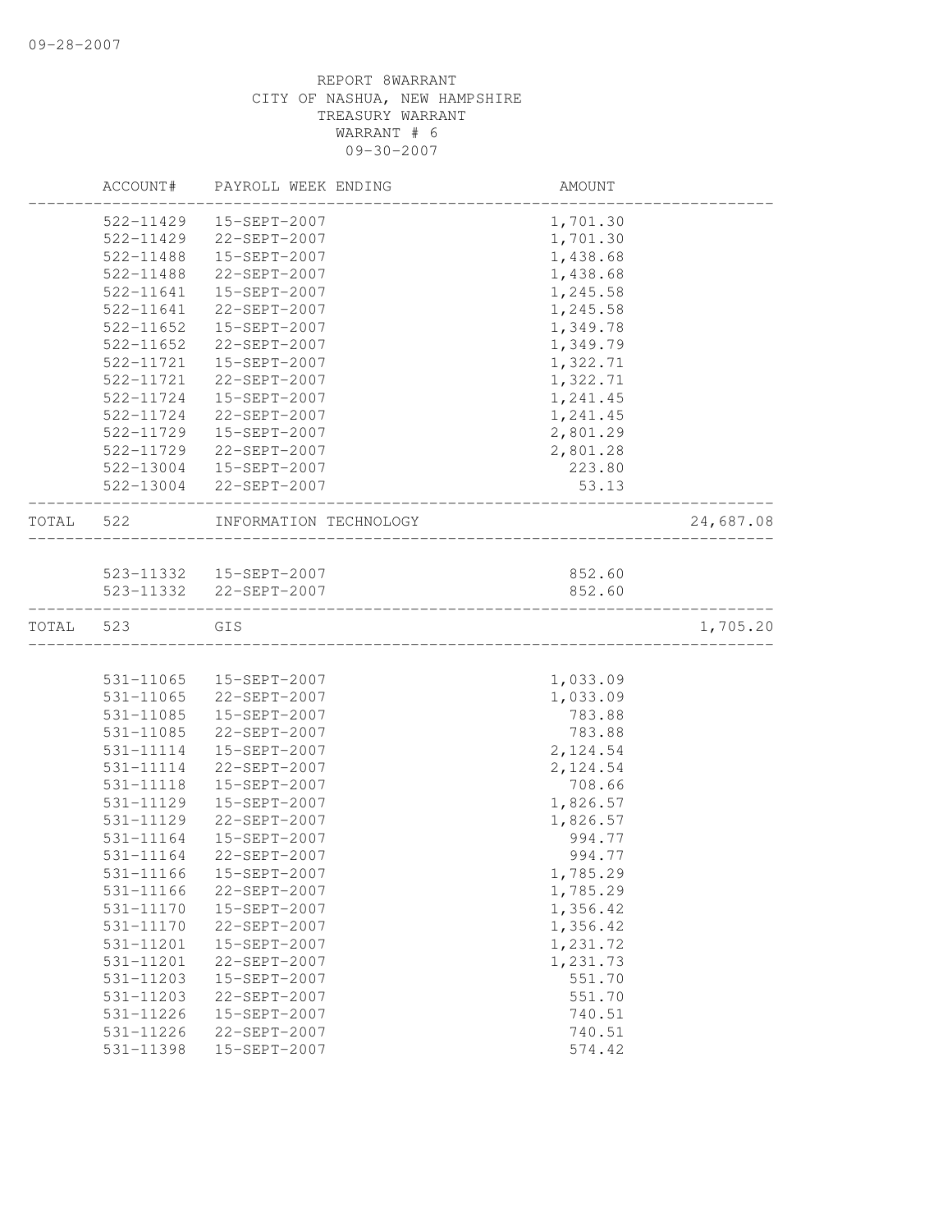REPORT 8WARRANT
CITY OF NASHUA, NEW HAMPSHIRE
TREASURY WARRANT
WARRANT # 6
09-30-2007

| | ACCOUNT# | PAYROLL WEEK ENDING | AMOUNT | |
|---|---|---|---|---|
| | 522-11429 | 15-SEPT-2007 | 1,701.30 | |
| | 522-11429 | 22-SEPT-2007 | 1,701.30 | |
| | 522-11488 | 15-SEPT-2007 | 1,438.68 | |
| | 522-11488 | 22-SEPT-2007 | 1,438.68 | |
| | 522-11641 | 15-SEPT-2007 | 1,245.58 | |
| | 522-11641 | 22-SEPT-2007 | 1,245.58 | |
| | 522-11652 | 15-SEPT-2007 | 1,349.78 | |
| | 522-11652 | 22-SEPT-2007 | 1,349.79 | |
| | 522-11721 | 15-SEPT-2007 | 1,322.71 | |
| | 522-11721 | 22-SEPT-2007 | 1,322.71 | |
| | 522-11724 | 15-SEPT-2007 | 1,241.45 | |
| | 522-11724 | 22-SEPT-2007 | 1,241.45 | |
| | 522-11729 | 15-SEPT-2007 | 2,801.29 | |
| | 522-11729 | 22-SEPT-2007 | 2,801.28 | |
| | 522-13004 | 15-SEPT-2007 | 223.80 | |
| | 522-13004 | 22-SEPT-2007 | 53.13 | |
| TOTAL | 522 | INFORMATION TECHNOLOGY | | 24,687.08 |
| | 523-11332 | 15-SEPT-2007 | 852.60 | |
| | 523-11332 | 22-SEPT-2007 | 852.60 | |
| TOTAL | 523 | GIS | | 1,705.20 |
| | 531-11065 | 15-SEPT-2007 | 1,033.09 | |
| | 531-11065 | 22-SEPT-2007 | 1,033.09 | |
| | 531-11085 | 15-SEPT-2007 | 783.88 | |
| | 531-11085 | 22-SEPT-2007 | 783.88 | |
| | 531-11114 | 15-SEPT-2007 | 2,124.54 | |
| | 531-11114 | 22-SEPT-2007 | 2,124.54 | |
| | 531-11118 | 15-SEPT-2007 | 708.66 | |
| | 531-11129 | 15-SEPT-2007 | 1,826.57 | |
| | 531-11129 | 22-SEPT-2007 | 1,826.57 | |
| | 531-11164 | 15-SEPT-2007 | 994.77 | |
| | 531-11164 | 22-SEPT-2007 | 994.77 | |
| | 531-11166 | 15-SEPT-2007 | 1,785.29 | |
| | 531-11166 | 22-SEPT-2007 | 1,785.29 | |
| | 531-11170 | 15-SEPT-2007 | 1,356.42 | |
| | 531-11170 | 22-SEPT-2007 | 1,356.42 | |
| | 531-11201 | 15-SEPT-2007 | 1,231.72 | |
| | 531-11201 | 22-SEPT-2007 | 1,231.73 | |
| | 531-11203 | 15-SEPT-2007 | 551.70 | |
| | 531-11203 | 22-SEPT-2007 | 551.70 | |
| | 531-11226 | 15-SEPT-2007 | 740.51 | |
| | 531-11226 | 22-SEPT-2007 | 740.51 | |
| | 531-11398 | 15-SEPT-2007 | 574.42 | |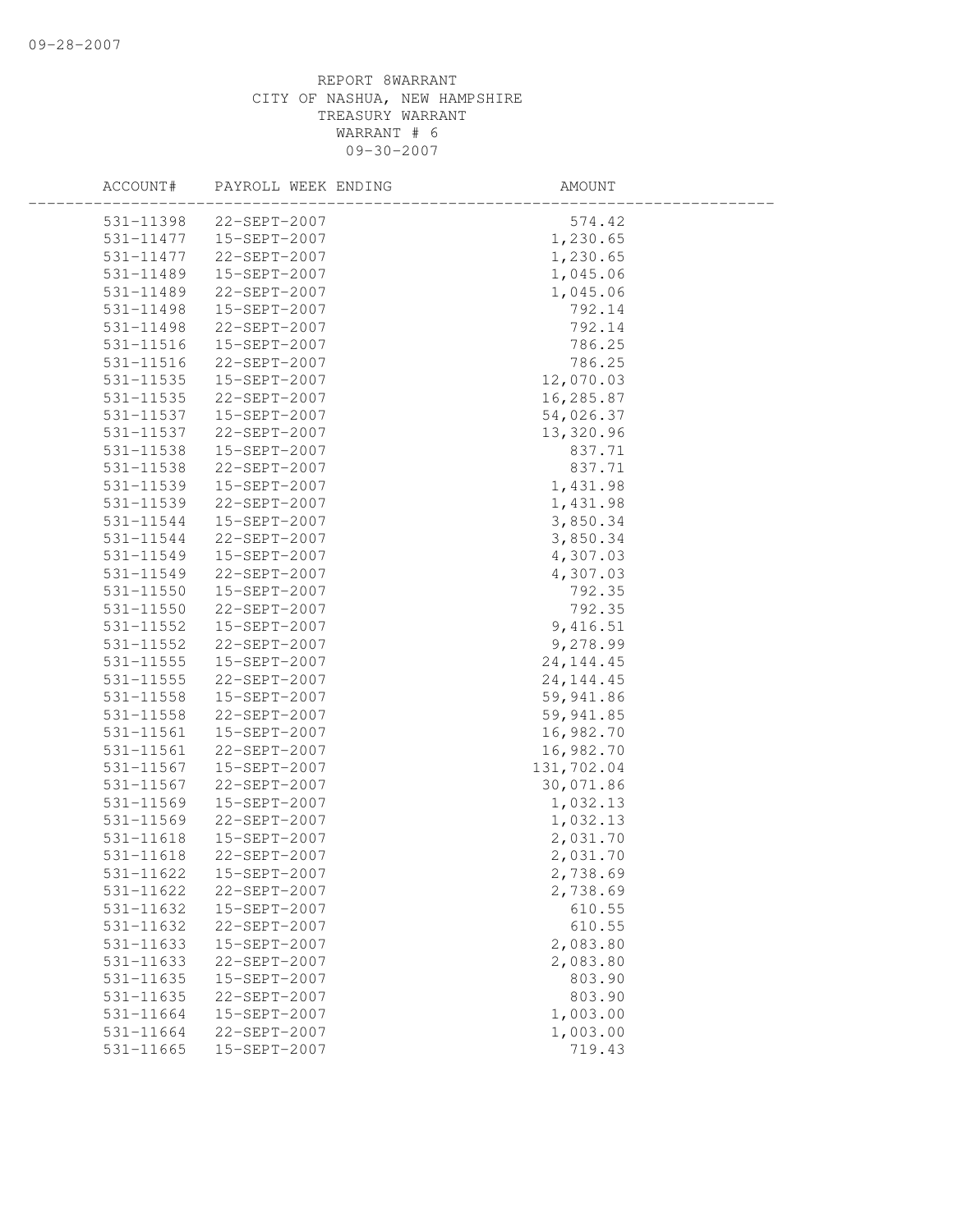REPORT 8WARRANT
CITY OF NASHUA, NEW HAMPSHIRE
TREASURY WARRANT
WARRANT # 6
09-30-2007

| ACCOUNT# | PAYROLL WEEK ENDING | AMOUNT |
|---|---|---|
| 531-11398 | 22-SEPT-2007 | 574.42 |
| 531-11477 | 15-SEPT-2007 | 1,230.65 |
| 531-11477 | 22-SEPT-2007 | 1,230.65 |
| 531-11489 | 15-SEPT-2007 | 1,045.06 |
| 531-11489 | 22-SEPT-2007 | 1,045.06 |
| 531-11498 | 15-SEPT-2007 | 792.14 |
| 531-11498 | 22-SEPT-2007 | 792.14 |
| 531-11516 | 15-SEPT-2007 | 786.25 |
| 531-11516 | 22-SEPT-2007 | 786.25 |
| 531-11535 | 15-SEPT-2007 | 12,070.03 |
| 531-11535 | 22-SEPT-2007 | 16,285.87 |
| 531-11537 | 15-SEPT-2007 | 54,026.37 |
| 531-11537 | 22-SEPT-2007 | 13,320.96 |
| 531-11538 | 15-SEPT-2007 | 837.71 |
| 531-11538 | 22-SEPT-2007 | 837.71 |
| 531-11539 | 15-SEPT-2007 | 1,431.98 |
| 531-11539 | 22-SEPT-2007 | 1,431.98 |
| 531-11544 | 15-SEPT-2007 | 3,850.34 |
| 531-11544 | 22-SEPT-2007 | 3,850.34 |
| 531-11549 | 15-SEPT-2007 | 4,307.03 |
| 531-11549 | 22-SEPT-2007 | 4,307.03 |
| 531-11550 | 15-SEPT-2007 | 792.35 |
| 531-11550 | 22-SEPT-2007 | 792.35 |
| 531-11552 | 15-SEPT-2007 | 9,416.51 |
| 531-11552 | 22-SEPT-2007 | 9,278.99 |
| 531-11555 | 15-SEPT-2007 | 24,144.45 |
| 531-11555 | 22-SEPT-2007 | 24,144.45 |
| 531-11558 | 15-SEPT-2007 | 59,941.86 |
| 531-11558 | 22-SEPT-2007 | 59,941.85 |
| 531-11561 | 15-SEPT-2007 | 16,982.70 |
| 531-11561 | 22-SEPT-2007 | 16,982.70 |
| 531-11567 | 15-SEPT-2007 | 131,702.04 |
| 531-11567 | 22-SEPT-2007 | 30,071.86 |
| 531-11569 | 15-SEPT-2007 | 1,032.13 |
| 531-11569 | 22-SEPT-2007 | 1,032.13 |
| 531-11618 | 15-SEPT-2007 | 2,031.70 |
| 531-11618 | 22-SEPT-2007 | 2,031.70 |
| 531-11622 | 15-SEPT-2007 | 2,738.69 |
| 531-11622 | 22-SEPT-2007 | 2,738.69 |
| 531-11632 | 15-SEPT-2007 | 610.55 |
| 531-11632 | 22-SEPT-2007 | 610.55 |
| 531-11633 | 15-SEPT-2007 | 2,083.80 |
| 531-11633 | 22-SEPT-2007 | 2,083.80 |
| 531-11635 | 15-SEPT-2007 | 803.90 |
| 531-11635 | 22-SEPT-2007 | 803.90 |
| 531-11664 | 15-SEPT-2007 | 1,003.00 |
| 531-11664 | 22-SEPT-2007 | 1,003.00 |
| 531-11665 | 15-SEPT-2007 | 719.43 |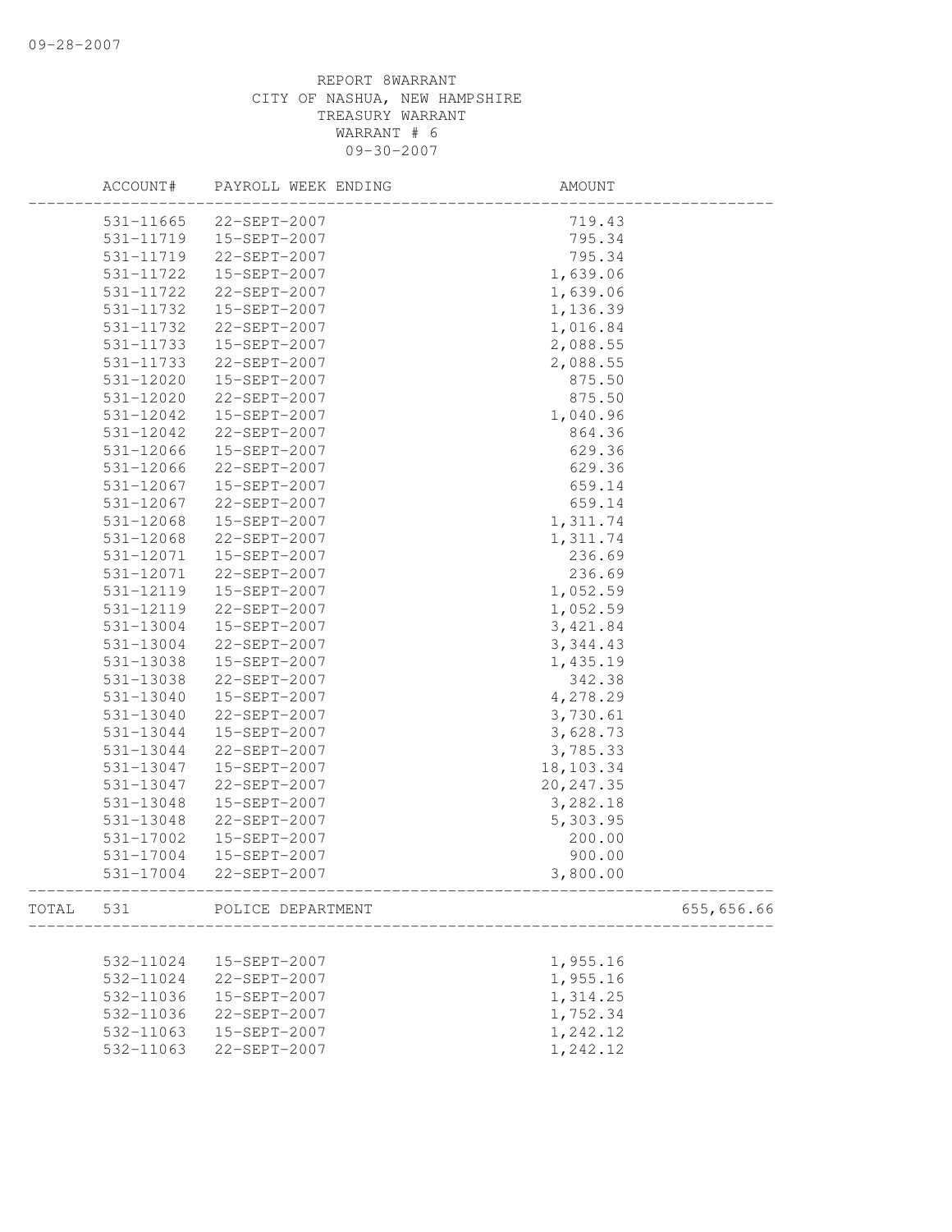REPORT 8WARRANT
CITY OF NASHUA, NEW HAMPSHIRE
TREASURY WARRANT
WARRANT # 6
09-30-2007

| ACCOUNT# | PAYROLL WEEK ENDING | AMOUNT | |
|---|---|---|---|
| 531-11665 | 22-SEPT-2007 | 719.43 | |
| 531-11719 | 15-SEPT-2007 | 795.34 | |
| 531-11719 | 22-SEPT-2007 | 795.34 | |
| 531-11722 | 15-SEPT-2007 | 1,639.06 | |
| 531-11722 | 22-SEPT-2007 | 1,639.06 | |
| 531-11732 | 15-SEPT-2007 | 1,136.39 | |
| 531-11732 | 22-SEPT-2007 | 1,016.84 | |
| 531-11733 | 15-SEPT-2007 | 2,088.55 | |
| 531-11733 | 22-SEPT-2007 | 2,088.55 | |
| 531-12020 | 15-SEPT-2007 | 875.50 | |
| 531-12020 | 22-SEPT-2007 | 875.50 | |
| 531-12042 | 15-SEPT-2007 | 1,040.96 | |
| 531-12042 | 22-SEPT-2007 | 864.36 | |
| 531-12066 | 15-SEPT-2007 | 629.36 | |
| 531-12066 | 22-SEPT-2007 | 629.36 | |
| 531-12067 | 15-SEPT-2007 | 659.14 | |
| 531-12067 | 22-SEPT-2007 | 659.14 | |
| 531-12068 | 15-SEPT-2007 | 1,311.74 | |
| 531-12068 | 22-SEPT-2007 | 1,311.74 | |
| 531-12071 | 15-SEPT-2007 | 236.69 | |
| 531-12071 | 22-SEPT-2007 | 236.69 | |
| 531-12119 | 15-SEPT-2007 | 1,052.59 | |
| 531-12119 | 22-SEPT-2007 | 1,052.59 | |
| 531-13004 | 15-SEPT-2007 | 3,421.84 | |
| 531-13004 | 22-SEPT-2007 | 3,344.43 | |
| 531-13038 | 15-SEPT-2007 | 1,435.19 | |
| 531-13038 | 22-SEPT-2007 | 342.38 | |
| 531-13040 | 15-SEPT-2007 | 4,278.29 | |
| 531-13040 | 22-SEPT-2007 | 3,730.61 | |
| 531-13044 | 15-SEPT-2007 | 3,628.73 | |
| 531-13044 | 22-SEPT-2007 | 3,785.33 | |
| 531-13047 | 15-SEPT-2007 | 18,103.34 | |
| 531-13047 | 22-SEPT-2007 | 20,247.35 | |
| 531-13048 | 15-SEPT-2007 | 3,282.18 | |
| 531-13048 | 22-SEPT-2007 | 5,303.95 | |
| 531-17002 | 15-SEPT-2007 | 200.00 | |
| 531-17004 | 15-SEPT-2007 | 900.00 | |
| 531-17004 | 22-SEPT-2007 | 3,800.00 | |
| TOTAL 531 | POLICE DEPARTMENT | | 655,656.66 |
| 532-11024 | 15-SEPT-2007 | 1,955.16 | |
| 532-11024 | 22-SEPT-2007 | 1,955.16 | |
| 532-11036 | 15-SEPT-2007 | 1,314.25 | |
| 532-11036 | 22-SEPT-2007 | 1,752.34 | |
| 532-11063 | 15-SEPT-2007 | 1,242.12 | |
| 532-11063 | 22-SEPT-2007 | 1,242.12 | |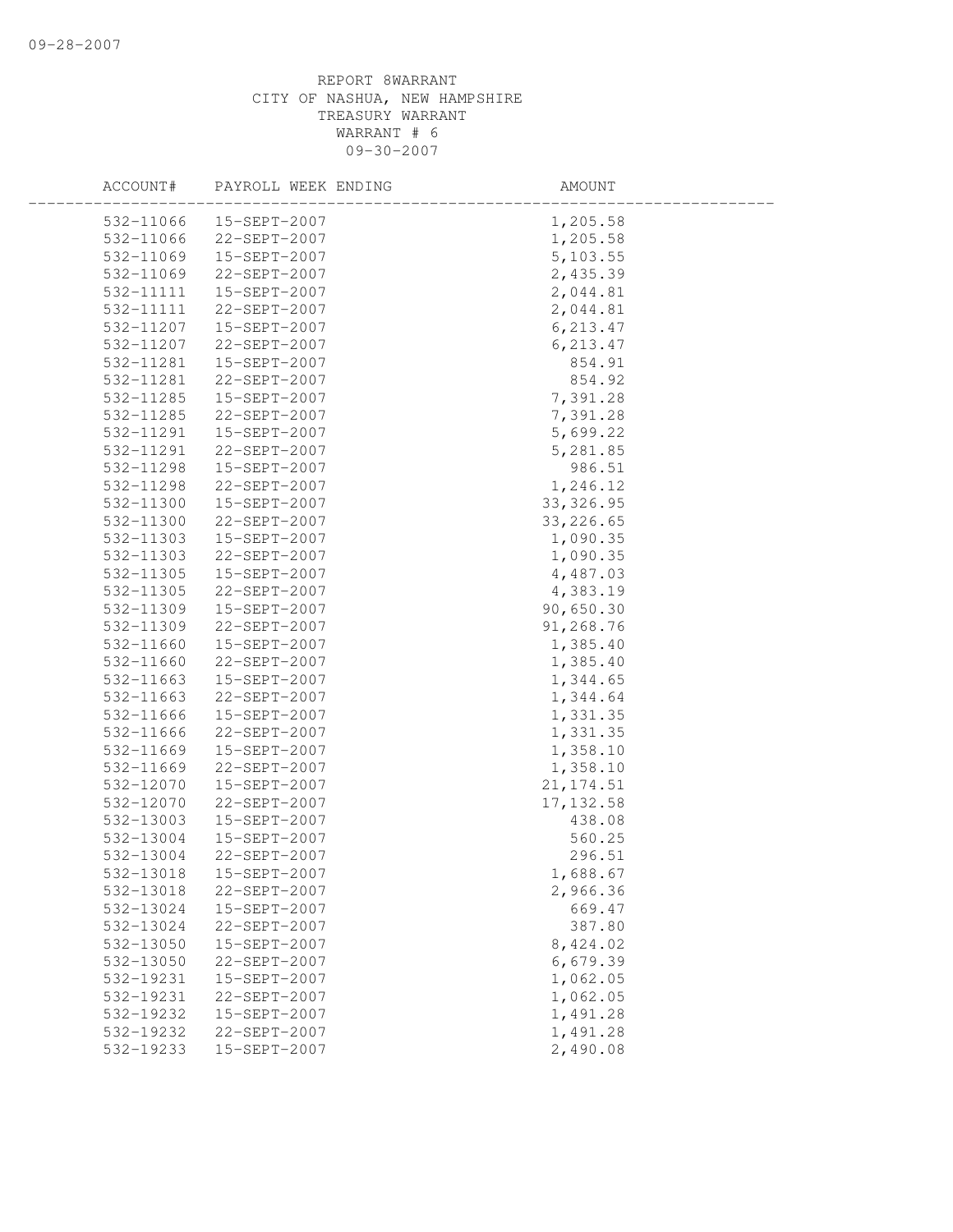REPORT 8WARRANT
CITY OF NASHUA, NEW HAMPSHIRE
TREASURY WARRANT
WARRANT # 6
09-30-2007

| ACCOUNT# | PAYROLL WEEK ENDING | AMOUNT |
|---|---|---|
| 532-11066 | 15-SEPT-2007 | 1,205.58 |
| 532-11066 | 22-SEPT-2007 | 1,205.58 |
| 532-11069 | 15-SEPT-2007 | 5,103.55 |
| 532-11069 | 22-SEPT-2007 | 2,435.39 |
| 532-11111 | 15-SEPT-2007 | 2,044.81 |
| 532-11111 | 22-SEPT-2007 | 2,044.81 |
| 532-11207 | 15-SEPT-2007 | 6,213.47 |
| 532-11207 | 22-SEPT-2007 | 6,213.47 |
| 532-11281 | 15-SEPT-2007 | 854.91 |
| 532-11281 | 22-SEPT-2007 | 854.92 |
| 532-11285 | 15-SEPT-2007 | 7,391.28 |
| 532-11285 | 22-SEPT-2007 | 7,391.28 |
| 532-11291 | 15-SEPT-2007 | 5,699.22 |
| 532-11291 | 22-SEPT-2007 | 5,281.85 |
| 532-11298 | 15-SEPT-2007 | 986.51 |
| 532-11298 | 22-SEPT-2007 | 1,246.12 |
| 532-11300 | 15-SEPT-2007 | 33,326.95 |
| 532-11300 | 22-SEPT-2007 | 33,226.65 |
| 532-11303 | 15-SEPT-2007 | 1,090.35 |
| 532-11303 | 22-SEPT-2007 | 1,090.35 |
| 532-11305 | 15-SEPT-2007 | 4,487.03 |
| 532-11305 | 22-SEPT-2007 | 4,383.19 |
| 532-11309 | 15-SEPT-2007 | 90,650.30 |
| 532-11309 | 22-SEPT-2007 | 91,268.76 |
| 532-11660 | 15-SEPT-2007 | 1,385.40 |
| 532-11660 | 22-SEPT-2007 | 1,385.40 |
| 532-11663 | 15-SEPT-2007 | 1,344.65 |
| 532-11663 | 22-SEPT-2007 | 1,344.64 |
| 532-11666 | 15-SEPT-2007 | 1,331.35 |
| 532-11666 | 22-SEPT-2007 | 1,331.35 |
| 532-11669 | 15-SEPT-2007 | 1,358.10 |
| 532-11669 | 22-SEPT-2007 | 1,358.10 |
| 532-12070 | 15-SEPT-2007 | 21,174.51 |
| 532-12070 | 22-SEPT-2007 | 17,132.58 |
| 532-13003 | 15-SEPT-2007 | 438.08 |
| 532-13004 | 15-SEPT-2007 | 560.25 |
| 532-13004 | 22-SEPT-2007 | 296.51 |
| 532-13018 | 15-SEPT-2007 | 1,688.67 |
| 532-13018 | 22-SEPT-2007 | 2,966.36 |
| 532-13024 | 15-SEPT-2007 | 669.47 |
| 532-13024 | 22-SEPT-2007 | 387.80 |
| 532-13050 | 15-SEPT-2007 | 8,424.02 |
| 532-13050 | 22-SEPT-2007 | 6,679.39 |
| 532-19231 | 15-SEPT-2007 | 1,062.05 |
| 532-19231 | 22-SEPT-2007 | 1,062.05 |
| 532-19232 | 15-SEPT-2007 | 1,491.28 |
| 532-19232 | 22-SEPT-2007 | 1,491.28 |
| 532-19233 | 15-SEPT-2007 | 2,490.08 |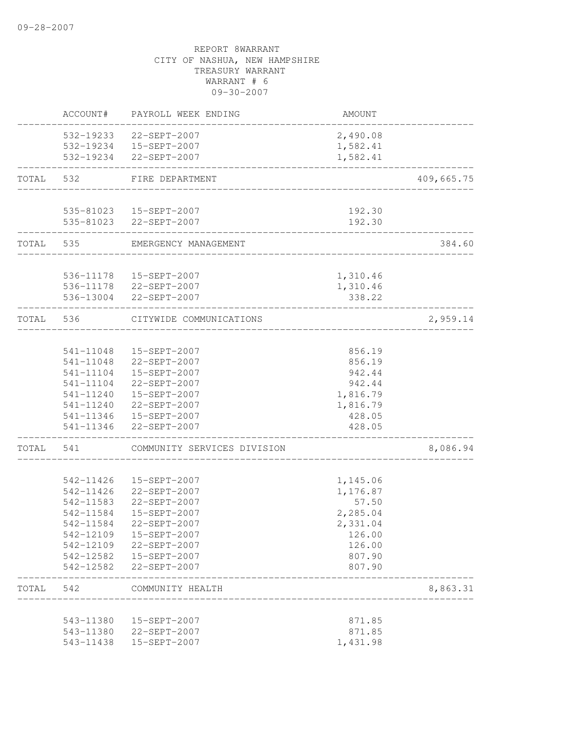REPORT 8WARRANT
CITY OF NASHUA, NEW HAMPSHIRE
TREASURY WARRANT
WARRANT # 6
09-30-2007

| | ACCOUNT# | PAYROLL WEEK ENDING | AMOUNT | |
|---|---|---|---|---|
| | 532-19233 | 22-SEPT-2007 | 2,490.08 | |
| | 532-19234 | 15-SEPT-2007 | 1,582.41 | |
| | 532-19234 | 22-SEPT-2007 | 1,582.41 | |
| TOTAL | 532 | FIRE DEPARTMENT | | 409,665.75 |
| | 535-81023 | 15-SEPT-2007 | 192.30 | |
| | 535-81023 | 22-SEPT-2007 | 192.30 | |
| TOTAL | 535 | EMERGENCY MANAGEMENT | | 384.60 |
| | 536-11178 | 15-SEPT-2007 | 1,310.46 | |
| | 536-11178 | 22-SEPT-2007 | 1,310.46 | |
| | 536-13004 | 22-SEPT-2007 | 338.22 | |
| TOTAL | 536 | CITYWIDE COMMUNICATIONS | | 2,959.14 |
| | 541-11048 | 15-SEPT-2007 | 856.19 | |
| | 541-11048 | 22-SEPT-2007 | 856.19 | |
| | 541-11104 | 15-SEPT-2007 | 942.44 | |
| | 541-11104 | 22-SEPT-2007 | 942.44 | |
| | 541-11240 | 15-SEPT-2007 | 1,816.79 | |
| | 541-11240 | 22-SEPT-2007 | 1,816.79 | |
| | 541-11346 | 15-SEPT-2007 | 428.05 | |
| | 541-11346 | 22-SEPT-2007 | 428.05 | |
| TOTAL | 541 | COMMUNITY SERVICES DIVISION | | 8,086.94 |
| | 542-11426 | 15-SEPT-2007 | 1,145.06 | |
| | 542-11426 | 22-SEPT-2007 | 1,176.87 | |
| | 542-11583 | 22-SEPT-2007 | 57.50 | |
| | 542-11584 | 15-SEPT-2007 | 2,285.04 | |
| | 542-11584 | 22-SEPT-2007 | 2,331.04 | |
| | 542-12109 | 15-SEPT-2007 | 126.00 | |
| | 542-12109 | 22-SEPT-2007 | 126.00 | |
| | 542-12582 | 15-SEPT-2007 | 807.90 | |
| | 542-12582 | 22-SEPT-2007 | 807.90 | |
| TOTAL | 542 | COMMUNITY HEALTH | | 8,863.31 |
| | 543-11380 | 15-SEPT-2007 | 871.85 | |
| | 543-11380 | 22-SEPT-2007 | 871.85 | |
| | 543-11438 | 15-SEPT-2007 | 1,431.98 | |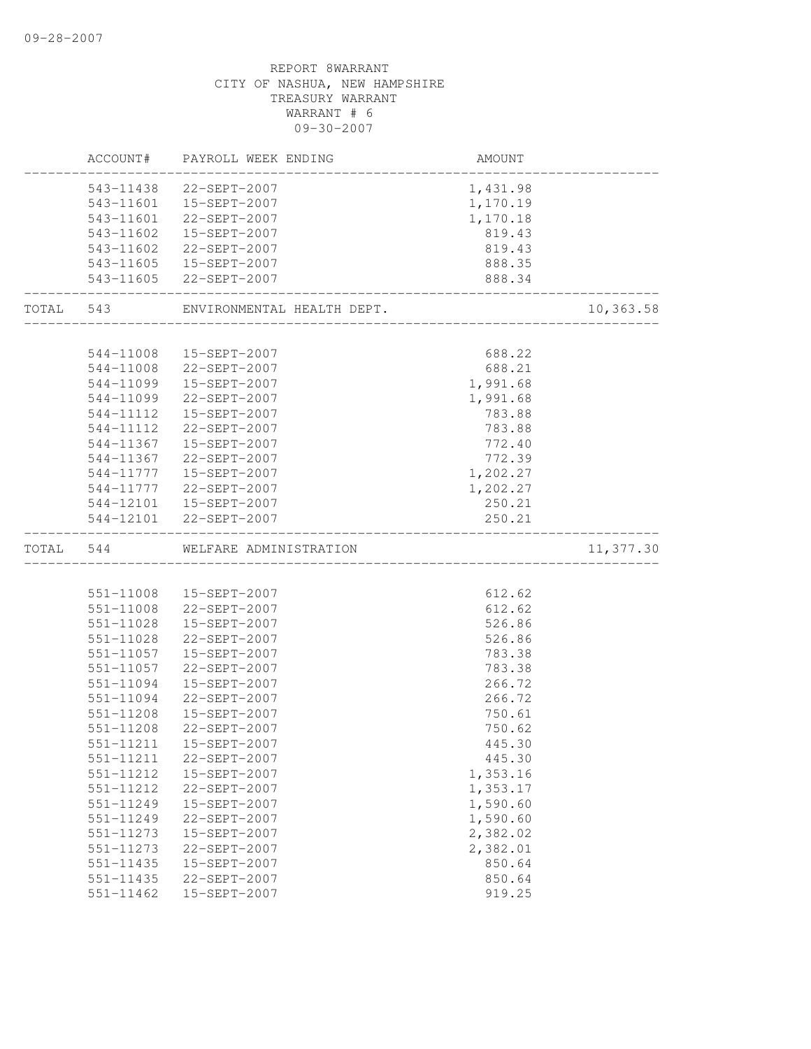REPORT 8WARRANT
CITY OF NASHUA, NEW HAMPSHIRE
TREASURY WARRANT
WARRANT # 6
09-30-2007

| | ACCOUNT# | PAYROLL WEEK ENDING | AMOUNT | |
|---|---|---|---|---|
| | 543-11438 | 22-SEPT-2007 | 1,431.98 | |
| | 543-11601 | 15-SEPT-2007 | 1,170.19 | |
| | 543-11601 | 22-SEPT-2007 | 1,170.18 | |
| | 543-11602 | 15-SEPT-2007 | 819.43 | |
| | 543-11602 | 22-SEPT-2007 | 819.43 | |
| | 543-11605 | 15-SEPT-2007 | 888.35 | |
| | 543-11605 | 22-SEPT-2007 | 888.34 | |
| TOTAL | 543 | ENVIRONMENTAL HEALTH DEPT. | | 10,363.58 |
| | 544-11008 | 15-SEPT-2007 | 688.22 | |
| | 544-11008 | 22-SEPT-2007 | 688.21 | |
| | 544-11099 | 15-SEPT-2007 | 1,991.68 | |
| | 544-11099 | 22-SEPT-2007 | 1,991.68 | |
| | 544-11112 | 15-SEPT-2007 | 783.88 | |
| | 544-11112 | 22-SEPT-2007 | 783.88 | |
| | 544-11367 | 15-SEPT-2007 | 772.40 | |
| | 544-11367 | 22-SEPT-2007 | 772.39 | |
| | 544-11777 | 15-SEPT-2007 | 1,202.27 | |
| | 544-11777 | 22-SEPT-2007 | 1,202.27 | |
| | 544-12101 | 15-SEPT-2007 | 250.21 | |
| | 544-12101 | 22-SEPT-2007 | 250.21 | |
| TOTAL | 544 | WELFARE ADMINISTRATION | | 11,377.30 |
| | 551-11008 | 15-SEPT-2007 | 612.62 | |
| | 551-11008 | 22-SEPT-2007 | 612.62 | |
| | 551-11028 | 15-SEPT-2007 | 526.86 | |
| | 551-11028 | 22-SEPT-2007 | 526.86 | |
| | 551-11057 | 15-SEPT-2007 | 783.38 | |
| | 551-11057 | 22-SEPT-2007 | 783.38 | |
| | 551-11094 | 15-SEPT-2007 | 266.72 | |
| | 551-11094 | 22-SEPT-2007 | 266.72 | |
| | 551-11208 | 15-SEPT-2007 | 750.61 | |
| | 551-11208 | 22-SEPT-2007 | 750.62 | |
| | 551-11211 | 15-SEPT-2007 | 445.30 | |
| | 551-11211 | 22-SEPT-2007 | 445.30 | |
| | 551-11212 | 15-SEPT-2007 | 1,353.16 | |
| | 551-11212 | 22-SEPT-2007 | 1,353.17 | |
| | 551-11249 | 15-SEPT-2007 | 1,590.60 | |
| | 551-11249 | 22-SEPT-2007 | 1,590.60 | |
| | 551-11273 | 15-SEPT-2007 | 2,382.02 | |
| | 551-11273 | 22-SEPT-2007 | 2,382.01 | |
| | 551-11435 | 15-SEPT-2007 | 850.64 | |
| | 551-11435 | 22-SEPT-2007 | 850.64 | |
| | 551-11462 | 15-SEPT-2007 | 919.25 | |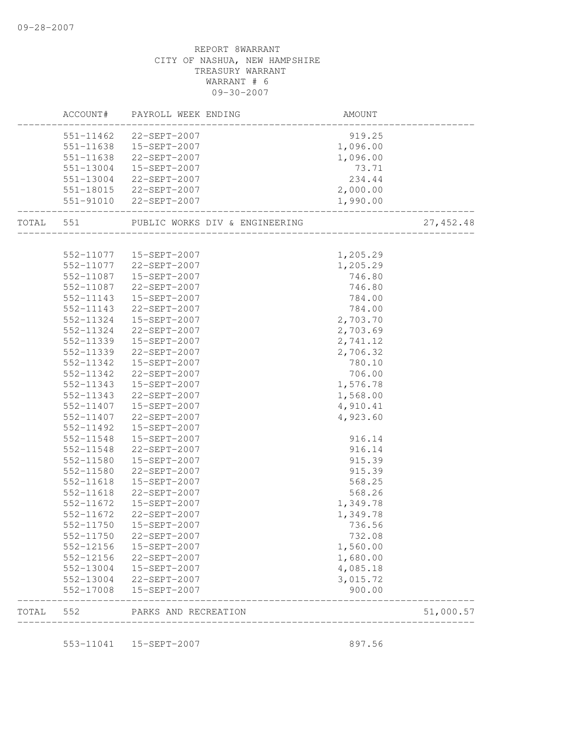REPORT 8WARRANT
CITY OF NASHUA, NEW HAMPSHIRE
TREASURY WARRANT
WARRANT # 6
09-30-2007

| | ACCOUNT# | PAYROLL WEEK ENDING | AMOUNT | |
|---|---|---|---|---|
| | 551-11462 | 22-SEPT-2007 | 919.25 | |
| | 551-11638 | 15-SEPT-2007 | 1,096.00 | |
| | 551-11638 | 22-SEPT-2007 | 1,096.00 | |
| | 551-13004 | 15-SEPT-2007 | 73.71 | |
| | 551-13004 | 22-SEPT-2007 | 234.44 | |
| | 551-18015 | 22-SEPT-2007 | 2,000.00 | |
| | 551-91010 | 22-SEPT-2007 | 1,990.00 | |
| TOTAL | 551 | PUBLIC WORKS DIV & ENGINEERING | | 27,452.48 |
| | 552-11077 | 15-SEPT-2007 | 1,205.29 | |
| | 552-11077 | 22-SEPT-2007 | 1,205.29 | |
| | 552-11087 | 15-SEPT-2007 | 746.80 | |
| | 552-11087 | 22-SEPT-2007 | 746.80 | |
| | 552-11143 | 15-SEPT-2007 | 784.00 | |
| | 552-11143 | 22-SEPT-2007 | 784.00 | |
| | 552-11324 | 15-SEPT-2007 | 2,703.70 | |
| | 552-11324 | 22-SEPT-2007 | 2,703.69 | |
| | 552-11339 | 15-SEPT-2007 | 2,741.12 | |
| | 552-11339 | 22-SEPT-2007 | 2,706.32 | |
| | 552-11342 | 15-SEPT-2007 | 780.10 | |
| | 552-11342 | 22-SEPT-2007 | 706.00 | |
| | 552-11343 | 15-SEPT-2007 | 1,576.78 | |
| | 552-11343 | 22-SEPT-2007 | 1,568.00 | |
| | 552-11407 | 15-SEPT-2007 | 4,910.41 | |
| | 552-11407 | 22-SEPT-2007 | 4,923.60 | |
| | 552-11492 | 15-SEPT-2007 | | |
| | 552-11548 | 15-SEPT-2007 | 916.14 | |
| | 552-11548 | 22-SEPT-2007 | 916.14 | |
| | 552-11580 | 15-SEPT-2007 | 915.39 | |
| | 552-11580 | 22-SEPT-2007 | 915.39 | |
| | 552-11618 | 15-SEPT-2007 | 568.25 | |
| | 552-11618 | 22-SEPT-2007 | 568.26 | |
| | 552-11672 | 15-SEPT-2007 | 1,349.78 | |
| | 552-11672 | 22-SEPT-2007 | 1,349.78 | |
| | 552-11750 | 15-SEPT-2007 | 736.56 | |
| | 552-11750 | 22-SEPT-2007 | 732.08 | |
| | 552-12156 | 15-SEPT-2007 | 1,560.00 | |
| | 552-12156 | 22-SEPT-2007 | 1,680.00 | |
| | 552-13004 | 15-SEPT-2007 | 4,085.18 | |
| | 552-13004 | 22-SEPT-2007 | 3,015.72 | |
| | 552-17008 | 15-SEPT-2007 | 900.00 | |
| TOTAL | 552 | PARKS AND RECREATION | | 51,000.57 |
| | 553-11041 | 15-SEPT-2007 | 897.56 | |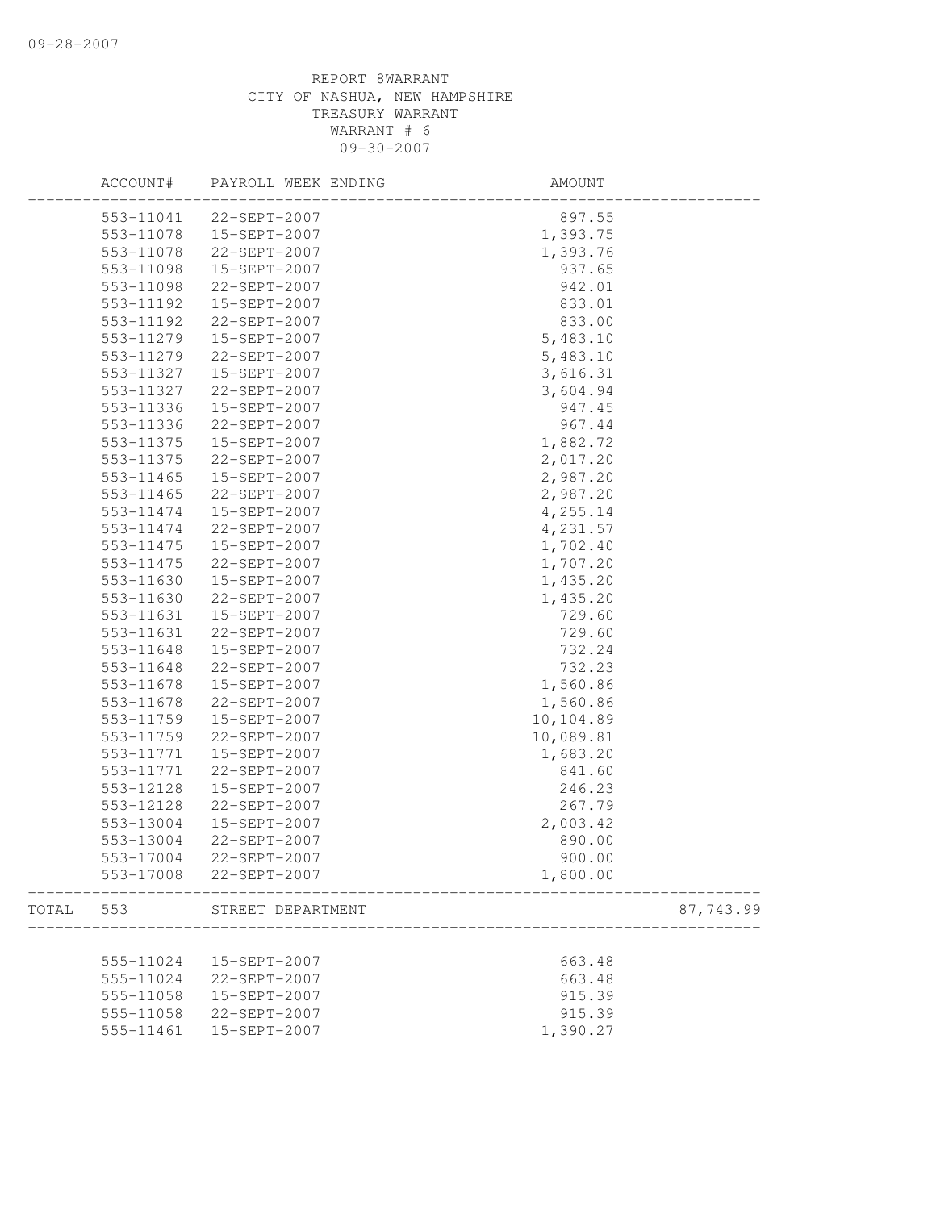REPORT 8WARRANT
CITY OF NASHUA, NEW HAMPSHIRE
TREASURY WARRANT
WARRANT # 6
09-30-2007

| | ACCOUNT# | PAYROLL WEEK ENDING | AMOUNT | |
|---|---|---|---|---|
| | 553-11041 | 22-SEPT-2007 | 897.55 | |
| | 553-11078 | 15-SEPT-2007 | 1,393.75 | |
| | 553-11078 | 22-SEPT-2007 | 1,393.76 | |
| | 553-11098 | 15-SEPT-2007 | 937.65 | |
| | 553-11098 | 22-SEPT-2007 | 942.01 | |
| | 553-11192 | 15-SEPT-2007 | 833.01 | |
| | 553-11192 | 22-SEPT-2007 | 833.00 | |
| | 553-11279 | 15-SEPT-2007 | 5,483.10 | |
| | 553-11279 | 22-SEPT-2007 | 5,483.10 | |
| | 553-11327 | 15-SEPT-2007 | 3,616.31 | |
| | 553-11327 | 22-SEPT-2007 | 3,604.94 | |
| | 553-11336 | 15-SEPT-2007 | 947.45 | |
| | 553-11336 | 22-SEPT-2007 | 967.44 | |
| | 553-11375 | 15-SEPT-2007 | 1,882.72 | |
| | 553-11375 | 22-SEPT-2007 | 2,017.20 | |
| | 553-11465 | 15-SEPT-2007 | 2,987.20 | |
| | 553-11465 | 22-SEPT-2007 | 2,987.20 | |
| | 553-11474 | 15-SEPT-2007 | 4,255.14 | |
| | 553-11474 | 22-SEPT-2007 | 4,231.57 | |
| | 553-11475 | 15-SEPT-2007 | 1,702.40 | |
| | 553-11475 | 22-SEPT-2007 | 1,707.20 | |
| | 553-11630 | 15-SEPT-2007 | 1,435.20 | |
| | 553-11630 | 22-SEPT-2007 | 1,435.20 | |
| | 553-11631 | 15-SEPT-2007 | 729.60 | |
| | 553-11631 | 22-SEPT-2007 | 729.60 | |
| | 553-11648 | 15-SEPT-2007 | 732.24 | |
| | 553-11648 | 22-SEPT-2007 | 732.23 | |
| | 553-11678 | 15-SEPT-2007 | 1,560.86 | |
| | 553-11678 | 22-SEPT-2007 | 1,560.86 | |
| | 553-11759 | 15-SEPT-2007 | 10,104.89 | |
| | 553-11759 | 22-SEPT-2007 | 10,089.81 | |
| | 553-11771 | 15-SEPT-2007 | 1,683.20 | |
| | 553-11771 | 22-SEPT-2007 | 841.60 | |
| | 553-12128 | 15-SEPT-2007 | 246.23 | |
| | 553-12128 | 22-SEPT-2007 | 267.79 | |
| | 553-13004 | 15-SEPT-2007 | 2,003.42 | |
| | 553-13004 | 22-SEPT-2007 | 890.00 | |
| | 553-17004 | 22-SEPT-2007 | 900.00 | |
| | 553-17008 | 22-SEPT-2007 | 1,800.00 | |
| TOTAL | 553 | STREET DEPARTMENT | | 87,743.99 |
| | 555-11024 | 15-SEPT-2007 | 663.48 | |
| | 555-11024 | 22-SEPT-2007 | 663.48 | |
| | 555-11058 | 15-SEPT-2007 | 915.39 | |
| | 555-11058 | 22-SEPT-2007 | 915.39 | |
| | 555-11461 | 15-SEPT-2007 | 1,390.27 | |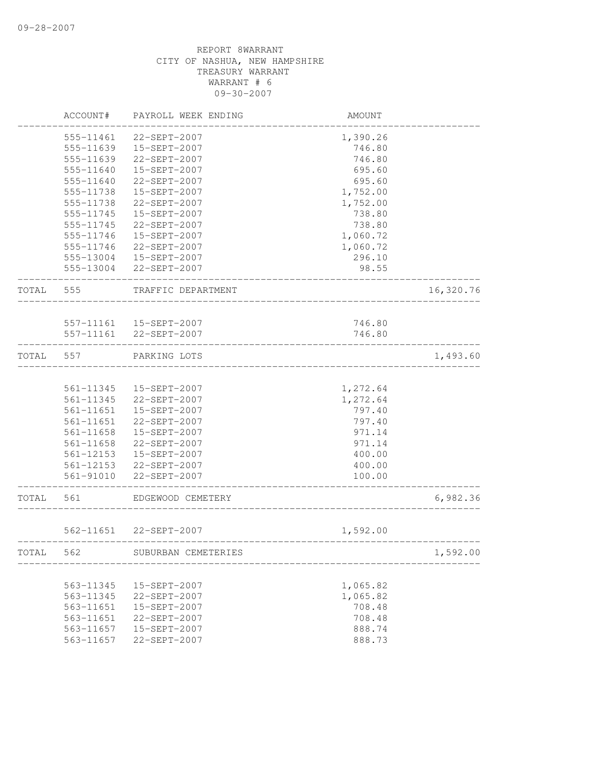REPORT 8WARRANT
CITY OF NASHUA, NEW HAMPSHIRE
TREASURY WARRANT
WARRANT # 6
09-30-2007

| | ACCOUNT# | PAYROLL WEEK ENDING | AMOUNT | |
|---|---|---|---|---|
| | 555-11461 | 22-SEPT-2007 | 1,390.26 | |
| | 555-11639 | 15-SEPT-2007 | 746.80 | |
| | 555-11639 | 22-SEPT-2007 | 746.80 | |
| | 555-11640 | 15-SEPT-2007 | 695.60 | |
| | 555-11640 | 22-SEPT-2007 | 695.60 | |
| | 555-11738 | 15-SEPT-2007 | 1,752.00 | |
| | 555-11738 | 22-SEPT-2007 | 1,752.00 | |
| | 555-11745 | 15-SEPT-2007 | 738.80 | |
| | 555-11745 | 22-SEPT-2007 | 738.80 | |
| | 555-11746 | 15-SEPT-2007 | 1,060.72 | |
| | 555-11746 | 22-SEPT-2007 | 1,060.72 | |
| | 555-13004 | 15-SEPT-2007 | 296.10 | |
| | 555-13004 | 22-SEPT-2007 | 98.55 | |
| TOTAL | 555 | TRAFFIC DEPARTMENT | | 16,320.76 |
| | 557-11161 | 15-SEPT-2007 | 746.80 | |
| | 557-11161 | 22-SEPT-2007 | 746.80 | |
| TOTAL | 557 | PARKING LOTS | | 1,493.60 |
| | 561-11345 | 15-SEPT-2007 | 1,272.64 | |
| | 561-11345 | 22-SEPT-2007 | 1,272.64 | |
| | 561-11651 | 15-SEPT-2007 | 797.40 | |
| | 561-11651 | 22-SEPT-2007 | 797.40 | |
| | 561-11658 | 15-SEPT-2007 | 971.14 | |
| | 561-11658 | 22-SEPT-2007 | 971.14 | |
| | 561-12153 | 15-SEPT-2007 | 400.00 | |
| | 561-12153 | 22-SEPT-2007 | 400.00 | |
| | 561-91010 | 22-SEPT-2007 | 100.00 | |
| TOTAL | 561 | EDGEWOOD CEMETERY | | 6,982.36 |
| | 562-11651 | 22-SEPT-2007 | 1,592.00 | |
| TOTAL | 562 | SUBURBAN CEMETERIES | | 1,592.00 |
| | 563-11345 | 15-SEPT-2007 | 1,065.82 | |
| | 563-11345 | 22-SEPT-2007 | 1,065.82 | |
| | 563-11651 | 15-SEPT-2007 | 708.48 | |
| | 563-11651 | 22-SEPT-2007 | 708.48 | |
| | 563-11657 | 15-SEPT-2007 | 888.74 | |
| | 563-11657 | 22-SEPT-2007 | 888.73 | |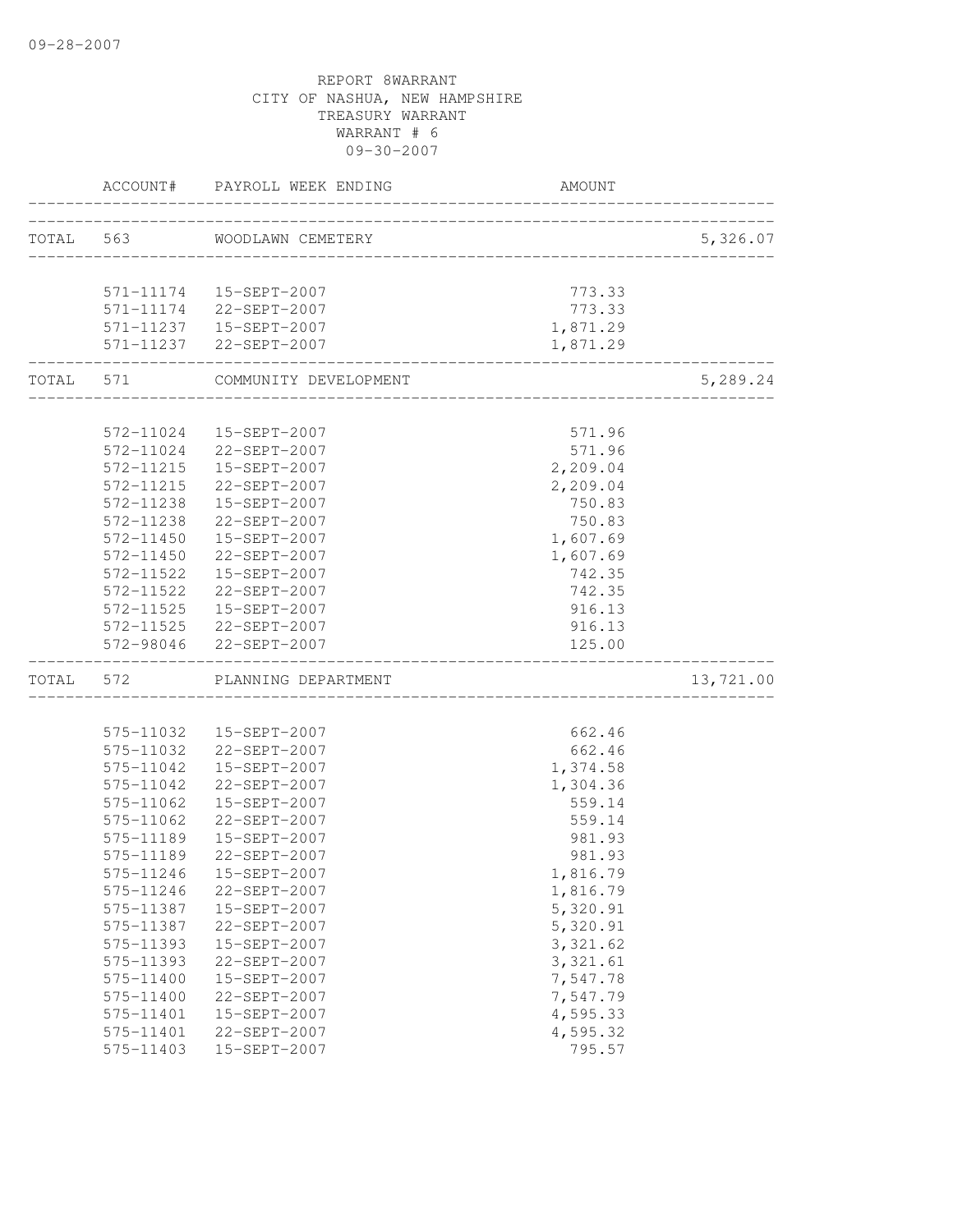REPORT 8WARRANT
CITY OF NASHUA, NEW HAMPSHIRE
TREASURY WARRANT
WARRANT # 6
09-30-2007

| | ACCOUNT# | PAYROLL WEEK ENDING | AMOUNT | |
|---|---|---|---|---|
| TOTAL | 563 | WOODLAWN CEMETERY | | 5,326.07 |
| | 571-11174 | 15-SEPT-2007 | 773.33 | |
| | 571-11174 | 22-SEPT-2007 | 773.33 | |
| | 571-11237 | 15-SEPT-2007 | 1,871.29 | |
| | 571-11237 | 22-SEPT-2007 | 1,871.29 | |
| TOTAL | 571 | COMMUNITY DEVELOPMENT | | 5,289.24 |
| | 572-11024 | 15-SEPT-2007 | 571.96 | |
| | 572-11024 | 22-SEPT-2007 | 571.96 | |
| | 572-11215 | 15-SEPT-2007 | 2,209.04 | |
| | 572-11215 | 22-SEPT-2007 | 2,209.04 | |
| | 572-11238 | 15-SEPT-2007 | 750.83 | |
| | 572-11238 | 22-SEPT-2007 | 750.83 | |
| | 572-11450 | 15-SEPT-2007 | 1,607.69 | |
| | 572-11450 | 22-SEPT-2007 | 1,607.69 | |
| | 572-11522 | 15-SEPT-2007 | 742.35 | |
| | 572-11522 | 22-SEPT-2007 | 742.35 | |
| | 572-11525 | 15-SEPT-2007 | 916.13 | |
| | 572-11525 | 22-SEPT-2007 | 916.13 | |
| | 572-98046 | 22-SEPT-2007 | 125.00 | |
| TOTAL | 572 | PLANNING DEPARTMENT | | 13,721.00 |
| | 575-11032 | 15-SEPT-2007 | 662.46 | |
| | 575-11032 | 22-SEPT-2007 | 662.46 | |
| | 575-11042 | 15-SEPT-2007 | 1,374.58 | |
| | 575-11042 | 22-SEPT-2007 | 1,304.36 | |
| | 575-11062 | 15-SEPT-2007 | 559.14 | |
| | 575-11062 | 22-SEPT-2007 | 559.14 | |
| | 575-11189 | 15-SEPT-2007 | 981.93 | |
| | 575-11189 | 22-SEPT-2007 | 981.93 | |
| | 575-11246 | 15-SEPT-2007 | 1,816.79 | |
| | 575-11246 | 22-SEPT-2007 | 1,816.79 | |
| | 575-11387 | 15-SEPT-2007 | 5,320.91 | |
| | 575-11387 | 22-SEPT-2007 | 5,320.91 | |
| | 575-11393 | 15-SEPT-2007 | 3,321.62 | |
| | 575-11393 | 22-SEPT-2007 | 3,321.61 | |
| | 575-11400 | 15-SEPT-2007 | 7,547.78 | |
| | 575-11400 | 22-SEPT-2007 | 7,547.79 | |
| | 575-11401 | 15-SEPT-2007 | 4,595.33 | |
| | 575-11401 | 22-SEPT-2007 | 4,595.32 | |
| | 575-11403 | 15-SEPT-2007 | 795.57 | |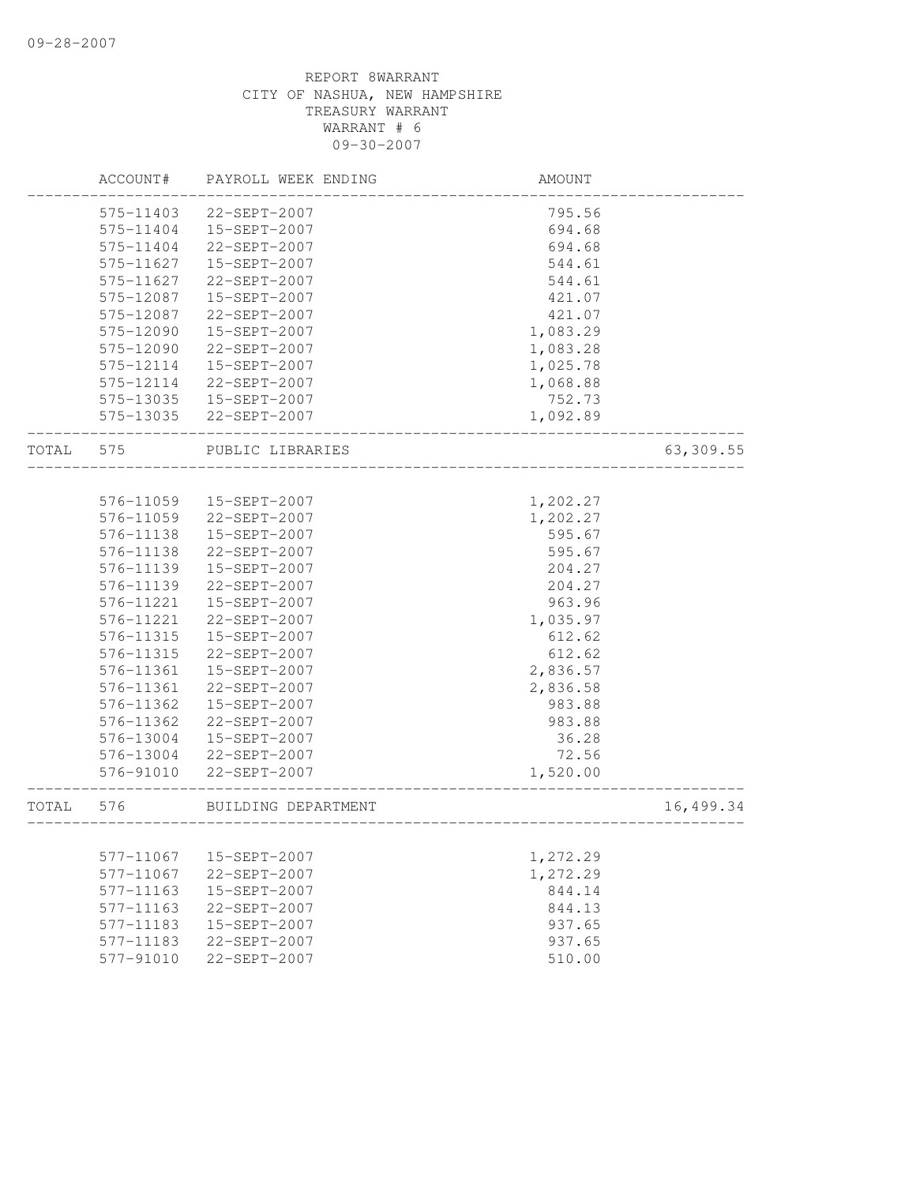REPORT 8WARRANT
CITY OF NASHUA, NEW HAMPSHIRE
TREASURY WARRANT
WARRANT # 6
09-30-2007

| | ACCOUNT# | PAYROLL WEEK ENDING | AMOUNT | |
|---|---|---|---|---|
| | 575-11403 | 22-SEPT-2007 | 795.56 | |
| | 575-11404 | 15-SEPT-2007 | 694.68 | |
| | 575-11404 | 22-SEPT-2007 | 694.68 | |
| | 575-11627 | 15-SEPT-2007 | 544.61 | |
| | 575-11627 | 22-SEPT-2007 | 544.61 | |
| | 575-12087 | 15-SEPT-2007 | 421.07 | |
| | 575-12087 | 22-SEPT-2007 | 421.07 | |
| | 575-12090 | 15-SEPT-2007 | 1,083.29 | |
| | 575-12090 | 22-SEPT-2007 | 1,083.28 | |
| | 575-12114 | 15-SEPT-2007 | 1,025.78 | |
| | 575-12114 | 22-SEPT-2007 | 1,068.88 | |
| | 575-13035 | 15-SEPT-2007 | 752.73 | |
| | 575-13035 | 22-SEPT-2007 | 1,092.89 | |
| TOTAL | 575 | PUBLIC LIBRARIES | | 63,309.55 |
| | 576-11059 | 15-SEPT-2007 | 1,202.27 | |
| | 576-11059 | 22-SEPT-2007 | 1,202.27 | |
| | 576-11138 | 15-SEPT-2007 | 595.67 | |
| | 576-11138 | 22-SEPT-2007 | 595.67 | |
| | 576-11139 | 15-SEPT-2007 | 204.27 | |
| | 576-11139 | 22-SEPT-2007 | 204.27 | |
| | 576-11221 | 15-SEPT-2007 | 963.96 | |
| | 576-11221 | 22-SEPT-2007 | 1,035.97 | |
| | 576-11315 | 15-SEPT-2007 | 612.62 | |
| | 576-11315 | 22-SEPT-2007 | 612.62 | |
| | 576-11361 | 15-SEPT-2007 | 2,836.57 | |
| | 576-11361 | 22-SEPT-2007 | 2,836.58 | |
| | 576-11362 | 15-SEPT-2007 | 983.88 | |
| | 576-11362 | 22-SEPT-2007 | 983.88 | |
| | 576-13004 | 15-SEPT-2007 | 36.28 | |
| | 576-13004 | 22-SEPT-2007 | 72.56 | |
| | 576-91010 | 22-SEPT-2007 | 1,520.00 | |
| TOTAL | 576 | BUILDING DEPARTMENT | | 16,499.34 |
| | 577-11067 | 15-SEPT-2007 | 1,272.29 | |
| | 577-11067 | 22-SEPT-2007 | 1,272.29 | |
| | 577-11163 | 15-SEPT-2007 | 844.14 | |
| | 577-11163 | 22-SEPT-2007 | 844.13 | |
| | 577-11183 | 15-SEPT-2007 | 937.65 | |
| | 577-11183 | 22-SEPT-2007 | 937.65 | |
| | 577-91010 | 22-SEPT-2007 | 510.00 | |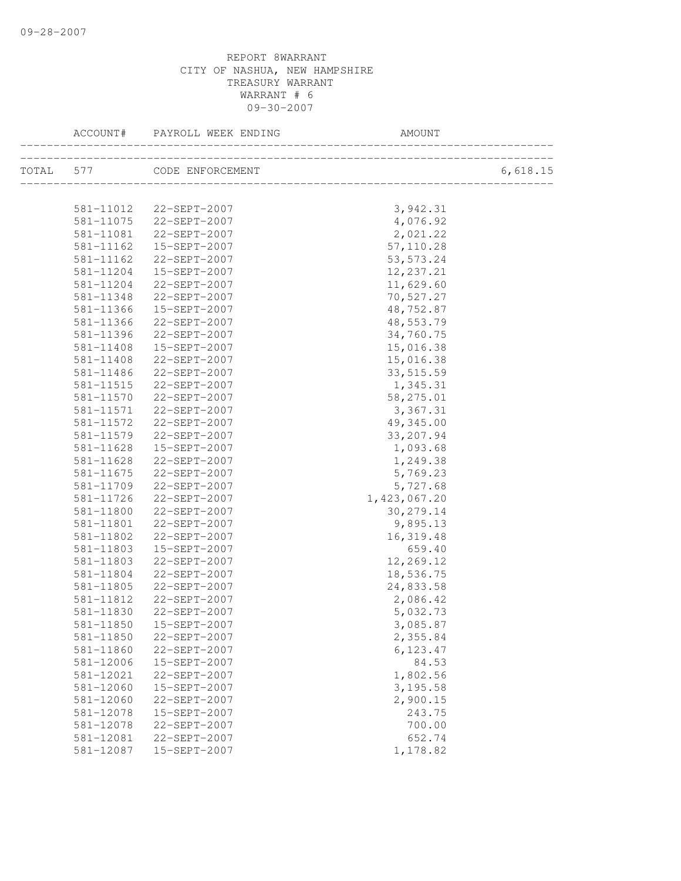REPORT 8WARRANT
CITY OF NASHUA, NEW HAMPSHIRE
TREASURY WARRANT
WARRANT # 6
09-30-2007

| ACCOUNT# | PAYROLL WEEK ENDING | AMOUNT | |
|---|---|---|---|
| TOTAL 577 | CODE ENFORCEMENT | | 6,618.15 |
| 581-11012 | 22-SEPT-2007 | 3,942.31 | |
| 581-11075 | 22-SEPT-2007 | 4,076.92 | |
| 581-11081 | 22-SEPT-2007 | 2,021.22 | |
| 581-11162 | 15-SEPT-2007 | 57,110.28 | |
| 581-11162 | 22-SEPT-2007 | 53,573.24 | |
| 581-11204 | 15-SEPT-2007 | 12,237.21 | |
| 581-11204 | 22-SEPT-2007 | 11,629.60 | |
| 581-11348 | 22-SEPT-2007 | 70,527.27 | |
| 581-11366 | 15-SEPT-2007 | 48,752.87 | |
| 581-11366 | 22-SEPT-2007 | 48,553.79 | |
| 581-11396 | 22-SEPT-2007 | 34,760.75 | |
| 581-11408 | 15-SEPT-2007 | 15,016.38 | |
| 581-11408 | 22-SEPT-2007 | 15,016.38 | |
| 581-11486 | 22-SEPT-2007 | 33,515.59 | |
| 581-11515 | 22-SEPT-2007 | 1,345.31 | |
| 581-11570 | 22-SEPT-2007 | 58,275.01 | |
| 581-11571 | 22-SEPT-2007 | 3,367.31 | |
| 581-11572 | 22-SEPT-2007 | 49,345.00 | |
| 581-11579 | 22-SEPT-2007 | 33,207.94 | |
| 581-11628 | 15-SEPT-2007 | 1,093.68 | |
| 581-11628 | 22-SEPT-2007 | 1,249.38 | |
| 581-11675 | 22-SEPT-2007 | 5,769.23 | |
| 581-11709 | 22-SEPT-2007 | 5,727.68 | |
| 581-11726 | 22-SEPT-2007 | 1,423,067.20 | |
| 581-11800 | 22-SEPT-2007 | 30,279.14 | |
| 581-11801 | 22-SEPT-2007 | 9,895.13 | |
| 581-11802 | 22-SEPT-2007 | 16,319.48 | |
| 581-11803 | 15-SEPT-2007 | 659.40 | |
| 581-11803 | 22-SEPT-2007 | 12,269.12 | |
| 581-11804 | 22-SEPT-2007 | 18,536.75 | |
| 581-11805 | 22-SEPT-2007 | 24,833.58 | |
| 581-11812 | 22-SEPT-2007 | 2,086.42 | |
| 581-11830 | 22-SEPT-2007 | 5,032.73 | |
| 581-11850 | 15-SEPT-2007 | 3,085.87 | |
| 581-11850 | 22-SEPT-2007 | 2,355.84 | |
| 581-11860 | 22-SEPT-2007 | 6,123.47 | |
| 581-12006 | 15-SEPT-2007 | 84.53 | |
| 581-12021 | 22-SEPT-2007 | 1,802.56 | |
| 581-12060 | 15-SEPT-2007 | 3,195.58 | |
| 581-12060 | 22-SEPT-2007 | 2,900.15 | |
| 581-12078 | 15-SEPT-2007 | 243.75 | |
| 581-12078 | 22-SEPT-2007 | 700.00 | |
| 581-12081 | 22-SEPT-2007 | 652.74 | |
| 581-12087 | 15-SEPT-2007 | 1,178.82 | |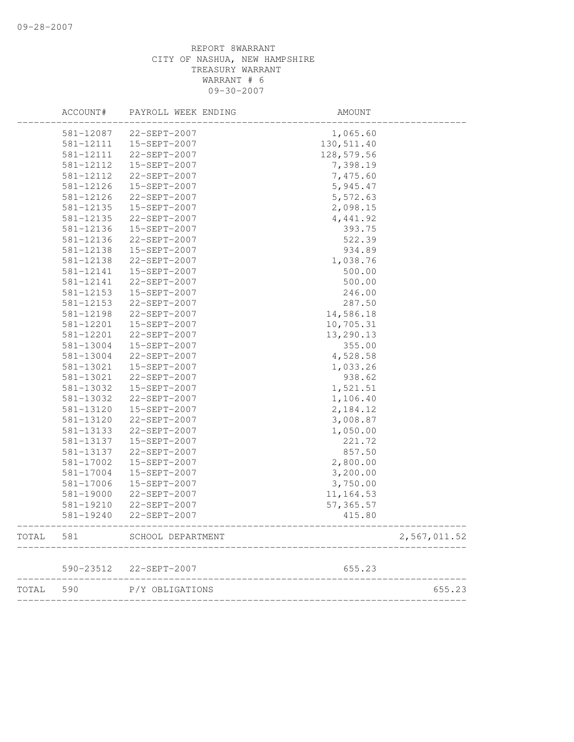REPORT 8WARRANT
CITY OF NASHUA, NEW HAMPSHIRE
TREASURY WARRANT
WARRANT # 6
09-30-2007

| | ACCOUNT# | PAYROLL WEEK ENDING | AMOUNT | |
|---|---|---|---|---|
| | 581-12087 | 22-SEPT-2007 | 1,065.60 | |
| | 581-12111 | 15-SEPT-2007 | 130,511.40 | |
| | 581-12111 | 22-SEPT-2007 | 128,579.56 | |
| | 581-12112 | 15-SEPT-2007 | 7,398.19 | |
| | 581-12112 | 22-SEPT-2007 | 7,475.60 | |
| | 581-12126 | 15-SEPT-2007 | 5,945.47 | |
| | 581-12126 | 22-SEPT-2007 | 5,572.63 | |
| | 581-12135 | 15-SEPT-2007 | 2,098.15 | |
| | 581-12135 | 22-SEPT-2007 | 4,441.92 | |
| | 581-12136 | 15-SEPT-2007 | 393.75 | |
| | 581-12136 | 22-SEPT-2007 | 522.39 | |
| | 581-12138 | 15-SEPT-2007 | 934.89 | |
| | 581-12138 | 22-SEPT-2007 | 1,038.76 | |
| | 581-12141 | 15-SEPT-2007 | 500.00 | |
| | 581-12141 | 22-SEPT-2007 | 500.00 | |
| | 581-12153 | 15-SEPT-2007 | 246.00 | |
| | 581-12153 | 22-SEPT-2007 | 287.50 | |
| | 581-12198 | 22-SEPT-2007 | 14,586.18 | |
| | 581-12201 | 15-SEPT-2007 | 10,705.31 | |
| | 581-12201 | 22-SEPT-2007 | 13,290.13 | |
| | 581-13004 | 15-SEPT-2007 | 355.00 | |
| | 581-13004 | 22-SEPT-2007 | 4,528.58 | |
| | 581-13021 | 15-SEPT-2007 | 1,033.26 | |
| | 581-13021 | 22-SEPT-2007 | 938.62 | |
| | 581-13032 | 15-SEPT-2007 | 1,521.51 | |
| | 581-13032 | 22-SEPT-2007 | 1,106.40 | |
| | 581-13120 | 15-SEPT-2007 | 2,184.12 | |
| | 581-13120 | 22-SEPT-2007 | 3,008.87 | |
| | 581-13133 | 22-SEPT-2007 | 1,050.00 | |
| | 581-13137 | 15-SEPT-2007 | 221.72 | |
| | 581-13137 | 22-SEPT-2007 | 857.50 | |
| | 581-17002 | 15-SEPT-2007 | 2,800.00 | |
| | 581-17004 | 15-SEPT-2007 | 3,200.00 | |
| | 581-17006 | 15-SEPT-2007 | 3,750.00 | |
| | 581-19000 | 22-SEPT-2007 | 11,164.53 | |
| | 581-19210 | 22-SEPT-2007 | 57,365.57 | |
| | 581-19240 | 22-SEPT-2007 | 415.80 | |
| TOTAL | 581 | SCHOOL DEPARTMENT | | 2,567,011.52 |
| | 590-23512 | 22-SEPT-2007 | 655.23 | |
| TOTAL | 590 | P/Y OBLIGATIONS | | 655.23 |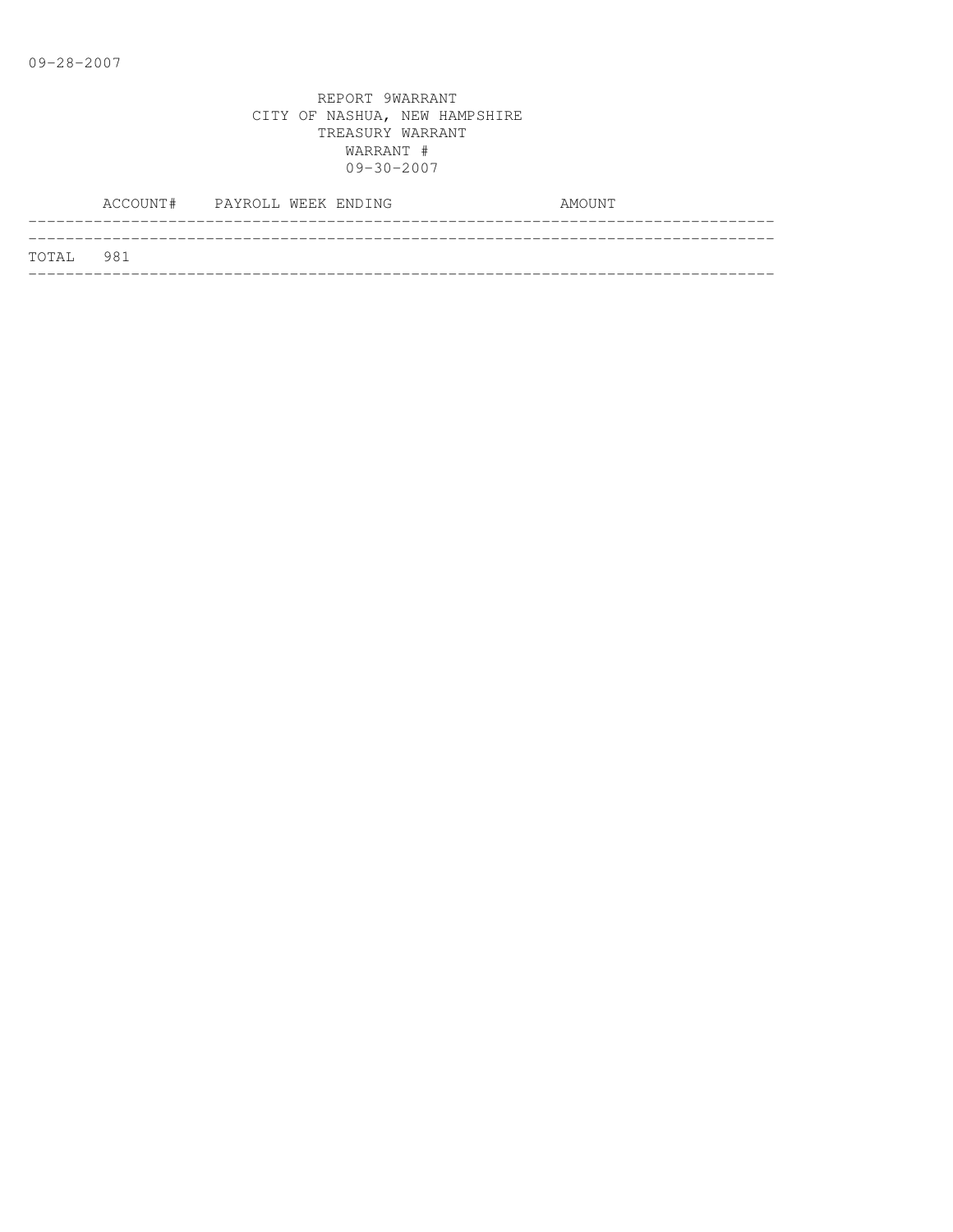09-28-2007

REPORT 9WARRANT
CITY OF NASHUA, NEW HAMPSHIRE
TREASURY WARRANT
WARRANT #
09-30-2007

| ACCOUNT# | PAYROLL WEEK ENDING | AMOUNT |
|---|---|---|
| TOTAL 981 | | |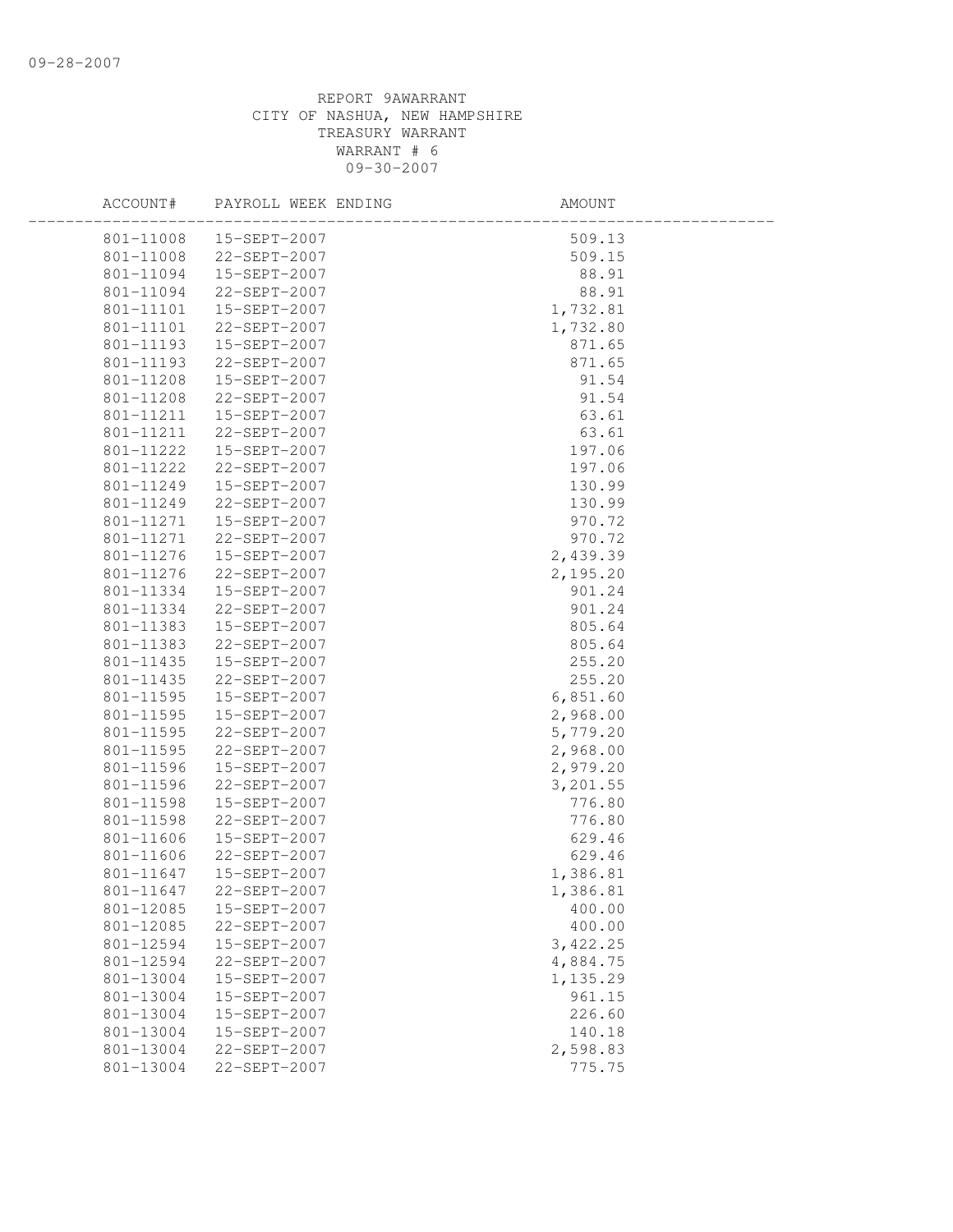REPORT 9AWARRANT
CITY OF NASHUA, NEW HAMPSHIRE
TREASURY WARRANT
WARRANT # 6
09-30-2007

| ACCOUNT# | PAYROLL WEEK ENDING | AMOUNT |
|---|---|---|
| 801-11008 | 15-SEPT-2007 | 509.13 |
| 801-11008 | 22-SEPT-2007 | 509.15 |
| 801-11094 | 15-SEPT-2007 | 88.91 |
| 801-11094 | 22-SEPT-2007 | 88.91 |
| 801-11101 | 15-SEPT-2007 | 1,732.81 |
| 801-11101 | 22-SEPT-2007 | 1,732.80 |
| 801-11193 | 15-SEPT-2007 | 871.65 |
| 801-11193 | 22-SEPT-2007 | 871.65 |
| 801-11208 | 15-SEPT-2007 | 91.54 |
| 801-11208 | 22-SEPT-2007 | 91.54 |
| 801-11211 | 15-SEPT-2007 | 63.61 |
| 801-11211 | 22-SEPT-2007 | 63.61 |
| 801-11222 | 15-SEPT-2007 | 197.06 |
| 801-11222 | 22-SEPT-2007 | 197.06 |
| 801-11249 | 15-SEPT-2007 | 130.99 |
| 801-11249 | 22-SEPT-2007 | 130.99 |
| 801-11271 | 15-SEPT-2007 | 970.72 |
| 801-11271 | 22-SEPT-2007 | 970.72 |
| 801-11276 | 15-SEPT-2007 | 2,439.39 |
| 801-11276 | 22-SEPT-2007 | 2,195.20 |
| 801-11334 | 15-SEPT-2007 | 901.24 |
| 801-11334 | 22-SEPT-2007 | 901.24 |
| 801-11383 | 15-SEPT-2007 | 805.64 |
| 801-11383 | 22-SEPT-2007 | 805.64 |
| 801-11435 | 15-SEPT-2007 | 255.20 |
| 801-11435 | 22-SEPT-2007 | 255.20 |
| 801-11595 | 15-SEPT-2007 | 6,851.60 |
| 801-11595 | 15-SEPT-2007 | 2,968.00 |
| 801-11595 | 22-SEPT-2007 | 5,779.20 |
| 801-11595 | 22-SEPT-2007 | 2,968.00 |
| 801-11596 | 15-SEPT-2007 | 2,979.20 |
| 801-11596 | 22-SEPT-2007 | 3,201.55 |
| 801-11598 | 15-SEPT-2007 | 776.80 |
| 801-11598 | 22-SEPT-2007 | 776.80 |
| 801-11606 | 15-SEPT-2007 | 629.46 |
| 801-11606 | 22-SEPT-2007 | 629.46 |
| 801-11647 | 15-SEPT-2007 | 1,386.81 |
| 801-11647 | 22-SEPT-2007 | 1,386.81 |
| 801-12085 | 15-SEPT-2007 | 400.00 |
| 801-12085 | 22-SEPT-2007 | 400.00 |
| 801-12594 | 15-SEPT-2007 | 3,422.25 |
| 801-12594 | 22-SEPT-2007 | 4,884.75 |
| 801-13004 | 15-SEPT-2007 | 1,135.29 |
| 801-13004 | 15-SEPT-2007 | 961.15 |
| 801-13004 | 15-SEPT-2007 | 226.60 |
| 801-13004 | 15-SEPT-2007 | 140.18 |
| 801-13004 | 22-SEPT-2007 | 2,598.83 |
| 801-13004 | 22-SEPT-2007 | 775.75 |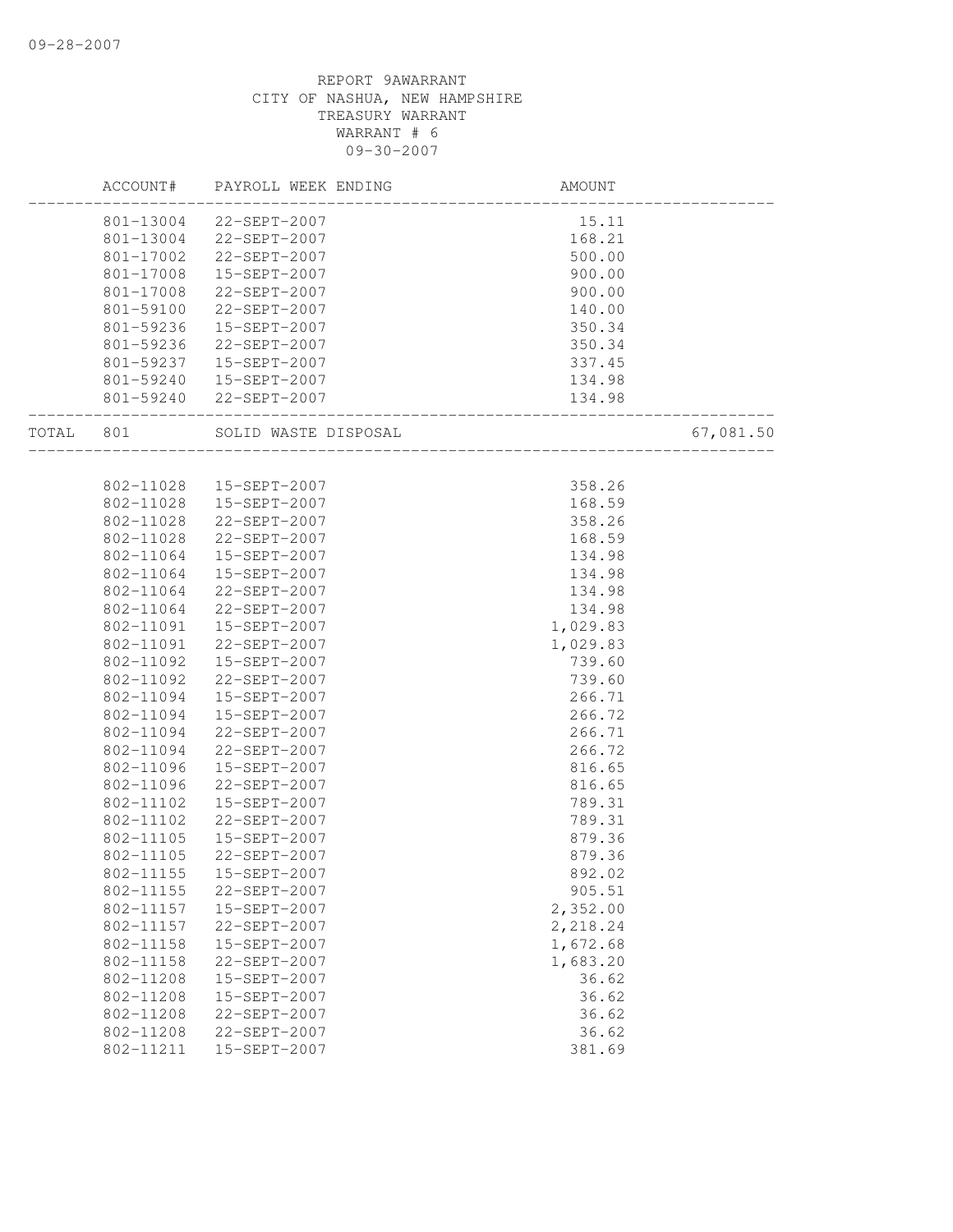REPORT 9AWARRANT
CITY OF NASHUA, NEW HAMPSHIRE
TREASURY WARRANT
WARRANT # 6
09-30-2007

| | ACCOUNT# | PAYROLL WEEK ENDING | AMOUNT | |
|---|---|---|---|---|
| | 801-13004 | 22-SEPT-2007 | 15.11 | |
| | 801-13004 | 22-SEPT-2007 | 168.21 | |
| | 801-17002 | 22-SEPT-2007 | 500.00 | |
| | 801-17008 | 15-SEPT-2007 | 900.00 | |
| | 801-17008 | 22-SEPT-2007 | 900.00 | |
| | 801-59100 | 22-SEPT-2007 | 140.00 | |
| | 801-59236 | 15-SEPT-2007 | 350.34 | |
| | 801-59236 | 22-SEPT-2007 | 350.34 | |
| | 801-59237 | 15-SEPT-2007 | 337.45 | |
| | 801-59240 | 15-SEPT-2007 | 134.98 | |
| | 801-59240 | 22-SEPT-2007 | 134.98 | |
| TOTAL | 801 | SOLID WASTE DISPOSAL | | 67,081.50 |
| | 802-11028 | 15-SEPT-2007 | 358.26 | |
| | 802-11028 | 15-SEPT-2007 | 168.59 | |
| | 802-11028 | 22-SEPT-2007 | 358.26 | |
| | 802-11028 | 22-SEPT-2007 | 168.59 | |
| | 802-11064 | 15-SEPT-2007 | 134.98 | |
| | 802-11064 | 15-SEPT-2007 | 134.98 | |
| | 802-11064 | 22-SEPT-2007 | 134.98 | |
| | 802-11064 | 22-SEPT-2007 | 134.98 | |
| | 802-11091 | 15-SEPT-2007 | 1,029.83 | |
| | 802-11091 | 22-SEPT-2007 | 1,029.83 | |
| | 802-11092 | 15-SEPT-2007 | 739.60 | |
| | 802-11092 | 22-SEPT-2007 | 739.60 | |
| | 802-11094 | 15-SEPT-2007 | 266.71 | |
| | 802-11094 | 15-SEPT-2007 | 266.72 | |
| | 802-11094 | 22-SEPT-2007 | 266.71 | |
| | 802-11094 | 22-SEPT-2007 | 266.72 | |
| | 802-11096 | 15-SEPT-2007 | 816.65 | |
| | 802-11096 | 22-SEPT-2007 | 816.65 | |
| | 802-11102 | 15-SEPT-2007 | 789.31 | |
| | 802-11102 | 22-SEPT-2007 | 789.31 | |
| | 802-11105 | 15-SEPT-2007 | 879.36 | |
| | 802-11105 | 22-SEPT-2007 | 879.36 | |
| | 802-11155 | 15-SEPT-2007 | 892.02 | |
| | 802-11155 | 22-SEPT-2007 | 905.51 | |
| | 802-11157 | 15-SEPT-2007 | 2,352.00 | |
| | 802-11157 | 22-SEPT-2007 | 2,218.24 | |
| | 802-11158 | 15-SEPT-2007 | 1,672.68 | |
| | 802-11158 | 22-SEPT-2007 | 1,683.20 | |
| | 802-11208 | 15-SEPT-2007 | 36.62 | |
| | 802-11208 | 15-SEPT-2007 | 36.62 | |
| | 802-11208 | 22-SEPT-2007 | 36.62 | |
| | 802-11208 | 22-SEPT-2007 | 36.62 | |
| | 802-11211 | 15-SEPT-2007 | 381.69 | |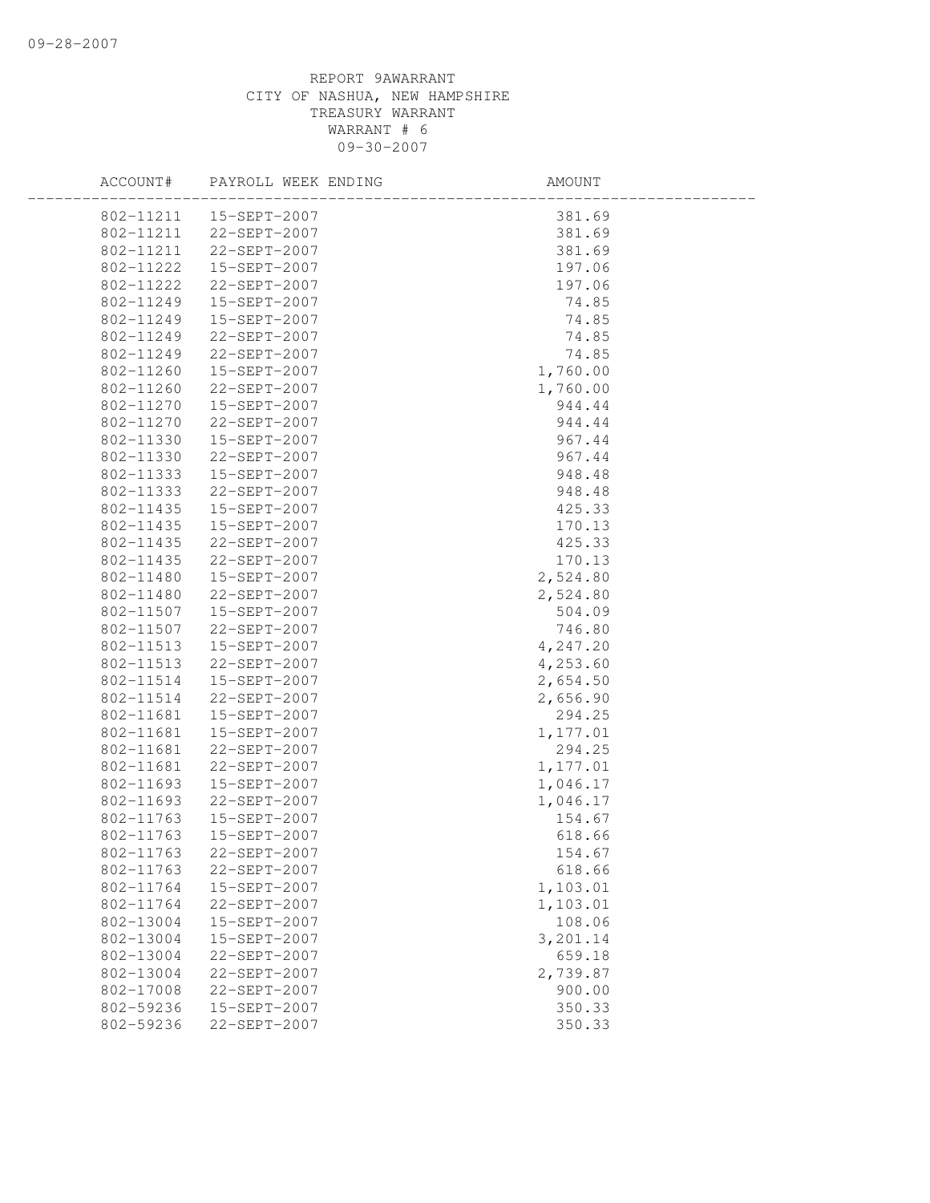REPORT 9AWARRANT
CITY OF NASHUA, NEW HAMPSHIRE
TREASURY WARRANT
WARRANT # 6
09-30-2007

| ACCOUNT# | PAYROLL WEEK ENDING | AMOUNT |
|---|---|---|
| 802-11211 | 15-SEPT-2007 | 381.69 |
| 802-11211 | 22-SEPT-2007 | 381.69 |
| 802-11211 | 22-SEPT-2007 | 381.69 |
| 802-11222 | 15-SEPT-2007 | 197.06 |
| 802-11222 | 22-SEPT-2007 | 197.06 |
| 802-11249 | 15-SEPT-2007 | 74.85 |
| 802-11249 | 15-SEPT-2007 | 74.85 |
| 802-11249 | 22-SEPT-2007 | 74.85 |
| 802-11249 | 22-SEPT-2007 | 74.85 |
| 802-11260 | 15-SEPT-2007 | 1,760.00 |
| 802-11260 | 22-SEPT-2007 | 1,760.00 |
| 802-11270 | 15-SEPT-2007 | 944.44 |
| 802-11270 | 22-SEPT-2007 | 944.44 |
| 802-11330 | 15-SEPT-2007 | 967.44 |
| 802-11330 | 22-SEPT-2007 | 967.44 |
| 802-11333 | 15-SEPT-2007 | 948.48 |
| 802-11333 | 22-SEPT-2007 | 948.48 |
| 802-11435 | 15-SEPT-2007 | 425.33 |
| 802-11435 | 15-SEPT-2007 | 170.13 |
| 802-11435 | 22-SEPT-2007 | 425.33 |
| 802-11435 | 22-SEPT-2007 | 170.13 |
| 802-11480 | 15-SEPT-2007 | 2,524.80 |
| 802-11480 | 22-SEPT-2007 | 2,524.80 |
| 802-11507 | 15-SEPT-2007 | 504.09 |
| 802-11507 | 22-SEPT-2007 | 746.80 |
| 802-11513 | 15-SEPT-2007 | 4,247.20 |
| 802-11513 | 22-SEPT-2007 | 4,253.60 |
| 802-11514 | 15-SEPT-2007 | 2,654.50 |
| 802-11514 | 22-SEPT-2007 | 2,656.90 |
| 802-11681 | 15-SEPT-2007 | 294.25 |
| 802-11681 | 15-SEPT-2007 | 1,177.01 |
| 802-11681 | 22-SEPT-2007 | 294.25 |
| 802-11681 | 22-SEPT-2007 | 1,177.01 |
| 802-11693 | 15-SEPT-2007 | 1,046.17 |
| 802-11693 | 22-SEPT-2007 | 1,046.17 |
| 802-11763 | 15-SEPT-2007 | 154.67 |
| 802-11763 | 15-SEPT-2007 | 618.66 |
| 802-11763 | 22-SEPT-2007 | 154.67 |
| 802-11763 | 22-SEPT-2007 | 618.66 |
| 802-11764 | 15-SEPT-2007 | 1,103.01 |
| 802-11764 | 22-SEPT-2007 | 1,103.01 |
| 802-13004 | 15-SEPT-2007 | 108.06 |
| 802-13004 | 15-SEPT-2007 | 3,201.14 |
| 802-13004 | 22-SEPT-2007 | 659.18 |
| 802-13004 | 22-SEPT-2007 | 2,739.87 |
| 802-17008 | 22-SEPT-2007 | 900.00 |
| 802-59236 | 15-SEPT-2007 | 350.33 |
| 802-59236 | 22-SEPT-2007 | 350.33 |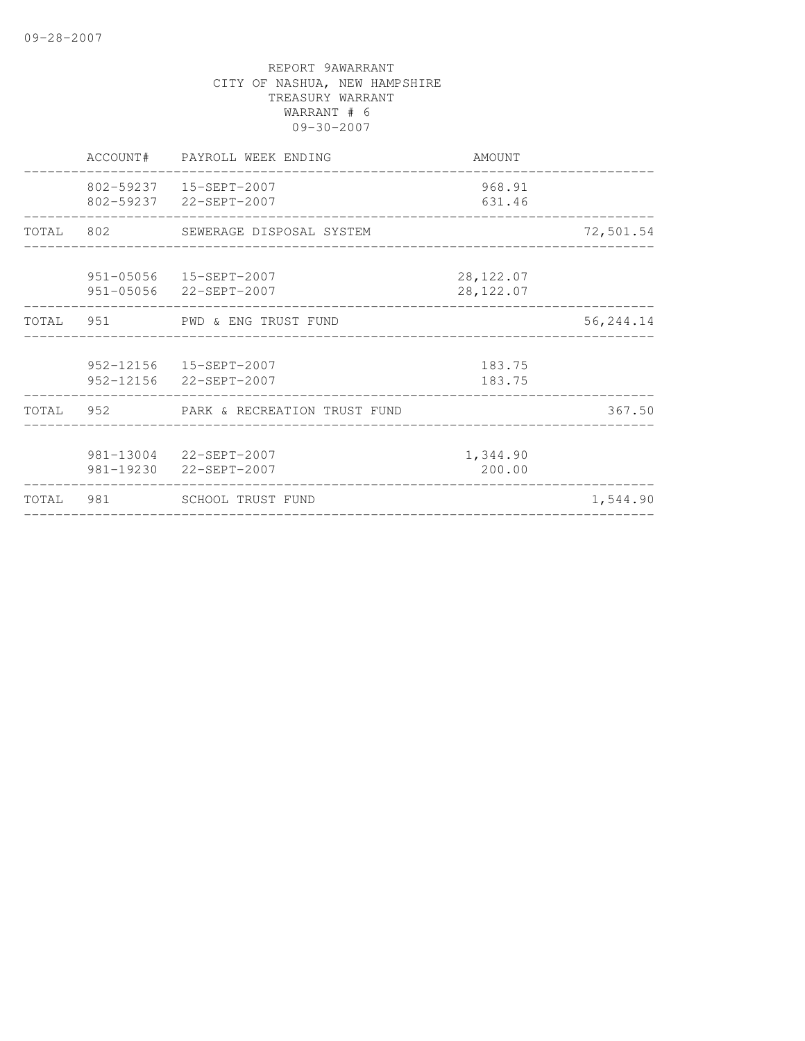REPORT 9AWARRANT
CITY OF NASHUA, NEW HAMPSHIRE
TREASURY WARRANT
WARRANT # 6
09-30-2007

| | ACCOUNT# | PAYROLL WEEK ENDING | AMOUNT | |
|---|---|---|---|---|
| | 802-59237 | 15-SEPT-2007 | 968.91 | |
| | 802-59237 | 22-SEPT-2007 | 631.46 | |
| TOTAL | 802 | SEWERAGE DISPOSAL SYSTEM | | 72,501.54 |
| | 951-05056 | 15-SEPT-2007 | 28,122.07 | |
| | 951-05056 | 22-SEPT-2007 | 28,122.07 | |
| TOTAL | 951 | PWD & ENG TRUST FUND | | 56,244.14 |
| | 952-12156 | 15-SEPT-2007 | 183.75 | |
| | 952-12156 | 22-SEPT-2007 | 183.75 | |
| TOTAL | 952 | PARK & RECREATION TRUST FUND | | 367.50 |
| | 981-13004 | 22-SEPT-2007 | 1,344.90 | |
| | 981-19230 | 22-SEPT-2007 | 200.00 | |
| TOTAL | 981 | SCHOOL TRUST FUND | | 1,544.90 |